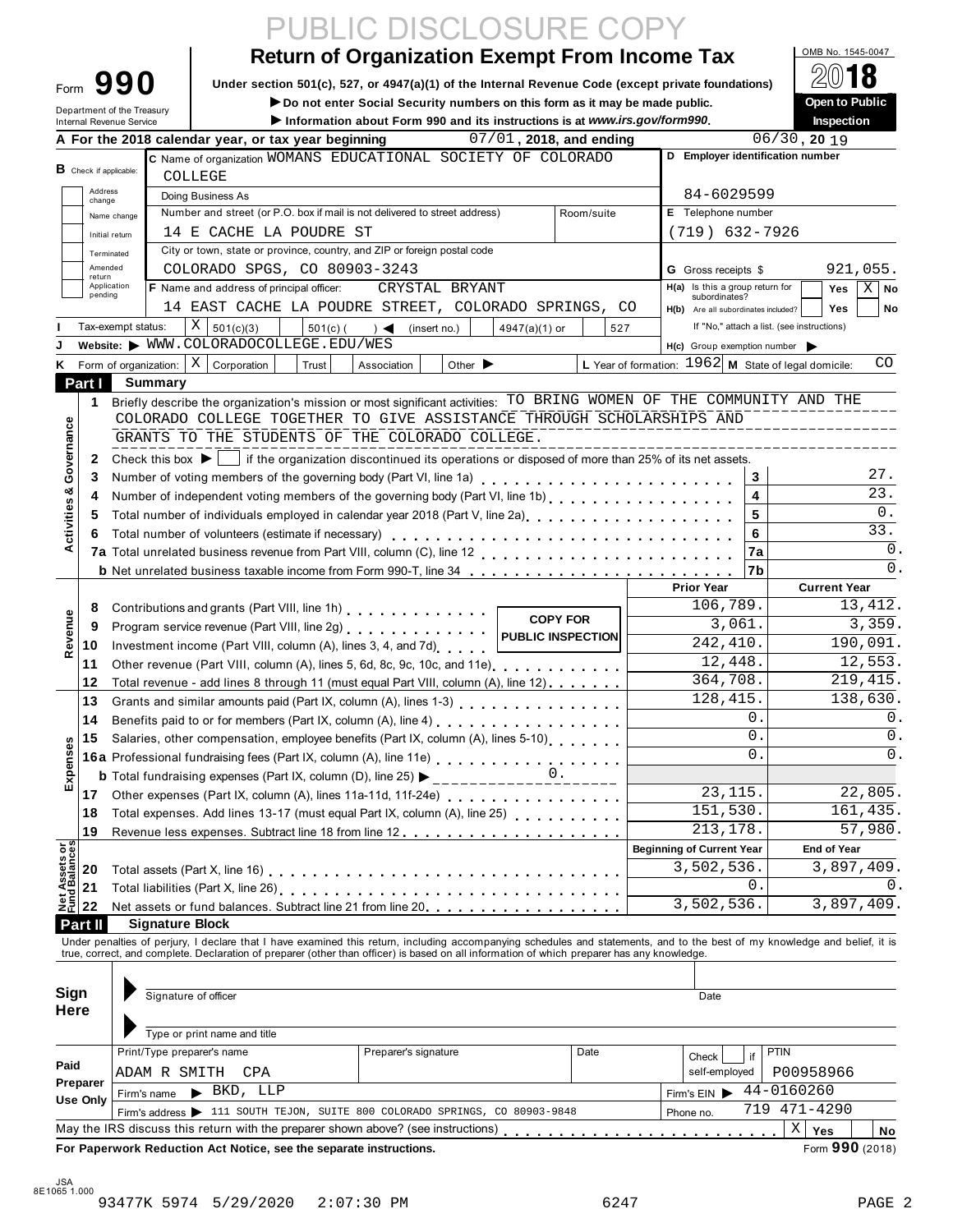PUBLIC DISCLOSURE COPY

# Form 990 — Return of Organization Exempt From Income Tax

OMB No. 1545-0047

**2018**

Under section 501(c), 527, or 4947(a)(1) of the Internal Revenue Code (except private foundations)

▶ Do not enter Social Security numbers on this form as it may be made public.

▶ Information about Form 990 and its instructions is at *www.irs.gov/form990*.

**Open to Public Inspection**

Department of the Treasury
Internal Revenue Service

**A** For the 2018 calendar year, or tax year beginning 07/01, 2018, and ending 06/30, 2019

**B** Check if applicable: Address change / Name change / Initial return / Terminated / Amended return / Application pending

**C** Name of organization: WOMANS EDUCATIONAL SOCIETY OF COLORADO COLLEGE

Doing Business As

Number and street (or P.O. box if mail is not delivered to street address): 14 E CACHE LA POUDRE ST — Room/suite

City or town, state or province, country, and ZIP or foreign postal code: COLORADO SPGS, CO 80903-3243

**D** Employer identification number: 84-6029599

**E** Telephone number: (719) 632-7926

**G** Gross receipts $ 921,055.

**F** Name and address of principal officer: CRYSTAL BRYANT, 14 EAST CACHE LA POUDRE STREET, COLORADO SPRINGS, CO

**H(a)** Is this a group return for subordinates? Yes [ ] No [X]

**H(b)** Are all subordinates included? Yes [ ] No [ ]
If "No," attach a list. (see instructions)

**H(c)** Group exemption number ▶

**I** Tax-exempt status: [X] 501(c)(3) [ ] 501(c) ( ) ◀ (insert no.) [ ] 4947(a)(1) or [ ] 527

**J** Website: ▶ WWW.COLORADOCOLLEGE.EDU/WES

**K** Form of organization: [X] Corporation [ ] Trust [ ] Association [ ] Other ▶

**L** Year of formation: 1962 **M** State of legal domicile: CO

## Part I Summary

**Activities & Governance**

1. Briefly describe the organization's mission or most significant activities: TO BRING WOMEN OF THE COMMUNITY AND THE COLORADO COLLEGE TOGETHER TO GIVE ASSISTANCE THROUGH SCHOLARSHIPS AND GRANTS TO THE STUDENTS OF THE COLORADO COLLEGE.
2. Check this box ▶ [ ] if the organization discontinued its operations or disposed of more than 25% of its net assets.

| | | Line | |
|---|---|---|---|
| 3 | Number of voting members of the governing body (Part VI, line 1a) | 3 | 27. |
| 4 | Number of independent voting members of the governing body (Part VI, line 1b) | 4 | 23. |
| 5 | Total number of individuals employed in calendar year 2018 (Part V, line 2a) | 5 | 0. |
| 6 | Total number of volunteers (estimate if necessary) | 6 | 33. |
| 7a | Total unrelated business revenue from Part VIII, column (C), line 12 | 7a | 0. |
| b | Net unrelated business taxable income from Form 990-T, line 34 | 7b | 0. |

| | | Prior Year | Current Year |
|---|---|---|---|
| **Revenue** | | | |
| 8 | Contributions and grants (Part VIII, line 1h) | 106,789. | 13,412. |
| 9 | Program service revenue (Part VIII, line 2g) | 3,061. | 3,359. |
| 10 | Investment income (Part VIII, column (A), lines 3, 4, and 7d) | 242,410. | 190,091. |
| 11 | Other revenue (Part VIII, column (A), lines 5, 6d, 8c, 9c, 10c, and 11e) | 12,448. | 12,553. |
| 12 | Total revenue - add lines 8 through 11 (must equal Part VIII, column (A), line 12) | 364,708. | 219,415. |
| **Expenses** | | | |
| 13 | Grants and similar amounts paid (Part IX, column (A), lines 1-3) | 128,415. | 138,630. |
| 14 | Benefits paid to or for members (Part IX, column (A), line 4) | 0. | 0. |
| 15 | Salaries, other compensation, employee benefits (Part IX, column (A), lines 5-10) | 0. | 0. |
| 16a | Professional fundraising fees (Part IX, column (A), line 11e) | 0. | 0. |
| b | Total fundraising expenses (Part IX, column (D), line 25) ▶ 0. | | |
| 17 | Other expenses (Part IX, column (A), lines 11a-11d, 11f-24e) | 23,115. | 22,805. |
| 18 | Total expenses. Add lines 13-17 (must equal Part IX, column (A), line 25) | 151,530. | 161,435. |
| 19 | Revenue less expenses. Subtract line 18 from line 12 | 213,178. | 57,980. |

COPY FOR PUBLIC INSPECTION

| **Net Assets or Fund Balances** | | Beginning of Current Year | End of Year |
|---|---|---|---|
| 20 | Total assets (Part X, line 16) | 3,502,536. | 3,897,409. |
| 21 | Total liabilities (Part X, line 26) | 0. | 0. |
| 22 | Net assets or fund balances. Subtract line 21 from line 20 | 3,502,536. | 3,897,409. |

## Part II Signature Block

Under penalties of perjury, I declare that I have examined this return, including accompanying schedules and statements, and to the best of my knowledge and belief, it is true, correct, and complete. Declaration of preparer (other than officer) is based on all information of which preparer has any knowledge.

**Sign Here**

▶ Signature of officer — Date

▶ Type or print name and title

**Paid Preparer Use Only**

| Print/Type preparer's name | Preparer's signature | Date | Check [ ] if self-employed | PTIN |
|---|---|---|---|---|
| ADAM R SMITH CPA | | | | P00958966 |

Firm's name ▶ BKD, LLP — Firm's EIN ▶ 44-0160260

Firm's address ▶ 111 SOUTH TEJON, SUITE 800 COLORADO SPRINGS, CO 80903-9848 — Phone no. 719 471-4290

May the IRS discuss this return with the preparer shown above? (see instructions) [X] Yes [ ] No

**For Paperwork Reduction Act Notice, see the separate instructions.** Form **990** (2018)

JSA
8E1065 1.000

93477K 5974 5/29/2020 2:07:30 PM 6247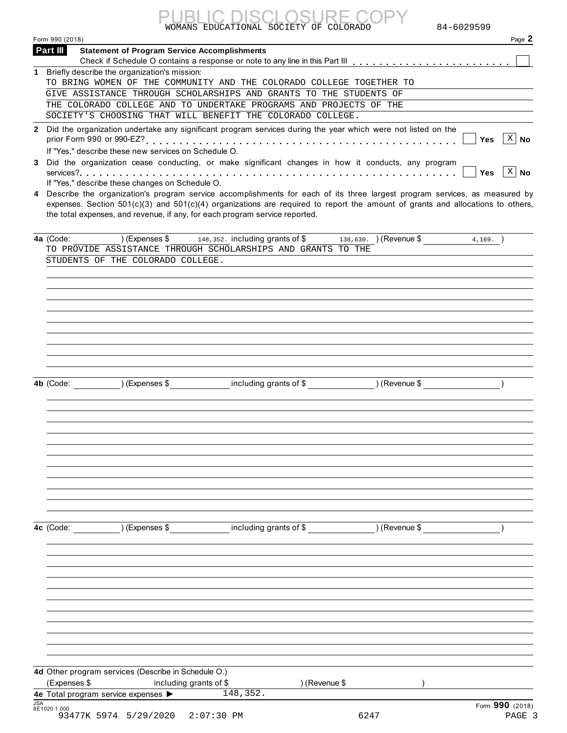PUBLIC DISCLOSURE COPY

WOMANS EDUCATIONAL SOCIETY OF COLORADO 84-6029599

Form 990 (2018) Page **2**

**Part III Statement of Program Service Accomplishments**

Check if Schedule O contains a response or note to any line in this Part III [ ]

**1** Briefly describe the organization's mission:

TO BRING WOMEN OF THE COMMUNITY AND THE COLORADO COLLEGE TOGETHER TO GIVE ASSISTANCE THROUGH SCHOLARSHIPS AND GRANTS TO THE STUDENTS OF THE COLORADO COLLEGE AND TO UNDERTAKE PROGRAMS AND PROJECTS OF THE SOCIETY'S CHOOSING THAT WILL BENEFIT THE COLORADO COLLEGE.

**2** Did the organization undertake any significant program services during the year which were not listed on the prior Form 990 or 990-EZ? [ ] Yes [X] No

If "Yes," describe these new services on Schedule O.

**3** Did the organization cease conducting, or make significant changes in how it conducts, any program services? [ ] Yes [X] No

If "Yes," describe these changes on Schedule O.

**4** Describe the organization's program service accomplishments for each of its three largest program services, as measured by expenses. Section 501(c)(3) and 501(c)(4) organizations are required to report the amount of grants and allocations to others, the total expenses, and revenue, if any, for each program service reported.

**4a** (Code: ) (Expenses $ 148,352. including grants of $ 138,630. ) (Revenue $ 4,169. )

TO PROVIDE ASSISTANCE THROUGH SCHOLARSHIPS AND GRANTS TO THE STUDENTS OF THE COLORADO COLLEGE.

**4b** (Code: ) (Expenses $ including grants of $ ) (Revenue $ )

**4c** (Code: ) (Expenses $ including grants of $ ) (Revenue $ )

**4d** Other program services (Describe in Schedule O.)

(Expenses $ including grants of $ ) (Revenue $ )

**4e** Total program service expenses ▶ 148,352.

Form **990** (2018)

93477K 5974 5/29/2020 2:07:30 PM 6247 PAGE 3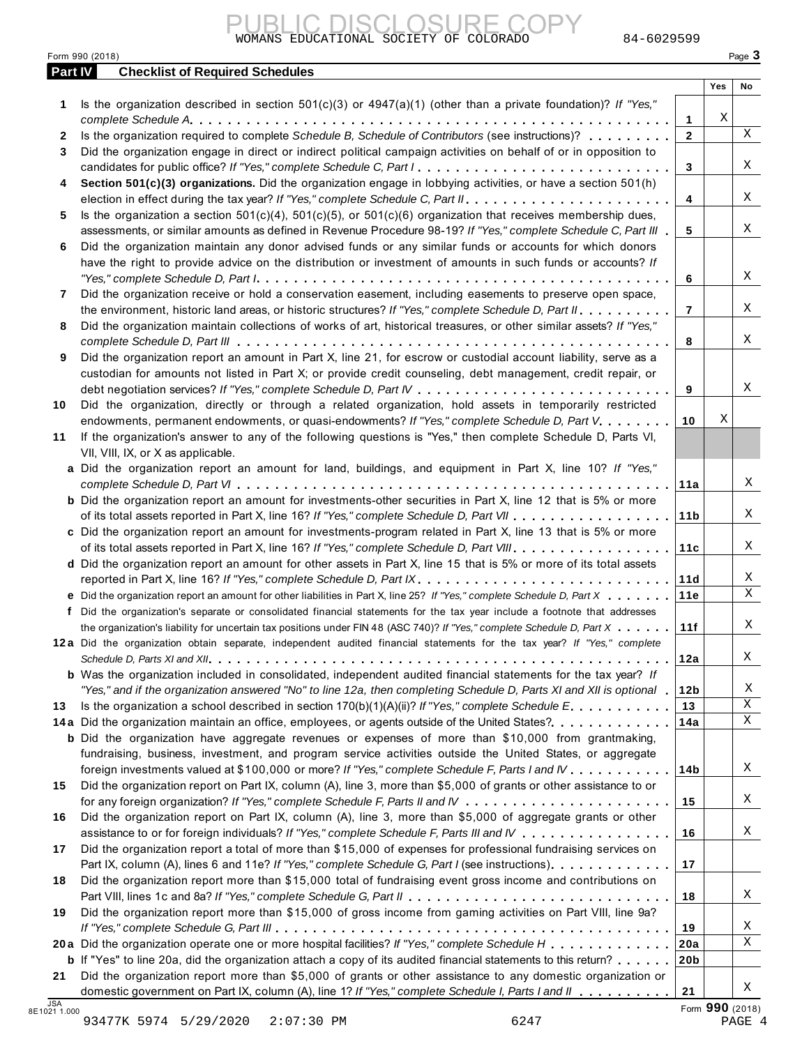PUBLIC DISCLOSURE COPY

WOMANS EDUCATIONAL SOCIETY OF COLORADO 84-6029599

Form 990 (2018)

**Part IV Checklist of Required Schedules**

| | | | Yes | No |
|---|---|---|---|---|
| 1 | Is the organization described in section 501(c)(3) or 4947(a)(1) (other than a private foundation)? *If "Yes," complete Schedule A* | 1 | X | |
| 2 | Is the organization required to complete *Schedule B, Schedule of Contributors* (see instructions)? | 2 | | X |
| 3 | Did the organization engage in direct or indirect political campaign activities on behalf of or in opposition to candidates for public office? *If "Yes," complete Schedule C, Part I* | 3 | | X |
| 4 | **Section 501(c)(3) organizations.** Did the organization engage in lobbying activities, or have a section 501(h) election in effect during the tax year? *If "Yes," complete Schedule C, Part II* | 4 | | X |
| 5 | Is the organization a section 501(c)(4), 501(c)(5), or 501(c)(6) organization that receives membership dues, assessments, or similar amounts as defined in Revenue Procedure 98-19? *If "Yes," complete Schedule C, Part III* | 5 | | X |
| 6 | Did the organization maintain any donor advised funds or any similar funds or accounts for which donors have the right to provide advice on the distribution or investment of amounts in such funds or accounts? *If "Yes," complete Schedule D, Part I* | 6 | | X |
| 7 | Did the organization receive or hold a conservation easement, including easements to preserve open space, the environment, historic land areas, or historic structures? *If "Yes," complete Schedule D, Part II* | 7 | | X |
| 8 | Did the organization maintain collections of works of art, historical treasures, or other similar assets? *If "Yes," complete Schedule D, Part III* | 8 | | X |
| 9 | Did the organization report an amount in Part X, line 21, for escrow or custodial account liability, serve as a custodian for amounts not listed in Part X; or provide credit counseling, debt management, credit repair, or debt negotiation services? *If "Yes," complete Schedule D, Part IV* | 9 | | X |
| 10 | Did the organization, directly or through a related organization, hold assets in temporarily restricted endowments, permanent endowments, or quasi-endowments? *If "Yes," complete Schedule D, Part V* | 10 | X | |
| 11 | If the organization's answer to any of the following questions is "Yes," then complete Schedule D, Parts VI, VII, VIII, IX, or X as applicable. | | | |
| a | Did the organization report an amount for land, buildings, and equipment in Part X, line 10? *If "Yes," complete Schedule D, Part VI* | 11a | | X |
| b | Did the organization report an amount for investments-other securities in Part X, line 12 that is 5% or more of its total assets reported in Part X, line 16? *If "Yes," complete Schedule D, Part VII* | 11b | | X |
| c | Did the organization report an amount for investments-program related in Part X, line 13 that is 5% or more of its total assets reported in Part X, line 16? *If "Yes," complete Schedule D, Part VIII* | 11c | | X |
| d | Did the organization report an amount for other assets in Part X, line 15 that is 5% or more of its total assets reported in Part X, line 16? *If "Yes," complete Schedule D, Part IX* | 11d | | X |
| e | Did the organization report an amount for other liabilities in Part X, line 25? *If "Yes," complete Schedule D, Part X* | 11e | | X |
| f | Did the organization's separate or consolidated financial statements for the tax year include a footnote that addresses the organization's liability for uncertain tax positions under FIN 48 (ASC 740)? *If "Yes," complete Schedule D, Part X* | 11f | | X |
| 12a | Did the organization obtain separate, independent audited financial statements for the tax year? *If "Yes," complete Schedule D, Parts XI and XII* | 12a | | X |
| b | Was the organization included in consolidated, independent audited financial statements for the tax year? *If "Yes," and if the organization answered "No" to line 12a, then completing Schedule D, Parts XI and XII is optional* | 12b | | X |
| 13 | Is the organization a school described in section 170(b)(1)(A)(ii)? *If "Yes," complete Schedule E* | 13 | | X |
| 14a | Did the organization maintain an office, employees, or agents outside of the United States? | 14a | | X |
| b | Did the organization have aggregate revenues or expenses of more than $10,000 from grantmaking, fundraising, business, investment, and program service activities outside the United States, or aggregate foreign investments valued at $100,000 or more? *If "Yes," complete Schedule F, Parts I and IV* | 14b | | X |
| 15 | Did the organization report on Part IX, column (A), line 3, more than $5,000 of grants or other assistance to or for any foreign organization? *If "Yes," complete Schedule F, Parts II and IV* | 15 | | X |
| 16 | Did the organization report on Part IX, column (A), line 3, more than $5,000 of aggregate grants or other assistance to or for foreign individuals? *If "Yes," complete Schedule F, Parts III and IV* | 16 | | X |
| 17 | Did the organization report a total of more than $15,000 of expenses for professional fundraising services on Part IX, column (A), lines 6 and 11e? *If "Yes," complete Schedule G, Part I* (see instructions) | 17 | | |
| 18 | Did the organization report more than $15,000 total of fundraising event gross income and contributions on Part VIII, lines 1c and 8a? *If "Yes," complete Schedule G, Part II* | 18 | | X |
| 19 | Did the organization report more than $15,000 of gross income from gaming activities on Part VIII, line 9a? *If "Yes," complete Schedule G, Part III* | 19 | | X |
| 20a | Did the organization operate one or more hospital facilities? *If "Yes," complete Schedule H* | 20a | | X |
| b | If "Yes" to line 20a, did the organization attach a copy of its audited financial statements to this return? | 20b | | |
| 21 | Did the organization report more than $5,000 of grants or other assistance to any domestic organization or domestic government on Part IX, column (A), line 1? *If "Yes," complete Schedule I, Parts I and II* | 21 | | X |

Form **990** (2018)

93477K 5974 5/29/2020 2:07:30 PM 6247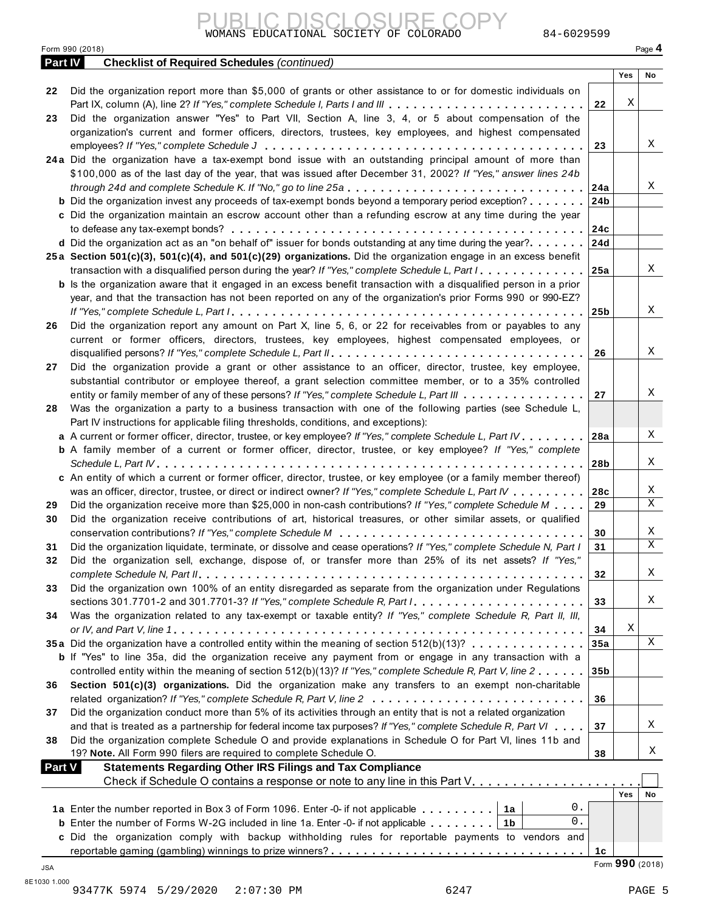WOMANS EDUCATIONAL SOCIETY OF COLORADO 84-6029599

Form 990 (2018)

## Part IV Checklist of Required Schedules *(continued)*

| | | | Yes | No |
|---|---|---|---|---|
| 22 | Did the organization report more than $5,000 of grants or other assistance to or for domestic individuals on Part IX, column (A), line 2? *If "Yes," complete Schedule I, Parts I and III* | 22 | X | |
| 23 | Did the organization answer "Yes" to Part VII, Section A, line 3, 4, or 5 about compensation of the organization's current and former officers, directors, trustees, key employees, and highest compensated employees? *If "Yes," complete Schedule J* | 23 | | X |
| 24a | Did the organization have a tax-exempt bond issue with an outstanding principal amount of more than $100,000 as of the last day of the year, that was issued after December 31, 2002? *If "Yes," answer lines 24b through 24d and complete Schedule K. If "No," go to line 25a* | 24a | | X |
| b | Did the organization invest any proceeds of tax-exempt bonds beyond a temporary period exception? | 24b | | |
| c | Did the organization maintain an escrow account other than a refunding escrow at any time during the year to defease any tax-exempt bonds? | 24c | | |
| d | Did the organization act as an "on behalf of" issuer for bonds outstanding at any time during the year? | 24d | | |
| 25a | **Section 501(c)(3), 501(c)(4), and 501(c)(29) organizations.** Did the organization engage in an excess benefit transaction with a disqualified person during the year? *If "Yes," complete Schedule L, Part I* | 25a | | X |
| b | Is the organization aware that it engaged in an excess benefit transaction with a disqualified person in a prior year, and that the transaction has not been reported on any of the organization's prior Forms 990 or 990-EZ? *If "Yes," complete Schedule L, Part I* | 25b | | X |
| 26 | Did the organization report any amount on Part X, line 5, 6, or 22 for receivables from or payables to any current or former officers, directors, trustees, key employees, highest compensated employees, or disqualified persons? *If "Yes," complete Schedule L, Part II* | 26 | | X |
| 27 | Did the organization provide a grant or other assistance to an officer, director, trustee, key employee, substantial contributor or employee thereof, a grant selection committee member, or to a 35% controlled entity or family member of any of these persons? *If "Yes," complete Schedule L, Part III* | 27 | | X |
| 28 | Was the organization a party to a business transaction with one of the following parties (see Schedule L, Part IV instructions for applicable filing thresholds, conditions, and exceptions): | | | |
| a | A current or former officer, director, trustee, or key employee? *If "Yes," complete Schedule L, Part IV* | 28a | | X |
| b | A family member of a current or former officer, director, trustee, or key employee? *If "Yes," complete Schedule L, Part IV* | 28b | | X |
| c | An entity of which a current or former officer, director, trustee, or key employee (or a family member thereof) was an officer, director, trustee, or direct or indirect owner? *If "Yes," complete Schedule L, Part IV* | 28c | | X |
| 29 | Did the organization receive more than $25,000 in non-cash contributions? *If "Yes," complete Schedule M* | 29 | | X |
| 30 | Did the organization receive contributions of art, historical treasures, or other similar assets, or qualified conservation contributions? *If "Yes," complete Schedule M* | 30 | | X |
| 31 | Did the organization liquidate, terminate, or dissolve and cease operations? *If "Yes," complete Schedule N, Part I* | 31 | | X |
| 32 | Did the organization sell, exchange, dispose of, or transfer more than 25% of its net assets? *If "Yes," complete Schedule N, Part II* | 32 | | X |
| 33 | Did the organization own 100% of an entity disregarded as separate from the organization under Regulations sections 301.7701-2 and 301.7701-3? *If "Yes," complete Schedule R, Part I* | 33 | | X |
| 34 | Was the organization related to any tax-exempt or taxable entity? *If "Yes," complete Schedule R, Part II, III, or IV, and Part V, line 1* | 34 | X | |
| 35a | Did the organization have a controlled entity within the meaning of section 512(b)(13)? | 35a | | X |
| b | If "Yes" to line 35a, did the organization receive any payment from or engage in any transaction with a controlled entity within the meaning of section 512(b)(13)? *If "Yes," complete Schedule R, Part V, line 2* | 35b | | |
| 36 | **Section 501(c)(3) organizations.** Did the organization make any transfers to an exempt non-charitable related organization? *If "Yes," complete Schedule R, Part V, line 2* | 36 | | |
| 37 | Did the organization conduct more than 5% of its activities through an entity that is not a related organization and that is treated as a partnership for federal income tax purposes? *If "Yes," complete Schedule R, Part VI* | 37 | | X |
| 38 | Did the organization complete Schedule O and provide explanations in Schedule O for Part VI, lines 11b and 19? **Note.** All Form 990 filers are required to complete Schedule O. | 38 | | X |

## Part V Statements Regarding Other IRS Filings and Tax Compliance

Check if Schedule O contains a response or note to any line in this Part V ☐

| | | | | | Yes | No |
|---|---|---|---|---|---|---|
| 1a | Enter the number reported in Box 3 of Form 1096. Enter -0- if not applicable | 1a | 0. | | | |
| b | Enter the number of Forms W-2G included in line 1a. Enter -0- if not applicable | 1b | 0. | | | |
| c | Did the organization comply with backup withholding rules for reportable payments to vendors and reportable gaming (gambling) winnings to prize winners? | | | 1c | | |

Form **990** (2018)

93477K 5974 5/29/2020 2:07:30 PM 6247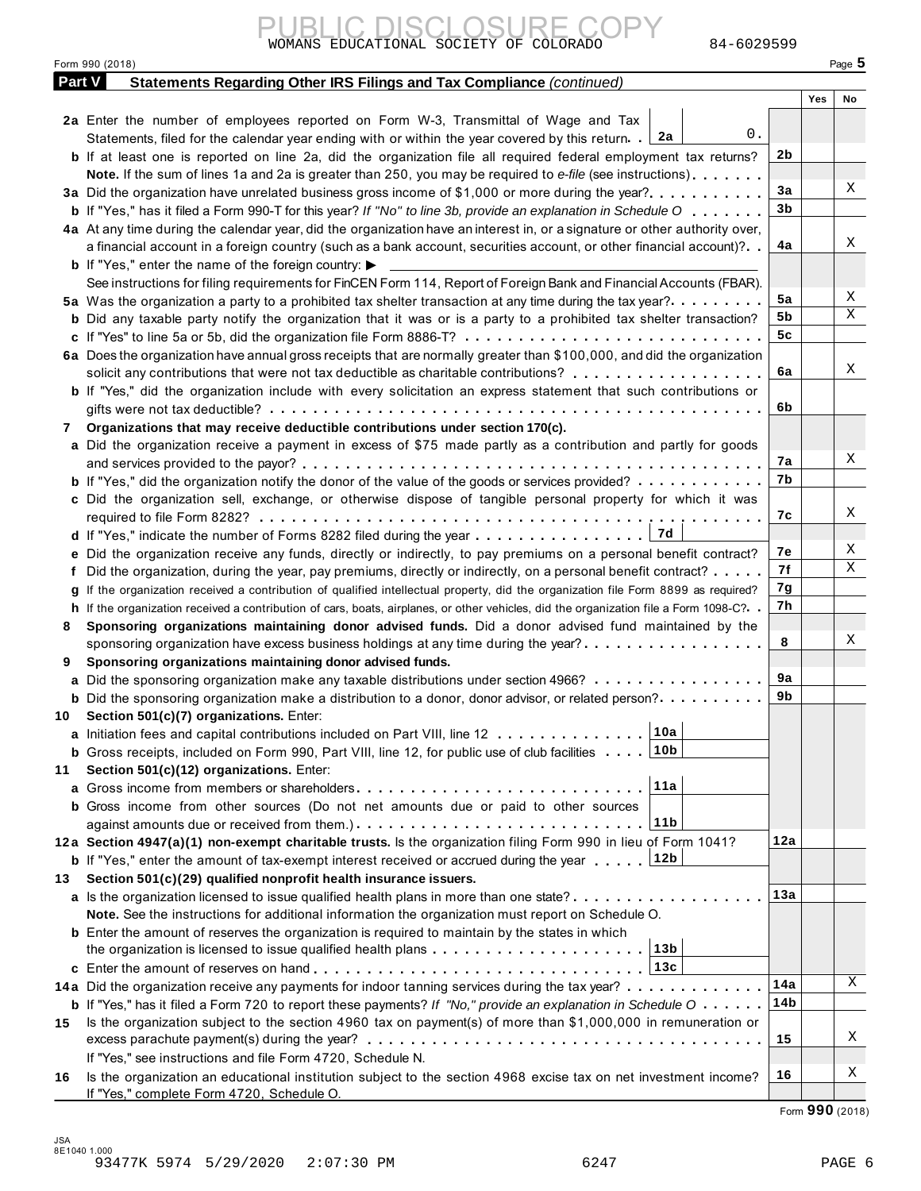PUBLIC DISCLOSURE COPY

WOMANS EDUCATIONAL SOCIETY OF COLORADO 84-6029599

Form 990 (2018)

## Part V Statements Regarding Other IRS Filings and Tax Compliance *(continued)*

| | | | Yes | No |
|---|---|---|---|---|
| **2a** | Enter the number of employees reported on Form W-3, Transmittal of Wage and Tax Statements, filed for the calendar year ending with or within the year covered by this return . . **2a** 0. | | | |
| **b** | If at least one is reported on line 2a, did the organization file all required federal employment tax returns? | 2b | | |
| | **Note.** If the sum of lines 1a and 2a is greater than 250, you may be required to *e-file* (see instructions) | | | |
| **3a** | Did the organization have unrelated business gross income of $1,000 or more during the year? | 3a | | X |
| **b** | If "Yes," has it filed a Form 990-T for this year? *If "No" to line 3b, provide an explanation in Schedule O* | 3b | | |
| **4a** | At any time during the calendar year, did the organization have an interest in, or a signature or other authority over, a financial account in a foreign country (such as a bank account, securities account, or other financial account)? | 4a | | X |
| **b** | If "Yes," enter the name of the foreign country: ▶ | | | |
| | See instructions for filing requirements for FinCEN Form 114, Report of Foreign Bank and Financial Accounts (FBAR). | | | |
| **5a** | Was the organization a party to a prohibited tax shelter transaction at any time during the tax year? | 5a | | X |
| **b** | Did any taxable party notify the organization that it was or is a party to a prohibited tax shelter transaction? | 5b | | X |
| **c** | If "Yes" to line 5a or 5b, did the organization file Form 8886-T? | 5c | | |
| **6a** | Does the organization have annual gross receipts that are normally greater than $100,000, and did the organization solicit any contributions that were not tax deductible as charitable contributions? | 6a | | X |
| **b** | If "Yes," did the organization include with every solicitation an express statement that such contributions or gifts were not tax deductible? | 6b | | |
| **7** | **Organizations that may receive deductible contributions under section 170(c).** | | | |
| **a** | Did the organization receive a payment in excess of $75 made partly as a contribution and partly for goods and services provided to the payor? | 7a | | X |
| **b** | If "Yes," did the organization notify the donor of the value of the goods or services provided? | 7b | | |
| **c** | Did the organization sell, exchange, or otherwise dispose of tangible personal property for which it was required to file Form 8282? | 7c | | X |
| **d** | If "Yes," indicate the number of Forms 8282 filed during the year . . . **7d** | | | |
| **e** | Did the organization receive any funds, directly or indirectly, to pay premiums on a personal benefit contract? | 7e | | X |
| **f** | Did the organization, during the year, pay premiums, directly or indirectly, on a personal benefit contract? | 7f | | X |
| **g** | If the organization received a contribution of qualified intellectual property, did the organization file Form 8899 as required? | 7g | | |
| **h** | If the organization received a contribution of cars, boats, airplanes, or other vehicles, did the organization file a Form 1098-C? | 7h | | |
| **8** | **Sponsoring organizations maintaining donor advised funds.** Did a donor advised fund maintained by the sponsoring organization have excess business holdings at any time during the year? | 8 | | X |
| **9** | **Sponsoring organizations maintaining donor advised funds.** | | | |
| **a** | Did the sponsoring organization make any taxable distributions under section 4966? | 9a | | |
| **b** | Did the sponsoring organization make a distribution to a donor, donor advisor, or related person? | 9b | | |
| **10** | **Section 501(c)(7) organizations.** Enter: | | | |
| **a** | Initiation fees and capital contributions included on Part VIII, line 12 . . . **10a** | | | |
| **b** | Gross receipts, included on Form 990, Part VIII, line 12, for public use of club facilities . . . **10b** | | | |
| **11** | **Section 501(c)(12) organizations.** Enter: | | | |
| **a** | Gross income from members or shareholders . . . **11a** | | | |
| **b** | Gross income from other sources (Do not net amounts due or paid to other sources against amounts due or received from them.) . . . **11b** | | | |
| **12a** | **Section 4947(a)(1) non-exempt charitable trusts.** Is the organization filing Form 990 in lieu of Form 1041? | 12a | | |
| **b** | If "Yes," enter the amount of tax-exempt interest received or accrued during the year . . . **12b** | | | |
| **13** | **Section 501(c)(29) qualified nonprofit health insurance issuers.** | | | |
| **a** | Is the organization licensed to issue qualified health plans in more than one state? | 13a | | |
| | **Note.** See the instructions for additional information the organization must report on Schedule O. | | | |
| **b** | Enter the amount of reserves the organization is required to maintain by the states in which the organization is licensed to issue qualified health plans . . . **13b** | | | |
| **c** | Enter the amount of reserves on hand . . . **13c** | | | |
| **14a** | Did the organization receive any payments for indoor tanning services during the tax year? | 14a | | X |
| **b** | If "Yes," has it filed a Form 720 to report these payments? *If "No," provide an explanation in Schedule O* | 14b | | |
| **15** | Is the organization subject to the section 4960 tax on payment(s) of more than $1,000,000 in remuneration or excess parachute payment(s) during the year? | 15 | | X |
| | If "Yes," see instructions and file Form 4720, Schedule N. | | | |
| **16** | Is the organization an educational institution subject to the section 4968 excise tax on net investment income? | 16 | | X |
| | If "Yes," complete Form 4720, Schedule O. | | | |

Form **990** (2018)

JSA 8E1040 1.000
93477K 5974 5/29/2020 2:07:30 PM 6247 PAGE 6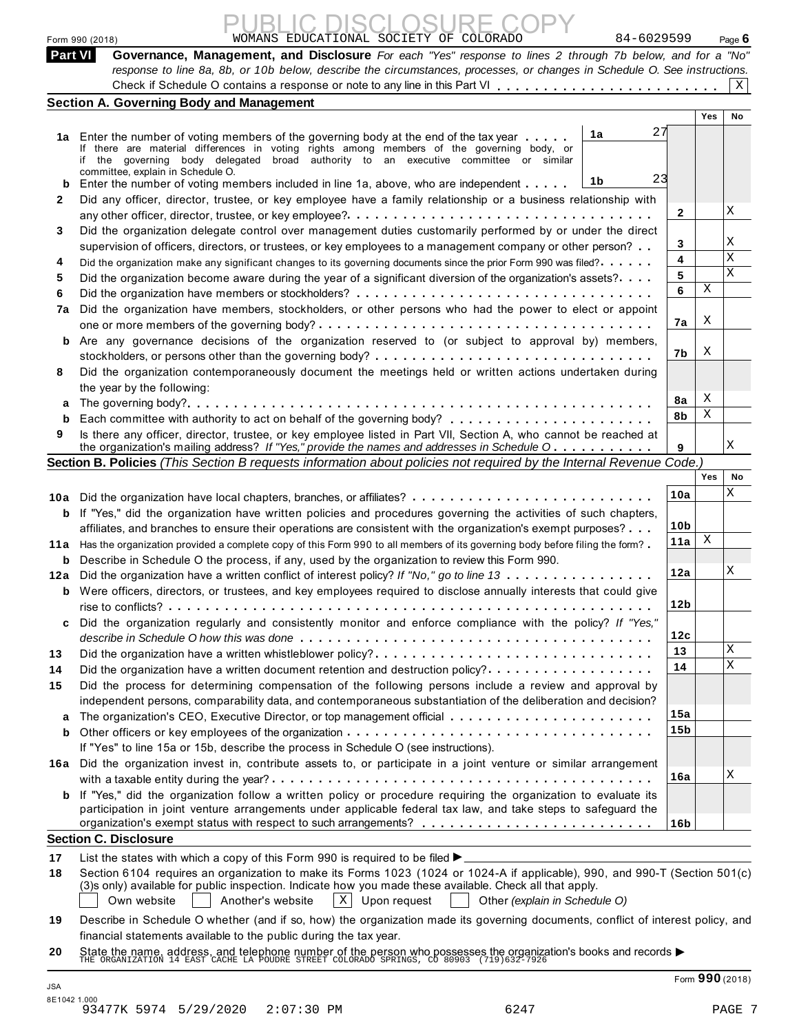Form 990 (2018) WOMANS EDUCATIONAL SOCIETY OF COLORADO 84-6029599 Page 6

**Part VI Governance, Management, and Disclosure** *For each "Yes" response to lines 2 through 7b below, and for a "No" response to line 8a, 8b, or 10b below, describe the circumstances, processes, or changes in Schedule O. See instructions.*

Check if Schedule O contains a response or note to any line in this Part VI . . . . . . . . . . . . . . . . . . . . . . . . [X]

### Section A. Governing Body and Management

| | | | | Yes | No |
|---|---|---|---|---|---|
| **1a** | Enter the number of voting members of the governing body at the end of the tax year . . . . . If there are material differences in voting rights among members of the governing body, or if the governing body delegated broad authority to an executive committee or similar committee, explain in Schedule O. | 1a 27 | | | |
| **b** | Enter the number of voting members included in line 1a, above, who are independent . . . . . | 1b 23 | | | |
| **2** | Did any officer, director, trustee, or key employee have a family relationship or a business relationship with any other officer, director, trustee, or key employee? . . . | | 2 | | X |
| **3** | Did the organization delegate control over management duties customarily performed by or under the direct supervision of officers, directors, or trustees, or key employees to a management company or other person? . . | | 3 | | X |
| **4** | Did the organization make any significant changes to its governing documents since the prior Form 990 was filed? . . . . . | | 4 | | X |
| **5** | Did the organization become aware during the year of a significant diversion of the organization's assets? . . . . | | 5 | | X |
| **6** | Did the organization have members or stockholders? . . . | | 6 | X | |
| **7a** | Did the organization have members, stockholders, or other persons who had the power to elect or appoint one or more members of the governing body? . . . | | 7a | X | |
| **b** | Are any governance decisions of the organization reserved to (or subject to approval by) members, stockholders, or persons other than the governing body? . . . | | 7b | X | |
| **8** | Did the organization contemporaneously document the meetings held or written actions undertaken during the year by the following: | | | | |
| **a** | The governing body? . . . | | 8a | X | |
| **b** | Each committee with authority to act on behalf of the governing body? . . . | | 8b | X | |
| **9** | Is there any officer, director, trustee, or key employee listed in Part VII, Section A, who cannot be reached at the organization's mailing address? *If "Yes," provide the names and addresses in Schedule O* . . . | | 9 | | X |

### Section B. Policies *(This Section B requests information about policies not required by the Internal Revenue Code.)*

| | | | Yes | No |
|---|---|---|---|---|
| **10a** | Did the organization have local chapters, branches, or affiliates? . . . | 10a | | X |
| **b** | If "Yes," did the organization have written policies and procedures governing the activities of such chapters, affiliates, and branches to ensure their operations are consistent with the organization's exempt purposes? . . . | 10b | | |
| **11a** | Has the organization provided a complete copy of this Form 990 to all members of its governing body before filing the form? . | 11a | X | |
| **b** | Describe in Schedule O the process, if any, used by the organization to review this Form 990. | | | |
| **12a** | Did the organization have a written conflict of interest policy? *If "No," go to line 13* . . . | 12a | | X |
| **b** | Were officers, directors, or trustees, and key employees required to disclose annually interests that could give rise to conflicts? . . . | 12b | | |
| **c** | Did the organization regularly and consistently monitor and enforce compliance with the policy? *If "Yes," describe in Schedule O how this was done* . . . | 12c | | |
| **13** | Did the organization have a written whistleblower policy? . . . | 13 | | X |
| **14** | Did the organization have a written document retention and destruction policy? . . . | 14 | | X |
| **15** | Did the process for determining compensation of the following persons include a review and approval by independent persons, comparability data, and contemporaneous substantiation of the deliberation and decision? | | | |
| **a** | The organization's CEO, Executive Director, or top management official . . . | 15a | | |
| **b** | Other officers or key employees of the organization . . . | 15b | | |
| | If "Yes" to line 15a or 15b, describe the process in Schedule O (see instructions). | | | |
| **16a** | Did the organization invest in, contribute assets to, or participate in a joint venture or similar arrangement with a taxable entity during the year? . . . | 16a | | X |
| **b** | If "Yes," did the organization follow a written policy or procedure requiring the organization to evaluate its participation in joint venture arrangements under applicable federal tax law, and take steps to safeguard the organization's exempt status with respect to such arrangements? . . . | 16b | | |

### Section C. Disclosure

**17** List the states with which a copy of this Form 990 is required to be filed ▶

**18** Section 6104 requires an organization to make its Forms 1023 (1024 or 1024-A if applicable), 990, and 990-T (Section 501(c)(3)s only) available for public inspection. Indicate how you made these available. Check all that apply.

[ ] Own website [ ] Another's website [X] Upon request [ ] Other *(explain in Schedule O)*

**19** Describe in Schedule O whether (and if so, how) the organization made its governing documents, conflict of interest policy, and financial statements available to the public during the tax year.

**20** State the name, address, and telephone number of the person who possesses the organization's books and records ▶
THE ORGANIZATION 14 EAST CACHE LA POUDRE STREET COLORADO SPRINGS, CO 80903 (719)632-7926

Form **990** (2018)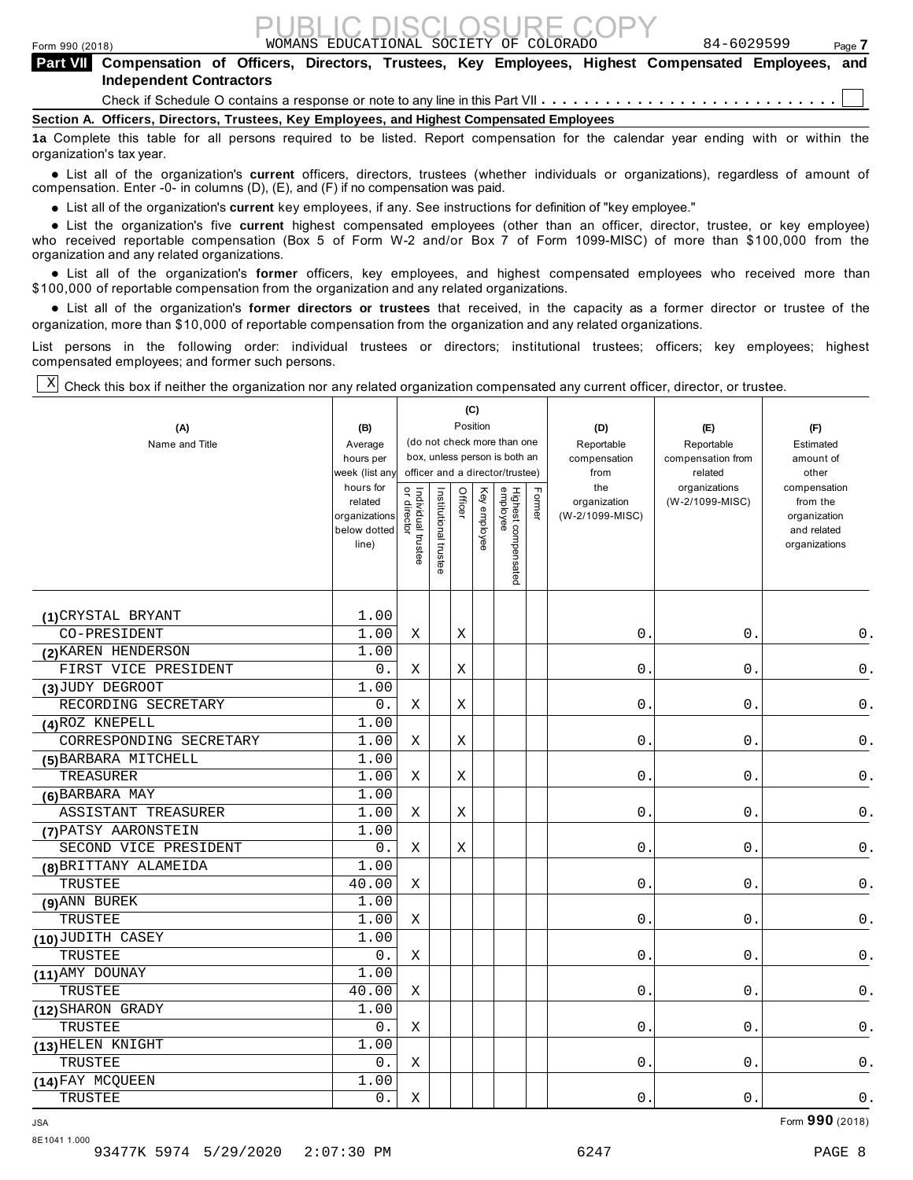PUBLIC DISCLOSURE COPY

Form 990 (2018) WOMANS EDUCATIONAL SOCIETY OF COLORADO 84-6029599 Page 7

## Part VII Compensation of Officers, Directors, Trustees, Key Employees, Highest Compensated Employees, and Independent Contractors

Check if Schedule O contains a response or note to any line in this Part VII . . . . . . . . . . . . . . . . . . . . . . . . . . . ☐

### Section A. Officers, Directors, Trustees, Key Employees, and Highest Compensated Employees

**1a** Complete this table for all persons required to be listed. Report compensation for the calendar year ending with or within the organization's tax year.

- List all of the organization's **current** officers, directors, trustees (whether individuals or organizations), regardless of amount of compensation. Enter -0- in columns (D), (E), and (F) if no compensation was paid.
- List all of the organization's **current** key employees, if any. See instructions for definition of "key employee."
- List the organization's five **current** highest compensated employees (other than an officer, director, trustee, or key employee) who received reportable compensation (Box 5 of Form W-2 and/or Box 7 of Form 1099-MISC) of more than $100,000 from the organization and any related organizations.
- List all of the organization's **former** officers, key employees, and highest compensated employees who received more than $100,000 of reportable compensation from the organization and any related organizations.
- List all of the organization's **former directors or trustees** that received, in the capacity as a former director or trustee of the organization, more than $10,000 of reportable compensation from the organization and any related organizations.

List persons in the following order: individual trustees or directors; institutional trustees; officers; key employees; highest compensated employees; and former such persons.

☒ Check this box if neither the organization nor any related organization compensated any current officer, director, or trustee.

| (A) Name and Title | (B) Average hours per week (list any hours for related organizations below dotted line) | (C) Position: Individual trustee or director | Institutional trustee | Officer | Key employee | Highest compensated employee | Former | (D) Reportable compensation from the organization (W-2/1099-MISC) | (E) Reportable compensation from related organizations (W-2/1099-MISC) | (F) Estimated amount of other compensation from the organization and related organizations |
|---|---|---|---|---|---|---|---|---|---|---|
| (1) CRYSTAL BRYANT<br>CO-PRESIDENT | 1.00<br>1.00 | X | | X | | | | 0. | 0. | 0. |
| (2) KAREN HENDERSON<br>FIRST VICE PRESIDENT | 1.00<br>0. | X | | X | | | | 0. | 0. | 0. |
| (3) JUDY DEGROOT<br>RECORDING SECRETARY | 1.00<br>0. | X | | X | | | | 0. | 0. | 0. |
| (4) ROZ KNEPELL<br>CORRESPONDING SECRETARY | 1.00<br>1.00 | X | | X | | | | 0. | 0. | 0. |
| (5) BARBARA MITCHELL<br>TREASURER | 1.00<br>1.00 | X | | X | | | | 0. | 0. | 0. |
| (6) BARBARA MAY<br>ASSISTANT TREASURER | 1.00<br>1.00 | X | | X | | | | 0. | 0. | 0. |
| (7) PATSY AARONSTEIN<br>SECOND VICE PRESIDENT | 1.00<br>0. | X | | X | | | | 0. | 0. | 0. |
| (8) BRITTANY ALAMEIDA<br>TRUSTEE | 1.00<br>40.00 | X | | | | | | 0. | 0. | 0. |
| (9) ANN BUREK<br>TRUSTEE | 1.00<br>1.00 | X | | | | | | 0. | 0. | 0. |
| (10) JUDITH CASEY<br>TRUSTEE | 1.00<br>0. | X | | | | | | 0. | 0. | 0. |
| (11) AMY DOUNAY<br>TRUSTEE | 1.00<br>40.00 | X | | | | | | 0. | 0. | 0. |
| (12) SHARON GRADY<br>TRUSTEE | 1.00<br>0. | X | | | | | | 0. | 0. | 0. |
| (13) HELEN KNIGHT<br>TRUSTEE | 1.00<br>0. | X | | | | | | 0. | 0. | 0. |
| (14) FAY MCQUEEN<br>TRUSTEE | 1.00<br>0. | X | | | | | | 0. | 0. | 0. |

Form **990** (2018)

JSA
8E1041 1.000
93477K 5974 5/29/2020 2:07:30 PM 6247 PAGE 8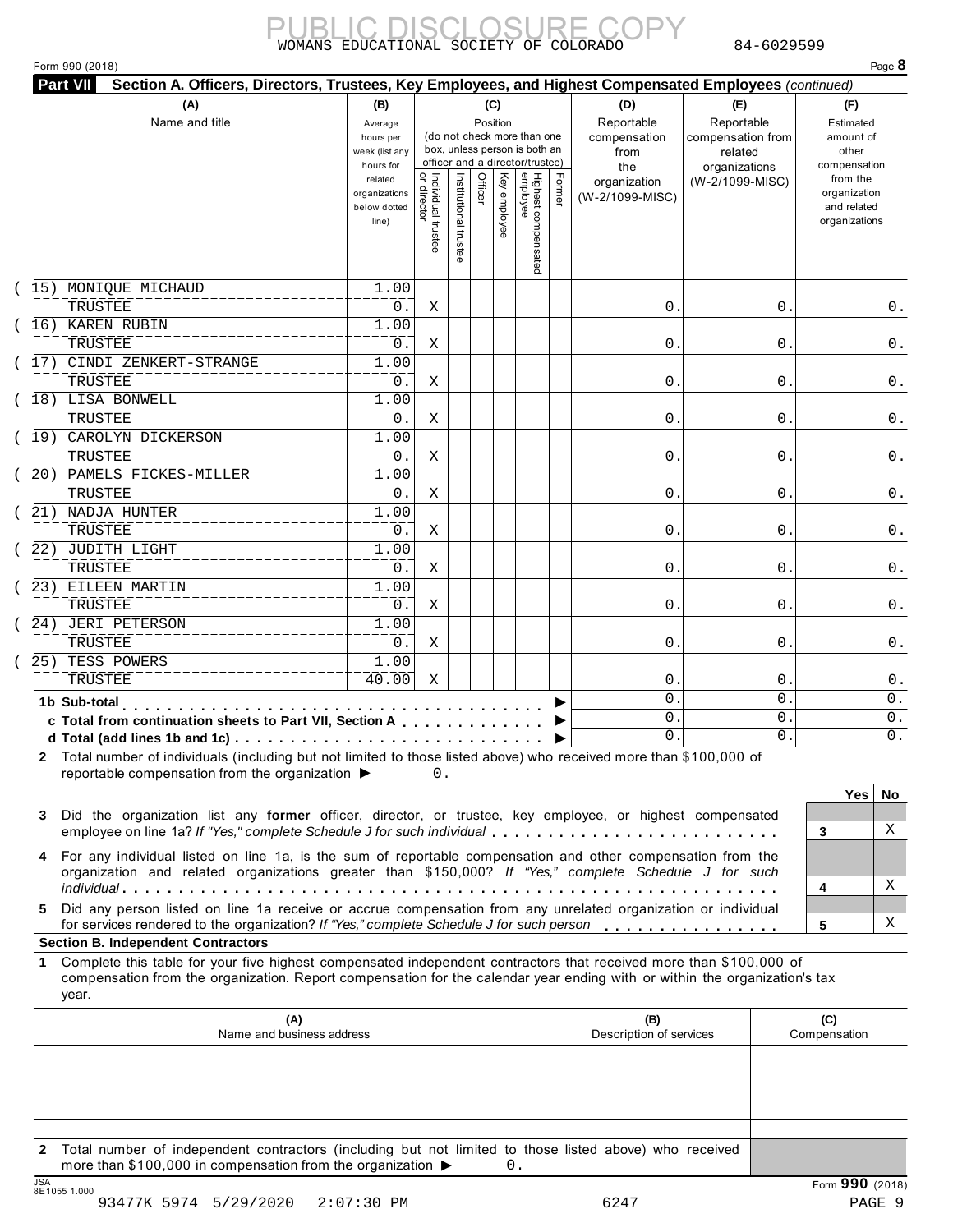PUBLIC DISCLOSURE COPY

WOMANS EDUCATIONAL SOCIETY OF COLORADO 84-6029599

Form 990 (2018)

**Part VII Section A. Officers, Directors, Trustees, Key Employees, and Highest Compensated Employees** *(continued)*

| (A) Name and title | (B) Average hours per week (list any hours for related organizations below dotted line) | (C) Position: Individual trustee or director | Institutional trustee | Officer | Key employee | Highest compensated employee | Former | (D) Reportable compensation from the organization (W-2/1099-MISC) | (E) Reportable compensation from related organizations (W-2/1099-MISC) | (F) Estimated amount of other compensation from the organization and related organizations |
|---|---|---|---|---|---|---|---|---|---|---|
| (15) MONIQUE MICHAUD<br>TRUSTEE | 1.00<br>0. | X | | | | | | 0. | 0. | 0. |
| (16) KAREN RUBIN<br>TRUSTEE | 1.00<br>0. | X | | | | | | 0. | 0. | 0. |
| (17) CINDI ZENKERT-STRANGE<br>TRUSTEE | 1.00<br>0. | X | | | | | | 0. | 0. | 0. |
| (18) LISA BONWELL<br>TRUSTEE | 1.00<br>0. | X | | | | | | 0. | 0. | 0. |
| (19) CAROLYN DICKERSON<br>TRUSTEE | 1.00<br>0. | X | | | | | | 0. | 0. | 0. |
| (20) PAMELS FICKES-MILLER<br>TRUSTEE | 1.00<br>0. | X | | | | | | 0. | 0. | 0. |
| (21) NADJA HUNTER<br>TRUSTEE | 1.00<br>0. | X | | | | | | 0. | 0. | 0. |
| (22) JUDITH LIGHT<br>TRUSTEE | 1.00<br>0. | X | | | | | | 0. | 0. | 0. |
| (23) EILEEN MARTIN<br>TRUSTEE | 1.00<br>0. | X | | | | | | 0. | 0. | 0. |
| (24) JERI PETERSON<br>TRUSTEE | 1.00<br>0. | X | | | | | | 0. | 0. | 0. |
| (25) TESS POWERS<br>TRUSTEE | 1.00<br>40.00 | X | | | | | | 0. | 0. | 0. |
| **1b Sub-total** | | | | | | | | 0. | 0. | 0. |
| **c Total from continuation sheets to Part VII, Section A** | | | | | | | | 0. | 0. | 0. |
| **d Total (add lines 1b and 1c)** | | | | | | | | 0. | 0. | 0. |

**2** Total number of individuals (including but not limited to those listed above) who received more than $100,000 of reportable compensation from the organization ▶ 0.

| | | Yes | No |
|---|---|---|---|
| **3** Did the organization list any **former** officer, director, or trustee, key employee, or highest compensated employee on line 1a? *If "Yes," complete Schedule J for such individual* | 3 | | X |
| **4** For any individual listed on line 1a, is the sum of reportable compensation and other compensation from the organization and related organizations greater than $150,000? *If "Yes," complete Schedule J for such individual* | 4 | | X |
| **5** Did any person listed on line 1a receive or accrue compensation from any unrelated organization or individual for services rendered to the organization? *If "Yes," complete Schedule J for such person* | 5 | | X |

**Section B. Independent Contractors**

**1** Complete this table for your five highest compensated independent contractors that received more than $100,000 of compensation from the organization. Report compensation for the calendar year ending with or within the organization's tax year.

| (A) Name and business address | (B) Description of services | (C) Compensation |
|---|---|---|
| | | |
| | | |
| | | |
| | | |
| | | |

**2** Total number of independent contractors (including but not limited to those listed above) who received more than $100,000 in compensation from the organization ▶ 0.

JSA 8E1055 1.000

Form **990** (2018)

93477K 5974 5/29/2020 2:07:30 PM 6247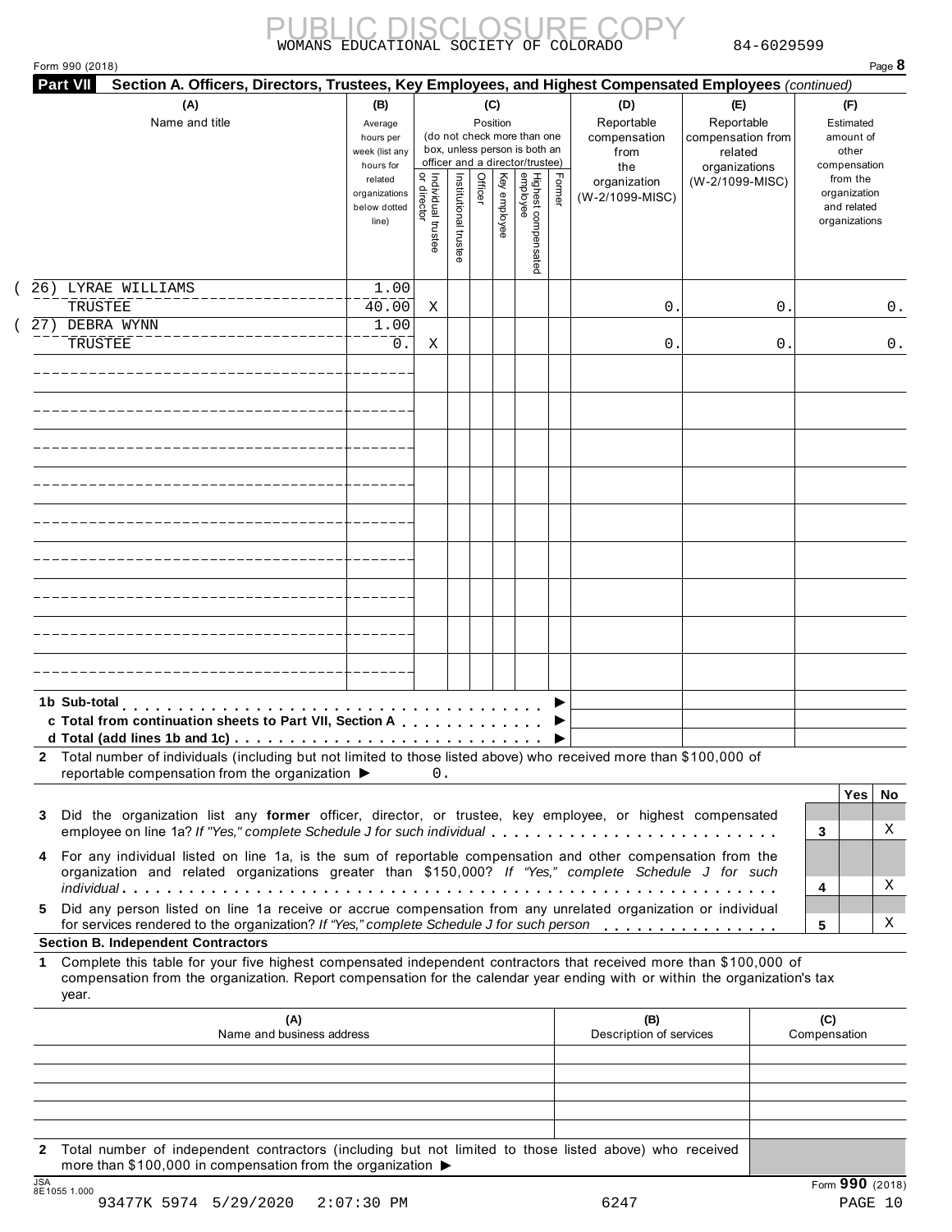WOMANS EDUCATIONAL SOCIETY OF COLORADO 84-6029599

Form 990 (2018)

**Part VII Section A. Officers, Directors, Trustees, Key Employees, and Highest Compensated Employees** *(continued)*

| (A) Name and title | (B) Average hours per week (list any hours for related organizations below dotted line) | (C) Position: Individual trustee or director | Institutional trustee | Officer | Key employee | Highest compensated employee | Former | (D) Reportable compensation from the organization (W-2/1099-MISC) | (E) Reportable compensation from related organizations (W-2/1099-MISC) | (F) Estimated amount of other compensation from the organization and related organizations |
|---|---|---|---|---|---|---|---|---|---|---|
| (26) LYRAE WILLIAMS<br>TRUSTEE | 1.00<br>40.00 | X | | | | | | 0. | 0. | 0. |
| (27) DEBRA WYNN<br>TRUSTEE | 1.00<br>0. | X | | | | | | 0. | 0. | 0. |
| | | | | | | | | | | |
| | | | | | | | | | | |
| | | | | | | | | | | |
| | | | | | | | | | | |
| | | | | | | | | | | |
| | | | | | | | | | | |
| | | | | | | | | | | |
| | | | | | | | | | | |
| | | | | | | | | | | |

**1b Sub-total** . . . ▶

**c Total from continuation sheets to Part VII, Section A** . . . ▶

**d Total (add lines 1b and 1c)** . . . ▶

**2** Total number of individuals (including but not limited to those listed above) who received more than $100,000 of reportable compensation from the organization ▶ 0.

| | | Yes | No |
|---|---|---|---|
| **3** Did the organization list any **former** officer, director, or trustee, key employee, or highest compensated employee on line 1a? *If "Yes," complete Schedule J for such individual* | 3 | | X |
| **4** For any individual listed on line 1a, is the sum of reportable compensation and other compensation from the organization and related organizations greater than $150,000? *If "Yes," complete Schedule J for such individual* | 4 | | X |
| **5** Did any person listed on line 1a receive or accrue compensation from any unrelated organization or individual for services rendered to the organization? *If "Yes," complete Schedule J for such person* | 5 | | X |

**Section B. Independent Contractors**

**1** Complete this table for your five highest compensated independent contractors that received more than $100,000 of compensation from the organization. Report compensation for the calendar year ending with or within the organization's tax year.

| (A) Name and business address | (B) Description of services | (C) Compensation |
|---|---|---|
| | | |
| | | |
| | | |
| | | |
| | | |

**2** Total number of independent contractors (including but not limited to those listed above) who received more than $100,000 in compensation from the organization ▶

Form **990** (2018)

JSA 8E1055 1.000

93477K 5974 5/29/2020 2:07:30 PM 6247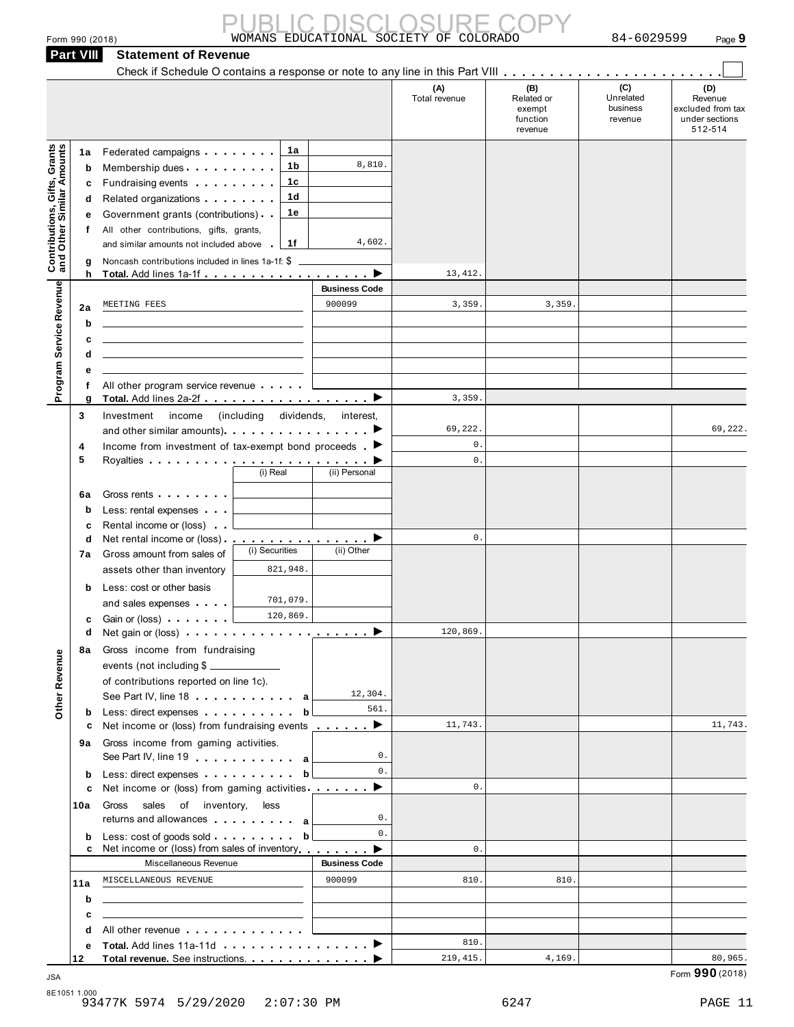PUBLIC DISCLOSURE COPY

Form 990 (2018) WOMANS EDUCATIONAL SOCIETY OF COLORADO 84-6029599 Page **9**

## Part VIII Statement of Revenue

Check if Schedule O contains a response or note to any line in this Part VIII . . . . . . . . . . . . . . . . . . . . . . . ☐

| | | | | (A) Total revenue | (B) Related or exempt function revenue | (C) Unrelated business revenue | (D) Revenue excluded from tax under sections 512-514 |
|---|---|---|---|---|---|---|---|
| **Contributions, Gifts, Grants and Other Similar Amounts** | 1a | Federated campaigns | 1a | | | | |
| | b | Membership dues | 1b 8,810. | | | | |
| | c | Fundraising events | 1c | | | | |
| | d | Related organizations | 1d | | | | |
| | e | Government grants (contributions) | 1e | | | | |
| | f | All other contributions, gifts, grants, and similar amounts not included above | 1f 4,602. | | | | |
| | g | Noncash contributions included in lines 1a-1f: $ | | | | | |
| | h | **Total.** Add lines 1a-1f ▶ | | 13,412. | | | |
| **Program Service Revenue** | | | **Business Code** | | | | |
| | 2a | MEETING FEES | 900099 | 3,359. | 3,359. | | |
| | b | | | | | | |
| | c | | | | | | |
| | d | | | | | | |
| | e | | | | | | |
| | f | All other program service revenue | | | | | |
| | g | **Total.** Add lines 2a-2f ▶ | | 3,359. | | | |
| **Other Revenue** | 3 | Investment income (including dividends, interest, and other similar amounts) ▶ | | 69,222. | | | 69,222. |
| | 4 | Income from investment of tax-exempt bond proceeds ▶ | | 0. | | | |
| | 5 | Royalties ▶ | | 0. | | | |
| | | | (i) Real / (ii) Personal | | | | |
| | 6a | Gross rents | | | | | |
| | b | Less: rental expenses | | | | | |
| | c | Rental income or (loss) | | | | | |
| | d | Net rental income or (loss) ▶ | | 0. | | | |
| | | | (i) Securities / (ii) Other | | | | |
| | 7a | Gross amount from sales of assets other than inventory | (i) 821,948. | | | | |
| | b | Less: cost or other basis and sales expenses | (i) 701,079. | | | | |
| | c | Gain or (loss) | (i) 120,869. | | | | |
| | d | Net gain or (loss) ▶ | | 120,869. | | | |
| | 8a | Gross income from fundraising events (not including $ \_\_\_\_ of contributions reported on line 1c). See Part IV, line 18 | a 12,304. | | | | |
| | b | Less: direct expenses | b 561. | | | | |
| | c | Net income or (loss) from fundraising events ▶ | | 11,743. | | | 11,743. |
| | 9a | Gross income from gaming activities. See Part IV, line 19 | a 0. | | | | |
| | b | Less: direct expenses | b 0. | | | | |
| | c | Net income or (loss) from gaming activities ▶ | | 0. | | | |
| | 10a | Gross sales of inventory, less returns and allowances | a 0. | | | | |
| | b | Less: cost of goods sold | b 0. | | | | |
| | c | Net income or (loss) from sales of inventory ▶ | | 0. | | | |
| | | Miscellaneous Revenue | **Business Code** | | | | |
| | 11a | MISCELLANEOUS REVENUE | 900099 | 810. | 810. | | |
| | b | | | | | | |
| | c | | | | | | |
| | d | All other revenue | | | | | |
| | e | **Total.** Add lines 11a-11d ▶ | | 810. | | | |
| | 12 | **Total revenue.** See instructions. ▶ | | 219,415. | 4,169. | | 80,965. |

JSA 8E1051 1.000

Form **990** (2018)

93477K 5974 5/29/2020 2:07:30 PM 6247 PAGE 11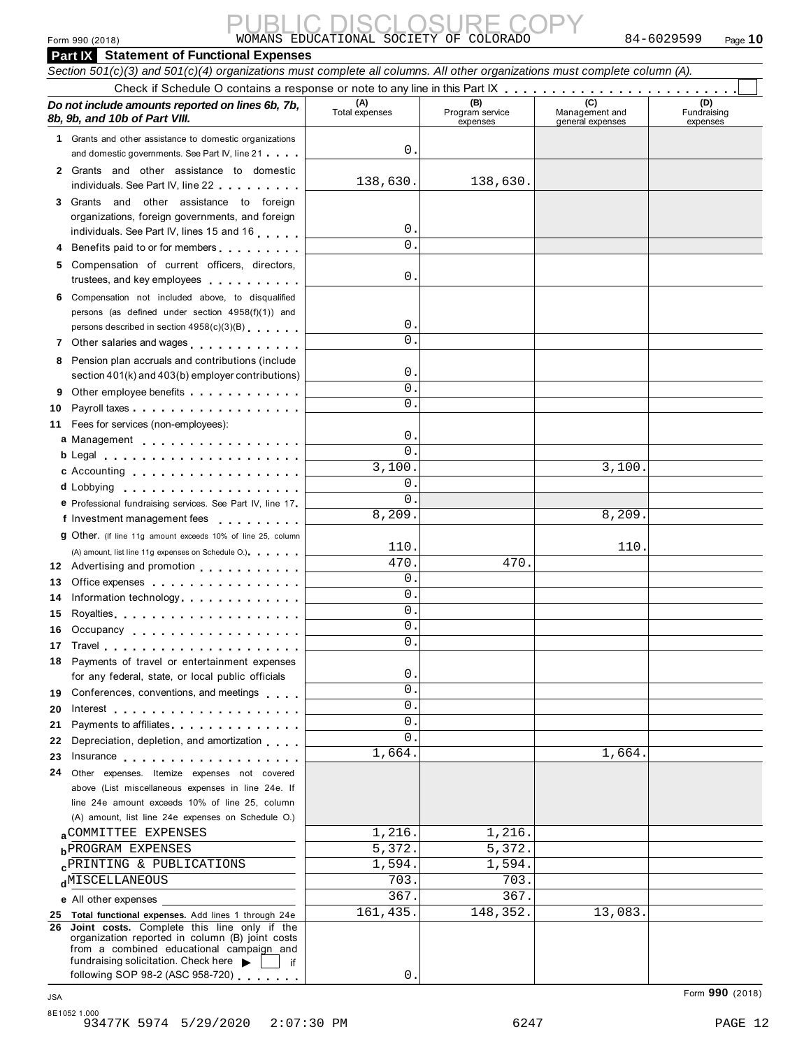Form 990 (2018) PUBLIC DISCLOSURE COPY WOMANS EDUCATIONAL SOCIETY OF COLORADO 84-6029599 Page 10

## Part IX Statement of Functional Expenses

*Section 501(c)(3) and 501(c)(4) organizations must complete all columns. All other organizations must complete column (A).*

Check if Schedule O contains a response or note to any line in this Part IX . . . . . . . . . . . . . . . . . . . . . . . . . ☐

| *Do not include amounts reported on lines 6b, 7b, 8b, 9b, and 10b of Part VIII.* | (A) Total expenses | (B) Program service expenses | (C) Management and general expenses | (D) Fundraising expenses |
|---|---|---|---|---|
| 1 Grants and other assistance to domestic organizations and domestic governments. See Part IV, line 21 | 0. | | | |
| 2 Grants and other assistance to domestic individuals. See Part IV, line 22 | 138,630. | 138,630. | | |
| 3 Grants and other assistance to foreign organizations, foreign governments, and foreign individuals. See Part IV, lines 15 and 16 | 0. | | | |
| 4 Benefits paid to or for members | 0. | | | |
| 5 Compensation of current officers, directors, trustees, and key employees | 0. | | | |
| 6 Compensation not included above, to disqualified persons (as defined under section 4958(f)(1)) and persons described in section 4958(c)(3)(B) | 0. | | | |
| 7 Other salaries and wages | 0. | | | |
| 8 Pension plan accruals and contributions (include section 401(k) and 403(b) employer contributions) | 0. | | | |
| 9 Other employee benefits | 0. | | | |
| 10 Payroll taxes | 0. | | | |
| 11 Fees for services (non-employees): | | | | |
| a Management | 0. | | | |
| b Legal | 0. | | | |
| c Accounting | 3,100. | | 3,100. | |
| d Lobbying | 0. | | | |
| e Professional fundraising services. See Part IV, line 17 | 0. | | | |
| f Investment management fees | 8,209. | | 8,209. | |
| g Other. (If line 11g amount exceeds 10% of line 25, column (A) amount, list line 11g expenses on Schedule O.) | 110. | | 110. | |
| 12 Advertising and promotion | 470. | 470. | | |
| 13 Office expenses | 0. | | | |
| 14 Information technology | 0. | | | |
| 15 Royalties | 0. | | | |
| 16 Occupancy | 0. | | | |
| 17 Travel | 0. | | | |
| 18 Payments of travel or entertainment expenses for any federal, state, or local public officials | 0. | | | |
| 19 Conferences, conventions, and meetings | 0. | | | |
| 20 Interest | 0. | | | |
| 21 Payments to affiliates | 0. | | | |
| 22 Depreciation, depletion, and amortization | 0. | | | |
| 23 Insurance | 1,664. | | 1,664. | |
| 24 Other expenses. Itemize expenses not covered above (List miscellaneous expenses in line 24e. If line 24e amount exceeds 10% of line 25, column (A) amount, list line 24e expenses on Schedule O.) | | | | |
| a COMMITTEE EXPENSES | 1,216. | 1,216. | | |
| b PROGRAM EXPENSES | 5,372. | 5,372. | | |
| c PRINTING & PUBLICATIONS | 1,594. | 1,594. | | |
| d MISCELLANEOUS | 703. | 703. | | |
| e All other expenses | 367. | 367. | | |
| 25 **Total functional expenses.** Add lines 1 through 24e | 161,435. | 148,352. | 13,083. | |
| 26 **Joint costs.** Complete this line only if the organization reported in column (B) joint costs from a combined educational campaign and fundraising solicitation. Check here ▶ ☐ if following SOP 98-2 (ASC 958-720) | 0. | | | |

Form **990** (2018)

JSA 8E1052 1.000
93477K 5974 5/29/2020 2:07:30 PM 6247 PAGE 12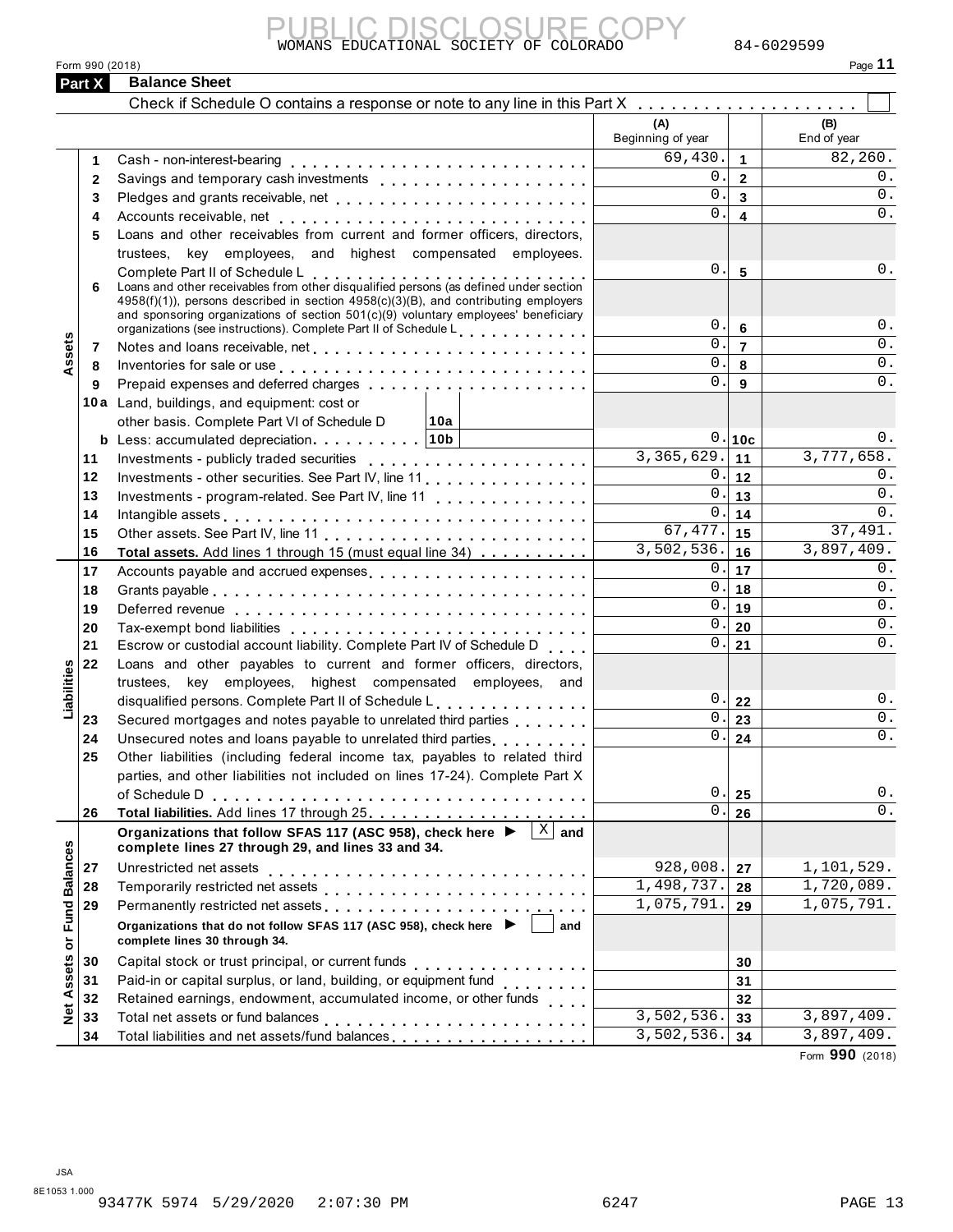PUBLIC DISCLOSURE COPY

WOMANS EDUCATIONAL SOCIETY OF COLORADO 84-6029599

Form 990 (2018)

## Part X Balance Sheet

Check if Schedule O contains a response or note to any line in this Part X . . . . . . . . . . . . . . . . . . . ☐

| | | | (A) Beginning of year | | (B) End of year |
|---|---|---|---|---|---|
| **Assets** | 1 | Cash - non-interest-bearing | 69,430. | 1 | 82,260. |
| | 2 | Savings and temporary cash investments | 0. | 2 | 0. |
| | 3 | Pledges and grants receivable, net | 0. | 3 | 0. |
| | 4 | Accounts receivable, net | 0. | 4 | 0. |
| | 5 | Loans and other receivables from current and former officers, directors, trustees, key employees, and highest compensated employees. Complete Part II of Schedule L | 0. | 5 | 0. |
| | 6 | Loans and other receivables from other disqualified persons (as defined under section 4958(f)(1)), persons described in section 4958(c)(3)(B), and contributing employers and sponsoring organizations of section 501(c)(9) voluntary employees' beneficiary organizations (see instructions). Complete Part II of Schedule L | 0. | 6 | 0. |
| | 7 | Notes and loans receivable, net | 0. | 7 | 0. |
| | 8 | Inventories for sale or use | 0. | 8 | 0. |
| | 9 | Prepaid expenses and deferred charges | 0. | 9 | 0. |
| | 10a | Land, buildings, and equipment: cost or other basis. Complete Part VI of Schedule D [10a] | | | |
| | b | Less: accumulated depreciation [10b] | 0. | 10c | 0. |
| | 11 | Investments - publicly traded securities | 3,365,629. | 11 | 3,777,658. |
| | 12 | Investments - other securities. See Part IV, line 11 | 0. | 12 | 0. |
| | 13 | Investments - program-related. See Part IV, line 11 | 0. | 13 | 0. |
| | 14 | Intangible assets | 0. | 14 | 0. |
| | 15 | Other assets. See Part IV, line 11 | 67,477. | 15 | 37,491. |
| | 16 | **Total assets.** Add lines 1 through 15 (must equal line 34) | 3,502,536. | 16 | 3,897,409. |
| **Liabilities** | 17 | Accounts payable and accrued expenses | 0. | 17 | 0. |
| | 18 | Grants payable | 0. | 18 | 0. |
| | 19 | Deferred revenue | 0. | 19 | 0. |
| | 20 | Tax-exempt bond liabilities | 0. | 20 | 0. |
| | 21 | Escrow or custodial account liability. Complete Part IV of Schedule D | 0. | 21 | 0. |
| | 22 | Loans and other payables to current and former officers, directors, trustees, key employees, highest compensated employees, and disqualified persons. Complete Part II of Schedule L | 0. | 22 | 0. |
| | 23 | Secured mortgages and notes payable to unrelated third parties | 0. | 23 | 0. |
| | 24 | Unsecured notes and loans payable to unrelated third parties | 0. | 24 | 0. |
| | 25 | Other liabilities (including federal income tax, payables to related third parties, and other liabilities not included on lines 17-24). Complete Part X of Schedule D | 0. | 25 | 0. |
| | 26 | **Total liabilities.** Add lines 17 through 25 | 0. | 26 | 0. |
| **Net Assets or Fund Balances** | | **Organizations that follow SFAS 117 (ASC 958), check here ▶ [X] and complete lines 27 through 29, and lines 33 and 34.** | | | |
| | 27 | Unrestricted net assets | 928,008. | 27 | 1,101,529. |
| | 28 | Temporarily restricted net assets | 1,498,737. | 28 | 1,720,089. |
| | 29 | Permanently restricted net assets | 1,075,791. | 29 | 1,075,791. |
| | | **Organizations that do not follow SFAS 117 (ASC 958), check here ▶ [ ] and complete lines 30 through 34.** | | | |
| | 30 | Capital stock or trust principal, or current funds | | 30 | |
| | 31 | Paid-in or capital surplus, or land, building, or equipment fund | | 31 | |
| | 32 | Retained earnings, endowment, accumulated income, or other funds | | 32 | |
| | 33 | Total net assets or fund balances | 3,502,536. | 33 | 3,897,409. |
| | 34 | Total liabilities and net assets/fund balances | 3,502,536. | 34 | 3,897,409. |

Form **990** (2018)

JSA
8E1053 1.000

93477K 5974 5/29/2020 2:07:30 PM 6247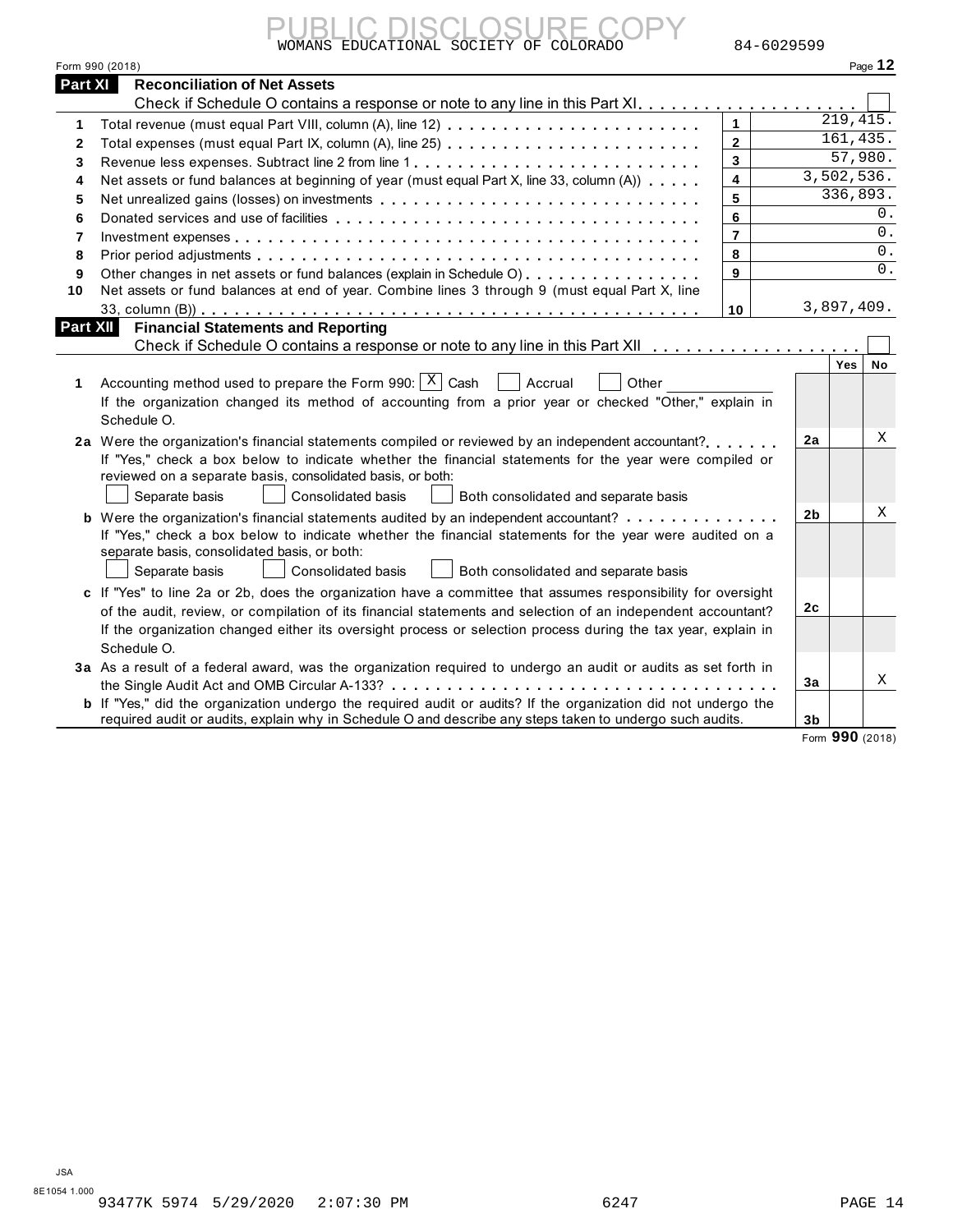PUBLIC DISCLOSURE COPY

WOMANS EDUCATIONAL SOCIETY OF COLORADO 84-6029599

Form 990 (2018) Page **12**

## Part XI Reconciliation of Net Assets

Check if Schedule O contains a response or note to any line in this Part XI . . . . . . . . . . . . . . . . . . . ☐

| | | | |
|---|---|---|---|
| 1 | Total revenue (must equal Part VIII, column (A), line 12) | 1 | 219,415. |
| 2 | Total expenses (must equal Part IX, column (A), line 25) | 2 | 161,435. |
| 3 | Revenue less expenses. Subtract line 2 from line 1 | 3 | 57,980. |
| 4 | Net assets or fund balances at beginning of year (must equal Part X, line 33, column (A)) | 4 | 3,502,536. |
| 5 | Net unrealized gains (losses) on investments | 5 | 336,893. |
| 6 | Donated services and use of facilities | 6 | 0. |
| 7 | Investment expenses | 7 | 0. |
| 8 | Prior period adjustments | 8 | 0. |
| 9 | Other changes in net assets or fund balances (explain in Schedule O) | 9 | 0. |
| 10 | Net assets or fund balances at end of year. Combine lines 3 through 9 (must equal Part X, line 33, column (B)) | 10 | 3,897,409. |

## Part XII Financial Statements and Reporting

Check if Schedule O contains a response or note to any line in this Part XII . . . . . . . . . . . . . . . . . . ☐

| | | | Yes | No |
|---|---|---|---|---|
| **1** | Accounting method used to prepare the Form 990: ☒ Cash ☐ Accrual ☐ Other ____________ <br> If the organization changed its method of accounting from a prior year or checked "Other," explain in Schedule O. | | | |
| **2a** | Were the organization's financial statements compiled or reviewed by an independent accountant? <br> If "Yes," check a box below to indicate whether the financial statements for the year were compiled or reviewed on a separate basis, consolidated basis, or both: <br> ☐ Separate basis ☐ Consolidated basis ☐ Both consolidated and separate basis | 2a | | X |
| **b** | Were the organization's financial statements audited by an independent accountant? <br> If "Yes," check a box below to indicate whether the financial statements for the year were audited on a separate basis, consolidated basis, or both: <br> ☐ Separate basis ☐ Consolidated basis ☐ Both consolidated and separate basis | 2b | | X |
| **c** | If "Yes" to line 2a or 2b, does the organization have a committee that assumes responsibility for oversight of the audit, review, or compilation of its financial statements and selection of an independent accountant? <br> If the organization changed either its oversight process or selection process during the tax year, explain in Schedule O. | 2c | | |
| **3a** | As a result of a federal award, was the organization required to undergo an audit or audits as set forth in the Single Audit Act and OMB Circular A-133? | 3a | | X |
| **b** | If "Yes," did the organization undergo the required audit or audits? If the organization did not undergo the required audit or audits, explain in Schedule O and describe any steps taken to undergo such audits. | 3b | | |

Form **990** (2018)

JSA
8E1054 1.000
93477K 5974 5/29/2020 2:07:30 PM 6247 PAGE 14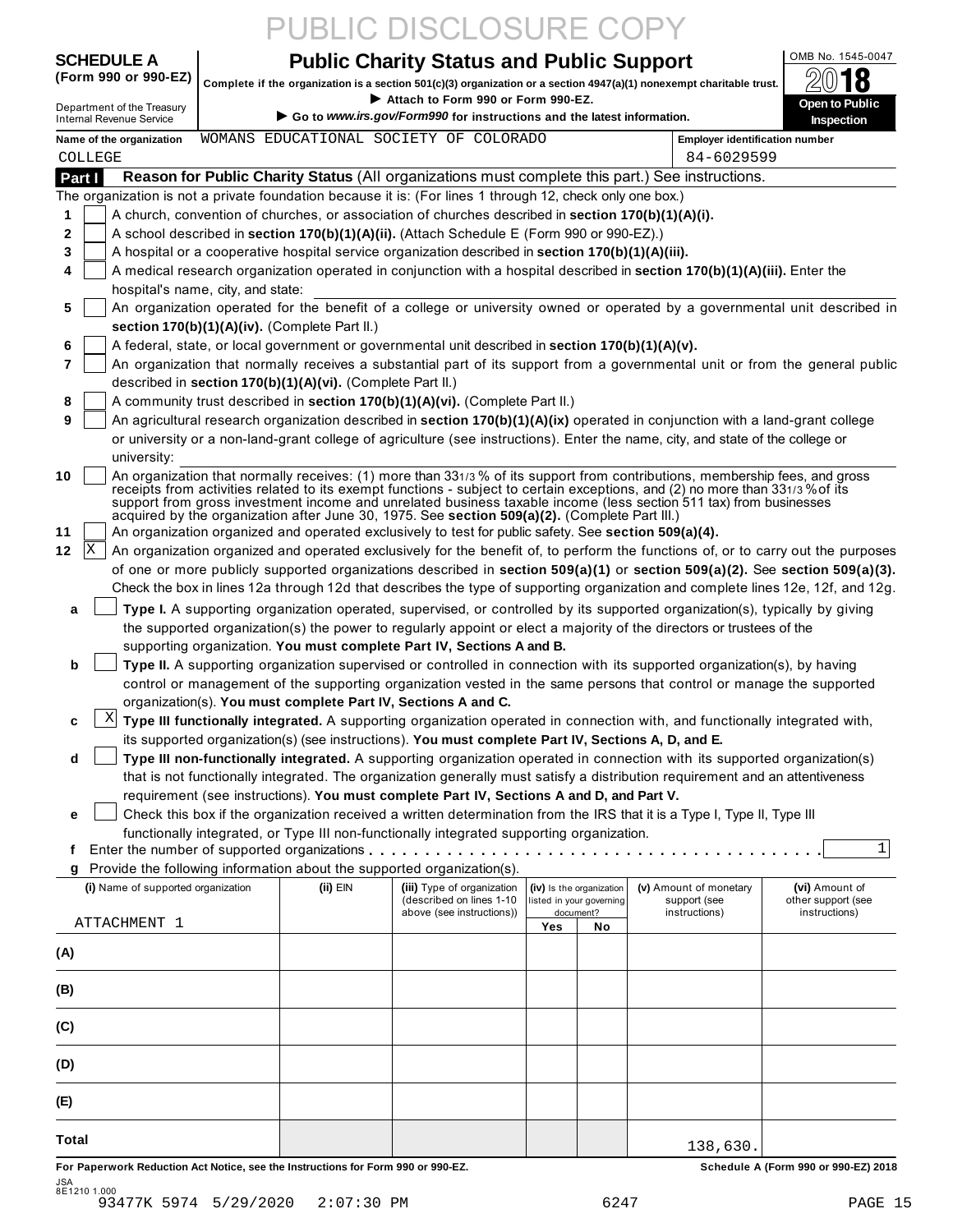PUBLIC DISCLOSURE COPY

**SCHEDULE A**
**(Form 990 or 990-EZ)**

Department of the Treasury
Internal Revenue Service

# Public Charity Status and Public Support

**Complete if the organization is a section 501(c)(3) organization or a section 4947(a)(1) nonexempt charitable trust.**
▶ Attach to Form 990 or Form 990-EZ.
▶ Go to *www.irs.gov/Form990* for instructions and the latest information.

OMB No. 1545-0047
2018
**Open to Public Inspection**

Name of the organization: WOMANS EDUCATIONAL SOCIETY OF COLORADO COLLEGE
Employer identification number: 84-6029599

**Part I** **Reason for Public Charity Status** (All organizations must complete this part.) See instructions.

The organization is not a private foundation because it is: (For lines 1 through 12, check only one box.)

1 [ ] A church, convention of churches, or association of churches described in **section 170(b)(1)(A)(i).**
2 [ ] A school described in **section 170(b)(1)(A)(ii).** (Attach Schedule E (Form 990 or 990-EZ).)
3 [ ] A hospital or a cooperative hospital service organization described in **section 170(b)(1)(A)(iii).**
4 [ ] A medical research organization operated in conjunction with a hospital described in **section 170(b)(1)(A)(iii).** Enter the hospital's name, city, and state:
5 [ ] An organization operated for the benefit of a college or university owned or operated by a governmental unit described in **section 170(b)(1)(A)(iv).** (Complete Part II.)
6 [ ] A federal, state, or local government or governmental unit described in **section 170(b)(1)(A)(v).**
7 [ ] An organization that normally receives a substantial part of its support from a governmental unit or from the general public described in **section 170(b)(1)(A)(vi).** (Complete Part II.)
8 [ ] A community trust described in **section 170(b)(1)(A)(vi).** (Complete Part II.)
9 [ ] An agricultural research organization described in **section 170(b)(1)(A)(ix)** operated in conjunction with a land-grant college or university or a non-land-grant college of agriculture (see instructions). Enter the name, city, and state of the college or university:
10 [ ] An organization that normally receives: (1) more than 33 1/3 % of its support from contributions, membership fees, and gross receipts from activities related to its exempt functions - subject to certain exceptions, and (2) no more than 33 1/3 % of its support from gross investment income and unrelated business taxable income (less section 511 tax) from businesses acquired by the organization after June 30, 1975. See **section 509(a)(2).** (Complete Part III.)
11 [ ] An organization organized and operated exclusively to test for public safety. See **section 509(a)(4).**
12 [X] An organization organized and operated exclusively for the benefit of, to perform the functions of, or to carry out the purposes of one or more publicly supported organizations described in **section 509(a)(1)** or **section 509(a)(2).** See **section 509(a)(3).** Check the box in lines 12a through 12d that describes the type of supporting organization and complete lines 12e, 12f, and 12g.

a [ ] **Type I.** A supporting organization operated, supervised, or controlled by its supported organization(s), typically by giving the supported organization(s) the power to regularly appoint or elect a majority of the directors or trustees of the supporting organization. **You must complete Part IV, Sections A and B.**
b [ ] **Type II.** A supporting organization supervised or controlled in connection with its supported organization(s), by having control or management of the supporting organization vested in the same persons that control or manage the supported organization(s). **You must complete Part IV, Sections A and C.**
c [X] **Type III functionally integrated.** A supporting organization operated in connection with, and functionally integrated with, its supported organization(s) (see instructions). **You must complete Part IV, Sections A, D, and E.**
d [ ] **Type III non-functionally integrated.** A supporting organization operated in connection with its supported organization(s) that is not functionally integrated. The organization generally must satisfy a distribution requirement and an attentiveness requirement (see instructions). **You must complete Part IV, Sections A and D, and Part V.**
e [ ] Check this box if the organization received a written determination from the IRS that it is a Type I, Type II, Type III functionally integrated, or Type III non-functionally integrated supporting organization.
f Enter the number of supported organizations . . . . . . . . . . 1
g Provide the following information about the supported organization(s).

| | (i) Name of supported organization | (ii) EIN | (iii) Type of organization (described on lines 1-10 above (see instructions)) | (iv) Is the organization listed in your governing document? Yes | No | (v) Amount of monetary support (see instructions) | (vi) Amount of other support (see instructions) |
|---|---|---|---|---|---|---|---|
| | ATTACHMENT 1 | | | | | | |
| (A) | | | | | | | |
| (B) | | | | | | | |
| (C) | | | | | | | |
| (D) | | | | | | | |
| (E) | | | | | | | |
| **Total** | | | | | | 138,630. | |

**For Paperwork Reduction Act Notice, see the Instructions for Form 990 or 990-EZ.** **Schedule A (Form 990 or 990-EZ) 2018**

JSA
8E1210 1.000
93477K 5974 5/29/2020 2:07:30 PM 6247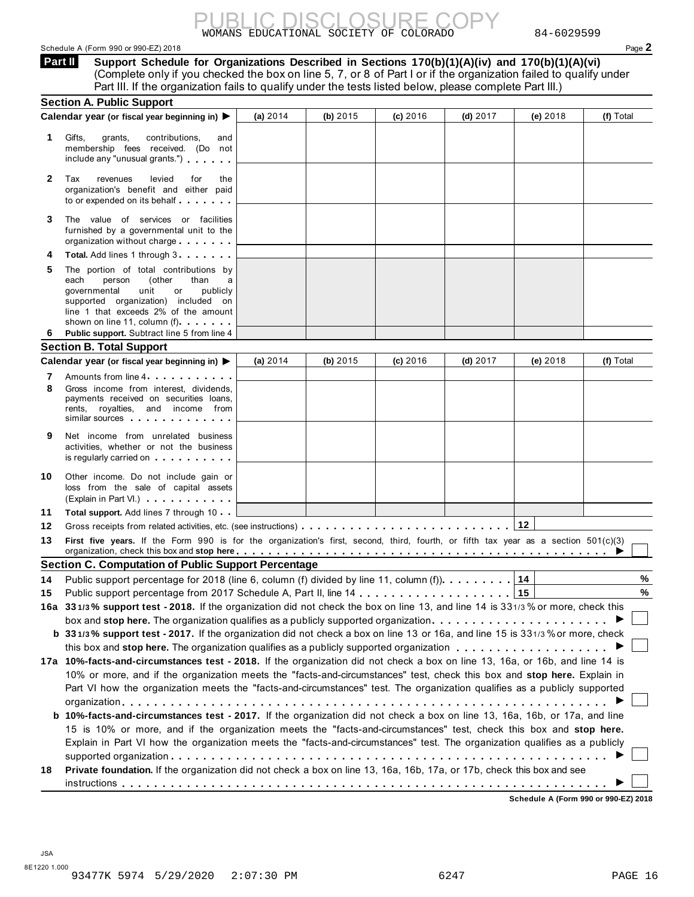PUBLIC DISCLOSURE COPY

WOMANS EDUCATIONAL SOCIETY OF COLORADO 84-6029599

Schedule A (Form 990 or 990-EZ) 2018 Page **2**

**Part II** **Support Schedule for Organizations Described in Sections 170(b)(1)(A)(iv) and 170(b)(1)(A)(vi)** (Complete only if you checked the box on line 5, 7, or 8 of Part I or if the organization failed to qualify under Part III. If the organization fails to qualify under the tests listed below, please complete Part III.)

### Section A. Public Support

| Calendar year (or fiscal year beginning in) ▶ | (a) 2014 | (b) 2015 | (c) 2016 | (d) 2017 | (e) 2018 | (f) Total |
|---|---|---|---|---|---|---|
| 1 Gifts, grants, contributions, and membership fees received. (Do not include any "unusual grants.") | | | | | | |
| 2 Tax revenues levied for the organization's benefit and either paid to or expended on its behalf | | | | | | |
| 3 The value of services or facilities furnished by a governmental unit to the organization without charge | | | | | | |
| 4 **Total.** Add lines 1 through 3 | | | | | | |
| 5 The portion of total contributions by each person (other than a governmental unit or publicly supported organization) included on line 1 that exceeds 2% of the amount shown on line 11, column (f) | | | | | | |
| 6 **Public support.** Subtract line 5 from line 4 | | | | | | |

### Section B. Total Support

| Calendar year (or fiscal year beginning in) ▶ | (a) 2014 | (b) 2015 | (c) 2016 | (d) 2017 | (e) 2018 | (f) Total |
|---|---|---|---|---|---|---|
| 7 Amounts from line 4 | | | | | | |
| 8 Gross income from interest, dividends, payments received on securities loans, rents, royalties, and income from similar sources | | | | | | |
| 9 Net income from unrelated business activities, whether or not the business is regularly carried on | | | | | | |
| 10 Other income. Do not include gain or loss from the sale of capital assets (Explain in Part VI.) | | | | | | |
| 11 **Total support.** Add lines 7 through 10 | | | | | | |

12 Gross receipts from related activities, etc. (see instructions) 12

13 **First five years.** If the Form 990 is for the organization's first, second, third, fourth, or fifth tax year as a section 501(c)(3) organization, check this box and **stop here** ▶ ☐

### Section C. Computation of Public Support Percentage

14 Public support percentage for 2018 (line 6, column (f) divided by line 11, column (f)) 14 %

15 Public support percentage from 2017 Schedule A, Part II, line 14 15 %

**16a 33 1/3 % support test - 2018.** If the organization did not check the box on line 13, and line 14 is 33 1/3 % or more, check this box and **stop here.** The organization qualifies as a publicly supported organization ▶ ☐

**b 33 1/3 % support test - 2017.** If the organization did not check a box on line 13 or 16a, and line 15 is 33 1/3 % or more, check this box and **stop here.** The organization qualifies as a publicly supported organization ▶ ☐

**17a 10%-facts-and-circumstances test - 2018.** If the organization did not check a box on line 13, 16a, or 16b, and line 14 is 10% or more, and if the organization meets the "facts-and-circumstances" test, check this box and **stop here.** Explain in Part VI how the organization meets the "facts-and-circumstances" test. The organization qualifies as a publicly supported organization ▶ ☐

**b 10%-facts-and-circumstances test - 2017.** If the organization did not check a box on line 13, 16a, 16b, or 17a, and line 15 is 10% or more, and if the organization meets the "facts-and-circumstances" test, check this box and **stop here.** Explain in Part VI how the organization meets the "facts-and-circumstances" test. The organization qualifies as a publicly supported organization ▶ ☐

**18 Private foundation.** If the organization did not check a box on line 13, 16a, 16b, 17a, or 17b, check this box and see instructions ▶ ☐

**Schedule A (Form 990 or 990-EZ) 2018**

JSA
8E1220 1.000
93477K 5974 5/29/2020 2:07:30 PM 6247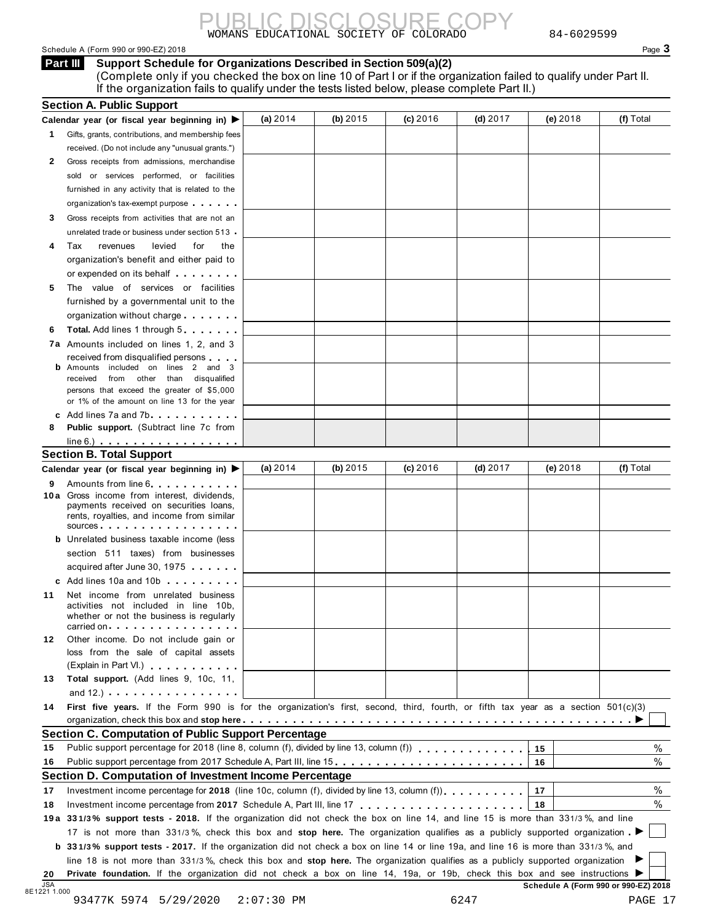PUBLIC DISCLOSURE COPY

WOMANS EDUCATIONAL SOCIETY OF COLORADO 84-6029599

Schedule A (Form 990 or 990-EZ) 2018

## Part III Support Schedule for Organizations Described in Section 509(a)(2)

(Complete only if you checked the box on line 10 of Part I or if the organization failed to qualify under Part II. If the organization fails to qualify under the tests listed below, please complete Part II.)

### Section A. Public Support

| Calendar year (or fiscal year beginning in) ▶ | (a) 2014 | (b) 2015 | (c) 2016 | (d) 2017 | (e) 2018 | (f) Total |
|---|---|---|---|---|---|---|
| **1** Gifts, grants, contributions, and membership fees received. (Do not include any "unusual grants.") | | | | | | |
| **2** Gross receipts from admissions, merchandise sold or services performed, or facilities furnished in any activity that is related to the organization's tax-exempt purpose | | | | | | |
| **3** Gross receipts from activities that are not an unrelated trade or business under section 513 | | | | | | |
| **4** Tax revenues levied for the organization's benefit and either paid to or expended on its behalf | | | | | | |
| **5** The value of services or facilities furnished by a governmental unit to the organization without charge | | | | | | |
| **6** **Total.** Add lines 1 through 5 | | | | | | |
| **7a** Amounts included on lines 1, 2, and 3 received from disqualified persons | | | | | | |
| **b** Amounts included on lines 2 and 3 received from other than disqualified persons that exceed the greater of $5,000 or 1% of the amount on line 13 for the year | | | | | | |
| **c** Add lines 7a and 7b | | | | | | |
| **8** **Public support.** (Subtract line 7c from line 6.) | | | | | | |

### Section B. Total Support

| Calendar year (or fiscal year beginning in) ▶ | (a) 2014 | (b) 2015 | (c) 2016 | (d) 2017 | (e) 2018 | (f) Total |
|---|---|---|---|---|---|---|
| **9** Amounts from line 6 | | | | | | |
| **10a** Gross income from interest, dividends, payments received on securities loans, rents, royalties, and income from similar sources | | | | | | |
| **b** Unrelated business taxable income (less section 511 taxes) from businesses acquired after June 30, 1975 | | | | | | |
| **c** Add lines 10a and 10b | | | | | | |
| **11** Net income from unrelated business activities not included in line 10b, whether or not the business is regularly carried on | | | | | | |
| **12** Other income. Do not include gain or loss from the sale of capital assets (Explain in Part VI.) | | | | | | |
| **13** **Total support.** (Add lines 9, 10c, 11, and 12.) | | | | | | |

**14** **First five years.** If the Form 990 is for the organization's first, second, third, fourth, or fifth tax year as a section 501(c)(3) organization, check this box and **stop here** ▶ ☐

### Section C. Computation of Public Support Percentage

**15** Public support percentage for 2018 (line 8, column (f), divided by line 13, column (f)) | 15 | %

**16** Public support percentage from 2017 Schedule A, Part III, line 15 | 16 | %

### Section D. Computation of Investment Income Percentage

**17** Investment income percentage for **2018** (line 10c, column (f), divided by line 13, column (f)) | 17 | %

**18** Investment income percentage from **2017** Schedule A, Part III, line 17 | 18 | %

**19a** **33 1/3% support tests - 2018.** If the organization did not check the box on line 14, and line 15 is more than 33 1/3%, and line 17 is not more than 33 1/3%, check this box and **stop here.** The organization qualifies as a publicly supported organization ▶ ☐

**b** **33 1/3% support tests - 2017.** If the organization did not check a box on line 14 or line 19a, and line 16 is more than 33 1/3%, and line 18 is not more than 33 1/3%, check this box and **stop here.** The organization qualifies as a publicly supported organization ▶ ☐

**20** **Private foundation.** If the organization did not check a box on line 14, 19a, or 19b, check this box and see instructions ▶ ☐

JSA 8E1221 1.000

Schedule A (Form 990 or 990-EZ) 2018

93477K 5974 5/29/2020 2:07:30 PM 6247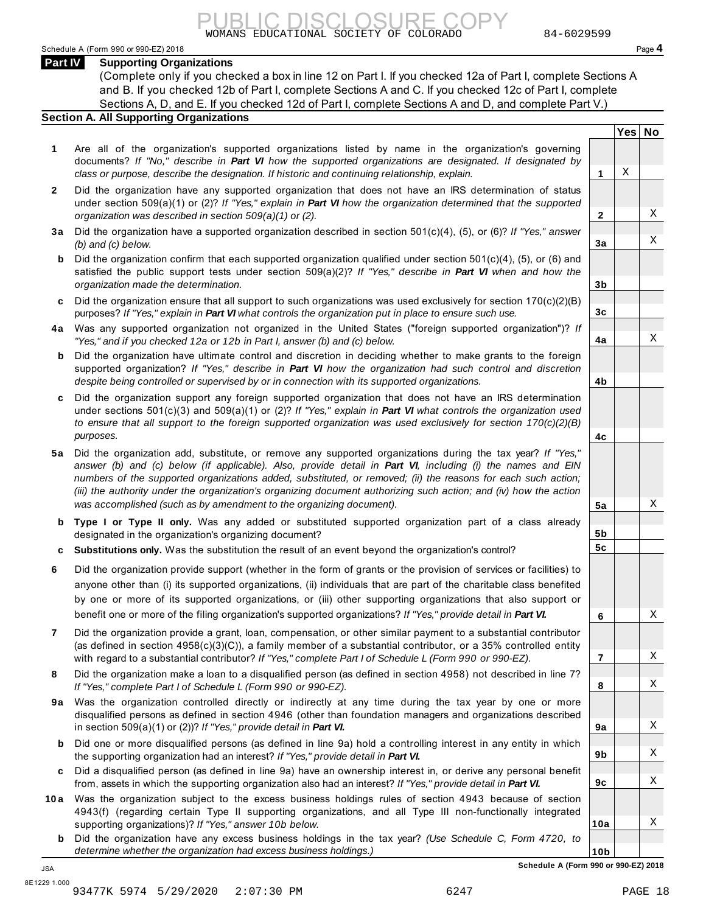## Part IV Supporting Organizations

(Complete only if you checked a box in line 12 on Part I. If you checked 12a of Part I, complete Sections A and B. If you checked 12b of Part I, complete Sections A and C. If you checked 12c of Part I, complete Sections A, D, and E. If you checked 12d of Part I, complete Sections A and D, and complete Part V.)

### Section A. All Supporting Organizations

| | Question | Line | Yes | No |
|---|---|---|---|---|
| **1** | Are all of the organization's supported organizations listed by name in the organization's governing documents? *If "No," describe in **Part VI** how the supported organizations are designated. If designated by class or purpose, describe the designation. If historic and continuing relationship, explain.* | 1 | X | |
| **2** | Did the organization have any supported organization that does not have an IRS determination of status under section 509(a)(1) or (2)? *If "Yes," explain in **Part VI** how the organization determined that the supported organization was described in section 509(a)(1) or (2).* | 2 | | X |
| **3a** | Did the organization have a supported organization described in section 501(c)(4), (5), or (6)? *If "Yes," answer (b) and (c) below.* | 3a | | X |
| **b** | Did the organization confirm that each supported organization qualified under section 501(c)(4), (5), or (6) and satisfied the public support tests under section 509(a)(2)? *If "Yes," describe in **Part VI** when and how the organization made the determination.* | 3b | | |
| **c** | Did the organization ensure that all support to such organizations was used exclusively for section 170(c)(2)(B) purposes? *If "Yes," explain in **Part VI** what controls the organization put in place to ensure such use.* | 3c | | |
| **4a** | Was any supported organization not organized in the United States ("foreign supported organization")? *If "Yes," and if you checked 12a or 12b in Part I, answer (b) and (c) below.* | 4a | | X |
| **b** | Did the organization have ultimate control and discretion in deciding whether to make grants to the foreign supported organization? *If "Yes," describe in **Part VI** how the organization had such control and discretion despite being controlled or supervised by or in connection with its supported organizations.* | 4b | | |
| **c** | Did the organization support any foreign supported organization that does not have an IRS determination under sections 501(c)(3) and 509(a)(1) or (2)? *If "Yes," explain in **Part VI** what controls the organization used to ensure that all support to the foreign supported organization was used exclusively for section 170(c)(2)(B) purposes.* | 4c | | |
| **5a** | Did the organization add, substitute, or remove any supported organizations during the tax year? *If "Yes," answer (b) and (c) below (if applicable). Also, provide detail in **Part VI**, including (i) the names and EIN numbers of the supported organizations added, substituted, or removed; (ii) the reasons for each such action; (iii) the authority under the organization's organizing document authorizing such action; and (iv) how the action was accomplished (such as by amendment to the organizing document).* | 5a | | X |
| **b** | **Type I or Type II only.** Was any added or substituted supported organization part of a class already designated in the organization's organizing document? | 5b | | |
| **c** | **Substitutions only.** Was the substitution the result of an event beyond the organization's control? | 5c | | |
| **6** | Did the organization provide support (whether in the form of grants or the provision of services or facilities) to anyone other than (i) its supported organizations, (ii) individuals that are part of the charitable class benefited by one or more of its supported organizations, or (iii) other supporting organizations that also support or benefit one or more of the filing organization's supported organizations? *If "Yes," provide detail in **Part VI.*** | 6 | | X |
| **7** | Did the organization provide a grant, loan, compensation, or other similar payment to a substantial contributor (as defined in section 4958(c)(3)(C)), a family member of a substantial contributor, or a 35% controlled entity with regard to a substantial contributor? *If "Yes," complete Part I of Schedule L (Form 990 or 990-EZ).* | 7 | | X |
| **8** | Did the organization make a loan to a disqualified person (as defined in section 4958) not described in line 7? *If "Yes," complete Part I of Schedule L (Form 990 or 990-EZ).* | 8 | | X |
| **9a** | Was the organization controlled directly or indirectly at any time during the tax year by one or more disqualified persons as defined in section 4946 (other than foundation managers and organizations described in section 509(a)(1) or (2))? *If "Yes," provide detail in **Part VI.*** | 9a | | X |
| **b** | Did one or more disqualified persons (as defined in line 9a) hold a controlling interest in any entity in which the supporting organization had an interest? *If "Yes," provide detail in **Part VI.*** | 9b | | X |
| **c** | Did a disqualified person (as defined in line 9a) have an ownership interest in, or derive any personal benefit from, assets in which the supporting organization also had an interest? *If "Yes," provide detail in **Part VI.*** | 9c | | X |
| **10a** | Was the organization subject to the excess business holdings rules of section 4943 because of section 4943(f) (regarding certain Type II supporting organizations, and all Type III non-functionally integrated supporting organizations)? *If "Yes," answer 10b below.* | 10a | | X |
| **b** | Did the organization have any excess business holdings in the tax year? *(Use Schedule C, Form 4720, to determine whether the organization had excess business holdings.)* | 10b | | |

**Schedule A (Form 990 or 990-EZ) 2018**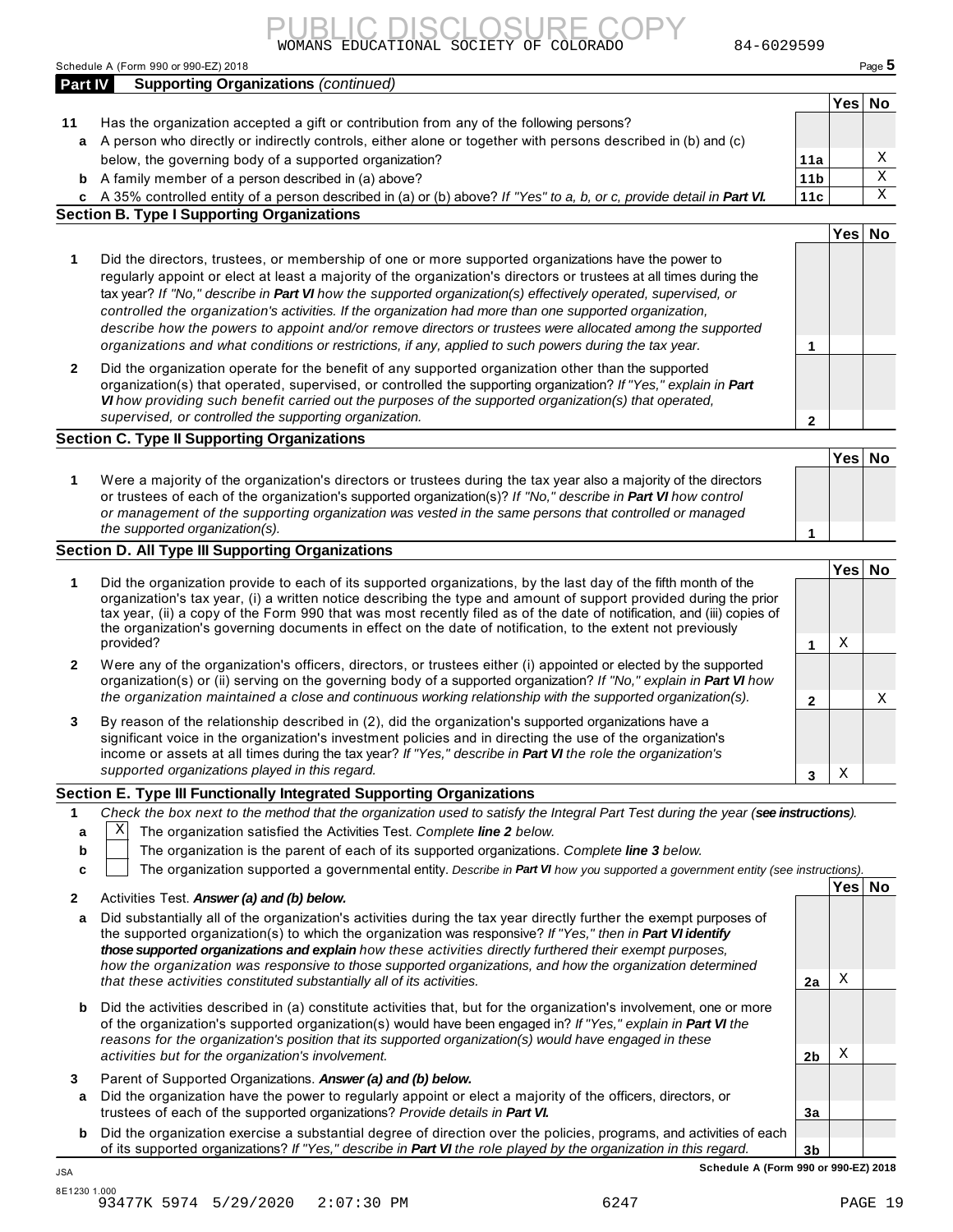WOMANS EDUCATIONAL SOCIETY OF COLORADO 84-6029599

Schedule A (Form 990 or 990-EZ) 2018

## Part IV Supporting Organizations *(continued)*

| | | | Yes | No |
|---|---|---|---|---|
| **11** | Has the organization accepted a gift or contribution from any of the following persons? | | | |
| **a** | A person who directly or indirectly controls, either alone or together with persons described in (b) and (c) below, the governing body of a supported organization? | 11a | | X |
| **b** | A family member of a person described in (a) above? | 11b | | X |
| **c** | A 35% controlled entity of a person described in (a) or (b) above? *If "Yes" to a, b, or c, provide detail in* ***Part VI.*** | 11c | | X |

### Section B. Type I Supporting Organizations

| | | | Yes | No |
|---|---|---|---|---|
| **1** | Did the directors, trustees, or membership of one or more supported organizations have the power to regularly appoint or elect at least a majority of the organization's directors or trustees at all times during the tax year? *If "No," describe in* ***Part VI*** *how the supported organization(s) effectively operated, supervised, or controlled the organization's activities. If the organization had more than one supported organization, describe how the powers to appoint and/or remove directors or trustees were allocated among the supported organizations and what conditions or restrictions, if any, applied to such powers during the tax year.* | 1 | | |
| **2** | Did the organization operate for the benefit of any supported organization other than the supported organization(s) that operated, supervised, or controlled the supporting organization? *If "Yes," explain in* ***Part VI*** *how providing such benefit carried out the purposes of the supported organization(s) that operated, supervised, or controlled the supporting organization.* | 2 | | |

### Section C. Type II Supporting Organizations

| | | | Yes | No |
|---|---|---|---|---|
| **1** | Were a majority of the organization's directors or trustees during the tax year also a majority of the directors or trustees of each of the organization's supported organization(s)? *If "No," describe in* ***Part VI*** *how control or management of the supporting organization was vested in the same persons that controlled or managed the supported organization(s).* | 1 | | |

### Section D. All Type III Supporting Organizations

| | | | Yes | No |
|---|---|---|---|---|
| **1** | Did the organization provide to each of its supported organizations, by the last day of the fifth month of the organization's tax year, (i) a written notice describing the type and amount of support provided during the prior tax year, (ii) a copy of the Form 990 that was most recently filed as of the date of notification, and (iii) copies of the organization's governing documents in effect on the date of notification, to the extent not previously provided? | 1 | X | |
| **2** | Were any of the organization's officers, directors, or trustees either (i) appointed or elected by the supported organization(s) or (ii) serving on the governing body of a supported organization? *If "No," explain in* ***Part VI*** *how the organization maintained a close and continuous working relationship with the supported organization(s).* | 2 | | X |
| **3** | By reason of the relationship described in (2), did the organization's supported organizations have a significant voice in the organization's investment policies and in directing the use of the organization's income or assets at all times during the tax year? *If "Yes," describe in* ***Part VI*** *the role the organization's supported organizations played in this regard.* | 3 | X | |

### Section E. Type III Functionally Integrated Supporting Organizations

**1** *Check the box next to the method that the organization used to satisfy the Integral Part Test during the year (**see instructions**).*

- **a** [X] The organization satisfied the Activities Test. *Complete **line 2** below.*
- **b** [ ] The organization is the parent of each of its supported organizations. *Complete **line 3** below.*
- **c** [ ] The organization supported a governmental entity. *Describe in **Part VI** how you supported a government entity (see instructions).*

| | | | Yes | No |
|---|---|---|---|---|
| **2** | Activities Test. ***Answer (a) and (b) below.*** | | | |
| **a** | Did substantially all of the organization's activities during the tax year directly further the exempt purposes of the supported organization(s) to which the organization was responsive? *If "Yes," then in* ***Part VI identify those supported organizations and explain*** *how these activities directly furthered their exempt purposes, how the organization was responsive to those supported organizations, and how the organization determined that these activities constituted substantially all of its activities.* | 2a | X | |
| **b** | Did the activities described in (a) constitute activities that, but for the organization's involvement, one or more of the organization's supported organization(s) would have been engaged in? *If "Yes," explain in* ***Part VI*** *the reasons for the organization's position that its supported organization(s) would have engaged in these activities but for the organization's involvement.* | 2b | X | |
| **3** | Parent of Supported Organizations. ***Answer (a) and (b) below.*** | | | |
| **a** | Did the organization have the power to regularly appoint or elect a majority of the officers, directors, or trustees of each of the supported organizations? *Provide details in* ***Part VI.*** | 3a | | |
| **b** | Did the organization exercise a substantial degree of direction over the policies, programs, and activities of each of its supported organizations? *If "Yes," describe in* ***Part VI*** *the role played by the organization in this regard.* | 3b | | |

**Schedule A (Form 990 or 990-EZ) 2018**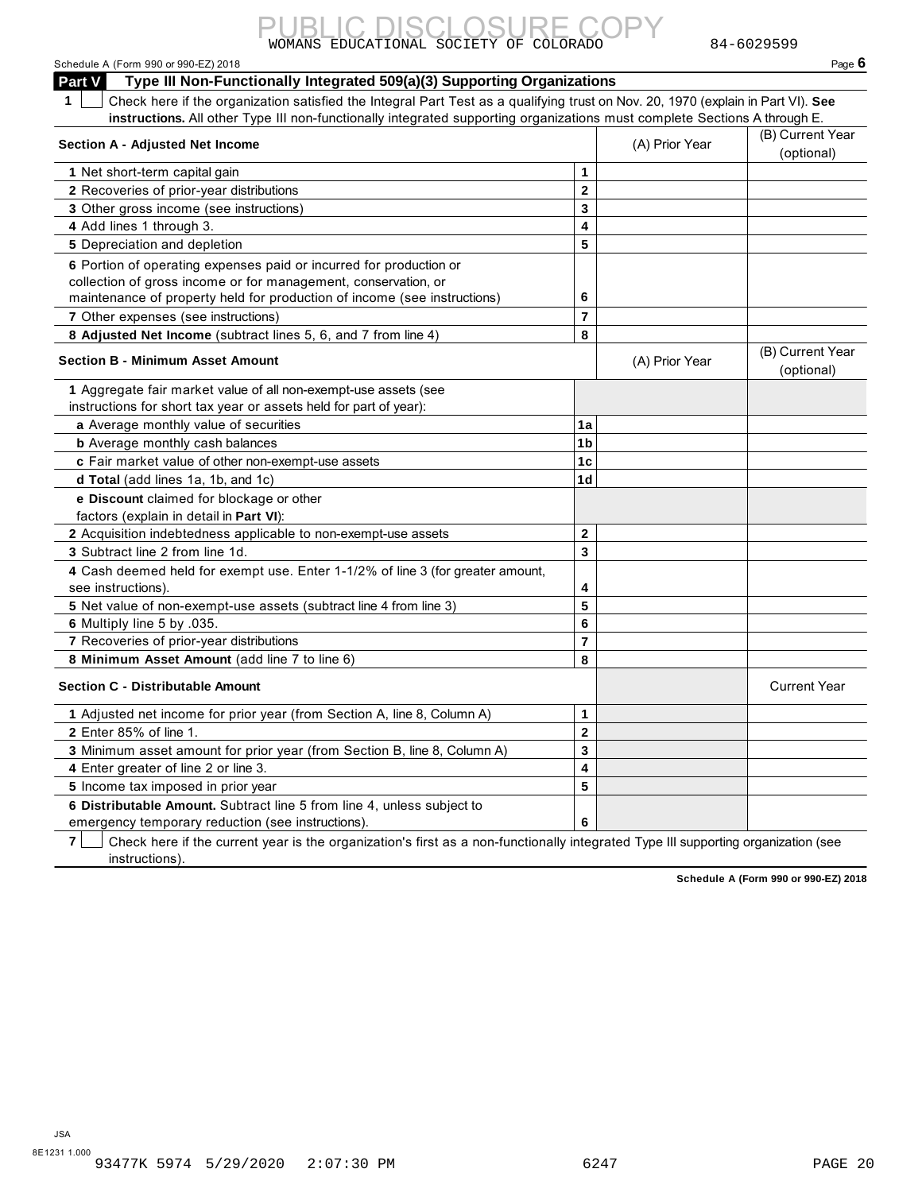PUBLIC DISCLOSURE COPY

WOMANS EDUCATIONAL SOCIETY OF COLORADO 84-6029599

Schedule A (Form 990 or 990-EZ) 2018

## Part V Type III Non-Functionally Integrated 509(a)(3) Supporting Organizations

**1** ☐ Check here if the organization satisfied the Integral Part Test as a qualifying trust on Nov. 20, 1970 (explain in Part VI). **See instructions.** All other Type III non-functionally integrated supporting organizations must complete Sections A through E.

| **Section A - Adjusted Net Income** | | (A) Prior Year | (B) Current Year (optional) |
|---|---|---|---|
| **1** Net short-term capital gain | 1 | | |
| **2** Recoveries of prior-year distributions | 2 | | |
| **3** Other gross income (see instructions) | 3 | | |
| **4** Add lines 1 through 3. | 4 | | |
| **5** Depreciation and depletion | 5 | | |
| **6** Portion of operating expenses paid or incurred for production or collection of gross income or for management, conservation, or maintenance of property held for production of income (see instructions) | 6 | | |
| **7** Other expenses (see instructions) | 7 | | |
| **8 Adjusted Net Income** (subtract lines 5, 6, and 7 from line 4) | 8 | | |

| **Section B - Minimum Asset Amount** | | (A) Prior Year | (B) Current Year (optional) |
|---|---|---|---|
| **1** Aggregate fair market value of all non-exempt-use assets (see instructions for short tax year or assets held for part of year): | | | |
| **a** Average monthly value of securities | 1a | | |
| **b** Average monthly cash balances | 1b | | |
| **c** Fair market value of other non-exempt-use assets | 1c | | |
| **d Total** (add lines 1a, 1b, and 1c) | 1d | | |
| **e Discount** claimed for blockage or other factors (explain in detail in **Part VI**): | | | |
| **2** Acquisition indebtedness applicable to non-exempt-use assets | 2 | | |
| **3** Subtract line 2 from line 1d. | 3 | | |
| **4** Cash deemed held for exempt use. Enter 1-1/2% of line 3 (for greater amount, see instructions). | 4 | | |
| **5** Net value of non-exempt-use assets (subtract line 4 from line 3) | 5 | | |
| **6** Multiply line 5 by .035. | 6 | | |
| **7** Recoveries of prior-year distributions | 7 | | |
| **8 Minimum Asset Amount** (add line 7 to line 6) | 8 | | |

| **Section C - Distributable Amount** | | | Current Year |
|---|---|---|---|
| **1** Adjusted net income for prior year (from Section A, line 8, Column A) | 1 | | |
| **2** Enter 85% of line 1. | 2 | | |
| **3** Minimum asset amount for prior year (from Section B, line 8, Column A) | 3 | | |
| **4** Enter greater of line 2 or line 3. | 4 | | |
| **5** Income tax imposed in prior year | 5 | | |
| **6 Distributable Amount.** Subtract line 5 from line 4, unless subject to emergency temporary reduction (see instructions). | 6 | | |

**7** ☐ Check here if the current year is the organization's first as a non-functionally integrated Type III supporting organization (see instructions).

**Schedule A (Form 990 or 990-EZ) 2018**

JSA
8E1231 1.000
93477K 5974 5/29/2020 2:07:30 PM 6247 PAGE 20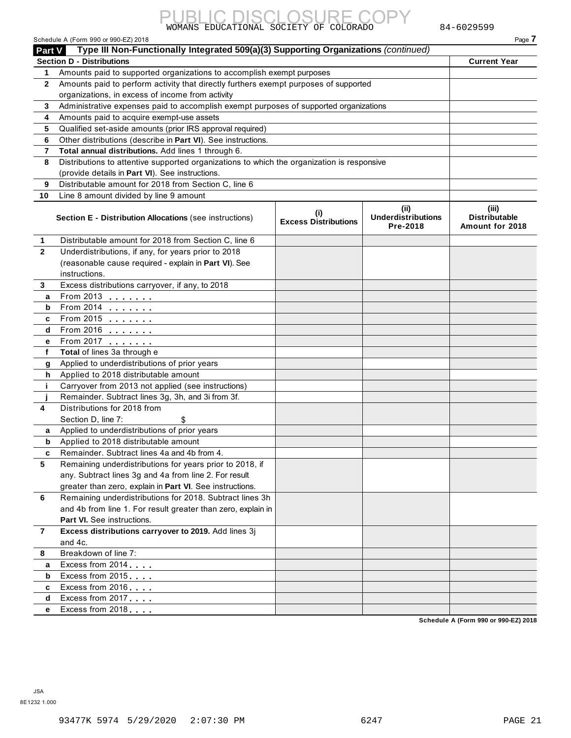PUBLIC DISCLOSURE COPY

WOMANS EDUCATIONAL SOCIETY OF COLORADO 84-6029599

Schedule A (Form 990 or 990-EZ) 2018 Page **7**

## Part V Type III Non-Functionally Integrated 509(a)(3) Supporting Organizations *(continued)*

| Section D - Distributions | | Current Year |
|---|---|---|
| 1 | Amounts paid to supported organizations to accomplish exempt purposes | |
| 2 | Amounts paid to perform activity that directly furthers exempt purposes of supported organizations, in excess of income from activity | |
| 3 | Administrative expenses paid to accomplish exempt purposes of supported organizations | |
| 4 | Amounts paid to acquire exempt-use assets | |
| 5 | Qualified set-aside amounts (prior IRS approval required) | |
| 6 | Other distributions (describe in **Part VI**). See instructions. | |
| 7 | **Total annual distributions.** Add lines 1 through 6. | |
| 8 | Distributions to attentive supported organizations to which the organization is responsive (provide details in **Part VI**). See instructions. | |
| 9 | Distributable amount for 2018 from Section C, line 6 | |
| 10 | Line 8 amount divided by line 9 amount | |

| | Section E - Distribution Allocations (see instructions) | (i) Excess Distributions | (ii) Underdistributions Pre-2018 | (iii) Distributable Amount for 2018 |
|---|---|---|---|---|
| 1 | Distributable amount for 2018 from Section C, line 6 | | | |
| 2 | Underdistributions, if any, for years prior to 2018 (reasonable cause required - explain in **Part VI**). See instructions. | | | |
| 3 | Excess distributions carryover, if any, to 2018 | | | |
| a | From 2013 | | | |
| b | From 2014 | | | |
| c | From 2015 | | | |
| d | From 2016 | | | |
| e | From 2017 | | | |
| f | **Total** of lines 3a through e | | | |
| g | Applied to underdistributions of prior years | | | |
| h | Applied to 2018 distributable amount | | | |
| i | Carryover from 2013 not applied (see instructions) | | | |
| j | Remainder. Subtract lines 3g, 3h, and 3i from 3f. | | | |
| 4 | Distributions for 2018 from Section D, line 7: $ | | | |
| a | Applied to underdistributions of prior years | | | |
| b | Applied to 2018 distributable amount | | | |
| c | Remainder. Subtract lines 4a and 4b from 4. | | | |
| 5 | Remaining underdistributions for years prior to 2018, if any. Subtract lines 3g and 4a from line 2. For result greater than zero, explain in **Part VI**. See instructions. | | | |
| 6 | Remaining underdistributions for 2018. Subtract lines 3h and 4b from line 1. For result greater than zero, explain in **Part VI.** See instructions. | | | |
| 7 | **Excess distributions carryover to 2019.** Add lines 3j and 4c. | | | |
| 8 | Breakdown of line 7: | | | |
| a | Excess from 2014 | | | |
| b | Excess from 2015 | | | |
| c | Excess from 2016 | | | |
| d | Excess from 2017 | | | |
| e | Excess from 2018 | | | |

**Schedule A (Form 990 or 990-EZ) 2018**

JSA
8E1232 1.000

93477K 5974 5/29/2020 2:07:30 PM 6247 PAGE 21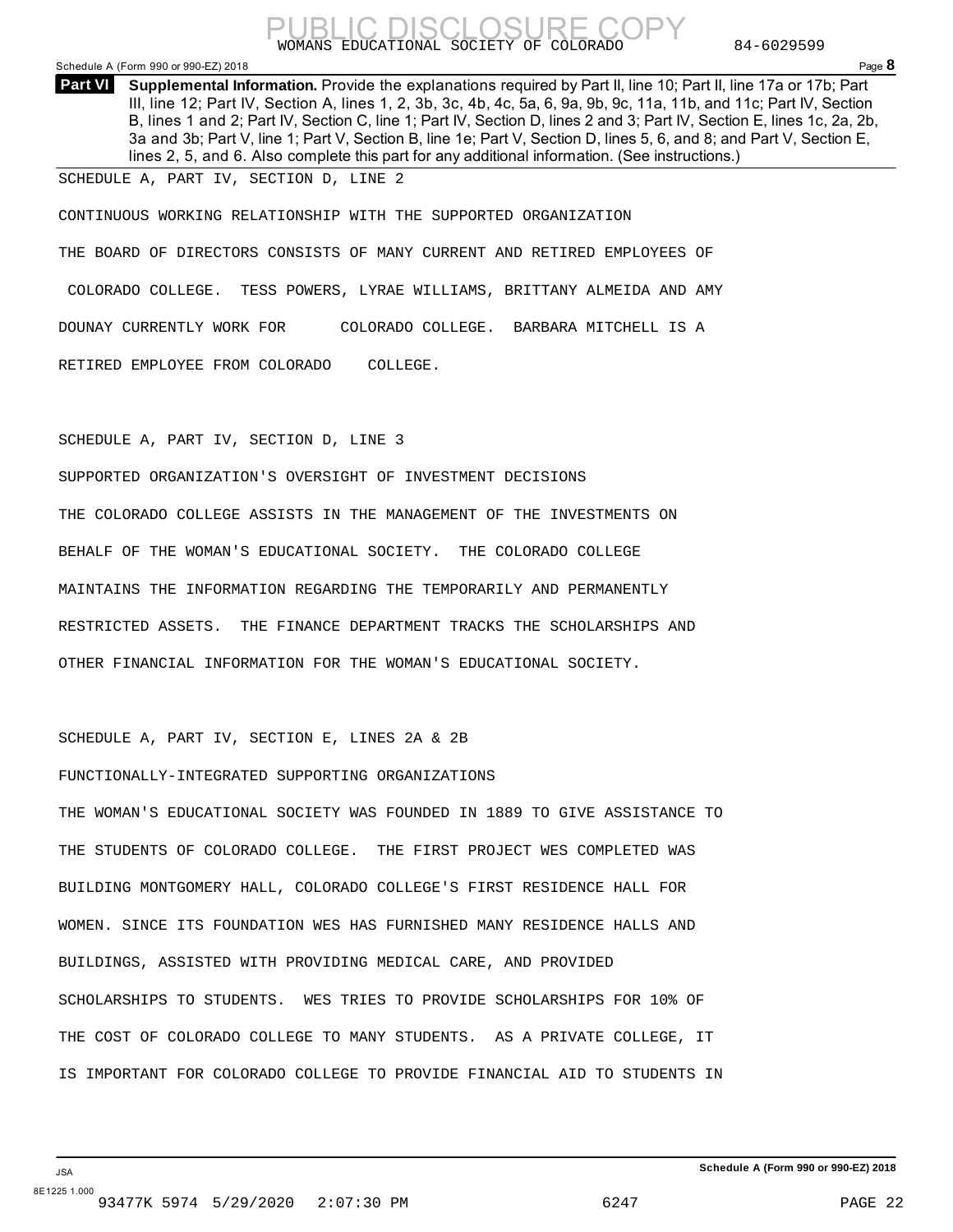WOMANS EDUCATIONAL SOCIETY OF COLORADO 84-6029599

Schedule A (Form 990 or 990-EZ) 2018 Page **8**

**Part VI** **Supplemental Information.** Provide the explanations required by Part II, line 10; Part II, line 17a or 17b; Part III, line 12; Part IV, Section A, lines 1, 2, 3b, 3c, 4b, 4c, 5a, 6, 9a, 9b, 9c, 11a, 11b, and 11c; Part IV, Section B, lines 1 and 2; Part IV, Section C, line 1; Part IV, Section D, lines 2 and 3; Part IV, Section E, lines 1c, 2a, 2b, 3a and 3b; Part V, line 1; Part V, Section B, line 1e; Part V, Section D, lines 5, 6, and 8; and Part V, Section E, lines 2, 5, and 6. Also complete this part for any additional information. (See instructions.)

SCHEDULE A, PART IV, SECTION D, LINE 2

CONTINUOUS WORKING RELATIONSHIP WITH THE SUPPORTED ORGANIZATION

THE BOARD OF DIRECTORS CONSISTS OF MANY CURRENT AND RETIRED EMPLOYEES OF COLORADO COLLEGE. TESS POWERS, LYRAE WILLIAMS, BRITTANY ALMEIDA AND AMY DOUNAY CURRENTLY WORK FOR COLORADO COLLEGE. BARBARA MITCHELL IS A RETIRED EMPLOYEE FROM COLORADO COLLEGE.

SCHEDULE A, PART IV, SECTION D, LINE 3

SUPPORTED ORGANIZATION'S OVERSIGHT OF INVESTMENT DECISIONS

THE COLORADO COLLEGE ASSISTS IN THE MANAGEMENT OF THE INVESTMENTS ON BEHALF OF THE WOMAN'S EDUCATIONAL SOCIETY. THE COLORADO COLLEGE MAINTAINS THE INFORMATION REGARDING THE TEMPORARILY AND PERMANENTLY RESTRICTED ASSETS. THE FINANCE DEPARTMENT TRACKS THE SCHOLARSHIPS AND OTHER FINANCIAL INFORMATION FOR THE WOMAN'S EDUCATIONAL SOCIETY.

SCHEDULE A, PART IV, SECTION E, LINES 2A & 2B

FUNCTIONALLY-INTEGRATED SUPPORTING ORGANIZATIONS

THE WOMAN'S EDUCATIONAL SOCIETY WAS FOUNDED IN 1889 TO GIVE ASSISTANCE TO THE STUDENTS OF COLORADO COLLEGE. THE FIRST PROJECT WES COMPLETED WAS BUILDING MONTGOMERY HALL, COLORADO COLLEGE'S FIRST RESIDENCE HALL FOR WOMEN. SINCE ITS FOUNDATION WES HAS FURNISHED MANY RESIDENCE HALLS AND BUILDINGS, ASSISTED WITH PROVIDING MEDICAL CARE, AND PROVIDED SCHOLARSHIPS TO STUDENTS. WES TRIES TO PROVIDE SCHOLARSHIPS FOR 10% OF THE COST OF COLORADO COLLEGE TO MANY STUDENTS. AS A PRIVATE COLLEGE, IT IS IMPORTANT FOR COLORADO COLLEGE TO PROVIDE FINANCIAL AID TO STUDENTS IN

Schedule A (Form 990 or 990-EZ) 2018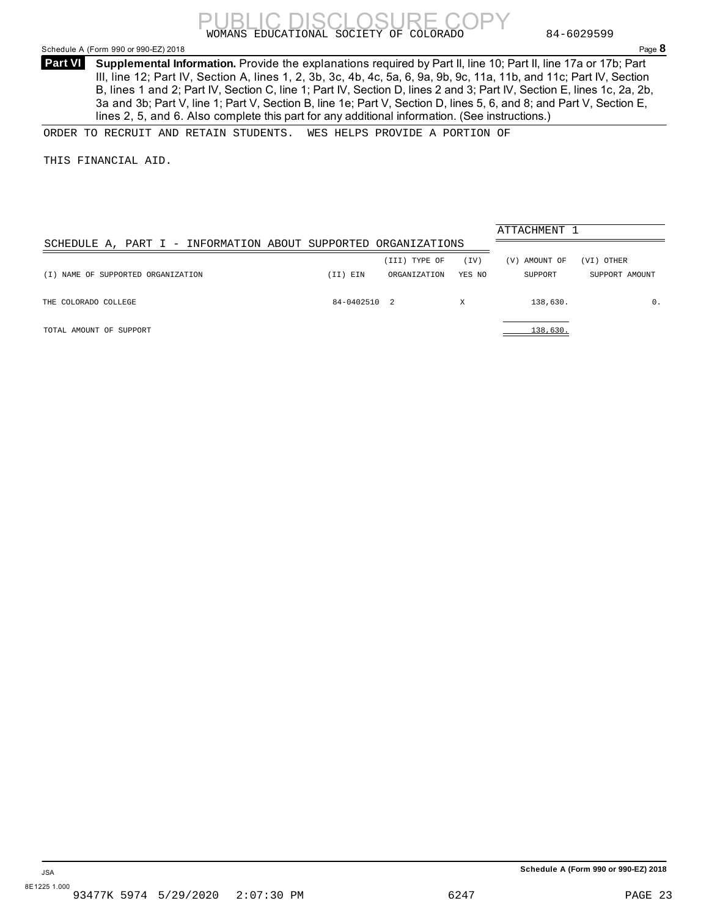**Part VI** **Supplemental Information.** Provide the explanations required by Part II, line 10; Part II, line 17a or 17b; Part III, line 12; Part IV, Section A, lines 1, 2, 3b, 3c, 4b, 4c, 5a, 6, 9a, 9b, 9c, 11a, 11b, and 11c; Part IV, Section B, lines 1 and 2; Part IV, Section C, line 1; Part IV, Section D, lines 2 and 3; Part IV, Section E, lines 1c, 2a, 2b, 3a and 3b; Part V, line 1; Part V, Section B, line 1e; Part V, Section D, lines 5, 6, and 8; and Part V, Section E, lines 2, 5, and 6. Also complete this part for any additional information. (See instructions.)

ORDER TO RECRUIT AND RETAIN STUDENTS. WES HELPS PROVIDE A PORTION OF

THIS FINANCIAL AID.

ATTACHMENT 1

SCHEDULE A, PART I - INFORMATION ABOUT SUPPORTED ORGANIZATIONS

| (I) NAME OF SUPPORTED ORGANIZATION | (II) EIN | (III) TYPE OF ORGANIZATION | (IV) YES | (IV) NO | (V) AMOUNT OF SUPPORT | (VI) OTHER SUPPORT AMOUNT |
|---|---|---|---|---|---|---|
| THE COLORADO COLLEGE | 84-0402510 | 2 | X | | 138,630. | 0. |
| TOTAL AMOUNT OF SUPPORT | | | | | 138,630. | |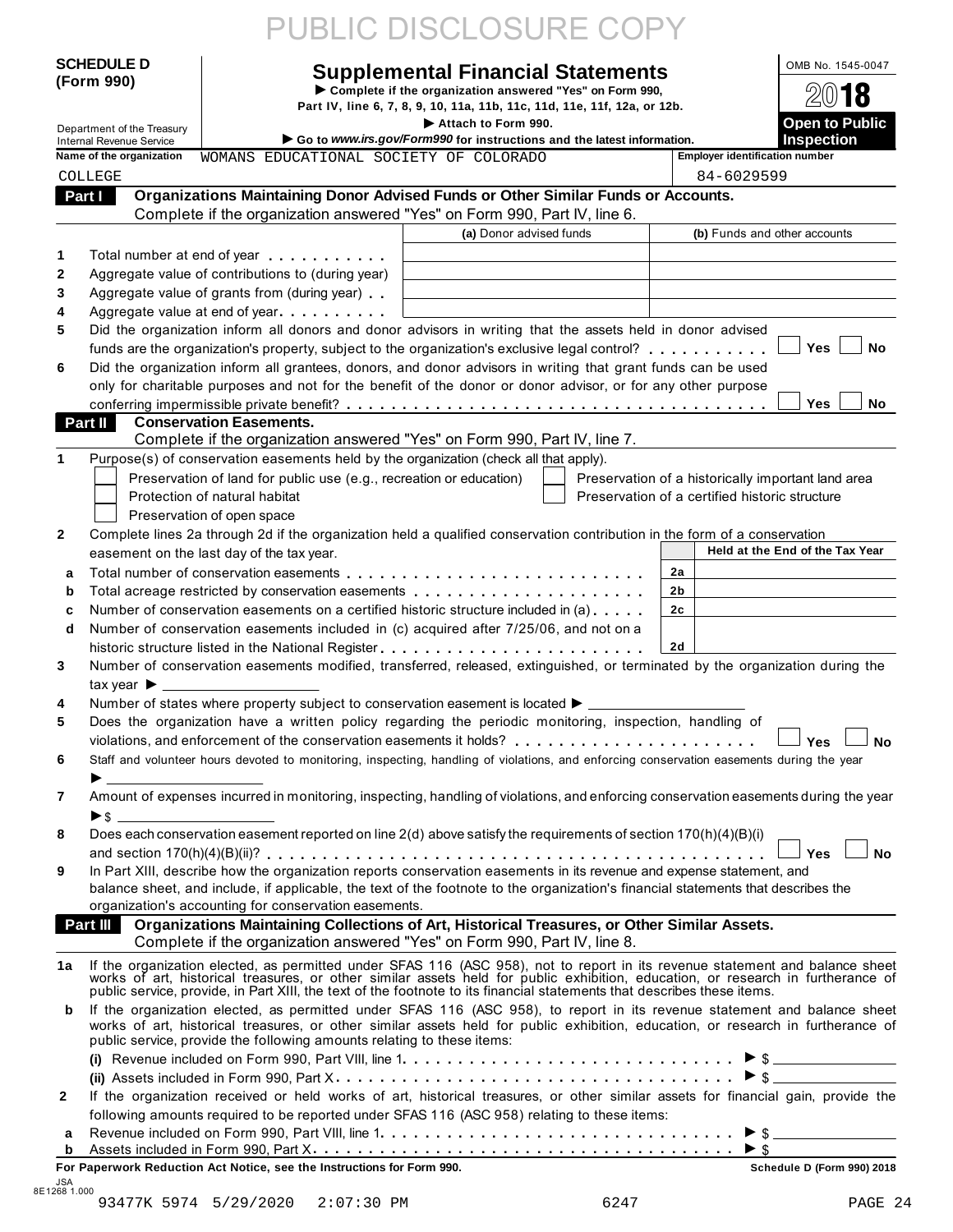PUBLIC DISCLOSURE COPY

**SCHEDULE D (Form 990)**

Department of the Treasury
Internal Revenue Service

# Supplemental Financial Statements

▶ Complete if the organization answered "Yes" on Form 990, Part IV, line 6, 7, 8, 9, 10, 11a, 11b, 11c, 11d, 11e, 11f, 12a, or 12b.

▶ Attach to Form 990.

▶ Go to *www.irs.gov/Form990* for instructions and the latest information.

OMB No. 1545-0047

**2018**

**Open to Public Inspection**

**Name of the organization:** WOMANS EDUCATIONAL SOCIETY OF COLORADO COLLEGE

**Employer identification number:** 84-6029599

## Part I — Organizations Maintaining Donor Advised Funds or Other Similar Funds or Accounts.

Complete if the organization answered "Yes" on Form 990, Part IV, line 6.

| | | (a) Donor advised funds | (b) Funds and other accounts |
|---|---|---|---|
| 1 | Total number at end of year | | |
| 2 | Aggregate value of contributions to (during year) | | |
| 3 | Aggregate value of grants from (during year) | | |
| 4 | Aggregate value at end of year | | |

5 Did the organization inform all donors and donor advisors in writing that the assets held in donor advised funds are the organization's property, subject to the organization's exclusive legal control? ☐ Yes ☐ No

6 Did the organization inform all grantees, donors, and donor advisors in writing that grant funds can be used only for charitable purposes and not for the benefit of the donor or donor advisor, or for any other purpose conferring impermissible private benefit? ☐ Yes ☐ No

## Part II — Conservation Easements.

Complete if the organization answered "Yes" on Form 990, Part IV, line 7.

1 Purpose(s) of conservation easements held by the organization (check all that apply).

- ☐ Preservation of land for public use (e.g., recreation or education)
- ☐ Protection of natural habitat
- ☐ Preservation of open space
- ☐ Preservation of a historically important land area
- ☐ Preservation of a certified historic structure

2 Complete lines 2a through 2d if the organization held a qualified conservation contribution in the form of a conservation easement on the last day of the tax year.

| | | | Held at the End of the Tax Year |
|---|---|---|---|
| a | Total number of conservation easements | 2a | |
| b | Total acreage restricted by conservation easements | 2b | |
| c | Number of conservation easements on a certified historic structure included in (a) | 2c | |
| d | Number of conservation easements included in (c) acquired after 7/25/06, and not on a historic structure listed in the National Register | 2d | |

3 Number of conservation easements modified, transferred, released, extinguished, or terminated by the organization during the tax year ▶ ____________

4 Number of states where property subject to conservation easement is located ▶ ____________

5 Does the organization have a written policy regarding the periodic monitoring, inspection, handling of violations, and enforcement of the conservation easements it holds? ☐ Yes ☐ No

6 Staff and volunteer hours devoted to monitoring, inspecting, handling of violations, and enforcing conservation easements during the year ▶ ____________

7 Amount of expenses incurred in monitoring, inspecting, handling of violations, and enforcing conservation easements during the year ▶ $ ____________

8 Does each conservation easement reported on line 2(d) above satisfy the requirements of section 170(h)(4)(B)(i) and section 170(h)(4)(B)(ii)? ☐ Yes ☐ No

9 In Part XIII, describe how the organization reports conservation easements in its revenue and expense statement, and balance sheet, and include, if applicable, the text of the footnote to the organization's financial statements that describes the organization's accounting for conservation easements.

## Part III — Organizations Maintaining Collections of Art, Historical Treasures, or Other Similar Assets.

Complete if the organization answered "Yes" on Form 990, Part IV, line 8.

1a If the organization elected, as permitted under SFAS 116 (ASC 958), not to report in its revenue statement and balance sheet works of art, historical treasures, or other similar assets held for public exhibition, education, or research in furtherance of public service, provide, in Part XIII, the text of the footnote to its financial statements that describes these items.

b If the organization elected, as permitted under SFAS 116 (ASC 958), to report in its revenue statement and balance sheet works of art, historical treasures, or other similar assets held for public exhibition, education, or research in furtherance of public service, provide the following amounts relating to these items:

(i) Revenue included on Form 990, Part VIII, line 1 ▶ $ ____________

(ii) Assets included in Form 990, Part X ▶ $ ____________

2 If the organization received or held works of art, historical treasures, or other similar assets for financial gain, provide the following amounts required to be reported under SFAS 116 (ASC 958) relating to these items:

a Revenue included on Form 990, Part VIII, line 1 ▶ $ ____________

b Assets included in Form 990, Part X ▶ $ ____________

**For Paperwork Reduction Act Notice, see the Instructions for Form 990.** **Schedule D (Form 990) 2018**

JSA 8E1268 1.000

93477K 5974 5/29/2020 2:07:30 PM 6247 PAGE 24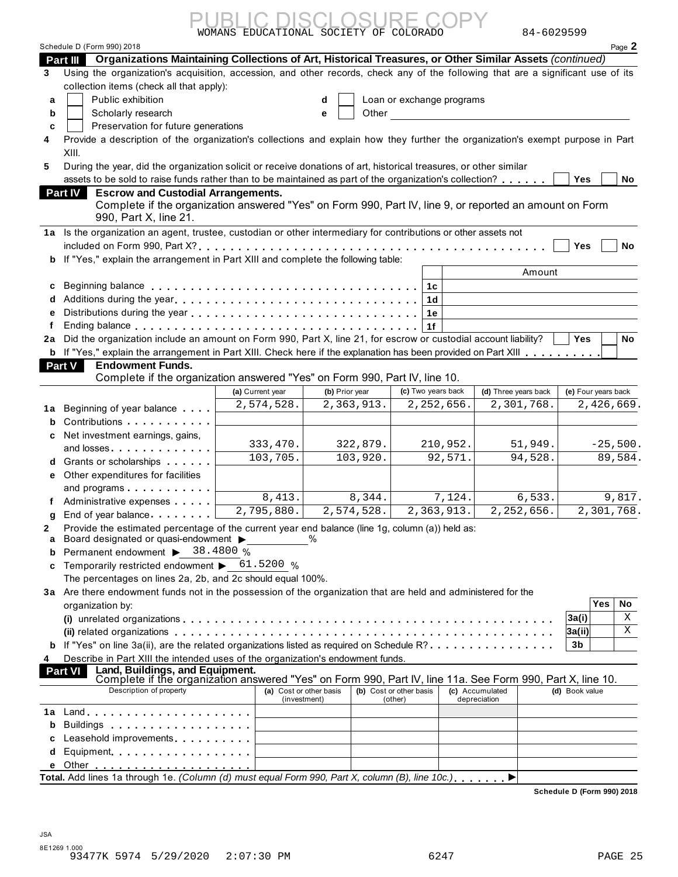PUBLIC DISCLOSURE COPY

WOMANS EDUCATIONAL SOCIETY OF COLORADO 84-6029599

Schedule D (Form 990) 2018 Page 2

## Part III Organizations Maintaining Collections of Art, Historical Treasures, or Other Similar Assets *(continued)*

**3** Using the organization's acquisition, accession, and other records, check any of the following that are a significant use of its collection items (check all that apply):

- **a** ☐ Public exhibition
- **b** ☐ Scholarly research
- **c** ☐ Preservation for future generations
- **d** ☐ Loan or exchange programs
- **e** ☐ Other

**4** Provide a description of the organization's collections and explain how they further the organization's exempt purpose in Part XIII.

**5** During the year, did the organization solicit or receive donations of art, historical treasures, or other similar assets to be sold to raise funds rather than to be maintained as part of the organization's collection? ☐ Yes ☐ No

## Part IV Escrow and Custodial Arrangements.

Complete if the organization answered "Yes" on Form 990, Part IV, line 9, or reported an amount on Form 990, Part X, line 21.

**1a** Is the organization an agent, trustee, custodian or other intermediary for contributions or other assets not included on Form 990, Part X? ☐ Yes ☐ No

**b** If "Yes," explain the arrangement in Part XIII and complete the following table:

| | | | Amount |
|---|---|---|---|
| c | Beginning balance | 1c | |
| d | Additions during the year | 1d | |
| e | Distributions during the year | 1e | |
| f | Ending balance | 1f | |

**2a** Did the organization include an amount on Form 990, Part X, line 21, for escrow or custodial account liability? ☐ Yes ☐ No

**b** If "Yes," explain the arrangement in Part XIII. Check here if the explanation has been provided on Part XIII ☐

## Part V Endowment Funds.

Complete if the organization answered "Yes" on Form 990, Part IV, line 10.

| | | (a) Current year | (b) Prior year | (c) Two years back | (d) Three years back | (e) Four years back |
|---|---|---|---|---|---|---|
| 1a | Beginning of year balance | 2,574,528. | 2,363,913. | 2,252,656. | 2,301,768. | 2,426,669. |
| b | Contributions | | | | | |
| c | Net investment earnings, gains, and losses | 333,470. | 322,879. | 210,952. | 51,949. | -25,500. |
| d | Grants or scholarships | 103,705. | 103,920. | 92,571. | 94,528. | 89,584. |
| e | Other expenditures for facilities and programs | | | | | |
| f | Administrative expenses | 8,413. | 8,344. | 7,124. | 6,533. | 9,817. |
| g | End of year balance | 2,795,880. | 2,574,528. | 2,363,913. | 2,252,656. | 2,301,768. |

**2** Provide the estimated percentage of the current year end balance (line 1g, column (a)) held as:

- **a** Board designated or quasi-endowment ▶ ______ %
- **b** Permanent endowment ▶ 38.4800 %
- **c** Temporarily restricted endowment ▶ 61.5200 %

The percentages on lines 2a, 2b, and 2c should equal 100%.

**3a** Are there endowment funds not in the possession of the organization that are held and administered for the organization by:

| | | | Yes | No |
|---|---|---|---|---|
| (i) | unrelated organizations | 3a(i) | | X |
| (ii) | related organizations | 3a(ii) | | X |
| b | If "Yes" on line 3a(ii), are the related organizations listed as required on Schedule R? | 3b | | |

**4** Describe in Part XIII the intended uses of the organization's endowment funds.

## Part VI Land, Buildings, and Equipment.

Complete if the organization answered "Yes" on Form 990, Part IV, line 11a. See Form 990, Part X, line 10.

| | Description of property | (a) Cost or other basis (investment) | (b) Cost or other basis (other) | (c) Accumulated depreciation | (d) Book value |
|---|---|---|---|---|---|
| 1a | Land | | | | |
| b | Buildings | | | | |
| c | Leasehold improvements | | | | |
| d | Equipment | | | | |
| e | Other | | | | |

**Total.** Add lines 1a through 1e. *(Column (d) must equal Form 990, Part X, column (B), line 10c.)* ▶

Schedule D (Form 990) 2018

JSA
8E1269 1.000
93477K 5974 5/29/2020 2:07:30 PM 6247 PAGE 25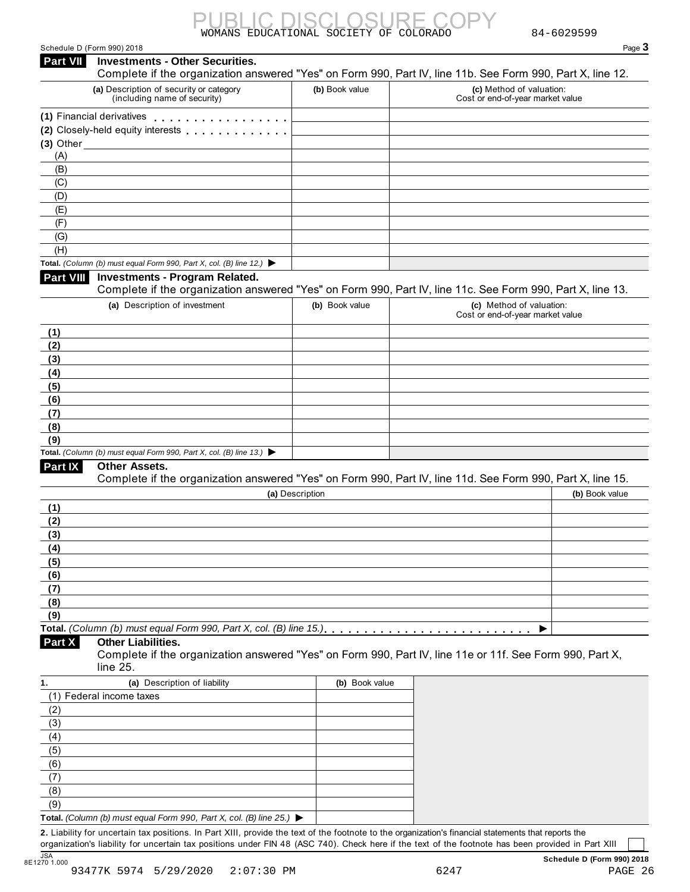PUBLIC DISCLOSURE COPY

WOMANS EDUCATIONAL SOCIETY OF COLORADO 84-6029599

Schedule D (Form 990) 2018

## Part VII Investments - Other Securities.

Complete if the organization answered "Yes" on Form 990, Part IV, line 11b. See Form 990, Part X, line 12.

| (a) Description of security or category (including name of security) | (b) Book value | (c) Method of valuation: Cost or end-of-year market value |
|---|---|---|
| (1) Financial derivatives | | |
| (2) Closely-held equity interests | | |
| (3) Other | | |
| (A) | | |
| (B) | | |
| (C) | | |
| (D) | | |
| (E) | | |
| (F) | | |
| (G) | | |
| (H) | | |
| **Total.** *(Column (b) must equal Form 990, Part X, col. (B) line 12.)* ▶ | | |

## Part VIII Investments - Program Related.

Complete if the organization answered "Yes" on Form 990, Part IV, line 11c. See Form 990, Part X, line 13.

| (a) Description of investment | (b) Book value | (c) Method of valuation: Cost or end-of-year market value |
|---|---|---|
| (1) | | |
| (2) | | |
| (3) | | |
| (4) | | |
| (5) | | |
| (6) | | |
| (7) | | |
| (8) | | |
| (9) | | |
| **Total.** *(Column (b) must equal Form 990, Part X, col. (B) line 13.)* ▶ | | |

## Part IX Other Assets.

Complete if the organization answered "Yes" on Form 990, Part IV, line 11d. See Form 990, Part X, line 15.

| (a) Description | (b) Book value |
|---|---|
| (1) | |
| (2) | |
| (3) | |
| (4) | |
| (5) | |
| (6) | |
| (7) | |
| (8) | |
| (9) | |
| **Total.** *(Column (b) must equal Form 990, Part X, col. (B) line 15.)* ▶ | |

## Part X Other Liabilities.

Complete if the organization answered "Yes" on Form 990, Part IV, line 11e or 11f. See Form 990, Part X, line 25.

| 1. (a) Description of liability | (b) Book value |
|---|---|
| (1) Federal income taxes | |
| (2) | |
| (3) | |
| (4) | |
| (5) | |
| (6) | |
| (7) | |
| (8) | |
| (9) | |
| **Total.** *(Column (b) must equal Form 990, Part X, col. (B) line 25.)* ▶ | |

**2.** Liability for uncertain tax positions. In Part XIII, provide the text of the footnote to the organization's financial statements that reports the organization's liability for uncertain tax positions under FIN 48 (ASC 740). Check here if the text of the footnote has been provided in Part XIII ☐

JSA 8E1270 1.000

**Schedule D (Form 990) 2018**

93477K 5974 5/29/2020 2:07:30 PM 6247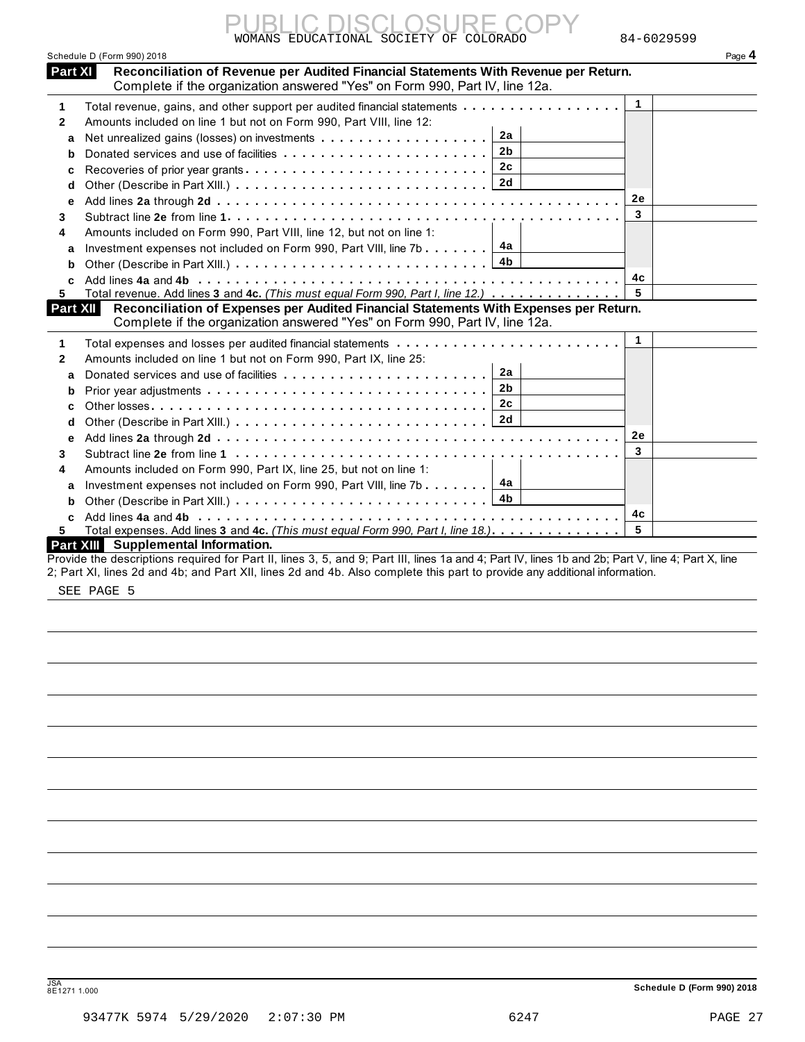PUBLIC DISCLOSURE COPY

WOMANS EDUCATIONAL SOCIETY OF COLORADO 84-6029599

Schedule D (Form 990) 2018

## Part XI Reconciliation of Revenue per Audited Financial Statements With Revenue per Return.

Complete if the organization answered "Yes" on Form 990, Part IV, line 12a.

| | | | | | |
|---|---|---|---|---|---|
| 1 | Total revenue, gains, and other support per audited financial statements | | | 1 | |
| 2 | Amounts included on line 1 but not on Form 990, Part VIII, line 12: | | | | |
| a | Net unrealized gains (losses) on investments | 2a | | | |
| b | Donated services and use of facilities | 2b | | | |
| c | Recoveries of prior year grants | 2c | | | |
| d | Other (Describe in Part XIII.) | 2d | | | |
| e | Add lines **2a** through **2d** | | | 2e | |
| 3 | Subtract line **2e** from line **1** | | | 3 | |
| 4 | Amounts included on Form 990, Part VIII, line 12, but not on line 1: | | | | |
| a | Investment expenses not included on Form 990, Part VIII, line 7b | 4a | | | |
| b | Other (Describe in Part XIII.) | 4b | | | |
| c | Add lines **4a** and **4b** | | | 4c | |
| 5 | Total revenue. Add lines **3** and **4c.** *(This must equal Form 990, Part I, line 12.)* | | | 5 | |

## Part XII Reconciliation of Expenses per Audited Financial Statements With Expenses per Return.

Complete if the organization answered "Yes" on Form 990, Part IV, line 12a.

| | | | | | |
|---|---|---|---|---|---|
| 1 | Total expenses and losses per audited financial statements | | | 1 | |
| 2 | Amounts included on line 1 but not on Form 990, Part IX, line 25: | | | | |
| a | Donated services and use of facilities | 2a | | | |
| b | Prior year adjustments | 2b | | | |
| c | Other losses | 2c | | | |
| d | Other (Describe in Part XIII.) | 2d | | | |
| e | Add lines **2a** through **2d** | | | 2e | |
| 3 | Subtract line **2e** from line **1** | | | 3 | |
| 4 | Amounts included on Form 990, Part IX, line 25, but not on line 1: | | | | |
| a | Investment expenses not included on Form 990, Part VIII, line 7b | 4a | | | |
| b | Other (Describe in Part XIII.) | 4b | | | |
| c | Add lines **4a** and **4b** | | | 4c | |
| 5 | Total expenses. Add lines **3** and **4c.** *(This must equal Form 990, Part I, line 18.)* | | | 5 | |

## Part XIII Supplemental Information.

Provide the descriptions required for Part II, lines 3, 5, and 9; Part III, lines 1a and 4; Part IV, lines 1b and 2b; Part V, line 4; Part X, line 2; Part XI, lines 2d and 4b; and Part XII, lines 2d and 4b. Also complete this part to provide any additional information.

SEE PAGE 5

JSA 8E1271 1.000

Schedule D (Form 990) 2018

93477K 5974 5/29/2020 2:07:30 PM 6247 PAGE 27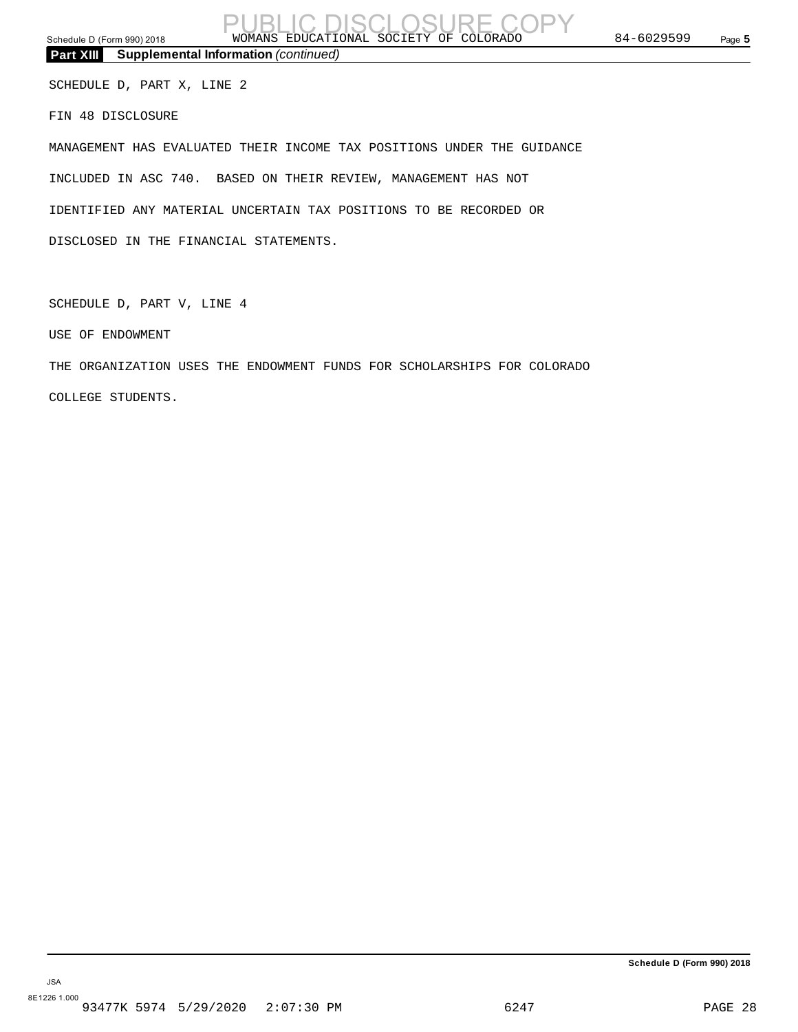## Part XIII Supplemental Information *(continued)*

SCHEDULE D, PART X, LINE 2

FIN 48 DISCLOSURE

MANAGEMENT HAS EVALUATED THEIR INCOME TAX POSITIONS UNDER THE GUIDANCE INCLUDED IN ASC 740. BASED ON THEIR REVIEW, MANAGEMENT HAS NOT IDENTIFIED ANY MATERIAL UNCERTAIN TAX POSITIONS TO BE RECORDED OR DISCLOSED IN THE FINANCIAL STATEMENTS.

SCHEDULE D, PART V, LINE 4

USE OF ENDOWMENT

THE ORGANIZATION USES THE ENDOWMENT FUNDS FOR SCHOLARSHIPS FOR COLORADO COLLEGE STUDENTS.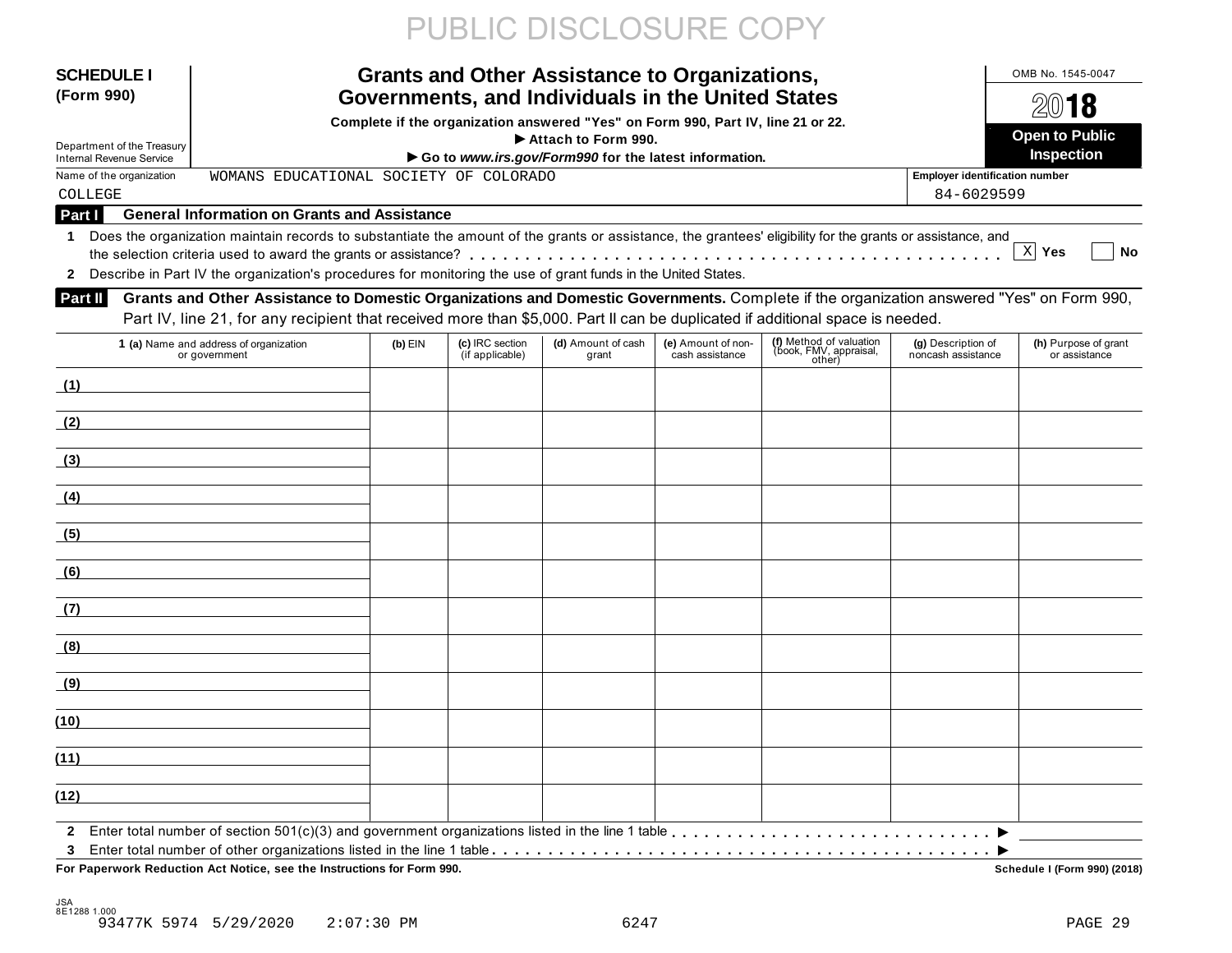PUBLIC DISCLOSURE COPY

**SCHEDULE I (Form 990)**

Department of the Treasury
Internal Revenue Service

# Grants and Other Assistance to Organizations, Governments, and Individuals in the United States

**Complete if the organization answered "Yes" on Form 990, Part IV, line 21 or 22.**
**► Attach to Form 990.**
**► Go to *www.irs.gov/Form990* for the latest information.**

OMB No. 1545-0047

2018

**Open to Public Inspection**

Name of the organization: WOMANS EDUCATIONAL SOCIETY OF COLORADO COLLEGE

Employer identification number: 84-6029599

## Part I General Information on Grants and Assistance

1 Does the organization maintain records to substantiate the amount of the grants or assistance, the grantees' eligibility for the grants or assistance, and the selection criteria used to award the grants or assistance? . . . [X] Yes [ ] No

2 Describe in Part IV the organization's procedures for monitoring the use of grant funds in the United States.

## Part II Grants and Other Assistance to Domestic Organizations and Domestic Governments.

Complete if the organization answered "Yes" on Form 990, Part IV, line 21, for any recipient that received more than $5,000. Part II can be duplicated if additional space is needed.

| 1 (a) Name and address of organization or government | (b) EIN | (c) IRC section (if applicable) | (d) Amount of cash grant | (e) Amount of non-cash assistance | (f) Method of valuation (book, FMV, appraisal, other) | (g) Description of noncash assistance | (h) Purpose of grant or assistance |
|---|---|---|---|---|---|---|---|
| (1) | | | | | | | |
| (2) | | | | | | | |
| (3) | | | | | | | |
| (4) | | | | | | | |
| (5) | | | | | | | |
| (6) | | | | | | | |
| (7) | | | | | | | |
| (8) | | | | | | | |
| (9) | | | | | | | |
| (10) | | | | | | | |
| (11) | | | | | | | |
| (12) | | | | | | | |

2 Enter total number of section 501(c)(3) and government organizations listed in the line 1 table . . . ►

3 Enter total number of other organizations listed in the line 1 table . . . ►

**For Paperwork Reduction Act Notice, see the Instructions for Form 990.**

**Schedule I (Form 990) (2018)**

JSA
8E1288 1.000
93477K 5974 5/29/2020 2:07:30 PM 6247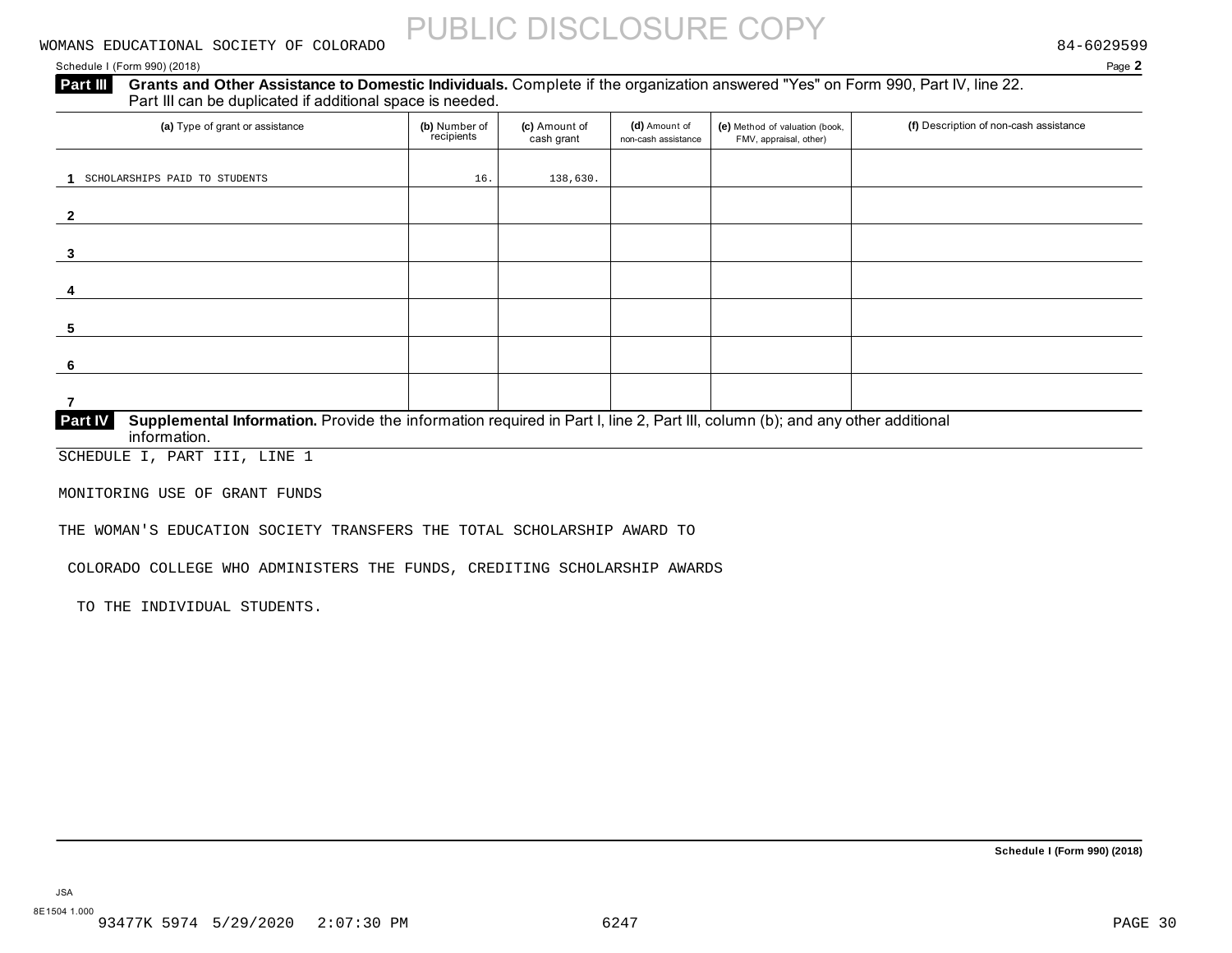WOMANS EDUCATIONAL SOCIETY OF COLORADO — PUBLIC DISCLOSURE COPY — 84-6029599

Schedule I (Form 990) (2018) Page **2**

**Part III** **Grants and Other Assistance to Domestic Individuals.** Complete if the organization answered "Yes" on Form 990, Part IV, line 22. Part III can be duplicated if additional space is needed.

| (a) Type of grant or assistance | (b) Number of recipients | (c) Amount of cash grant | (d) Amount of non-cash assistance | (e) Method of valuation (book, FMV, appraisal, other) | (f) Description of non-cash assistance |
|---|---|---|---|---|---|
| 1 SCHOLARSHIPS PAID TO STUDENTS | 16. | 138,630. | | | |
| 2 | | | | | |
| 3 | | | | | |
| 4 | | | | | |
| 5 | | | | | |
| 6 | | | | | |
| 7 | | | | | |

**Part IV** **Supplemental Information.** Provide the information required in Part I, line 2, Part III, column (b); and any other additional information.

SCHEDULE I, PART III, LINE 1

MONITORING USE OF GRANT FUNDS

THE WOMAN'S EDUCATION SOCIETY TRANSFERS THE TOTAL SCHOLARSHIP AWARD TO COLORADO COLLEGE WHO ADMINISTERS THE FUNDS, CREDITING SCHOLARSHIP AWARDS TO THE INDIVIDUAL STUDENTS.

**Schedule I (Form 990) (2018)**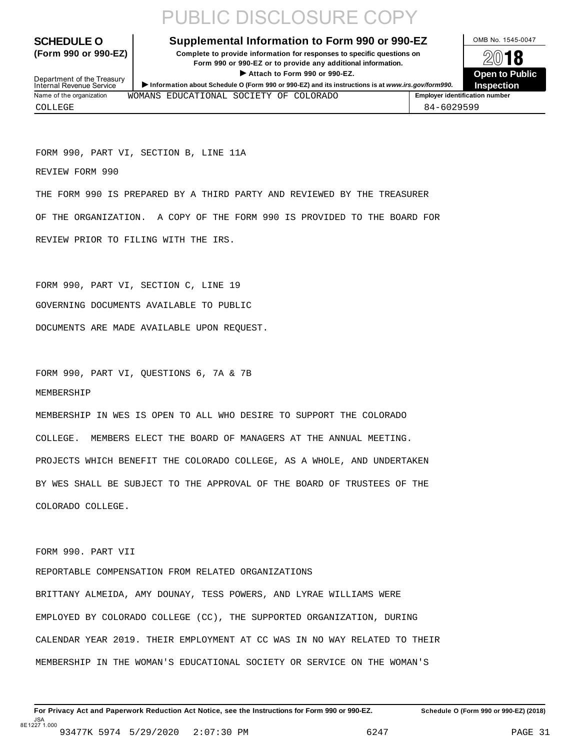PUBLIC DISCLOSURE COPY

| **SCHEDULE O (Form 990 or 990-EZ)** | **Supplemental Information to Form 990 or 990-EZ** Complete to provide information for responses to specific questions on Form 990 or 990-EZ or to provide any additional information. ▶ Attach to Form 990 or 990-EZ. ▶ Information about Schedule O (Form 990 or 990-EZ) and its instructions is at *www.irs.gov/form990*. | OMB No. 1545-0047 **2018** **Open to Public Inspection** |
|---|---|---|
| Department of the Treasury Internal Revenue Service | | |
| Name of the organization | WOMANS EDUCATIONAL SOCIETY OF COLORADO COLLEGE | **Employer identification number** 84-6029599 |

FORM 990, PART VI, SECTION B, LINE 11A

REVIEW FORM 990

THE FORM 990 IS PREPARED BY A THIRD PARTY AND REVIEWED BY THE TREASURER OF THE ORGANIZATION. A COPY OF THE FORM 990 IS PROVIDED TO THE BOARD FOR REVIEW PRIOR TO FILING WITH THE IRS.

FORM 990, PART VI, SECTION C, LINE 19

GOVERNING DOCUMENTS AVAILABLE TO PUBLIC

DOCUMENTS ARE MADE AVAILABLE UPON REQUEST.

FORM 990, PART VI, QUESTIONS 6, 7A & 7B

MEMBERSHIP

MEMBERSHIP IN WES IS OPEN TO ALL WHO DESIRE TO SUPPORT THE COLORADO COLLEGE. MEMBERS ELECT THE BOARD OF MANAGERS AT THE ANNUAL MEETING. PROJECTS WHICH BENEFIT THE COLORADO COLLEGE, AS A WHOLE, AND UNDERTAKEN BY WES SHALL BE SUBJECT TO THE APPROVAL OF THE BOARD OF TRUSTEES OF THE COLORADO COLLEGE.

FORM 990. PART VII

REPORTABLE COMPENSATION FROM RELATED ORGANIZATIONS

BRITTANY ALMEIDA, AMY DOUNAY, TESS POWERS, AND LYRAE WILLIAMS WERE EMPLOYED BY COLORADO COLLEGE (CC), THE SUPPORTED ORGANIZATION, DURING CALENDAR YEAR 2019. THEIR EMPLOYMENT AT CC WAS IN NO WAY RELATED TO THEIR MEMBERSHIP IN THE WOMAN'S EDUCATIONAL SOCIETY OR SERVICE ON THE WOMAN'S

**For Privacy Act and Paperwork Reduction Act Notice, see the Instructions for Form 990 or 990-EZ.** **Schedule O (Form 990 or 990-EZ) (2018)**

JSA 8E1227 1.000

93477K 5974 5/29/2020 2:07:30 PM 6247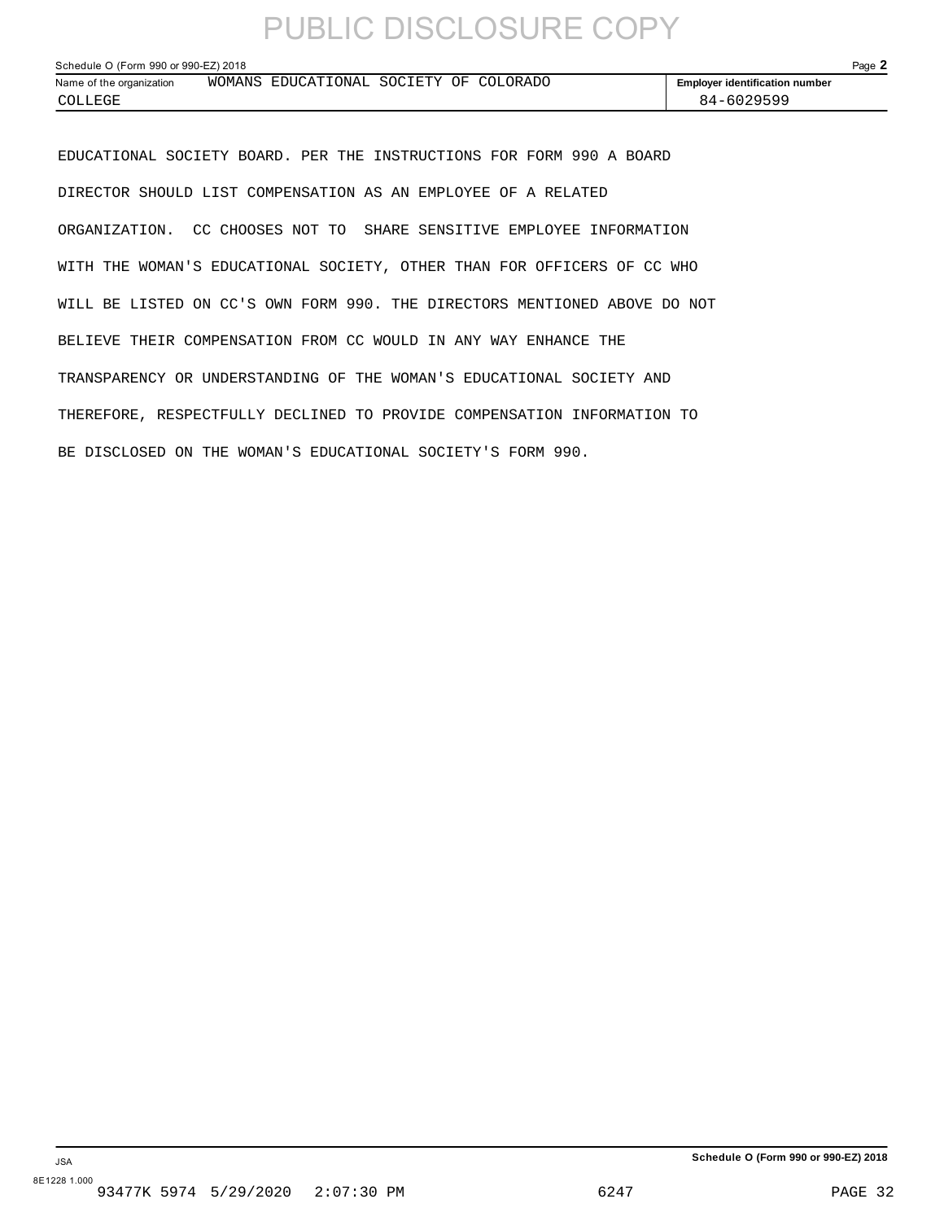PUBLIC DISCLOSURE COPY

Schedule O (Form 990 or 990-EZ) 2018

| Name of the organization | Employer identification number |
| --- | --- |
| WOMANS EDUCATIONAL SOCIETY OF COLORADO COLLEGE | 84-6029599 |

EDUCATIONAL SOCIETY BOARD. PER THE INSTRUCTIONS FOR FORM 990 A BOARD DIRECTOR SHOULD LIST COMPENSATION AS AN EMPLOYEE OF A RELATED ORGANIZATION. CC CHOOSES NOT TO SHARE SENSITIVE EMPLOYEE INFORMATION WITH THE WOMAN'S EDUCATIONAL SOCIETY, OTHER THAN FOR OFFICERS OF CC WHO WILL BE LISTED ON CC'S OWN FORM 990. THE DIRECTORS MENTIONED ABOVE DO NOT BELIEVE THEIR COMPENSATION FROM CC WOULD IN ANY WAY ENHANCE THE TRANSPARENCY OR UNDERSTANDING OF THE WOMAN'S EDUCATIONAL SOCIETY AND THEREFORE, RESPECTFULLY DECLINED TO PROVIDE COMPENSATION INFORMATION TO BE DISCLOSED ON THE WOMAN'S EDUCATIONAL SOCIETY'S FORM 990.

Schedule O (Form 990 or 990-EZ) 2018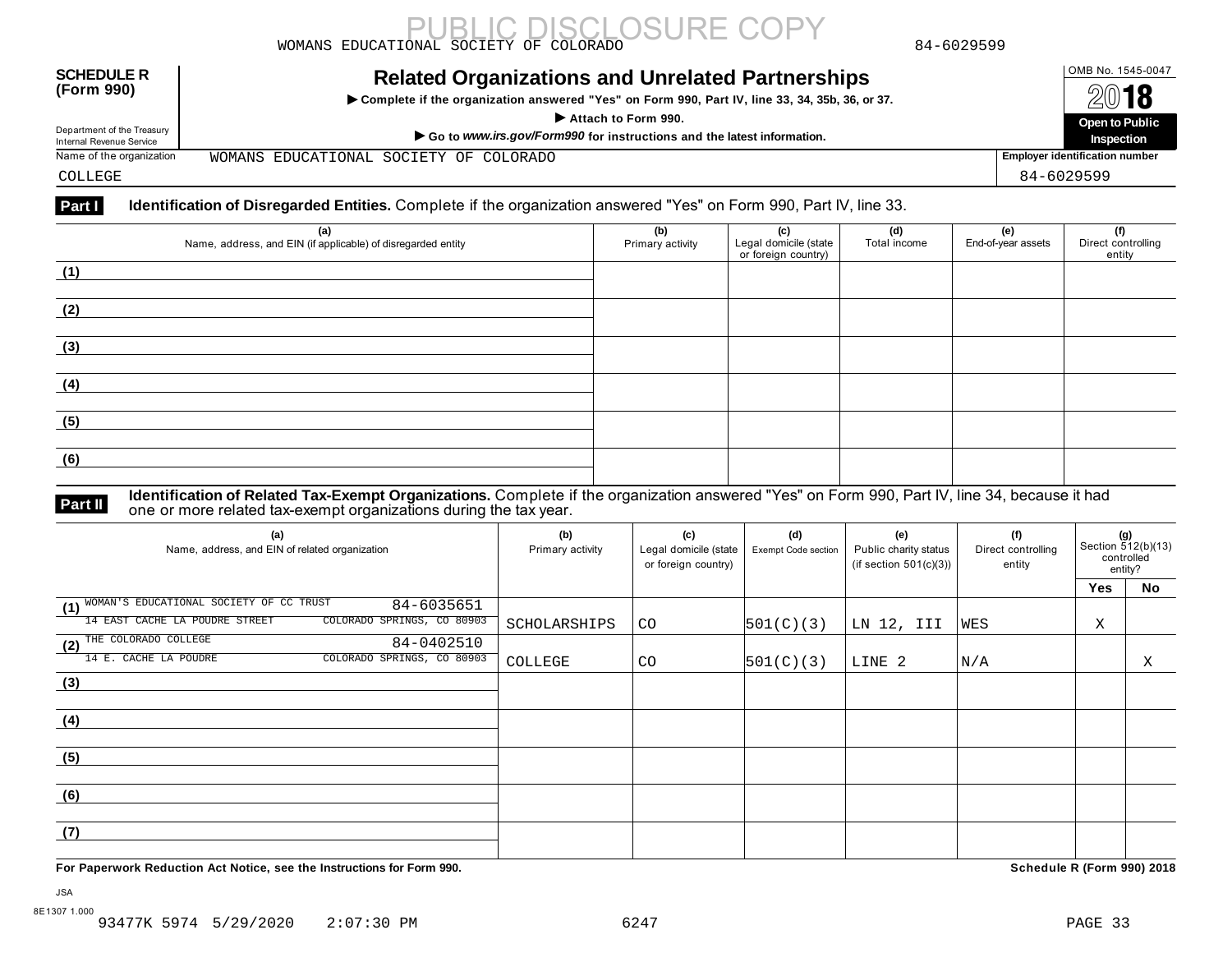PUBLIC DISCLOSURE COPY

WOMANS EDUCATIONAL SOCIETY OF COLORADO 84-6029599

**SCHEDULE R (Form 990)**

Department of the Treasury
Internal Revenue Service

# Related Organizations and Unrelated Partnerships

▶ Complete if the organization answered "Yes" on Form 990, Part IV, line 33, 34, 35b, 36, or 37.

▶ Attach to Form 990.

▶ Go to *www.irs.gov/Form990* for instructions and the latest information.

OMB No. 1545-0047

2018

**Open to Public Inspection**

Name of the organization: WOMANS EDUCATIONAL SOCIETY OF COLORADO COLLEGE

Employer identification number: 84-6029599

**Part I** **Identification of Disregarded Entities.** Complete if the organization answered "Yes" on Form 990, Part IV, line 33.

| (a) Name, address, and EIN (if applicable) of disregarded entity | (b) Primary activity | (c) Legal domicile (state or foreign country) | (d) Total income | (e) End-of-year assets | (f) Direct controlling entity |
|---|---|---|---|---|---|
| (1) | | | | | |
| (2) | | | | | |
| (3) | | | | | |
| (4) | | | | | |
| (5) | | | | | |
| (6) | | | | | |

**Part II** **Identification of Related Tax-Exempt Organizations.** Complete if the organization answered "Yes" on Form 990, Part IV, line 34, because it had one or more related tax-exempt organizations during the tax year.

| (a) Name, address, and EIN of related organization | (b) Primary activity | (c) Legal domicile (state or foreign country) | (d) Exempt Code section | (e) Public charity status (if section 501(c)(3)) | (f) Direct controlling entity | (g) Section 512(b)(13) controlled entity? Yes | No |
|---|---|---|---|---|---|---|---|
| (1) WOMAN'S EDUCATIONAL SOCIETY OF CC TRUST 84-6035651 14 EAST CACHE LA POUDRE STREET COLORADO SPRINGS, CO 80903 | SCHOLARSHIPS | CO | 501(C)(3) | LN 12, III | WES | X | |
| (2) THE COLORADO COLLEGE 84-0402510 14 E. CACHE LA POUDRE COLORADO SPRINGS, CO 80903 | COLLEGE | CO | 501(C)(3) | LINE 2 | N/A | | X |
| (3) | | | | | | | |
| (4) | | | | | | | |
| (5) | | | | | | | |
| (6) | | | | | | | |
| (7) | | | | | | | |

**For Paperwork Reduction Act Notice, see the Instructions for Form 990.** **Schedule R (Form 990) 2018**

JSA
8E1307 1.000
93477K 5974 5/29/2020 2:07:30 PM 6247 PAGE 33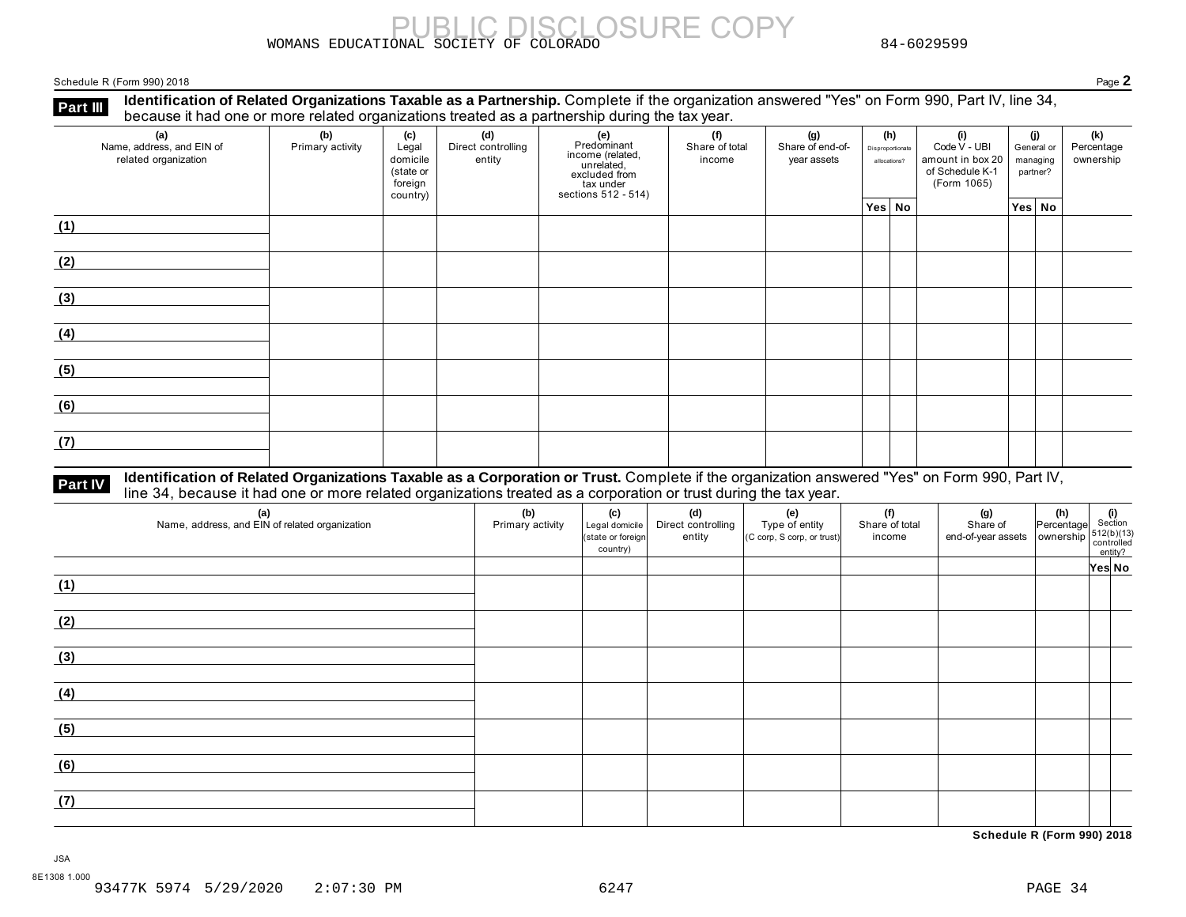WOMANS EDUCATIONAL SOCIETY OF COLORADO 84-6029599

Schedule R (Form 990) 2018

## Part III Identification of Related Organizations Taxable as a Partnership.

Complete if the organization answered "Yes" on Form 990, Part IV, line 34, because it had one or more related organizations treated as a partnership during the tax year.

| (a) Name, address, and EIN of related organization | (b) Primary activity | (c) Legal domicile (state or foreign country) | (d) Direct controlling entity | (e) Predominant income (related, unrelated, excluded from tax under sections 512 - 514) | (f) Share of total income | (g) Share of end-of-year assets | (h) Disproportionate allocations? | | (i) Code V - UBI amount in box 20 of Schedule K-1 (Form 1065) | (j) General or managing partner? | | (k) Percentage ownership |
|---|---|---|---|---|---|---|---|---|---|---|---|---|
| | | | | | | | Yes | No | | Yes | No | |
| (1) | | | | | | | | | | | | |
| (2) | | | | | | | | | | | | |
| (3) | | | | | | | | | | | | |
| (4) | | | | | | | | | | | | |
| (5) | | | | | | | | | | | | |
| (6) | | | | | | | | | | | | |
| (7) | | | | | | | | | | | | |

## Part IV Identification of Related Organizations Taxable as a Corporation or Trust.

Complete if the organization answered "Yes" on Form 990, Part IV, line 34, because it had one or more related organizations treated as a corporation or trust during the tax year.

| (a) Name, address, and EIN of related organization | (b) Primary activity | (c) Legal domicile (state or foreign country) | (d) Direct controlling entity | (e) Type of entity (C corp, S corp, or trust) | (f) Share of total income | (g) Share of end-of-year assets | (h) Percentage ownership | (i) Section 512(b)(13) controlled entity? | |
|---|---|---|---|---|---|---|---|---|---|
| | | | | | | | | Yes | No |
| (1) | | | | | | | | | |
| (2) | | | | | | | | | |
| (3) | | | | | | | | | |
| (4) | | | | | | | | | |
| (5) | | | | | | | | | |
| (6) | | | | | | | | | |
| (7) | | | | | | | | | |

Schedule R (Form 990) 2018

JSA
8E1308 1.000
93477K 5974 5/29/2020 2:07:30 PM 6247 PAGE 34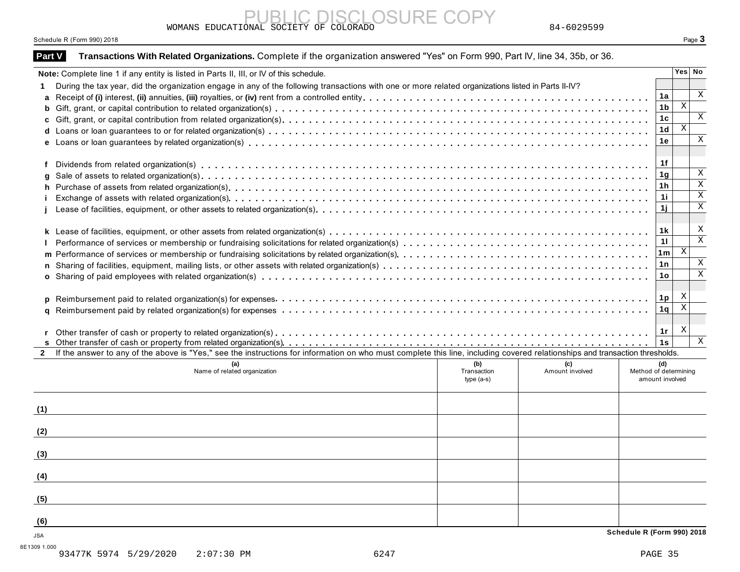WOMANS EDUCATIONAL SOCIETY OF COLORADO 84-6029599

Schedule R (Form 990) 2018

## Part V Transactions With Related Organizations. Complete if the organization answered "Yes" on Form 990, Part IV, line 34, 35b, or 36.

| **Note:** Complete line 1 if any entity is listed in Parts II, III, or IV of this schedule. | | Yes | No |
|---|---|---|---|
| **1** During the tax year, did the organization engage in any of the following transactions with one or more related organizations listed in Parts II-IV? | | | |
| **a** Receipt of **(i)** interest, **(ii)** annuities, **(iii)** royalties, or **(iv)** rent from a controlled entity | 1a | | X |
| **b** Gift, grant, or capital contribution to related organization(s) | 1b | X | |
| **c** Gift, grant, or capital contribution from related organization(s) | 1c | | X |
| **d** Loans or loan guarantees to or for related organization(s) | 1d | X | |
| **e** Loans or loan guarantees by related organization(s) | 1e | | X |
| **f** Dividends from related organization(s) | 1f | | |
| **g** Sale of assets to related organization(s) | 1g | | X |
| **h** Purchase of assets from related organization(s) | 1h | | X |
| **i** Exchange of assets with related organization(s) | 1i | | X |
| **j** Lease of facilities, equipment, or other assets to related organization(s) | 1j | | X |
| **k** Lease of facilities, equipment, or other assets from related organization(s) | 1k | | X |
| **l** Performance of services or membership or fundraising solicitations for related organization(s) | 1l | | X |
| **m** Performance of services or membership or fundraising solicitations by related organization(s) | 1m | X | |
| **n** Sharing of facilities, equipment, mailing lists, or other assets with related organization(s) | 1n | | X |
| **o** Sharing of paid employees with related organization(s) | 1o | | X |
| **p** Reimbursement paid to related organization(s) for expenses | 1p | X | |
| **q** Reimbursement paid by related organization(s) for expenses | 1q | X | |
| **r** Other transfer of cash or property to related organization(s) | 1r | X | |
| **s** Other transfer of cash or property from related organization(s) | 1s | | X |

**2** If the answer to any of the above is "Yes," see the instructions for information on who must complete this line, including covered relationships and transaction thresholds.

| | (a) Name of related organization | (b) Transaction type (a-s) | (c) Amount involved | (d) Method of determining amount involved |
|---|---|---|---|---|
| (1) | | | | |
| (2) | | | | |
| (3) | | | | |
| (4) | | | | |
| (5) | | | | |
| (6) | | | | |

Schedule R (Form 990) 2018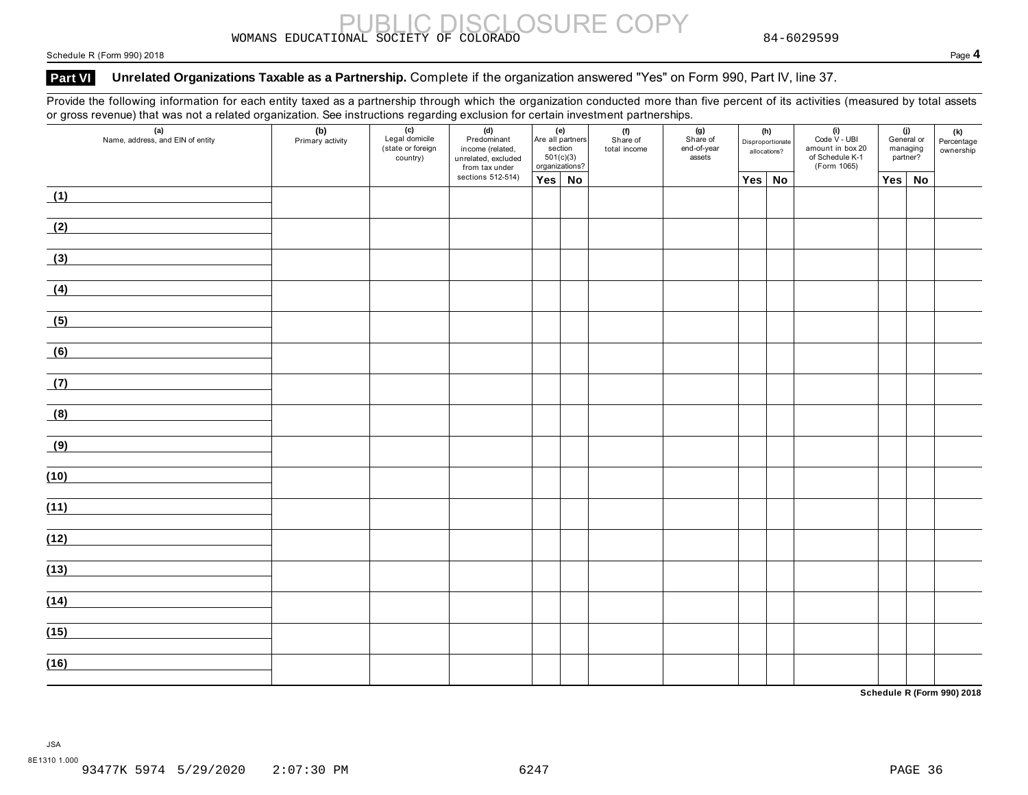WOMANS EDUCATIONAL SOCIETY OF COLORADO 84-6029599

Schedule R (Form 990) 2018 Page **4**

## Part VI Unrelated Organizations Taxable as a Partnership. Complete if the organization answered "Yes" on Form 990, Part IV, line 37.

Provide the following information for each entity taxed as a partnership through which the organization conducted more than five percent of its activities (measured by total assets or gross revenue) that was not a related organization. See instructions regarding exclusion for certain investment partnerships.

| (a) Name, address, and EIN of entity | (b) Primary activity | (c) Legal domicile (state or foreign country) | (d) Predominant income (related, unrelated, excluded from tax under sections 512-514) | (e) Are all partners section 501(c)(3) organizations? | | (f) Share of total income | (g) Share of end-of-year assets | (h) Disproportionate allocations? | | (i) Code V - UBI amount in box 20 of Schedule K-1 (Form 1065) | (j) General or managing partner? | | (k) Percentage ownership |
|---|---|---|---|---|---|---|---|---|---|---|---|---|---|
| | | | | Yes | No | | | Yes | No | | Yes | No | |
| (1) | | | | | | | | | | | | | |
| (2) | | | | | | | | | | | | | |
| (3) | | | | | | | | | | | | | |
| (4) | | | | | | | | | | | | | |
| (5) | | | | | | | | | | | | | |
| (6) | | | | | | | | | | | | | |
| (7) | | | | | | | | | | | | | |
| (8) | | | | | | | | | | | | | |
| (9) | | | | | | | | | | | | | |
| (10) | | | | | | | | | | | | | |
| (11) | | | | | | | | | | | | | |
| (12) | | | | | | | | | | | | | |
| (13) | | | | | | | | | | | | | |
| (14) | | | | | | | | | | | | | |
| (15) | | | | | | | | | | | | | |
| (16) | | | | | | | | | | | | | |

**Schedule R (Form 990) 2018**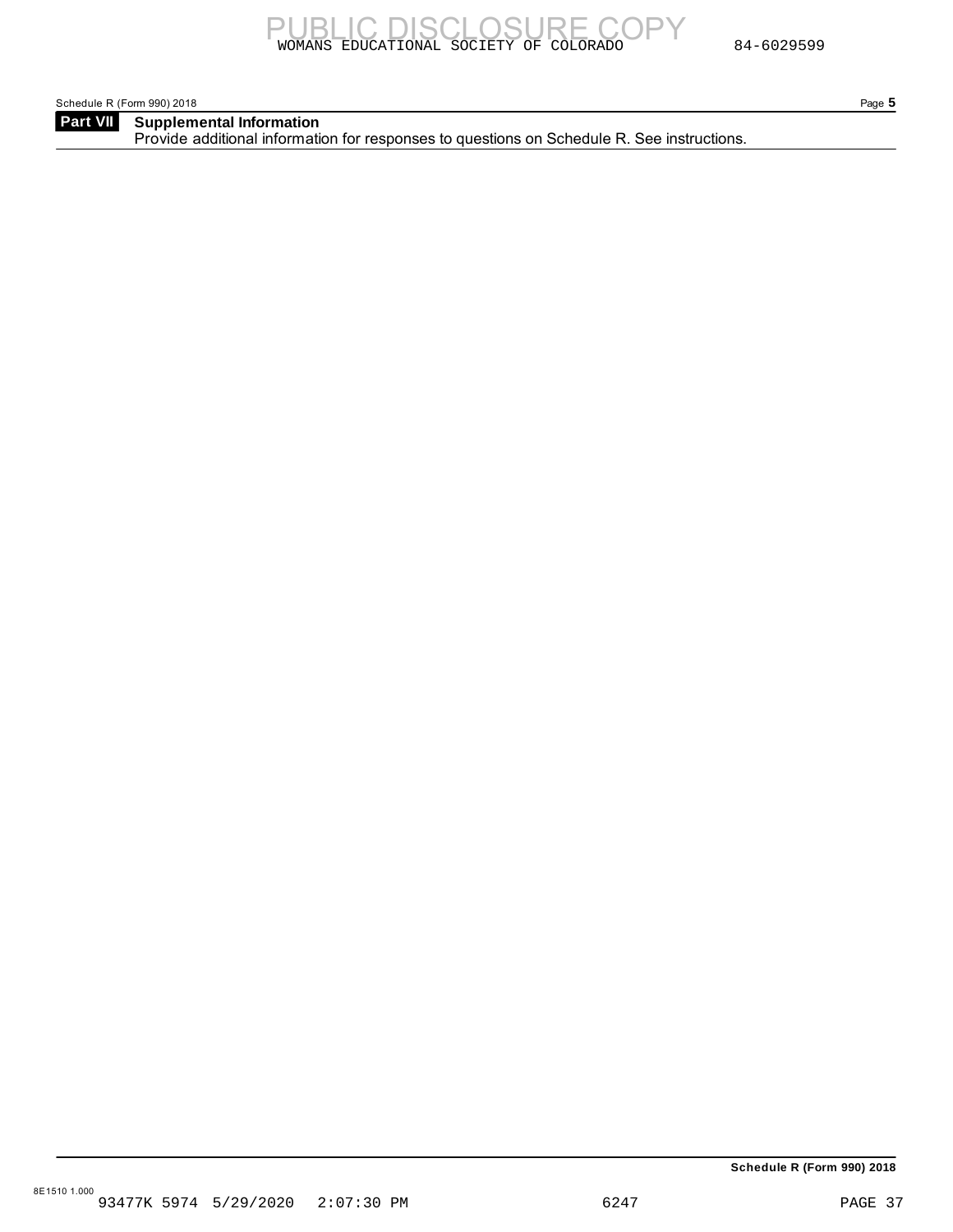WOMANS EDUCATIONAL SOCIETY OF COLORADO 84-6029599

Schedule R (Form 990) 2018

**Part VII** **Supplemental Information**

Provide additional information for responses to questions on Schedule R. See instructions.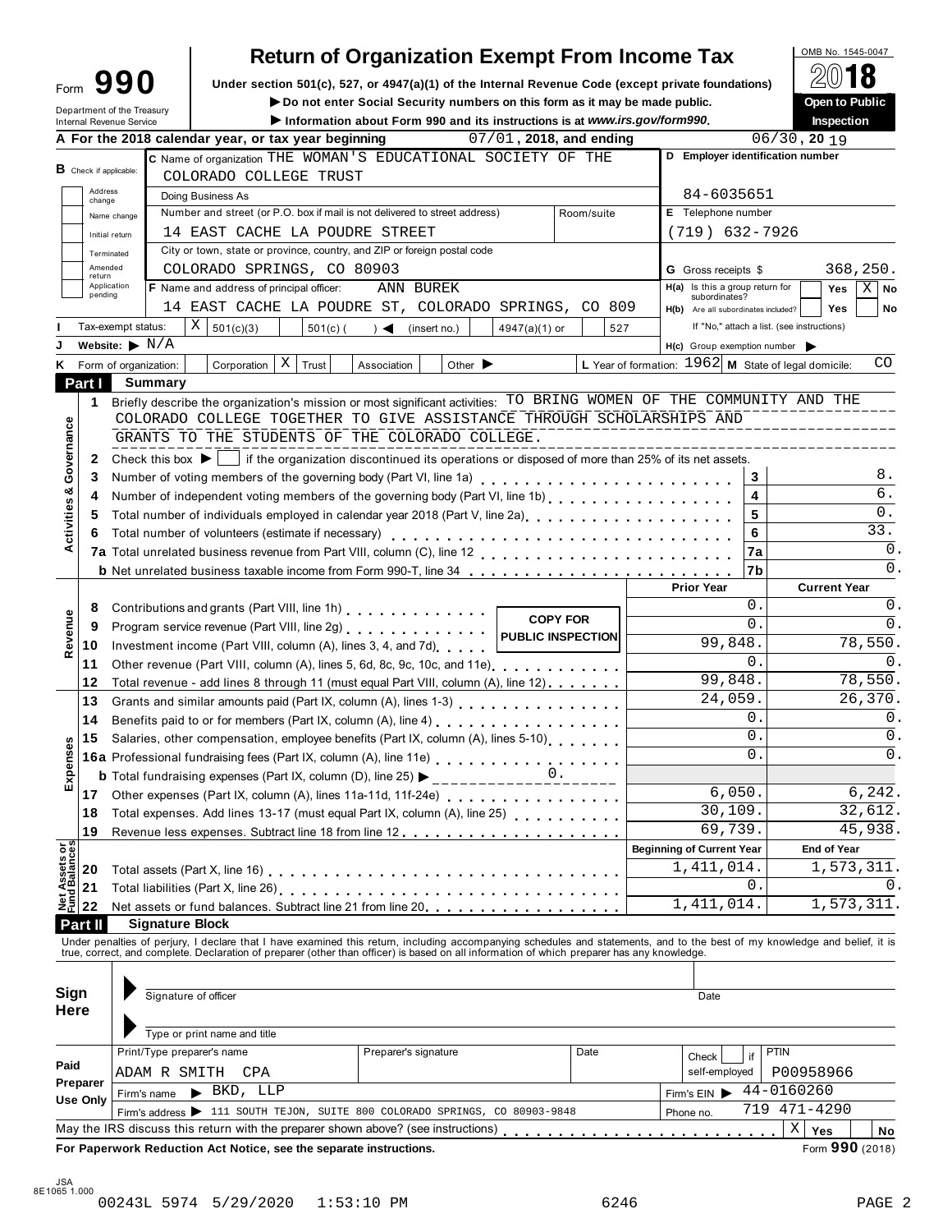# Form 990 — Return of Organization Exempt From Income Tax

OMB No. 1545-0047

**2018**

Under section 501(c), 527, or 4947(a)(1) of the Internal Revenue Code (except private foundations)

▶ Do not enter Social Security numbers on this form as it may be made public.

▶ Information about Form 990 and its instructions is at *www.irs.gov/form990*.

Department of the Treasury
Internal Revenue Service

**Open to Public Inspection**

**A** For the 2018 calendar year, or tax year beginning 07/01, 2018, and ending 06/30, 20 19

**B** Check if applicable: Address change / Name change / Initial return / Terminated / Amended return / Application pending

**C** Name of organization: THE WOMAN'S EDUCATIONAL SOCIETY OF THE COLORADO COLLEGE TRUST

Doing Business As

Number and street (or P.O. box if mail is not delivered to street address): 14 EAST CACHE LA POUDRE STREET — Room/suite

City or town, state or province, country, and ZIP or foreign postal code: COLORADO SPRINGS, CO 80903

**D** Employer identification number: 84-6035651

**E** Telephone number: (719) 632-7926

**G** Gross receipts $ 368,250.

**F** Name and address of principal officer: ANN BUREK, 14 EAST CACHE LA POUDRE ST, COLORADO SPRINGS, CO 809

**H(a)** Is this a group return for subordinates? Yes [ ] No [X]

**H(b)** Are all subordinates included? Yes [ ] No [ ]
If "No," attach a list. (see instructions)

**H(c)** Group exemption number ▶

**I** Tax-exempt status: [X] 501(c)(3) [ ] 501(c) ( ) ◀ (insert no.) [ ] 4947(a)(1) or [ ] 527

**J** Website: ▶ N/A

**K** Form of organization: [ ] Corporation [X] Trust [ ] Association [ ] Other ▶

**L** Year of formation: 1962 **M** State of legal domicile: CO

## Part I Summary

**Activities & Governance**

1 Briefly describe the organization's mission or most significant activities: TO BRING WOMEN OF THE COMMUNITY AND THE COLORADO COLLEGE TOGETHER TO GIVE ASSISTANCE THROUGH SCHOLARSHIPS AND GRANTS TO THE STUDENTS OF THE COLORADO COLLEGE.

2 Check this box ▶ [ ] if the organization discontinued its operations or disposed of more than 25% of its net assets.

| | | | |
|---|---|---|---|
| 3 | Number of voting members of the governing body (Part VI, line 1a) | 3 | 8. |
| 4 | Number of independent voting members of the governing body (Part VI, line 1b) | 4 | 6. |
| 5 | Total number of individuals employed in calendar year 2018 (Part V, line 2a) | 5 | 0. |
| 6 | Total number of volunteers (estimate if necessary) | 6 | 33. |
| 7a | Total unrelated business revenue from Part VIII, column (C), line 12 | 7a | 0. |
| b | Net unrelated business taxable income from Form 990-T, line 34 | 7b | 0. |

| | | | Prior Year | Current Year |
|---|---|---|---|---|
| **Revenue** | 8 | Contributions and grants (Part VIII, line 1h) | 0. | 0. |
| | 9 | Program service revenue (Part VIII, line 2g) | 0. | 0. |
| | 10 | Investment income (Part VIII, column (A), lines 3, 4, and 7d) | 99,848. | 78,550. |
| | 11 | Other revenue (Part VIII, column (A), lines 5, 6d, 8c, 9c, 10c, and 11e) | 0. | 0. |
| | 12 | Total revenue - add lines 8 through 11 (must equal Part VIII, column (A), line 12) | 99,848. | 78,550. |
| **Expenses** | 13 | Grants and similar amounts paid (Part IX, column (A), lines 1-3) | 24,059. | 26,370. |
| | 14 | Benefits paid to or for members (Part IX, column (A), line 4) | 0. | 0. |
| | 15 | Salaries, other compensation, employee benefits (Part IX, column (A), lines 5-10) | 0. | 0. |
| | 16a | Professional fundraising fees (Part IX, column (A), line 11e) | 0. | 0. |
| | b | Total fundraising expenses (Part IX, column (D), line 25) ▶ 0. | | |
| | 17 | Other expenses (Part IX, column (A), lines 11a-11d, 11f-24e) | 6,050. | 6,242. |
| | 18 | Total expenses. Add lines 13-17 (must equal Part IX, column (A), line 25) | 30,109. | 32,612. |
| | 19 | Revenue less expenses. Subtract line 18 from line 12 | 69,739. | 45,938. |
| | | | **Beginning of Current Year** | **End of Year** |
| **Net Assets or Fund Balances** | 20 | Total assets (Part X, line 16) | 1,411,014. | 1,573,311. |
| | 21 | Total liabilities (Part X, line 26) | 0. | 0. |
| | 22 | Net assets or fund balances. Subtract line 21 from line 20 | 1,411,014. | 1,573,311. |

COPY FOR PUBLIC INSPECTION

## Part II Signature Block

Under penalties of perjury, I declare that I have examined this return, including accompanying schedules and statements, and to the best of my knowledge and belief, it is true, correct, and complete. Declaration of preparer (other than officer) is based on all information of which preparer has any knowledge.

**Sign Here**

▶ Signature of officer — Date

▶ Type or print name and title

**Paid Preparer Use Only**

| Print/Type preparer's name | Preparer's signature | Date | Check [ ] if self-employed | PTIN |
|---|---|---|---|---|
| ADAM R SMITH CPA | | | | P00958966 |

Firm's name ▶ BKD, LLP — Firm's EIN ▶ 44-0160260

Firm's address ▶ 111 SOUTH TEJON, SUITE 800 COLORADO SPRINGS, CO 80903-9848 — Phone no. 719 471-4290

May the IRS discuss this return with the preparer shown above? (see instructions) [X] Yes [ ] No

**For Paperwork Reduction Act Notice, see the separate instructions.** Form **990** (2018)

JSA 8E1065 1.000

00243L 5974 5/29/2020 1:53:10 PM 6246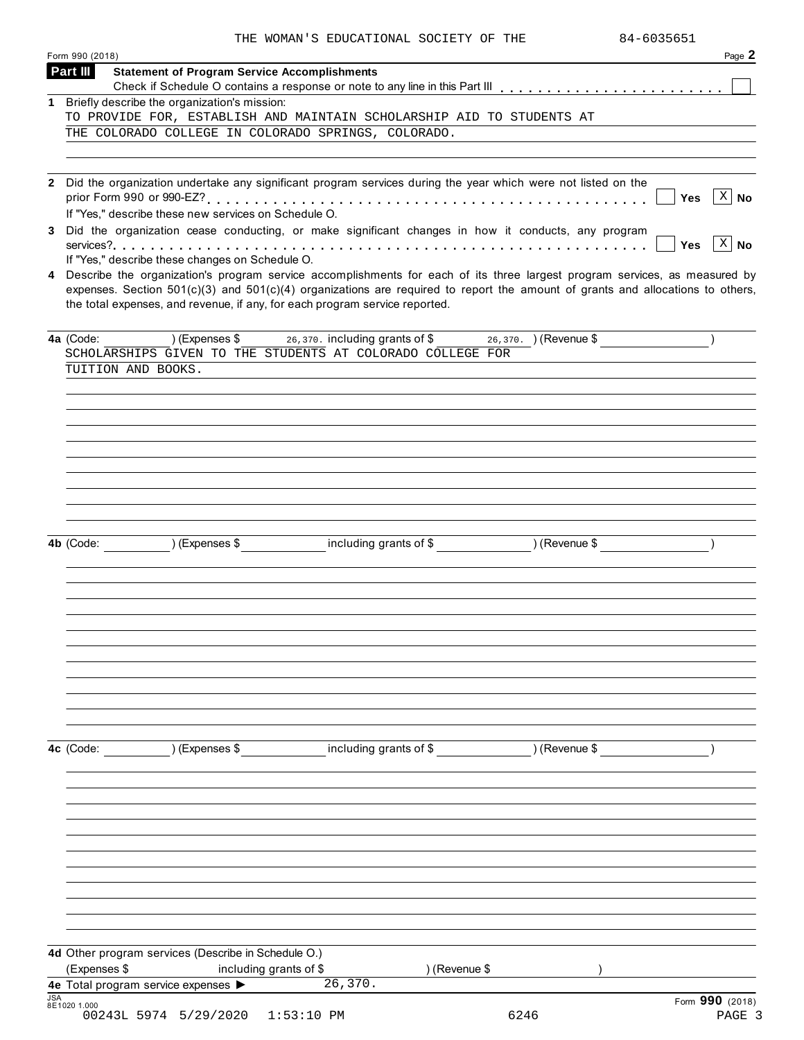THE WOMAN'S EDUCATIONAL SOCIETY OF THE 84-6035651

Form 990 (2018) Page **2**

**Part III** **Statement of Program Service Accomplishments**

Check if Schedule O contains a response or note to any line in this Part III . . . . . . . . . . . . . . . . . . . . . . . . ☐

**1** Briefly describe the organization's mission:

TO PROVIDE FOR, ESTABLISH AND MAINTAIN SCHOLARSHIP AID TO STUDENTS AT THE COLORADO COLLEGE IN COLORADO SPRINGS, COLORADO.

**2** Did the organization undertake any significant program services during the year which were not listed on the prior Form 990 or 990-EZ? . . . . . . . . . . . . . . . . . . . . . . . . . . . . . . . . . . . . . . . . . . ☐ **Yes** ☒ **No**

If "Yes," describe these new services on Schedule O.

**3** Did the organization cease conducting, or make significant changes in how it conducts, any program services? . . . . . . . . . . . . . . . . . . . . . . . . . . . . . . . . . . . . . . . . . . . . . . . . . . . . . ☐ **Yes** ☒ **No**

If "Yes," describe these changes on Schedule O.

**4** Describe the organization's program service accomplishments for each of its three largest program services, as measured by expenses. Section 501(c)(3) and 501(c)(4) organizations are required to report the amount of grants and allocations to others, the total expenses, and revenue, if any, for each program service reported.

**4a** (Code: ) (Expenses $ 26,370. including grants of $ 26,370. ) (Revenue $ )

SCHOLARSHIPS GIVEN TO THE STUDENTS AT COLORADO COLLEGE FOR TUITION AND BOOKS.

**4b** (Code: ) (Expenses $ including grants of $ ) (Revenue $ )

**4c** (Code: ) (Expenses $ including grants of $ ) (Revenue $ )

**4d** Other program services (Describe in Schedule O.)

(Expenses $ including grants of $ ) (Revenue $ )

**4e** Total program service expenses ▶ 26,370.

Form **990** (2018)

00243L 5974 5/29/2020 1:53:10 PM 6246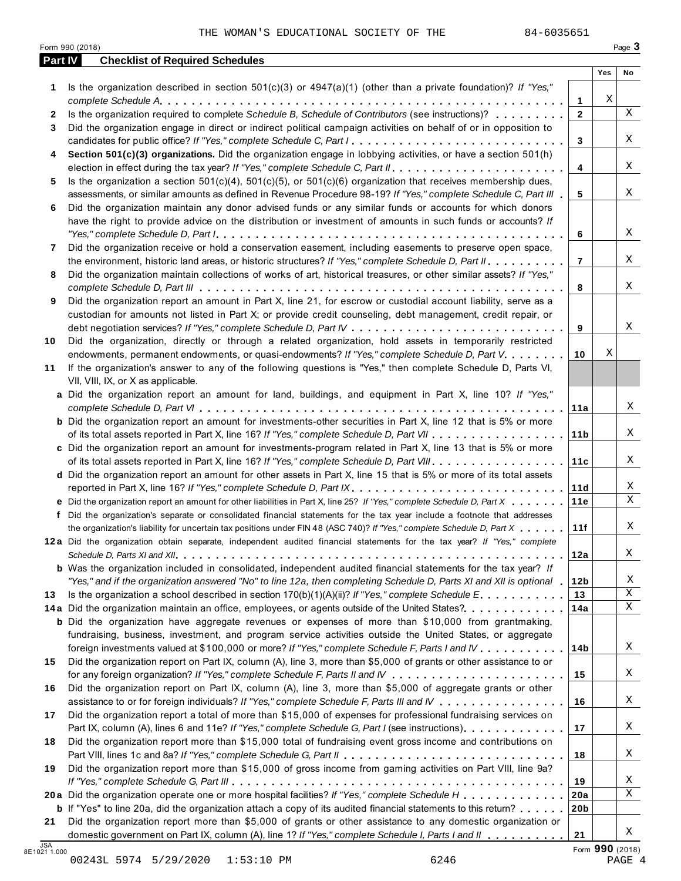THE WOMAN'S EDUCATIONAL SOCIETY OF THE 84-6035651

Form 990 (2018) Page **3**

**Part IV Checklist of Required Schedules**

| | | | Yes | No |
|---|---|---|---|---|
| **1** | Is the organization described in section 501(c)(3) or 4947(a)(1) (other than a private foundation)? *If "Yes," complete Schedule A.* | **1** | X | |
| **2** | Is the organization required to complete *Schedule B, Schedule of Contributors* (see instructions)? | **2** | | X |
| **3** | Did the organization engage in direct or indirect political campaign activities on behalf of or in opposition to candidates for public office? *If "Yes," complete Schedule C, Part I* | **3** | | X |
| **4** | **Section 501(c)(3) organizations.** Did the organization engage in lobbying activities, or have a section 501(h) election in effect during the tax year? *If "Yes," complete Schedule C, Part II* | **4** | | X |
| **5** | Is the organization a section 501(c)(4), 501(c)(5), or 501(c)(6) organization that receives membership dues, assessments, or similar amounts as defined in Revenue Procedure 98-19? *If "Yes," complete Schedule C, Part III* | **5** | | X |
| **6** | Did the organization maintain any donor advised funds or any similar funds or accounts for which donors have the right to provide advice on the distribution or investment of amounts in such funds or accounts? *If "Yes," complete Schedule D, Part I* | **6** | | X |
| **7** | Did the organization receive or hold a conservation easement, including easements to preserve open space, the environment, historic land areas, or historic structures? *If "Yes," complete Schedule D, Part II* | **7** | | X |
| **8** | Did the organization maintain collections of works of art, historical treasures, or other similar assets? *If "Yes," complete Schedule D, Part III* | **8** | | X |
| **9** | Did the organization report an amount in Part X, line 21, for escrow or custodial account liability, serve as a custodian for amounts not listed in Part X; or provide credit counseling, debt management, credit repair, or debt negotiation services? *If "Yes," complete Schedule D, Part IV* | **9** | | X |
| **10** | Did the organization, directly or through a related organization, hold assets in temporarily restricted endowments, permanent endowments, or quasi-endowments? *If "Yes," complete Schedule D, Part V* | **10** | X | |
| **11** | If the organization's answer to any of the following questions is "Yes," then complete Schedule D, Parts VI, VII, VIII, IX, or X as applicable. | | | |
| **a** | Did the organization report an amount for land, buildings, and equipment in Part X, line 10? *If "Yes," complete Schedule D, Part VI* | **11a** | | X |
| **b** | Did the organization report an amount for investments-other securities in Part X, line 12 that is 5% or more of its total assets reported in Part X, line 16? *If "Yes," complete Schedule D, Part VII* | **11b** | | X |
| **c** | Did the organization report an amount for investments-program related in Part X, line 13 that is 5% or more of its total assets reported in Part X, line 16? *If "Yes," complete Schedule D, Part VIII* | **11c** | | X |
| **d** | Did the organization report an amount for other assets in Part X, line 15 that is 5% or more of its total assets reported in Part X, line 16? *If "Yes," complete Schedule D, Part IX* | **11d** | | X |
| **e** | Did the organization report an amount for other liabilities in Part X, line 25? *If "Yes," complete Schedule D, Part X* | **11e** | | X |
| **f** | Did the organization's separate or consolidated financial statements for the tax year include a footnote that addresses the organization's liability for uncertain tax positions under FIN 48 (ASC 740)? *If "Yes," complete Schedule D, Part X* | **11f** | | X |
| **12a** | Did the organization obtain separate, independent audited financial statements for the tax year? *If "Yes," complete Schedule D, Parts XI and XII* | **12a** | | X |
| **b** | Was the organization included in consolidated, independent audited financial statements for the tax year? *If "Yes," and if the organization answered "No" to line 12a, then completing Schedule D, Parts XI and XII is optional* | **12b** | | X |
| **13** | Is the organization a school described in section 170(b)(1)(A)(ii)? *If "Yes," complete Schedule E* | **13** | | X |
| **14a** | Did the organization maintain an office, employees, or agents outside of the United States? | **14a** | | X |
| **b** | Did the organization have aggregate revenues or expenses of more than $10,000 from grantmaking, fundraising, business, investment, and program service activities outside the United States, or aggregate foreign investments valued at $100,000 or more? *If "Yes," complete Schedule F, Parts I and IV* | **14b** | | X |
| **15** | Did the organization report on Part IX, column (A), line 3, more than $5,000 of grants or other assistance to or for any foreign organization? *If "Yes," complete Schedule F, Parts II and IV* | **15** | | X |
| **16** | Did the organization report on Part IX, column (A), line 3, more than $5,000 of aggregate grants or other assistance to or for foreign individuals? *If "Yes," complete Schedule F, Parts III and IV* | **16** | | X |
| **17** | Did the organization report a total of more than $15,000 of expenses for professional fundraising services on Part IX, column (A), lines 6 and 11e? *If "Yes," complete Schedule G, Part I* (see instructions) | **17** | | X |
| **18** | Did the organization report more than $15,000 total of fundraising event gross income and contributions on Part VIII, lines 1c and 8a? *If "Yes," complete Schedule G, Part II* | **18** | | X |
| **19** | Did the organization report more than $15,000 of gross income from gaming activities on Part VIII, line 9a? *If "Yes," complete Schedule G, Part III* | **19** | | X |
| **20a** | Did the organization operate one or more hospital facilities? *If "Yes," complete Schedule H* | **20a** | | X |
| **b** | If "Yes" to line 20a, did the organization attach a copy of its audited financial statements to this return? | **20b** | | |
| **21** | Did the organization report more than $5,000 of grants or other assistance to any domestic organization or domestic government on Part IX, column (A), line 1? *If "Yes," complete Schedule I, Parts I and II* | **21** | | X |

JSA 8E1021 1.000

Form **990** (2018)

00243L 5974 5/29/2020 1:53:10 PM 6246 PAGE 4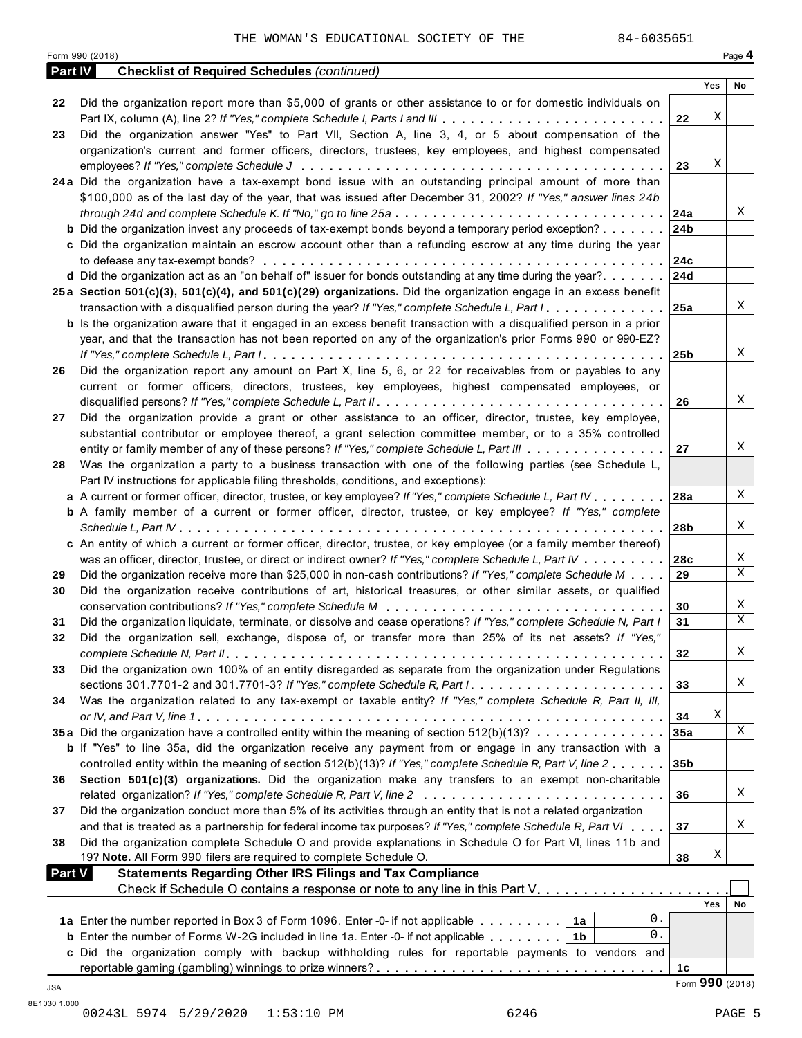THE WOMAN'S EDUCATIONAL SOCIETY OF THE 84-6035651

Form 990 (2018) Page **4**

**Part IV Checklist of Required Schedules** *(continued)*

| | | | Yes | No |
|---|---|---|---|---|
| 22 | Did the organization report more than $5,000 of grants or other assistance to or for domestic individuals on Part IX, column (A), line 2? *If "Yes," complete Schedule I, Parts I and III* | 22 | X | |
| 23 | Did the organization answer "Yes" to Part VII, Section A, line 3, 4, or 5 about compensation of the organization's current and former officers, directors, trustees, key employees, and highest compensated employees? *If "Yes," complete Schedule J* | 23 | X | |
| 24a | Did the organization have a tax-exempt bond issue with an outstanding principal amount of more than $100,000 as of the last day of the year, that was issued after December 31, 2002? *If "Yes," answer lines 24b through 24d and complete Schedule K. If "No," go to line 25a* | 24a | | X |
| b | Did the organization invest any proceeds of tax-exempt bonds beyond a temporary period exception? | 24b | | |
| c | Did the organization maintain an escrow account other than a refunding escrow at any time during the year to defease any tax-exempt bonds? | 24c | | |
| d | Did the organization act as an "on behalf of" issuer for bonds outstanding at any time during the year? | 24d | | |
| 25a | **Section 501(c)(3), 501(c)(4), and 501(c)(29) organizations.** Did the organization engage in an excess benefit transaction with a disqualified person during the year? *If "Yes," complete Schedule L, Part I* | 25a | | X |
| b | Is the organization aware that it engaged in an excess benefit transaction with a disqualified person in a prior year, and that the transaction has not been reported on any of the organization's prior Forms 990 or 990-EZ? *If "Yes," complete Schedule L, Part I* | 25b | | X |
| 26 | Did the organization report any amount on Part X, line 5, 6, or 22 for receivables from or payables to any current or former officers, directors, trustees, key employees, highest compensated employees, or disqualified persons? *If "Yes," complete Schedule L, Part II* | 26 | | X |
| 27 | Did the organization provide a grant or other assistance to an officer, director, trustee, key employee, substantial contributor or employee thereof, a grant selection committee member, or to a 35% controlled entity or family member of any of these persons? *If "Yes," complete Schedule L, Part III* | 27 | | X |
| 28 | Was the organization a party to a business transaction with one of the following parties (see Schedule L, Part IV instructions for applicable filing thresholds, conditions, and exceptions): | | | |
| a | A current or former officer, director, trustee, or key employee? *If "Yes," complete Schedule L, Part IV* | 28a | | X |
| b | A family member of a current or former officer, director, trustee, or key employee? *If "Yes," complete Schedule L, Part IV* | 28b | | X |
| c | An entity of which a current or former officer, director, trustee, or key employee (or a family member thereof) was an officer, director, trustee, or direct or indirect owner? *If "Yes," complete Schedule L, Part IV* | 28c | | X |
| 29 | Did the organization receive more than $25,000 in non-cash contributions? *If "Yes," complete Schedule M* | 29 | | X |
| 30 | Did the organization receive contributions of art, historical treasures, or other similar assets, or qualified conservation contributions? *If "Yes," complete Schedule M* | 30 | | X |
| 31 | Did the organization liquidate, terminate, or dissolve and cease operations? *If "Yes," complete Schedule N, Part I* | 31 | | X |
| 32 | Did the organization sell, exchange, dispose of, or transfer more than 25% of its net assets? *If "Yes," complete Schedule N, Part II* | 32 | | X |
| 33 | Did the organization own 100% of an entity disregarded as separate from the organization under Regulations sections 301.7701-2 and 301.7701-3? *If "Yes," complete Schedule R, Part I* | 33 | | X |
| 34 | Was the organization related to any tax-exempt or taxable entity? *If "Yes," complete Schedule R, Part II, III, or IV, and Part V, line 1* | 34 | X | |
| 35a | Did the organization have a controlled entity within the meaning of section 512(b)(13)? | 35a | | X |
| b | If "Yes" to line 35a, did the organization receive any payment from or engage in any transaction with a controlled entity within the meaning of section 512(b)(13)? *If "Yes," complete Schedule R, Part V, line 2* | 35b | | |
| 36 | **Section 501(c)(3) organizations.** Did the organization make any transfers to an exempt non-charitable related organization? *If "Yes," complete Schedule R, Part V, line 2* | 36 | | X |
| 37 | Did the organization conduct more than 5% of its activities through an entity that is not a related organization and that is treated as a partnership for federal income tax purposes? *If "Yes," complete Schedule R, Part VI* | 37 | | X |
| 38 | Did the organization complete Schedule O and provide explanations in Schedule O for Part VI, lines 11b and 19? **Note.** All Form 990 filers are required to complete Schedule O. | 38 | X | |

**Part V Statements Regarding Other IRS Filings and Tax Compliance**

Check if Schedule O contains a response or note to any line in this Part V ☐

| | | | | Yes | No |
|---|---|---|---|---|---|
| 1a | Enter the number reported in Box 3 of Form 1096. Enter -0- if not applicable | 1a | 0. | | |
| b | Enter the number of Forms W-2G included in line 1a. Enter -0- if not applicable | 1b | 0. | | |
| c | Did the organization comply with backup withholding rules for reportable payments to vendors and reportable gaming (gambling) winnings to prize winners? | | 1c | | |

Form **990** (2018)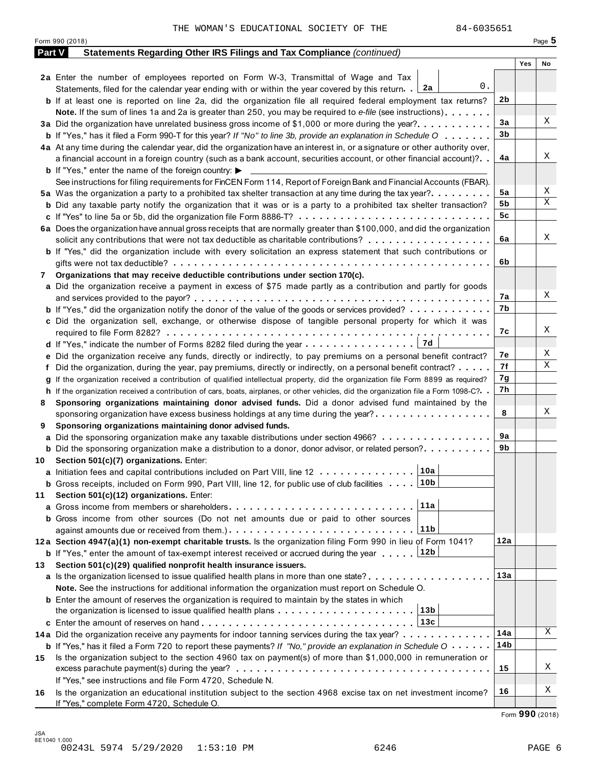THE WOMAN'S EDUCATIONAL SOCIETY OF THE 84-6035651

Form 990 (2018) Page **5**

## Part V Statements Regarding Other IRS Filings and Tax Compliance *(continued)*

| | | | Yes | No |
|---|---|---|---|---|
| **2a** | Enter the number of employees reported on Form W-3, Transmittal of Wage and Tax Statements, filed for the calendar year ending with or within the year covered by this return. . **2a** 0. | | | |
| **b** | If at least one is reported on line 2a, did the organization file all required federal employment tax returns? | **2b** | | |
| | **Note.** If the sum of lines 1a and 2a is greater than 250, you may be required to *e-file* (see instructions) | | | |
| **3a** | Did the organization have unrelated business gross income of $1,000 or more during the year? | **3a** | | X |
| **b** | If "Yes," has it filed a Form 990-T for this year? *If "No" to line 3b, provide an explanation in Schedule O* | **3b** | | |
| **4a** | At any time during the calendar year, did the organization have an interest in, or a signature or other authority over, a financial account in a foreign country (such as a bank account, securities account, or other financial account)? | **4a** | | X |
| **b** | If "Yes," enter the name of the foreign country: ▶ | | | |
| | See instructions for filing requirements for FinCEN Form 114, Report of Foreign Bank and Financial Accounts (FBAR). | | | |
| **5a** | Was the organization a party to a prohibited tax shelter transaction at any time during the tax year? | **5a** | | X |
| **b** | Did any taxable party notify the organization that it was or is a party to a prohibited tax shelter transaction? | **5b** | | X |
| **c** | If "Yes" to line 5a or 5b, did the organization file Form 8886-T? | **5c** | | |
| **6a** | Does the organization have annual gross receipts that are normally greater than $100,000, and did the organization solicit any contributions that were not tax deductible as charitable contributions? | **6a** | | X |
| **b** | If "Yes," did the organization include with every solicitation an express statement that such contributions or gifts were not tax deductible? | **6b** | | |
| **7** | **Organizations that may receive deductible contributions under section 170(c).** | | | |
| **a** | Did the organization receive a payment in excess of $75 made partly as a contribution and partly for goods and services provided to the payor? | **7a** | | X |
| **b** | If "Yes," did the organization notify the donor of the value of the goods or services provided? | **7b** | | |
| **c** | Did the organization sell, exchange, or otherwise dispose of tangible personal property for which it was required to file Form 8282? | **7c** | | X |
| **d** | If "Yes," indicate the number of Forms 8282 filed during the year **7d** | | | |
| **e** | Did the organization receive any funds, directly or indirectly, to pay premiums on a personal benefit contract? | **7e** | | X |
| **f** | Did the organization, during the year, pay premiums, directly or indirectly, on a personal benefit contract? | **7f** | | X |
| **g** | If the organization received a contribution of qualified intellectual property, did the organization file Form 8899 as required? | **7g** | | |
| **h** | If the organization received a contribution of cars, boats, airplanes, or other vehicles, did the organization file a Form 1098-C? | **7h** | | |
| **8** | **Sponsoring organizations maintaining donor advised funds.** Did a donor advised fund maintained by the sponsoring organization have excess business holdings at any time during the year? | **8** | | X |
| **9** | **Sponsoring organizations maintaining donor advised funds.** | | | |
| **a** | Did the sponsoring organization make any taxable distributions under section 4966? | **9a** | | |
| **b** | Did the sponsoring organization make a distribution to a donor, donor advisor, or related person? | **9b** | | |
| **10** | **Section 501(c)(7) organizations.** Enter: | | | |
| **a** | Initiation fees and capital contributions included on Part VIII, line 12 **10a** | | | |
| **b** | Gross receipts, included on Form 990, Part VIII, line 12, for public use of club facilities **10b** | | | |
| **11** | **Section 501(c)(12) organizations.** Enter: | | | |
| **a** | Gross income from members or shareholders **11a** | | | |
| **b** | Gross income from other sources (Do not net amounts due or paid to other sources against amounts due or received from them.) **11b** | | | |
| **12a** | **Section 4947(a)(1) non-exempt charitable trusts.** Is the organization filing Form 990 in lieu of Form 1041? | **12a** | | |
| **b** | If "Yes," enter the amount of tax-exempt interest received or accrued during the year **12b** | | | |
| **13** | **Section 501(c)(29) qualified nonprofit health insurance issuers.** | | | |
| **a** | Is the organization licensed to issue qualified health plans in more than one state? | **13a** | | |
| | **Note.** See the instructions for additional information the organization must report on Schedule O. | | | |
| **b** | Enter the amount of reserves the organization is required to maintain by the states in which the organization is licensed to issue qualified health plans **13b** | | | |
| **c** | Enter the amount of reserves on hand **13c** | | | |
| **14a** | Did the organization receive any payments for indoor tanning services during the tax year? | **14a** | | X |
| **b** | If "Yes," has it filed a Form 720 to report these payments? *If "No," provide an explanation in Schedule O* | **14b** | | |
| **15** | Is the organization subject to the section 4960 tax on payment(s) of more than $1,000,000 in remuneration or excess parachute payment(s) during the year? | **15** | | X |
| | If "Yes," see instructions and file Form 4720, Schedule N. | | | |
| **16** | Is the organization an educational institution subject to the section 4968 excise tax on net investment income? | **16** | | X |
| | If "Yes," complete Form 4720, Schedule O. | | | |

Form **990** (2018)

JSA 8E1040 1.000

00243L 5974 5/29/2020 1:53:10 PM 6246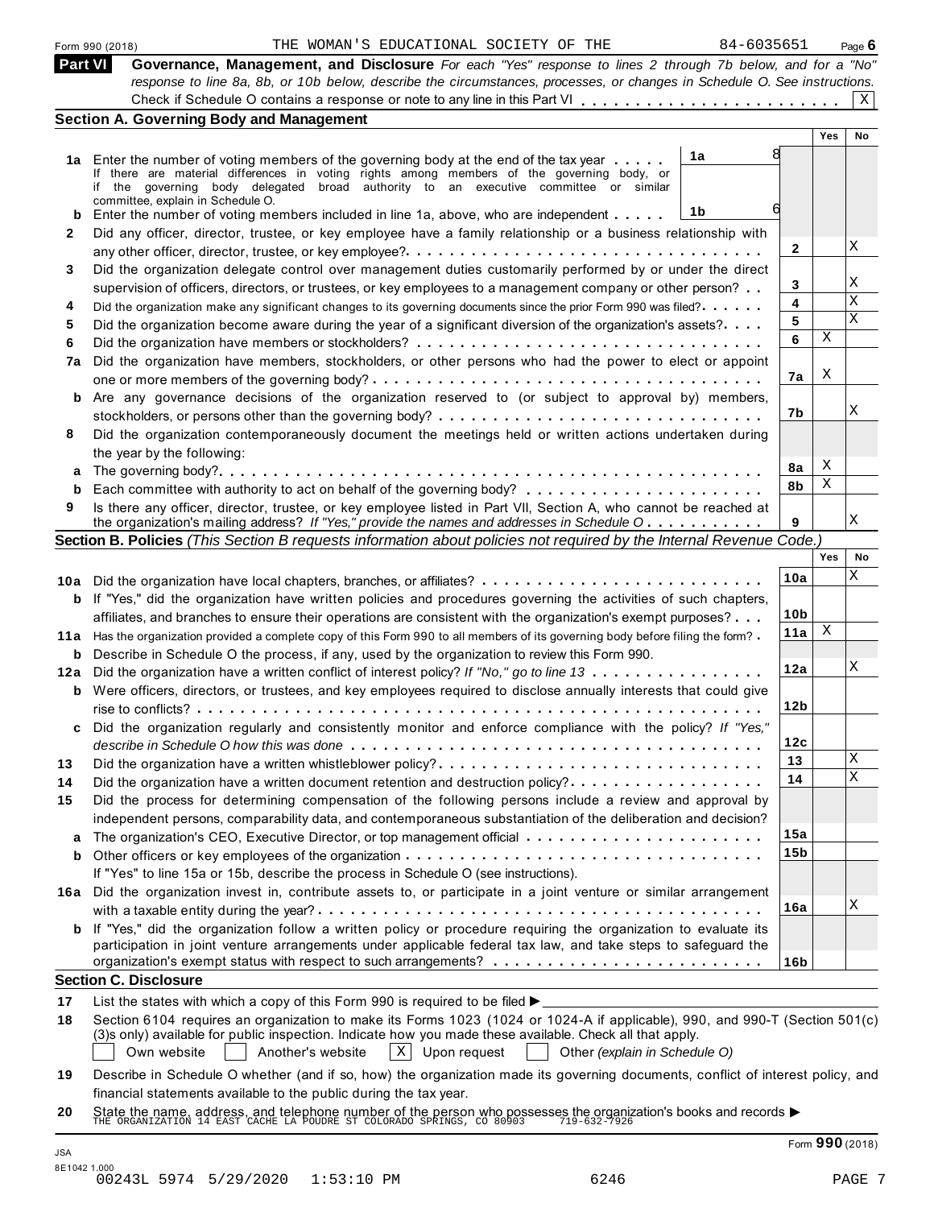Form 990 (2018) THE WOMAN'S EDUCATIONAL SOCIETY OF THE 84-6035651 Page 6

**Part VI Governance, Management, and Disclosure** *For each "Yes" response to lines 2 through 7b below, and for a "No" response to line 8a, 8b, or 10b below, describe the circumstances, processes, or changes in Schedule O. See instructions.*

Check if Schedule O contains a response or note to any line in this Part VI . . . . . . . . [X]

## Section A. Governing Body and Management

| | | | Yes | No |
|---|---|---|---|---|
| **1a** | Enter the number of voting members of the governing body at the end of the tax year . . . . . (1a: 8) If there are material differences in voting rights among members of the governing body, or if the governing body delegated broad authority to an executive committee or similar committee, explain in Schedule O. | | | |
| **b** | Enter the number of voting members included in line 1a, above, who are independent . . . . . (1b: 6) | | | |
| **2** | Did any officer, director, trustee, or key employee have a family relationship or a business relationship with any other officer, director, trustee, or key employee? | 2 | | X |
| **3** | Did the organization delegate control over management duties customarily performed by or under the direct supervision of officers, directors, or trustees, or key employees to a management company or other person? | 3 | | X |
| **4** | Did the organization make any significant changes to its governing documents since the prior Form 990 was filed? | 4 | | X |
| **5** | Did the organization become aware during the year of a significant diversion of the organization's assets? | 5 | | X |
| **6** | Did the organization have members or stockholders? | 6 | X | |
| **7a** | Did the organization have members, stockholders, or other persons who had the power to elect or appoint one or more members of the governing body? | 7a | X | |
| **b** | Are any governance decisions of the organization reserved to (or subject to approval by) members, stockholders, or persons other than the governing body? | 7b | | X |
| **8** | Did the organization contemporaneously document the meetings held or written actions undertaken during the year by the following: | | | |
| **a** | The governing body? | 8a | X | |
| **b** | Each committee with authority to act on behalf of the governing body? | 8b | X | |
| **9** | Is there any officer, director, trustee, or key employee listed in Part VII, Section A, who cannot be reached at the organization's mailing address? *If "Yes," provide the names and addresses in Schedule O* | 9 | | X |

## Section B. Policies *(This Section B requests information about policies not required by the Internal Revenue Code.)*

| | | | Yes | No |
|---|---|---|---|---|
| **10a** | Did the organization have local chapters, branches, or affiliates? | 10a | | X |
| **b** | If "Yes," did the organization have written policies and procedures governing the activities of such chapters, affiliates, and branches to ensure their operations are consistent with the organization's exempt purposes? | 10b | | |
| **11a** | Has the organization provided a complete copy of this Form 990 to all members of its governing body before filing the form? | 11a | X | |
| **b** | Describe in Schedule O the process, if any, used by the organization to review this Form 990. | | | |
| **12a** | Did the organization have a written conflict of interest policy? *If "No," go to line 13* | 12a | | X |
| **b** | Were officers, directors, or trustees, and key employees required to disclose annually interests that could give rise to conflicts? | 12b | | |
| **c** | Did the organization regularly and consistently monitor and enforce compliance with the policy? *If "Yes," describe in Schedule O how this was done* | 12c | | |
| **13** | Did the organization have a written whistleblower policy? | 13 | | X |
| **14** | Did the organization have a written document retention and destruction policy? | 14 | | X |
| **15** | Did the process for determining compensation of the following persons include a review and approval by independent persons, comparability data, and contemporaneous substantiation of the deliberation and decision? | | | |
| **a** | The organization's CEO, Executive Director, or top management official | 15a | | |
| **b** | Other officers or key employees of the organization | 15b | | |
| | If "Yes" to line 15a or 15b, describe the process in Schedule O (see instructions). | | | |
| **16a** | Did the organization invest in, contribute assets to, or participate in a joint venture or similar arrangement with a taxable entity during the year? | 16a | | X |
| **b** | If "Yes," did the organization follow a written policy or procedure requiring the organization to evaluate its participation in joint venture arrangements under applicable federal tax law, and take steps to safeguard the organization's exempt status with respect to such arrangements? | 16b | | |

## Section C. Disclosure

**17** List the states with which a copy of this Form 990 is required to be filed ▶

**18** Section 6104 requires an organization to make its Forms 1023 (1024 or 1024-A if applicable), 990, and 990-T (Section 501(c)(3)s only) available for public inspection. Indicate how you made these available. Check all that apply.

[ ] Own website [ ] Another's website [X] Upon request [ ] Other *(explain in Schedule O)*

**19** Describe in Schedule O whether (and if so, how) the organization made its governing documents, conflict of interest policy, and financial statements available to the public during the tax year.

**20** State the name, address, and telephone number of the person who possesses the organization's books and records ▶
THE ORGANIZATION 14 EAST CACHE LA POUDRE ST COLORADO SPRINGS, CO 80903 719-632-7926

Form **990** (2018)

JSA
8E1042 1.000
00243L 5974 5/29/2020 1:53:10 PM 6246 PAGE 7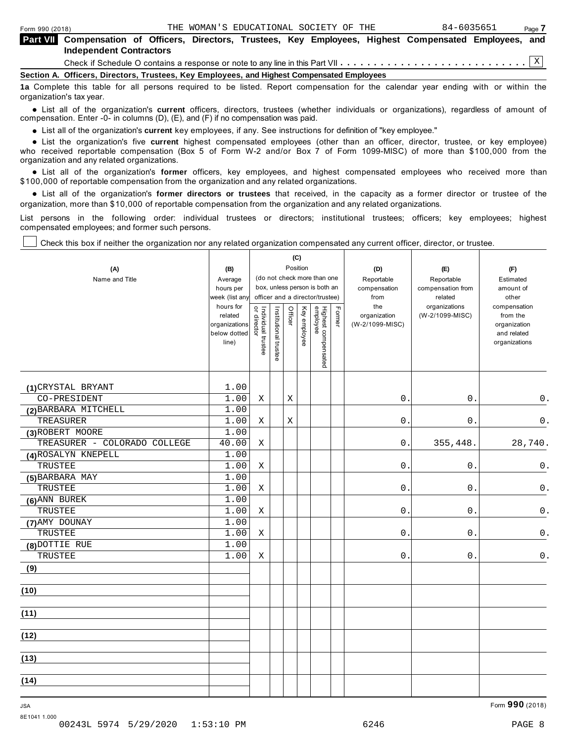Form 990 (2018) THE WOMAN'S EDUCATIONAL SOCIETY OF THE 84-6035651 Page 7

**Part VII Compensation of Officers, Directors, Trustees, Key Employees, Highest Compensated Employees, and Independent Contractors**

Check if Schedule O contains a response or note to any line in this Part VII . . . . . . . . . . . . . . . . . . . . . . . . . . . . [X]

**Section A. Officers, Directors, Trustees, Key Employees, and Highest Compensated Employees**

**1a** Complete this table for all persons required to be listed. Report compensation for the calendar year ending with or within the organization's tax year.

- List all of the organization's **current** officers, directors, trustees (whether individuals or organizations), regardless of amount of compensation. Enter -0- in columns (D), (E), and (F) if no compensation was paid.
- List all of the organization's **current** key employees, if any. See instructions for definition of "key employee."
- List the organization's five **current** highest compensated employees (other than an officer, director, trustee, or key employee) who received reportable compensation (Box 5 of Form W-2 and/or Box 7 of Form 1099-MISC) of more than $100,000 from the organization and any related organizations.
- List all of the organization's **former** officers, key employees, and highest compensated employees who received more than $100,000 of reportable compensation from the organization and any related organizations.
- List all of the organization's **former directors or trustees** that received, in the capacity as a former director or trustee of the organization, more than $10,000 of reportable compensation from the organization and any related organizations.

List persons in the following order: individual trustees or directors; institutional trustees; officers; key employees; highest compensated employees; and former such persons.

[ ] Check this box if neither the organization nor any related organization compensated any current officer, director, or trustee.

| (A) Name and Title | (B) Average hours per week (list any hours for related organizations below dotted line) | (C) Position: Individual trustee or director | Institutional trustee | Officer | Key employee | Highest compensated employee | Former | (D) Reportable compensation from the organization (W-2/1099-MISC) | (E) Reportable compensation from related organizations (W-2/1099-MISC) | (F) Estimated amount of other compensation from the organization and related organizations |
|---|---|---|---|---|---|---|---|---|---|---|
| (1) CRYSTAL BRYANT<br>CO-PRESIDENT | 1.00<br>1.00 | X | | X | | | | 0. | 0. | 0. |
| (2) BARBARA MITCHELL<br>TREASURER | 1.00<br>1.00 | X | | X | | | | 0. | 0. | 0. |
| (3) ROBERT MOORE<br>TREASURER - COLORADO COLLEGE | 1.00<br>40.00 | X | | | | | | 0. | 355,448. | 28,740. |
| (4) ROSALYN KNEPELL<br>TRUSTEE | 1.00<br>1.00 | X | | | | | | 0. | 0. | 0. |
| (5) BARBARA MAY<br>TRUSTEE | 1.00<br>1.00 | X | | | | | | 0. | 0. | 0. |
| (6) ANN BUREK<br>TRUSTEE | 1.00<br>1.00 | X | | | | | | 0. | 0. | 0. |
| (7) AMY DOUNAY<br>TRUSTEE | 1.00<br>1.00 | X | | | | | | 0. | 0. | 0. |
| (8) DOTTIE RUE<br>TRUSTEE | 1.00<br>1.00 | X | | | | | | 0. | 0. | 0. |
| (9) | | | | | | | | | | |
| (10) | | | | | | | | | | |
| (11) | | | | | | | | | | |
| (12) | | | | | | | | | | |
| (13) | | | | | | | | | | |
| (14) | | | | | | | | | | |

Form **990** (2018)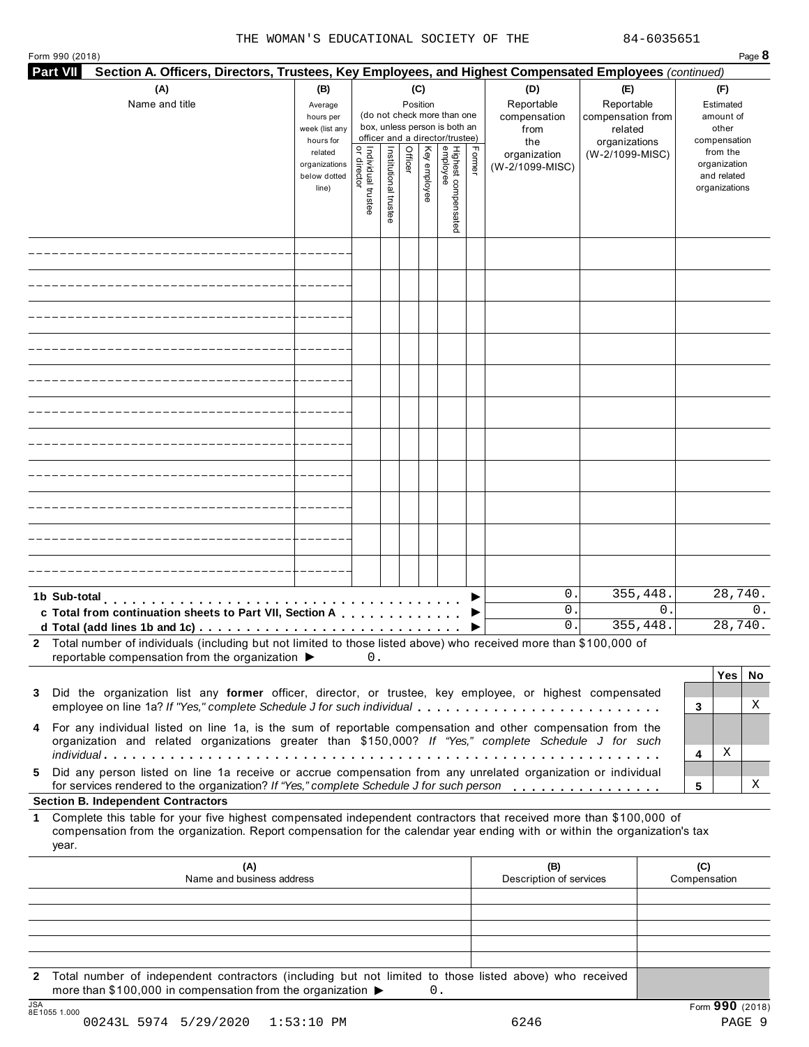THE WOMAN'S EDUCATIONAL SOCIETY OF THE 84-6035651

Form 990 (2018) Page **8**

**Part VII Section A. Officers, Directors, Trustees, Key Employees, and Highest Compensated Employees** *(continued)*

| (A) Name and title | (B) Average hours per week (list any hours for related organizations below dotted line) | (C) Position (do not check more than one box, unless person is both an officer and a director/trustee) | | | | | | (D) Reportable compensation from the organization (W-2/1099-MISC) | (E) Reportable compensation from related organizations (W-2/1099-MISC) | (F) Estimated amount of other compensation from the organization and related organizations |
|---|---|---|---|---|---|---|---|---|---|---|
| | | Individual trustee or director | Institutional trustee | Officer | Key employee | Highest compensated employee | Former | | | |
| | | | | | | | | | | |
| | | | | | | | | | | |
| | | | | | | | | | | |
| | | | | | | | | | | |
| | | | | | | | | | | |
| | | | | | | | | | | |
| | | | | | | | | | | |
| | | | | | | | | | | |
| | | | | | | | | | | |
| | | | | | | | | | | |
| | | | | | | | | | | |
| **1b Sub-total** ▶ | | | | | | | | 0. | 355,448. | 28,740. |
| **c Total from continuation sheets to Part VII, Section A** ▶ | | | | | | | | 0. | 0. | 0. |
| **d Total (add lines 1b and 1c)** ▶ | | | | | | | | 0. | 355,448. | 28,740. |

**2** Total number of individuals (including but not limited to those listed above) who received more than $100,000 of reportable compensation from the organization ▶ 0.

| | | Yes | No |
|---|---|---|---|
| **3** Did the organization list any **former** officer, director, or trustee, key employee, or highest compensated employee on line 1a? *If "Yes," complete Schedule J for such individual* | 3 | | X |
| **4** For any individual listed on line 1a, is the sum of reportable compensation and other compensation from the organization and related organizations greater than $150,000? *If "Yes," complete Schedule J for such individual* | 4 | X | |
| **5** Did any person listed on line 1a receive or accrue compensation from any unrelated organization or individual for services rendered to the organization? *If "Yes," complete Schedule J for such person* | 5 | | X |

**Section B. Independent Contractors**

**1** Complete this table for your five highest compensated independent contractors that received more than $100,000 of compensation from the organization. Report compensation for the calendar year ending with or within the organization's tax year.

| (A) Name and business address | (B) Description of services | (C) Compensation |
|---|---|---|
| | | |
| | | |
| | | |
| | | |
| | | |

**2** Total number of independent contractors (including but not limited to those listed above) who received more than $100,000 in compensation from the organization ▶ 0.

JSA 8E1055 1.000

Form **990** (2018)

00243L 5974 5/29/2020 1:53:10 PM 6246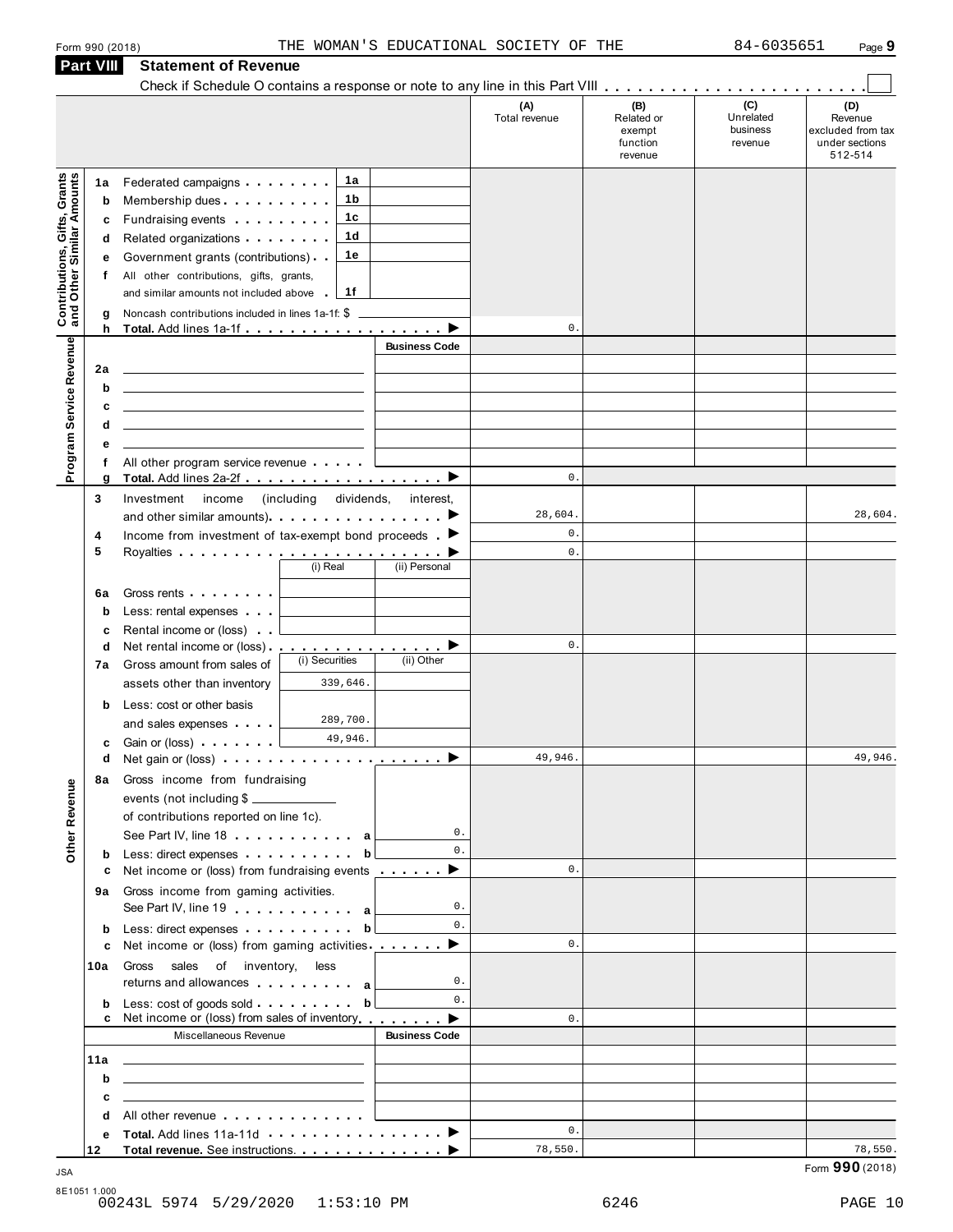Form 990 (2018) THE WOMAN'S EDUCATIONAL SOCIETY OF THE 84-6035651 Page **9**

## Part VIII Statement of Revenue

Check if Schedule O contains a response or note to any line in this Part VIII . . . . . . . . . . . . . . . . . . . . . . . ☐

| | | | | (A) Total revenue | (B) Related or exempt function revenue | (C) Unrelated business revenue | (D) Revenue excluded from tax under sections 512-514 |
|---|---|---|---|---|---|---|---|
| **Contributions, Gifts, Grants and Other Similar Amounts** | 1a | Federated campaigns | 1a | | | | |
| | b | Membership dues | 1b | | | | |
| | c | Fundraising events | 1c | | | | |
| | d | Related organizations | 1d | | | | |
| | e | Government grants (contributions) | 1e | | | | |
| | f | All other contributions, gifts, grants, and similar amounts not included above | 1f | | | | |
| | g | Noncash contributions included in lines 1a-1f: $ | | | | | |
| | h | **Total.** Add lines 1a-1f | ▶ | 0. | | | |
| **Program Service Revenue** | | | **Business Code** | | | | |
| | 2a | | | | | | |
| | b | | | | | | |
| | c | | | | | | |
| | d | | | | | | |
| | e | | | | | | |
| | f | All other program service revenue | | | | | |
| | g | **Total.** Add lines 2a-2f | ▶ | 0. | | | |
| **Other Revenue** | 3 | Investment income (including dividends, interest, and other similar amounts) | ▶ | 28,604. | | | 28,604. |
| | 4 | Income from investment of tax-exempt bond proceeds | ▶ | 0. | | | |
| | 5 | Royalties | ▶ | 0. | | | |
| | | | (i) Real / (ii) Personal | | | | |
| | 6a | Gross rents | | | | | |
| | b | Less: rental expenses | | | | | |
| | c | Rental income or (loss) | | | | | |
| | d | Net rental income or (loss) | ▶ | 0. | | | |
| | 7a | Gross amount from sales of assets other than inventory | (i) Securities: 339,646. / (ii) Other: | | | | |
| | b | Less: cost or other basis and sales expenses | (i) Securities: 289,700. / (ii) Other: | | | | |
| | c | Gain or (loss) | (i) Securities: 49,946. / (ii) Other: | | | | |
| | d | Net gain or (loss) | ▶ | 49,946. | | | 49,946. |
| | 8a | Gross income from fundraising events (not including $ ____ of contributions reported on line 1c). See Part IV, line 18 | a 0. | | | | |
| | b | Less: direct expenses | b 0. | | | | |
| | c | Net income or (loss) from fundraising events | ▶ | 0. | | | |
| | 9a | Gross income from gaming activities. See Part IV, line 19 | a 0. | | | | |
| | b | Less: direct expenses | b 0. | | | | |
| | c | Net income or (loss) from gaming activities | ▶ | 0. | | | |
| | 10a | Gross sales of inventory, less returns and allowances | a 0. | | | | |
| | b | Less: cost of goods sold | b 0. | | | | |
| | c | Net income or (loss) from sales of inventory | ▶ | 0. | | | |
| | | Miscellaneous Revenue | **Business Code** | | | | |
| | 11a | | | | | | |
| | b | | | | | | |
| | c | | | | | | |
| | d | All other revenue | | | | | |
| | e | **Total.** Add lines 11a-11d | ▶ | 0. | | | |
| | 12 | **Total revenue.** See instructions. | ▶ | 78,550. | | | 78,550. |

JSA
8E1051 1.000
00243L 5974 5/29/2020 1:53:10 PM 6246

Form **990** (2018)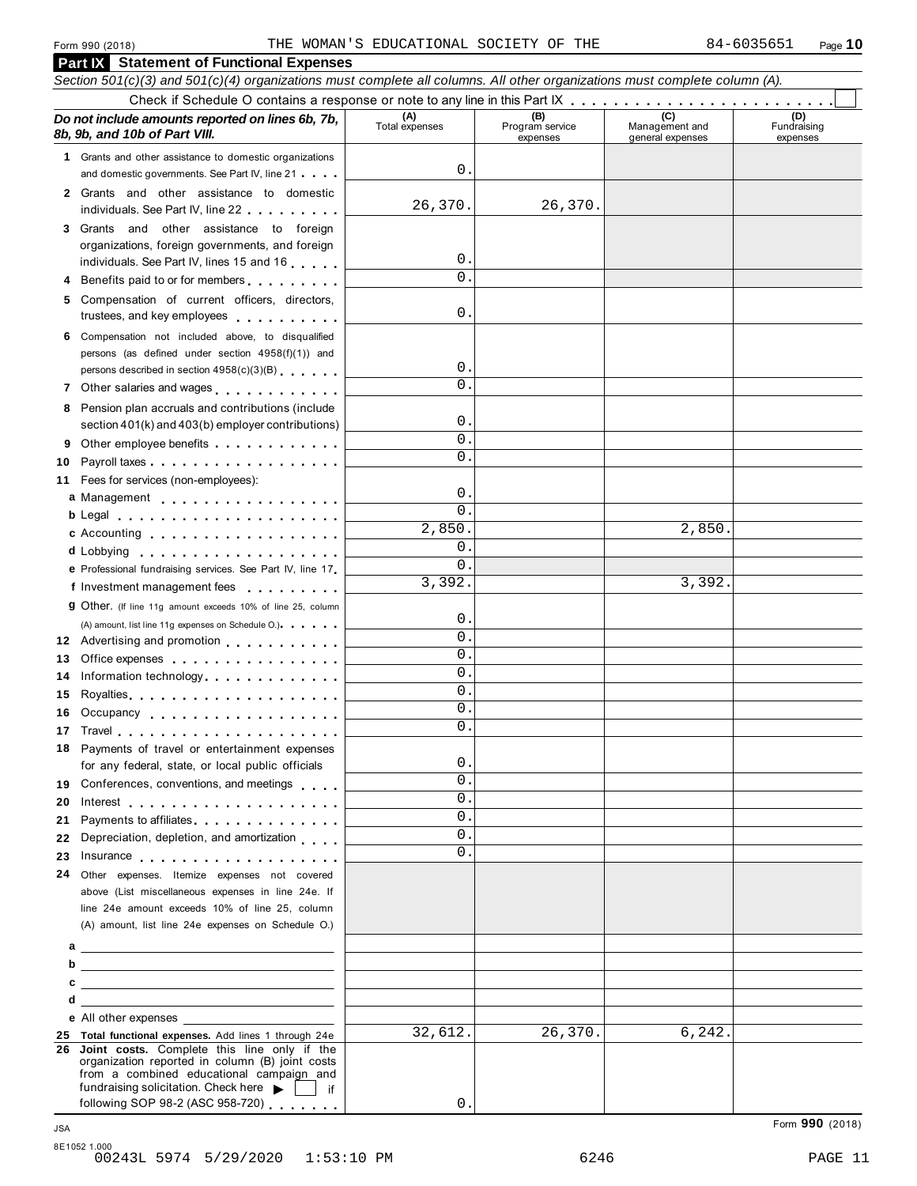Form 990 (2018) THE WOMAN'S EDUCATIONAL SOCIETY OF THE 84-6035651 Page 10

## Part IX Statement of Functional Expenses

*Section 501(c)(3) and 501(c)(4) organizations must complete all columns. All other organizations must complete column (A).*

Check if Schedule O contains a response or note to any line in this Part IX

| *Do not include amounts reported on lines 6b, 7b, 8b, 9b, and 10b of Part VIII.* | (A) Total expenses | (B) Program service expenses | (C) Management and general expenses | (D) Fundraising expenses |
|---|---|---|---|---|
| 1 Grants and other assistance to domestic organizations and domestic governments. See Part IV, line 21 | 0. | | | |
| 2 Grants and other assistance to domestic individuals. See Part IV, line 22 | 26,370. | 26,370. | | |
| 3 Grants and other assistance to foreign organizations, foreign governments, and foreign individuals. See Part IV, lines 15 and 16 | 0. | | | |
| 4 Benefits paid to or for members | 0. | | | |
| 5 Compensation of current officers, directors, trustees, and key employees | 0. | | | |
| 6 Compensation not included above, to disqualified persons (as defined under section 4958(f)(1)) and persons described in section 4958(c)(3)(B) | 0. | | | |
| 7 Other salaries and wages | 0. | | | |
| 8 Pension plan accruals and contributions (include section 401(k) and 403(b) employer contributions) | 0. | | | |
| 9 Other employee benefits | 0. | | | |
| 10 Payroll taxes | 0. | | | |
| 11 Fees for services (non-employees): | | | | |
| a Management | 0. | | | |
| b Legal | 0. | | | |
| c Accounting | 2,850. | | 2,850. | |
| d Lobbying | 0. | | | |
| e Professional fundraising services. See Part IV, line 17 | 0. | | | |
| f Investment management fees | 3,392. | | 3,392. | |
| g Other. (If line 11g amount exceeds 10% of line 25, column (A) amount, list line 11g expenses on Schedule O.) | 0. | | | |
| 12 Advertising and promotion | 0. | | | |
| 13 Office expenses | 0. | | | |
| 14 Information technology | 0. | | | |
| 15 Royalties | 0. | | | |
| 16 Occupancy | 0. | | | |
| 17 Travel | 0. | | | |
| 18 Payments of travel or entertainment expenses for any federal, state, or local public officials | 0. | | | |
| 19 Conferences, conventions, and meetings | 0. | | | |
| 20 Interest | 0. | | | |
| 21 Payments to affiliates | 0. | | | |
| 22 Depreciation, depletion, and amortization | 0. | | | |
| 23 Insurance | 0. | | | |
| 24 Other expenses. Itemize expenses not covered above (List miscellaneous expenses in line 24e. If line 24e amount exceeds 10% of line 25, column (A) amount, list line 24e expenses on Schedule O.) | | | | |
| a | | | | |
| b | | | | |
| c | | | | |
| d | | | | |
| e All other expenses | | | | |
| 25 **Total functional expenses.** Add lines 1 through 24e | 32,612. | 26,370. | 6,242. | |
| 26 **Joint costs.** Complete this line only if the organization reported in column (B) joint costs from a combined educational campaign and fundraising solicitation. Check here ▶ ☐ if following SOP 98-2 (ASC 958-720) | 0. | | | |

Form **990** (2018)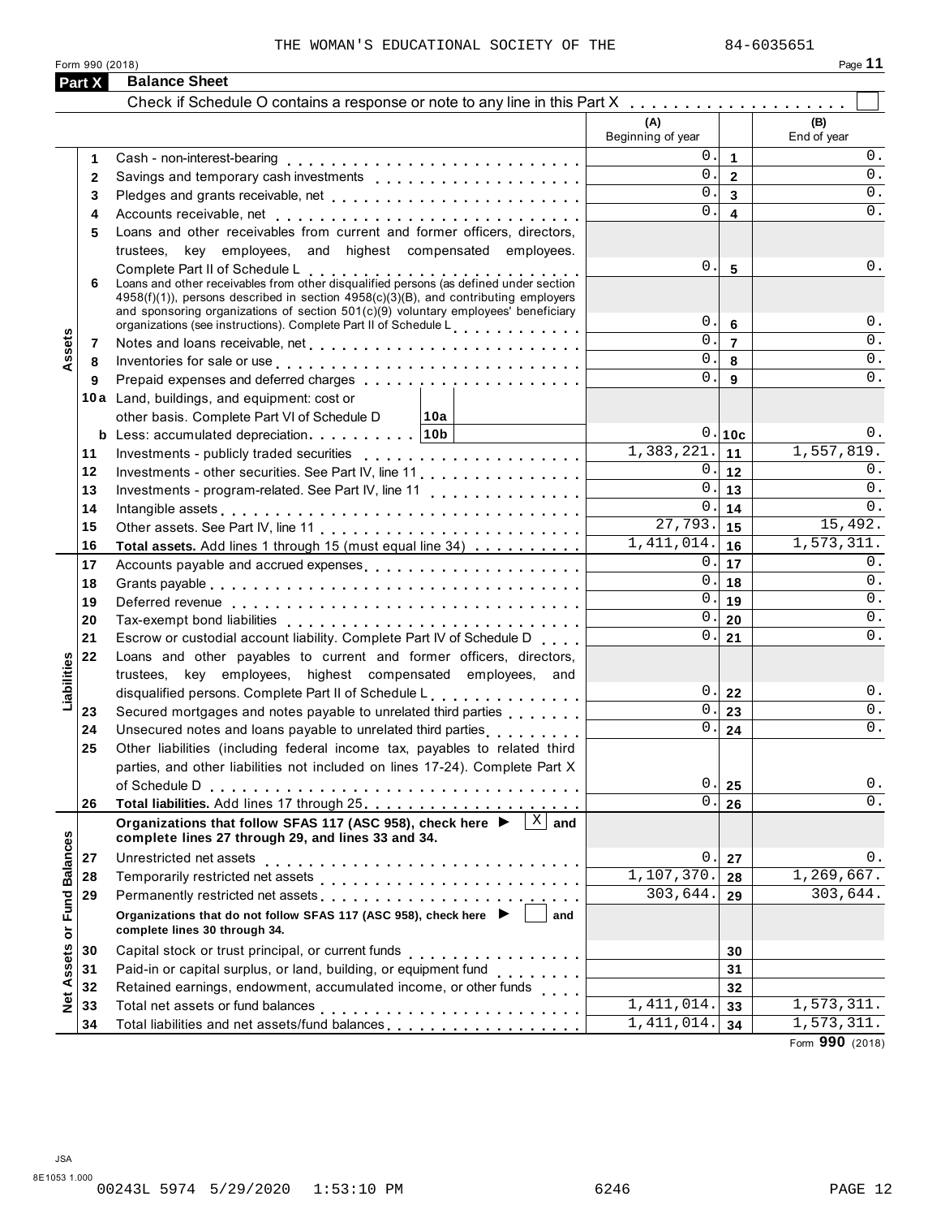THE WOMAN'S EDUCATIONAL SOCIETY OF THE 84-6035651

Form 990 (2018) Page **11**

## Part X Balance Sheet

Check if Schedule O contains a response or note to any line in this Part X . . . . . . . . . . . . . . . . . . . ☐

| | | | (A) Beginning of year | | (B) End of year |
|---|---|---|---|---|---|
| **Assets** | 1 | Cash - non-interest-bearing | 0. | 1 | 0. |
| | 2 | Savings and temporary cash investments | 0. | 2 | 0. |
| | 3 | Pledges and grants receivable, net | 0. | 3 | 0. |
| | 4 | Accounts receivable, net | 0. | 4 | 0. |
| | 5 | Loans and other receivables from current and former officers, directors, trustees, key employees, and highest compensated employees. Complete Part II of Schedule L | 0. | 5 | 0. |
| | 6 | Loans and other receivables from other disqualified persons (as defined under section 4958(f)(1)), persons described in section 4958(c)(3)(B), and contributing employers and sponsoring organizations of section 501(c)(9) voluntary employees' beneficiary organizations (see instructions). Complete Part II of Schedule L | 0. | 6 | 0. |
| | 7 | Notes and loans receivable, net | 0. | 7 | 0. |
| | 8 | Inventories for sale or use | 0. | 8 | 0. |
| | 9 | Prepaid expenses and deferred charges | 0. | 9 | 0. |
| | 10a | Land, buildings, and equipment: cost or other basis. Complete Part VI of Schedule D 10a | | | |
| | b | Less: accumulated depreciation 10b | 0. | 10c | 0. |
| | 11 | Investments - publicly traded securities | 1,383,221. | 11 | 1,557,819. |
| | 12 | Investments - other securities. See Part IV, line 11 | 0. | 12 | 0. |
| | 13 | Investments - program-related. See Part IV, line 11 | 0. | 13 | 0. |
| | 14 | Intangible assets | 0. | 14 | 0. |
| | 15 | Other assets. See Part IV, line 11 | 27,793. | 15 | 15,492. |
| | 16 | **Total assets.** Add lines 1 through 15 (must equal line 34) | 1,411,014. | 16 | 1,573,311. |
| **Liabilities** | 17 | Accounts payable and accrued expenses | 0. | 17 | 0. |
| | 18 | Grants payable | 0. | 18 | 0. |
| | 19 | Deferred revenue | 0. | 19 | 0. |
| | 20 | Tax-exempt bond liabilities | 0. | 20 | 0. |
| | 21 | Escrow or custodial account liability. Complete Part IV of Schedule D | 0. | 21 | 0. |
| | 22 | Loans and other payables to current and former officers, directors, trustees, key employees, highest compensated employees, and disqualified persons. Complete Part II of Schedule L | 0. | 22 | 0. |
| | 23 | Secured mortgages and notes payable to unrelated third parties | 0. | 23 | 0. |
| | 24 | Unsecured notes and loans payable to unrelated third parties | 0. | 24 | 0. |
| | 25 | Other liabilities (including federal income tax, payables to related third parties, and other liabilities not included on lines 17-24). Complete Part X of Schedule D | 0. | 25 | 0. |
| | 26 | **Total liabilities.** Add lines 17 through 25 | 0. | 26 | 0. |
| **Net Assets or Fund Balances** | | **Organizations that follow SFAS 117 (ASC 958), check here ▶ ☒ and complete lines 27 through 29, and lines 33 and 34.** | | | |
| | 27 | Unrestricted net assets | 0. | 27 | 0. |
| | 28 | Temporarily restricted net assets | 1,107,370. | 28 | 1,269,667. |
| | 29 | Permanently restricted net assets | 303,644. | 29 | 303,644. |
| | | **Organizations that do not follow SFAS 117 (ASC 958), check here ▶ ☐ and complete lines 30 through 34.** | | | |
| | 30 | Capital stock or trust principal, or current funds | | 30 | |
| | 31 | Paid-in or capital surplus, or land, building, or equipment fund | | 31 | |
| | 32 | Retained earnings, endowment, accumulated income, or other funds | | 32 | |
| | 33 | Total net assets or fund balances | 1,411,014. | 33 | 1,573,311. |
| | 34 | Total liabilities and net assets/fund balances | 1,411,014. | 34 | 1,573,311. |

Form **990** (2018)

JSA
8E1053 1.000
00243L 5974 5/29/2020 1:53:10 PM 6246 PAGE 12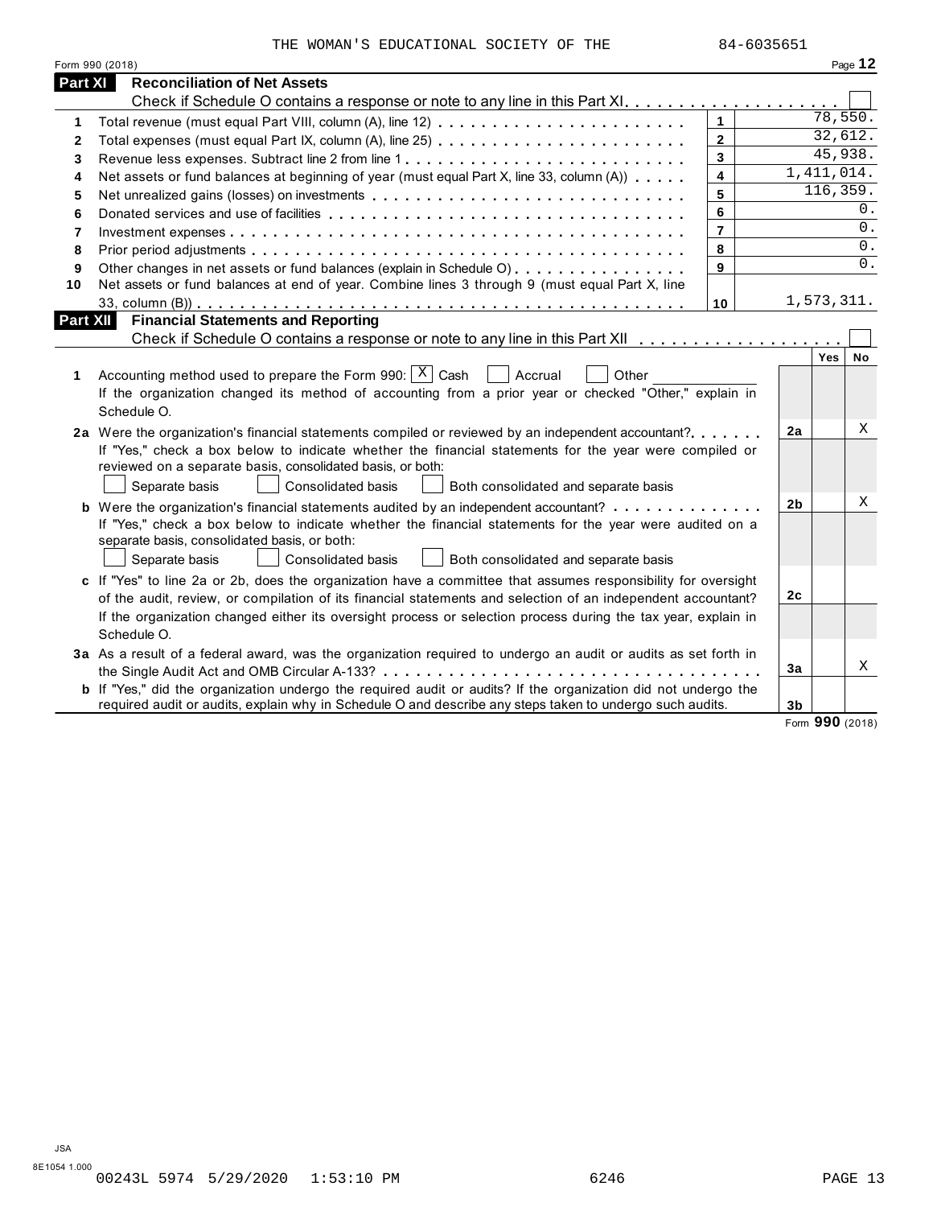THE WOMAN'S EDUCATIONAL SOCIETY OF THE 84-6035651

Form 990 (2018)

## Part XI Reconciliation of Net Assets

Check if Schedule O contains a response or note to any line in this Part XI . . . . . . . . . . . . . . . . . . . . ☐

| | | | |
|---|---|---|---|
| 1 | Total revenue (must equal Part VIII, column (A), line 12) | 1 | 78,550. |
| 2 | Total expenses (must equal Part IX, column (A), line 25) | 2 | 32,612. |
| 3 | Revenue less expenses. Subtract line 2 from line 1 | 3 | 45,938. |
| 4 | Net assets or fund balances at beginning of year (must equal Part X, line 33, column (A)) | 4 | 1,411,014. |
| 5 | Net unrealized gains (losses) on investments | 5 | 116,359. |
| 6 | Donated services and use of facilities | 6 | 0. |
| 7 | Investment expenses | 7 | 0. |
| 8 | Prior period adjustments | 8 | 0. |
| 9 | Other changes in net assets or fund balances (explain in Schedule O) | 9 | 0. |
| 10 | Net assets or fund balances at end of year. Combine lines 3 through 9 (must equal Part X, line 33, column (B)) | 10 | 1,573,311. |

## Part XII Financial Statements and Reporting

Check if Schedule O contains a response or note to any line in this Part XII . . . . . . . . . . . . . . . . . . . ☐

| | | | Yes | No |
|---|---|---|---|---|
| 1 | Accounting method used to prepare the Form 990: ☒ Cash ☐ Accrual ☐ Other ______ If the organization changed its method of accounting from a prior year or checked "Other," explain in Schedule O. | | | |
| 2a | Were the organization's financial statements compiled or reviewed by an independent accountant? If "Yes," check a box below to indicate whether the financial statements for the year were compiled or reviewed on a separate basis, consolidated basis, or both: ☐ Separate basis ☐ Consolidated basis ☐ Both consolidated and separate basis | 2a | | X |
| b | Were the organization's financial statements audited by an independent accountant? If "Yes," check a box below to indicate whether the financial statements for the year were audited on a separate basis, consolidated basis, or both: ☐ Separate basis ☐ Consolidated basis ☐ Both consolidated and separate basis | 2b | | X |
| c | If "Yes" to line 2a or 2b, does the organization have a committee that assumes responsibility for oversight of the audit, review, or compilation of its financial statements and selection of an independent accountant? If the organization changed either its oversight process or selection process during the tax year, explain in Schedule O. | 2c | | |
| 3a | As a result of a federal award, was the organization required to undergo an audit or audits as set forth in the Single Audit Act and OMB Circular A-133? | 3a | | X |
| b | If "Yes," did the organization undergo the required audit or audits? If the organization did not undergo the required audit or audits, explain in Schedule O and describe any steps taken to undergo such audits. | 3b | | |

Form **990** (2018)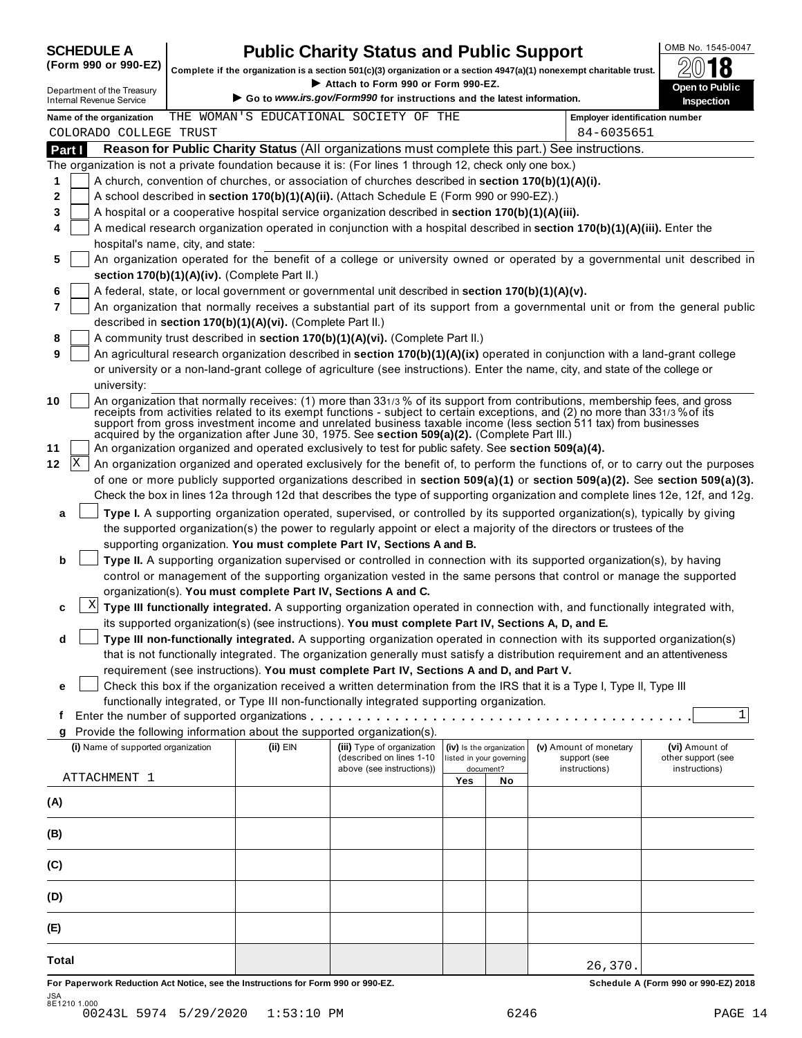**SCHEDULE A (Form 990 or 990-EZ)**

Department of the Treasury
Internal Revenue Service

# Public Charity Status and Public Support

**Complete if the organization is a section 501(c)(3) organization or a section 4947(a)(1) nonexempt charitable trust.**

▶ Attach to Form 990 or Form 990-EZ.

▶ Go to *www.irs.gov/Form990* for instructions and the latest information.

OMB No. 1545-0047

2018

**Open to Public Inspection**

**Name of the organization** THE WOMAN'S EDUCATIONAL SOCIETY OF THE COLORADO COLLEGE TRUST

**Employer identification number** 84-6035651

**Part I** **Reason for Public Charity Status** (All organizations must complete this part.) See instructions.

The organization is not a private foundation because it is: (For lines 1 through 12, check only one box.)

1 [ ] A church, convention of churches, or association of churches described in **section 170(b)(1)(A)(i).**

2 [ ] A school described in **section 170(b)(1)(A)(ii).** (Attach Schedule E (Form 990 or 990-EZ).)

3 [ ] A hospital or a cooperative hospital service organization described in **section 170(b)(1)(A)(iii).**

4 [ ] A medical research organization operated in conjunction with a hospital described in **section 170(b)(1)(A)(iii).** Enter the hospital's name, city, and state:

5 [ ] An organization operated for the benefit of a college or university owned or operated by a governmental unit described in **section 170(b)(1)(A)(iv).** (Complete Part II.)

6 [ ] A federal, state, or local government or governmental unit described in **section 170(b)(1)(A)(v).**

7 [ ] An organization that normally receives a substantial part of its support from a governmental unit or from the general public described in **section 170(b)(1)(A)(vi).** (Complete Part II.)

8 [ ] A community trust described in **section 170(b)(1)(A)(vi).** (Complete Part II.)

9 [ ] An agricultural research organization described in **section 170(b)(1)(A)(ix)** operated in conjunction with a land-grant college or university or a non-land-grant college of agriculture (see instructions). Enter the name, city, and state of the college or university:

10 [ ] An organization that normally receives: (1) more than 33 1/3 % of its support from contributions, membership fees, and gross receipts from activities related to its exempt functions - subject to certain exceptions, and (2) no more than 33 1/3 % of its support from gross investment income and unrelated business taxable income (less section 511 tax) from businesses acquired by the organization after June 30, 1975. See **section 509(a)(2).** (Complete Part III.)

11 [ ] An organization organized and operated exclusively to test for public safety. See **section 509(a)(4).**

12 [X] An organization organized and operated exclusively for the benefit of, to perform the functions of, or to carry out the purposes of one or more publicly supported organizations described in **section 509(a)(1)** or **section 509(a)(2).** See **section 509(a)(3).** Check the box in lines 12a through 12d that describes the type of supporting organization and complete lines 12e, 12f, and 12g.

a [ ] **Type I.** A supporting organization operated, supervised, or controlled by its supported organization(s), typically by giving the supported organization(s) the power to regularly appoint or elect a majority of the directors or trustees of the supporting organization. **You must complete Part IV, Sections A and B.**

b [ ] **Type II.** A supporting organization supervised or controlled in connection with its supported organization(s), by having control or management of the supporting organization vested in the same persons that control or manage the supported organization(s). **You must complete Part IV, Sections A and C.**

c [X] **Type III functionally integrated.** A supporting organization operated in connection with, and functionally integrated with, its supported organization(s) (see instructions). **You must complete Part IV, Sections A, D, and E.**

d [ ] **Type III non-functionally integrated.** A supporting organization operated in connection with its supported organization(s) that is not functionally integrated. The organization generally must satisfy a distribution requirement and an attentiveness requirement (see instructions). **You must complete Part IV, Sections A and D, and Part V.**

e [ ] Check this box if the organization received a written determination from the IRS that it is a Type I, Type II, Type III functionally integrated, or Type III non-functionally integrated supporting organization.

f Enter the number of supported organizations . . . . . . . . . . 1

g Provide the following information about the supported organization(s).

| (i) Name of supported organization | (ii) EIN | (iii) Type of organization (described on lines 1-10 above (see instructions)) | (iv) Is the organization listed in your governing document? Yes | No | (v) Amount of monetary support (see instructions) | (vi) Amount of other support (see instructions) |
|---|---|---|---|---|---|---|
| ATTACHMENT 1 | | | | | | |
| (A) | | | | | | |
| (B) | | | | | | |
| (C) | | | | | | |
| (D) | | | | | | |
| (E) | | | | | | |
| **Total** | | | | | 26,370. | |

**For Paperwork Reduction Act Notice, see the Instructions for Form 990 or 990-EZ.** **Schedule A (Form 990 or 990-EZ) 2018**

JSA 8E1210 1.000

00243L 5974 5/29/2020 1:53:10 PM 6246 PAGE 14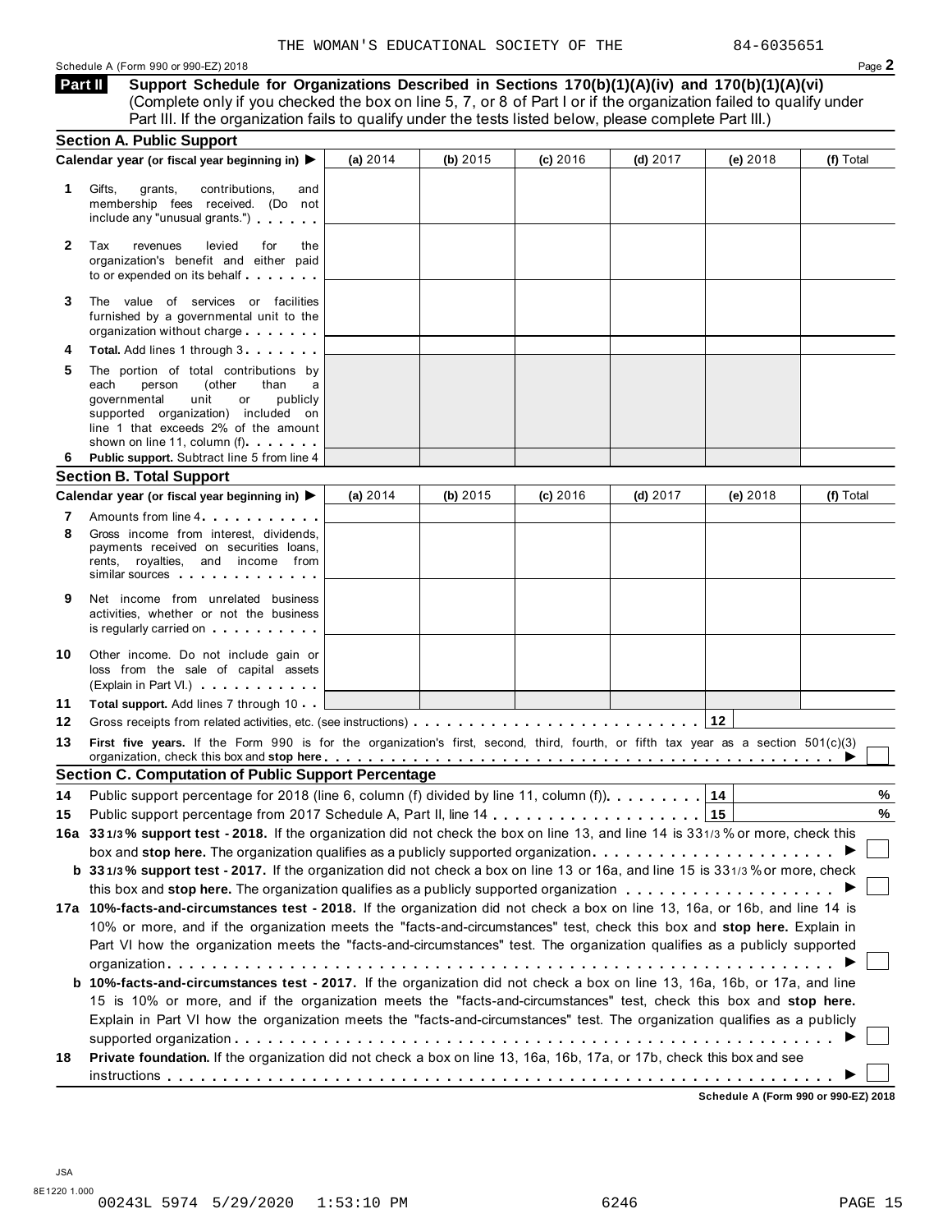THE WOMAN'S EDUCATIONAL SOCIETY OF THE 84-6035651

Schedule A (Form 990 or 990-EZ) 2018

## Part II Support Schedule for Organizations Described in Sections 170(b)(1)(A)(iv) and 170(b)(1)(A)(vi)

(Complete only if you checked the box on line 5, 7, or 8 of Part I or if the organization failed to qualify under Part III. If the organization fails to qualify under the tests listed below, please complete Part III.)

### Section A. Public Support

| Calendar year (or fiscal year beginning in) ▶ | (a) 2014 | (b) 2015 | (c) 2016 | (d) 2017 | (e) 2018 | (f) Total |
|---|---|---|---|---|---|---|
| **1** Gifts, grants, contributions, and membership fees received. (Do not include any "unusual grants.") | | | | | | |
| **2** Tax revenues levied for the organization's benefit and either paid to or expended on its behalf | | | | | | |
| **3** The value of services or facilities furnished by a governmental unit to the organization without charge | | | | | | |
| **4** **Total.** Add lines 1 through 3 | | | | | | |
| **5** The portion of total contributions by each person (other than a governmental unit or publicly supported organization) included on line 1 that exceeds 2% of the amount shown on line 11, column (f) | | | | | | |
| **6** **Public support.** Subtract line 5 from line 4 | | | | | | |

### Section B. Total Support

| Calendar year (or fiscal year beginning in) ▶ | (a) 2014 | (b) 2015 | (c) 2016 | (d) 2017 | (e) 2018 | (f) Total |
|---|---|---|---|---|---|---|
| **7** Amounts from line 4 | | | | | | |
| **8** Gross income from interest, dividends, payments received on securities loans, rents, royalties, and income from similar sources | | | | | | |
| **9** Net income from unrelated business activities, whether or not the business is regularly carried on | | | | | | |
| **10** Other income. Do not include gain or loss from the sale of capital assets (Explain in Part VI.) | | | | | | |
| **11** **Total support.** Add lines 7 through 10 | | | | | | |

**12** Gross receipts from related activities, etc. (see instructions) | **12** |

**13** **First five years.** If the Form 990 is for the organization's first, second, third, fourth, or fifth tax year as a section 501(c)(3) organization, check this box and **stop here** ▶ ☐

### Section C. Computation of Public Support Percentage

**14** Public support percentage for 2018 (line 6, column (f) divided by line 11, column (f)) | **14** | %

**15** Public support percentage from 2017 Schedule A, Part II, line 14 | **15** | %

**16a 33 1/3% support test - 2018.** If the organization did not check the box on line 13, and line 14 is 33 1/3% or more, check this box and **stop here.** The organization qualifies as a publicly supported organization ▶ ☐

**b 33 1/3% support test - 2017.** If the organization did not check a box on line 13 or 16a, and line 15 is 33 1/3% or more, check this box and **stop here.** The organization qualifies as a publicly supported organization ▶ ☐

**17a 10%-facts-and-circumstances test - 2018.** If the organization did not check a box on line 13, 16a, or 16b, and line 14 is 10% or more, and if the organization meets the "facts-and-circumstances" test, check this box and **stop here.** Explain in Part VI how the organization meets the "facts-and-circumstances" test. The organization qualifies as a publicly supported organization ▶ ☐

**b 10%-facts-and-circumstances test - 2017.** If the organization did not check a box on line 13, 16a, 16b, or 17a, and line 15 is 10% or more, and if the organization meets the "facts-and-circumstances" test, check this box and **stop here.** Explain in Part VI how the organization meets the "facts-and-circumstances" test. The organization qualifies as a publicly supported organization ▶ ☐

**18** **Private foundation.** If the organization did not check a box on line 13, 16a, 16b, 17a, or 17b, check this box and see instructions ▶ ☐

**Schedule A (Form 990 or 990-EZ) 2018**

JSA
8E1220 1.000
00243L 5974 5/29/2020 1:53:10 PM 6246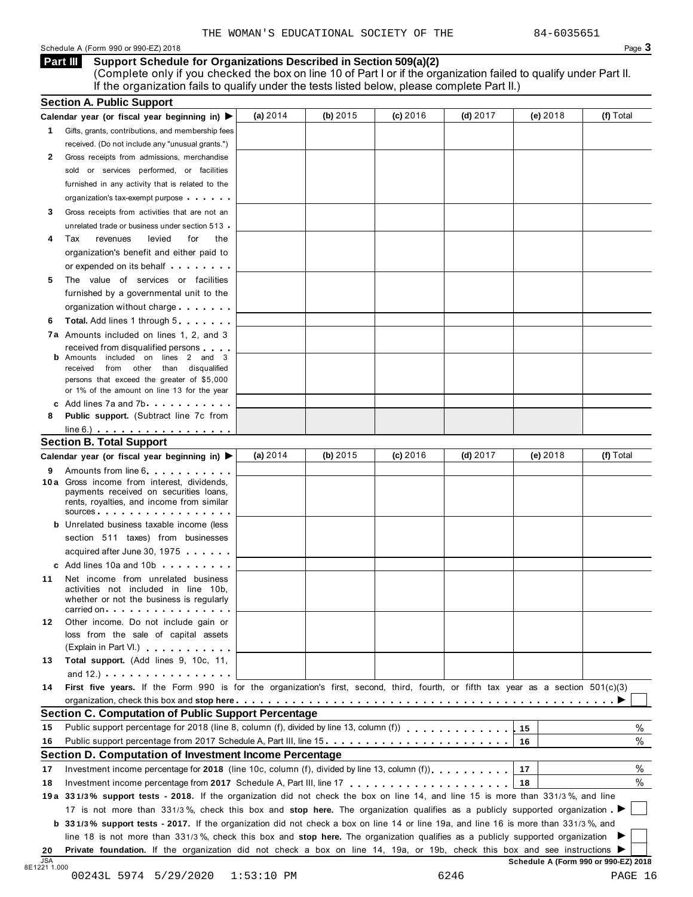THE WOMAN'S EDUCATIONAL SOCIETY OF THE 84-6035651

Schedule A (Form 990 or 990-EZ) 2018

## Part III Support Schedule for Organizations Described in Section 509(a)(2)

(Complete only if you checked the box on line 10 of Part I or if the organization failed to qualify under Part II. If the organization fails to qualify under the tests listed below, please complete Part II.)

### Section A. Public Support

| Calendar year (or fiscal year beginning in) ▶ | (a) 2014 | (b) 2015 | (c) 2016 | (d) 2017 | (e) 2018 | (f) Total |
|---|---|---|---|---|---|---|
| **1** Gifts, grants, contributions, and membership fees received. (Do not include any "unusual grants.") | | | | | | |
| **2** Gross receipts from admissions, merchandise sold or services performed, or facilities furnished in any activity that is related to the organization's tax-exempt purpose | | | | | | |
| **3** Gross receipts from activities that are not an unrelated trade or business under section 513 | | | | | | |
| **4** Tax revenues levied for the organization's benefit and either paid to or expended on its behalf | | | | | | |
| **5** The value of services or facilities furnished by a governmental unit to the organization without charge | | | | | | |
| **6** **Total.** Add lines 1 through 5 | | | | | | |
| **7a** Amounts included on lines 1, 2, and 3 received from disqualified persons | | | | | | |
| **b** Amounts included on lines 2 and 3 received from other than disqualified persons that exceed the greater of $5,000 or 1% of the amount on line 13 for the year | | | | | | |
| **c** Add lines 7a and 7b | | | | | | |
| **8** **Public support.** (Subtract line 7c from line 6.) | | | | | | |

### Section B. Total Support

| Calendar year (or fiscal year beginning in) ▶ | (a) 2014 | (b) 2015 | (c) 2016 | (d) 2017 | (e) 2018 | (f) Total |
|---|---|---|---|---|---|---|
| **9** Amounts from line 6 | | | | | | |
| **10a** Gross income from interest, dividends, payments received on securities loans, rents, royalties, and income from similar sources | | | | | | |
| **b** Unrelated business taxable income (less section 511 taxes) from businesses acquired after June 30, 1975 | | | | | | |
| **c** Add lines 10a and 10b | | | | | | |
| **11** Net income from unrelated business activities not included in line 10b, whether or not the business is regularly carried on | | | | | | |
| **12** Other income. Do not include gain or loss from the sale of capital assets (Explain in Part VI.) | | | | | | |
| **13** **Total support.** (Add lines 9, 10c, 11, and 12.) | | | | | | |

**14** **First five years.** If the Form 990 is for the organization's first, second, third, fourth, or fifth tax year as a section 501(c)(3) organization, check this box and **stop here** ▶ ☐

### Section C. Computation of Public Support Percentage

| | | | |
|---|---|---|---|
| **15** | Public support percentage for 2018 (line 8, column (f), divided by line 13, column (f)) | 15 | % |
| **16** | Public support percentage from 2017 Schedule A, Part III, line 15 | 16 | % |

### Section D. Computation of Investment Income Percentage

| | | | |
|---|---|---|---|
| **17** | Investment income percentage for **2018** (line 10c, column (f), divided by line 13, column (f)) | 17 | % |
| **18** | Investment income percentage from **2017** Schedule A, Part III, line 17 | 18 | % |

**19a** **33 1/3% support tests - 2018.** If the organization did not check the box on line 14, and line 15 is more than 33 1/3 %, and line 17 is not more than 33 1/3 %, check this box and **stop here.** The organization qualifies as a publicly supported organization ▶ ☐

**b** **33 1/3% support tests - 2017.** If the organization did not check a box on line 14 or line 19a, and line 16 is more than 33 1/3 %, and line 18 is not more than 33 1/3 %, check this box and **stop here.** The organization qualifies as a publicly supported organization ▶ ☐

**20** **Private foundation.** If the organization did not check a box on line 14, 19a, or 19b, check this box and see instructions ▶ ☐

Schedule A (Form 990 or 990-EZ) 2018

00243L 5974 5/29/2020 1:53:10 PM 6246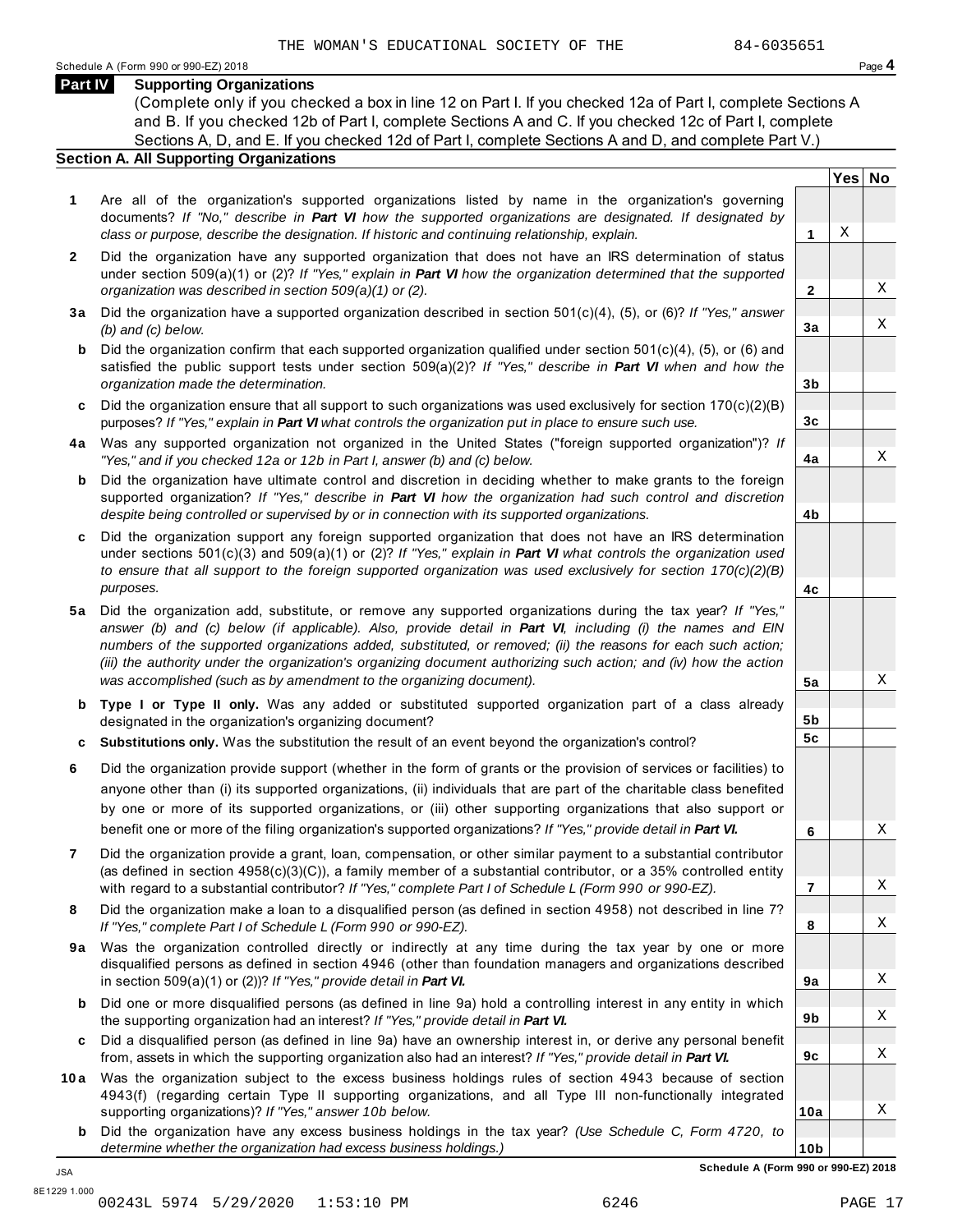THE WOMAN'S EDUCATIONAL SOCIETY OF THE 84-6035651

Schedule A (Form 990 or 990-EZ) 2018 Page **4**

## Part IV Supporting Organizations

(Complete only if you checked a box in line 12 on Part I. If you checked 12a of Part I, complete Sections A and B. If you checked 12b of Part I, complete Sections A and C. If you checked 12c of Part I, complete Sections A, D, and E. If you checked 12d of Part I, complete Sections A and D, and complete Part V.)

### Section A. All Supporting Organizations

| | | | Yes | No |
|---|---|---|---|---|
| **1** | Are all of the organization's supported organizations listed by name in the organization's governing documents? *If "No," describe in **Part VI** how the supported organizations are designated. If designated by class or purpose, describe the designation. If historic and continuing relationship, explain.* | **1** | X | |
| **2** | Did the organization have any supported organization that does not have an IRS determination of status under section 509(a)(1) or (2)? *If "Yes," explain in **Part VI** how the organization determined that the supported organization was described in section 509(a)(1) or (2).* | **2** | | X |
| **3a** | Did the organization have a supported organization described in section 501(c)(4), (5), or (6)? *If "Yes," answer (b) and (c) below.* | **3a** | | X |
| **b** | Did the organization confirm that each supported organization qualified under section 501(c)(4), (5), or (6) and satisfied the public support tests under section 509(a)(2)? *If "Yes," describe in **Part VI** when and how the organization made the determination.* | **3b** | | |
| **c** | Did the organization ensure that all support to such organizations was used exclusively for section 170(c)(2)(B) purposes? *If "Yes," explain in **Part VI** what controls the organization put in place to ensure such use.* | **3c** | | |
| **4a** | Was any supported organization not organized in the United States ("foreign supported organization")? *If "Yes," and if you checked 12a or 12b in Part I, answer (b) and (c) below.* | **4a** | | X |
| **b** | Did the organization have ultimate control and discretion in deciding whether to make grants to the foreign supported organization? *If "Yes," describe in **Part VI** how the organization had such control and discretion despite being controlled or supervised by or in connection with its supported organizations.* | **4b** | | |
| **c** | Did the organization support any foreign supported organization that does not have an IRS determination under sections 501(c)(3) and 509(a)(1) or (2)? *If "Yes," explain in **Part VI** what controls the organization used to ensure that all support to the foreign supported organization was used exclusively for section 170(c)(2)(B) purposes.* | **4c** | | |
| **5a** | Did the organization add, substitute, or remove any supported organizations during the tax year? *If "Yes," answer (b) and (c) below (if applicable). Also, provide detail in **Part VI**, including (i) the names and EIN numbers of the supported organizations added, substituted, or removed; (ii) the reasons for each such action; (iii) the authority under the organization's organizing document authorizing such action; and (iv) how the action was accomplished (such as by amendment to the organizing document).* | **5a** | | X |
| **b** | **Type I or Type II only.** Was any added or substituted supported organization part of a class already designated in the organization's organizing document? | **5b** | | |
| **c** | **Substitutions only.** Was the substitution the result of an event beyond the organization's control? | **5c** | | |
| **6** | Did the organization provide support (whether in the form of grants or the provision of services or facilities) to anyone other than (i) its supported organizations, (ii) individuals that are part of the charitable class benefited by one or more of its supported organizations, or (iii) other supporting organizations that also support or benefit one or more of the filing organization's supported organizations? *If "Yes," provide detail in **Part VI.*** | **6** | | X |
| **7** | Did the organization provide a grant, loan, compensation, or other similar payment to a substantial contributor (as defined in section 4958(c)(3)(C)), a family member of a substantial contributor, or a 35% controlled entity with regard to a substantial contributor? *If "Yes," complete Part I of Schedule L (Form 990 or 990-EZ).* | **7** | | X |
| **8** | Did the organization make a loan to a disqualified person (as defined in section 4958) not described in line 7? *If "Yes," complete Part I of Schedule L (Form 990 or 990-EZ).* | **8** | | X |
| **9a** | Was the organization controlled directly or indirectly at any time during the tax year by one or more disqualified persons as defined in section 4946 (other than foundation managers and organizations described in section 509(a)(1) or (2))? *If "Yes," provide detail in **Part VI.*** | **9a** | | X |
| **b** | Did one or more disqualified persons (as defined in line 9a) hold a controlling interest in any entity in which the supporting organization had an interest? *If "Yes," provide detail in **Part VI.*** | **9b** | | X |
| **c** | Did a disqualified person (as defined in line 9a) have an ownership interest in, or derive any personal benefit from, assets in which the supporting organization also had an interest? *If "Yes," provide detail in **Part VI.*** | **9c** | | X |
| **10a** | Was the organization subject to the excess business holdings rules of section 4943 because of section 4943(f) (regarding certain Type II supporting organizations, and all Type III non-functionally integrated supporting organizations)? *If "Yes," answer 10b below.* | **10a** | | X |
| **b** | Did the organization have any excess business holdings in the tax year? *(Use Schedule C, Form 4720, to determine whether the organization had excess business holdings.)* | **10b** | | |

**Schedule A (Form 990 or 990-EZ) 2018**

JSA
8E1229 1.000
00243L 5974 5/29/2020 1:53:10 PM 6246 PAGE 17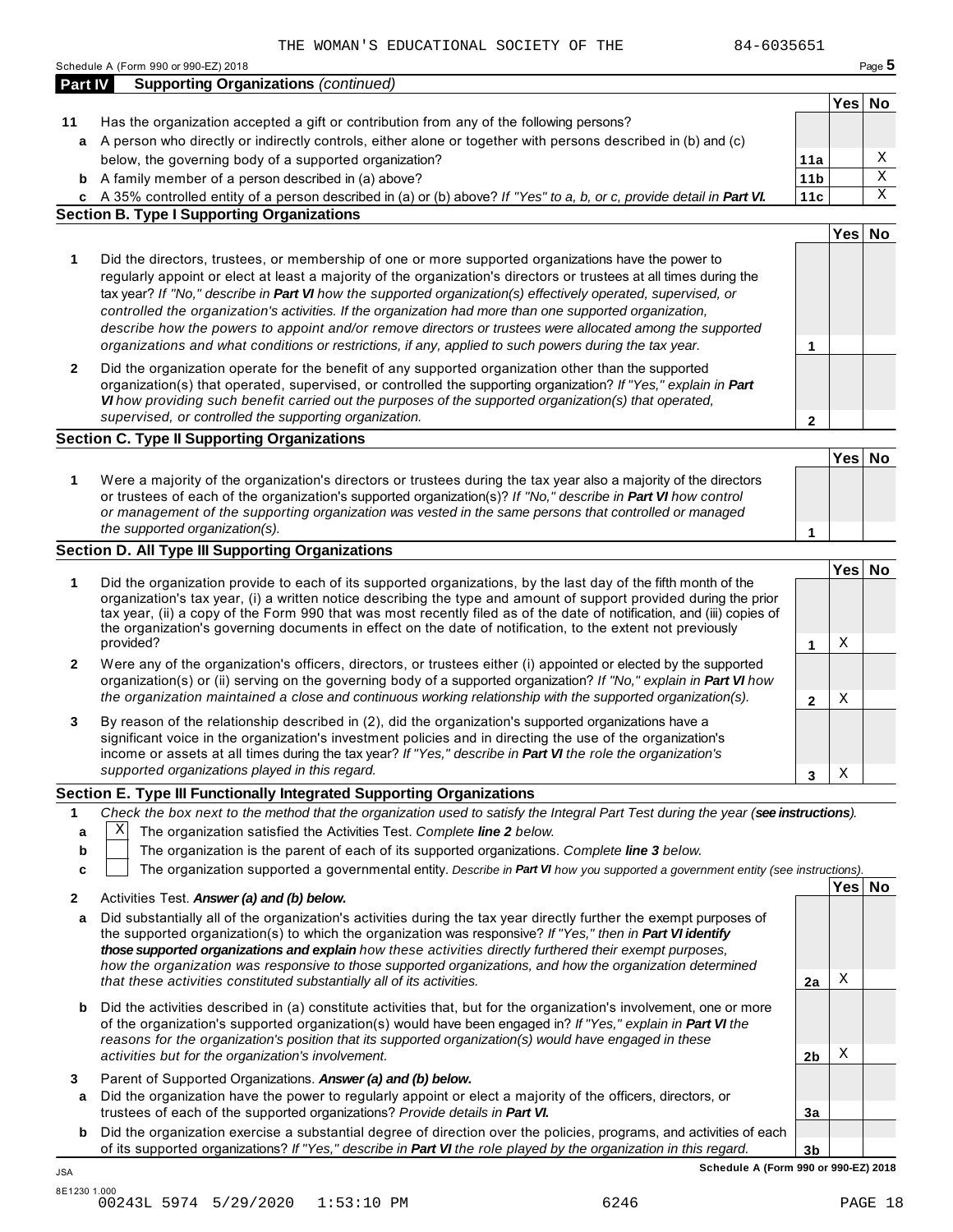THE WOMAN'S EDUCATIONAL SOCIETY OF THE 84-6035651

Schedule A (Form 990 or 990-EZ) 2018

**Part IV Supporting Organizations** *(continued)*

| | | | Yes | No |
|---|---|---|---|---|
| **11** | Has the organization accepted a gift or contribution from any of the following persons? | | | |
| **a** | A person who directly or indirectly controls, either alone or together with persons described in (b) and (c) below, the governing body of a supported organization? | **11a** | | X |
| **b** | A family member of a person described in (a) above? | **11b** | | X |
| **c** | A 35% controlled entity of a person described in (a) or (b) above? *If "Yes" to a, b, or c, provide detail in* ***Part VI.*** | **11c** | | X |

**Section B. Type I Supporting Organizations**

| | | | Yes | No |
|---|---|---|---|---|
| **1** | Did the directors, trustees, or membership of one or more supported organizations have the power to regularly appoint or elect at least a majority of the organization's directors or trustees at all times during the tax year? *If "No," describe in* ***Part VI*** *how the supported organization(s) effectively operated, supervised, or controlled the organization's activities. If the organization had more than one supported organization, describe how the powers to appoint and/or remove directors or trustees were allocated among the supported organizations and what conditions or restrictions, if any, applied to such powers during the tax year.* | **1** | | |
| **2** | Did the organization operate for the benefit of any supported organization other than the supported organization(s) that operated, supervised, or controlled the supporting organization? *If "Yes," explain in* ***Part VI*** *how providing such benefit carried out the purposes of the supported organization(s) that operated, supervised, or controlled the supporting organization.* | **2** | | |

**Section C. Type II Supporting Organizations**

| | | | Yes | No |
|---|---|---|---|---|
| **1** | Were a majority of the organization's directors or trustees during the tax year also a majority of the directors or trustees of each of the organization's supported organization(s)? *If "No," describe in* ***Part VI*** *how control or management of the supporting organization was vested in the same persons that controlled or managed the supported organization(s).* | **1** | | |

**Section D. All Type III Supporting Organizations**

| | | | Yes | No |
|---|---|---|---|---|
| **1** | Did the organization provide to each of its supported organizations, by the last day of the fifth month of the organization's tax year, (i) a written notice describing the type and amount of support provided during the prior tax year, (ii) a copy of the Form 990 that was most recently filed as of the date of notification, and (iii) copies of the organization's governing documents in effect on the date of notification, to the extent not previously provided? | **1** | X | |
| **2** | Were any of the organization's officers, directors, or trustees either (i) appointed or elected by the supported organization(s) or (ii) serving on the governing body of a supported organization? *If "No," explain in* ***Part VI*** *how the organization maintained a close and continuous working relationship with the supported organization(s).* | **2** | X | |
| **3** | By reason of the relationship described in (2), did the organization's supported organizations have a significant voice in the organization's investment policies and in directing the use of the organization's income or assets at all times during the tax year? *If "Yes," describe in* ***Part VI*** *the role the organization's supported organizations played in this regard.* | **3** | X | |

**Section E. Type III Functionally Integrated Supporting Organizations**

**1** *Check the box next to the method that the organization used to satisfy the Integral Part Test during the year (****see instructions****).*

- **a** [X] The organization satisfied the Activities Test. *Complete* ***line 2*** *below.*
- **b** [ ] The organization is the parent of each of its supported organizations. *Complete* ***line 3*** *below.*
- **c** [ ] The organization supported a governmental entity. *Describe in* ***Part VI*** *how you supported a government entity (see instructions).*

| | | | Yes | No |
|---|---|---|---|---|
| **2** | Activities Test. ***Answer (a) and (b) below.*** | | | |
| **a** | Did substantially all of the organization's activities during the tax year directly further the exempt purposes of the supported organization(s) to which the organization was responsive? *If "Yes," then in* ***Part VI identify those supported organizations and explain*** *how these activities directly furthered their exempt purposes, how the organization was responsive to those supported organizations, and how the organization determined that these activities constituted substantially all of its activities.* | **2a** | X | |
| **b** | Did the activities described in (a) constitute activities that, but for the organization's involvement, one or more of the organization's supported organization(s) would have been engaged in? *If "Yes," explain in* ***Part VI*** *the reasons for the organization's position that its supported organization(s) would have engaged in these activities but for the organization's involvement.* | **2b** | X | |
| **3** | Parent of Supported Organizations. ***Answer (a) and (b) below.*** | | | |
| **a** | Did the organization have the power to regularly appoint or elect a majority of the officers, directors, or trustees of each of the supported organizations? *Provide details in* ***Part VI.*** | **3a** | | |
| **b** | Did the organization exercise a substantial degree of direction over the policies, programs, and activities of each of its supported organizations? *If "Yes," describe in* ***Part VI*** *the role played by the organization in this regard.* | **3b** | | |

**Schedule A (Form 990 or 990-EZ) 2018**

JSA
8E1230 1.000
00243L 5974 5/29/2020 1:53:10 PM 6246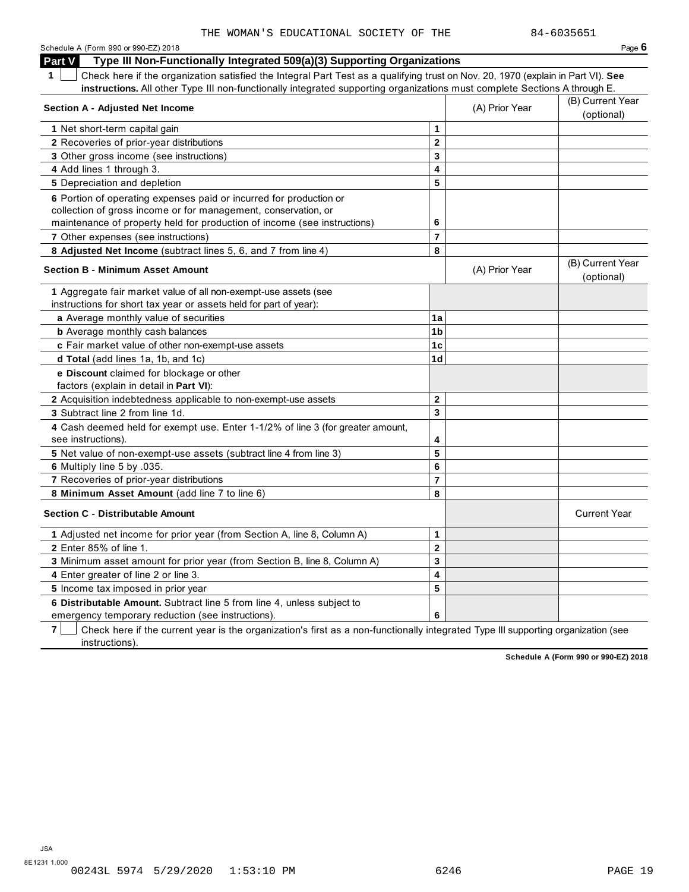THE WOMAN'S EDUCATIONAL SOCIETY OF THE 84-6035651

Schedule A (Form 990 or 990-EZ) 2018

## Part V Type III Non-Functionally Integrated 509(a)(3) Supporting Organizations

**1** ☐ Check here if the organization satisfied the Integral Part Test as a qualifying trust on Nov. 20, 1970 (explain in Part VI). **See instructions.** All other Type III non-functionally integrated supporting organizations must complete Sections A through E.

| **Section A - Adjusted Net Income** | | (A) Prior Year | (B) Current Year (optional) |
|---|---|---|---|
| **1** Net short-term capital gain | **1** | | |
| **2** Recoveries of prior-year distributions | **2** | | |
| **3** Other gross income (see instructions) | **3** | | |
| **4** Add lines 1 through 3. | **4** | | |
| **5** Depreciation and depletion | **5** | | |
| **6** Portion of operating expenses paid or incurred for production or collection of gross income or for management, conservation, or maintenance of property held for production of income (see instructions) | **6** | | |
| **7** Other expenses (see instructions) | **7** | | |
| **8 Adjusted Net Income** (subtract lines 5, 6, and 7 from line 4) | **8** | | |

| **Section B - Minimum Asset Amount** | | (A) Prior Year | (B) Current Year (optional) |
|---|---|---|---|
| **1** Aggregate fair market value of all non-exempt-use assets (see instructions for short tax year or assets held for part of year): | | | |
| **a** Average monthly value of securities | **1a** | | |
| **b** Average monthly cash balances | **1b** | | |
| **c** Fair market value of other non-exempt-use assets | **1c** | | |
| **d Total** (add lines 1a, 1b, and 1c) | **1d** | | |
| **e Discount** claimed for blockage or other factors (explain in detail in **Part VI**): | | | |
| **2** Acquisition indebtedness applicable to non-exempt-use assets | **2** | | |
| **3** Subtract line 2 from line 1d. | **3** | | |
| **4** Cash deemed held for exempt use. Enter 1-1/2% of line 3 (for greater amount, see instructions). | **4** | | |
| **5** Net value of non-exempt-use assets (subtract line 4 from line 3) | **5** | | |
| **6** Multiply line 5 by .035. | **6** | | |
| **7** Recoveries of prior-year distributions | **7** | | |
| **8 Minimum Asset Amount** (add line 7 to line 6) | **8** | | |

| **Section C - Distributable Amount** | | | Current Year |
|---|---|---|---|
| **1** Adjusted net income for prior year (from Section A, line 8, Column A) | **1** | | |
| **2** Enter 85% of line 1. | **2** | | |
| **3** Minimum asset amount for prior year (from Section B, line 8, Column A) | **3** | | |
| **4** Enter greater of line 2 or line 3. | **4** | | |
| **5** Income tax imposed in prior year | **5** | | |
| **6 Distributable Amount.** Subtract line 5 from line 4, unless subject to emergency temporary reduction (see instructions). | **6** | | |

**7** ☐ Check here if the current year is the organization's first as a non-functionally integrated Type III supporting organization (see instructions).

**Schedule A (Form 990 or 990-EZ) 2018**

JSA
8E1231 1.000
00243L 5974 5/29/2020 1:53:10 PM 6246 PAGE 19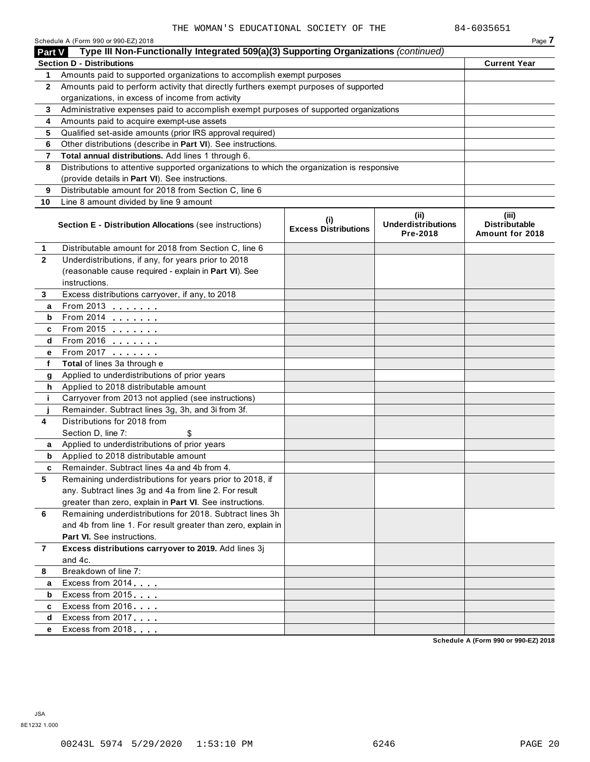THE WOMAN'S EDUCATIONAL SOCIETY OF THE 84-6035651

Schedule A (Form 990 or 990-EZ) 2018

## Part V Type III Non-Functionally Integrated 509(a)(3) Supporting Organizations *(continued)*

| **Section D - Distributions** | | **Current Year** |
|---|---|---|
| 1 | Amounts paid to supported organizations to accomplish exempt purposes | |
| 2 | Amounts paid to perform activity that directly furthers exempt purposes of supported organizations, in excess of income from activity | |
| 3 | Administrative expenses paid to accomplish exempt purposes of supported organizations | |
| 4 | Amounts paid to acquire exempt-use assets | |
| 5 | Qualified set-aside amounts (prior IRS approval required) | |
| 6 | Other distributions (describe in **Part VI**). See instructions. | |
| 7 | **Total annual distributions.** Add lines 1 through 6. | |
| 8 | Distributions to attentive supported organizations to which the organization is responsive (provide details in **Part VI**). See instructions. | |
| 9 | Distributable amount for 2018 from Section C, line 6 | |
| 10 | Line 8 amount divided by line 9 amount | |

| | **Section E - Distribution Allocations** (see instructions) | **(i) Excess Distributions** | **(ii) Underdistributions Pre-2018** | **(iii) Distributable Amount for 2018** |
|---|---|---|---|---|
| 1 | Distributable amount for 2018 from Section C, line 6 | | | |
| 2 | Underdistributions, if any, for years prior to 2018 (reasonable cause required - explain in **Part VI**). See instructions. | | | |
| 3 | Excess distributions carryover, if any, to 2018 | | | |
| a | From 2013 | | | |
| b | From 2014 | | | |
| c | From 2015 | | | |
| d | From 2016 | | | |
| e | From 2017 | | | |
| f | **Total** of lines 3a through e | | | |
| g | Applied to underdistributions of prior years | | | |
| h | Applied to 2018 distributable amount | | | |
| i | Carryover from 2013 not applied (see instructions) | | | |
| j | Remainder. Subtract lines 3g, 3h, and 3i from 3f. | | | |
| 4 | Distributions for 2018 from Section D, line 7: $ | | | |
| a | Applied to underdistributions of prior years | | | |
| b | Applied to 2018 distributable amount | | | |
| c | Remainder. Subtract lines 4a and 4b from 4. | | | |
| 5 | Remaining underdistributions for years prior to 2018, if any. Subtract lines 3g and 4a from line 2. For result greater than zero, explain in **Part VI**. See instructions. | | | |
| 6 | Remaining underdistributions for 2018. Subtract lines 3h and 4b from line 1. For result greater than zero, explain in **Part VI.** See instructions. | | | |
| 7 | **Excess distributions carryover to 2019.** Add lines 3j and 4c. | | | |
| 8 | Breakdown of line 7: | | | |
| a | Excess from 2014 | | | |
| b | Excess from 2015 | | | |
| c | Excess from 2016 | | | |
| d | Excess from 2017 | | | |
| e | Excess from 2018 | | | |

Schedule A (Form 990 or 990-EZ) 2018

JSA
8E1232 1.000

00243L 5974 5/29/2020 1:53:10 PM 6246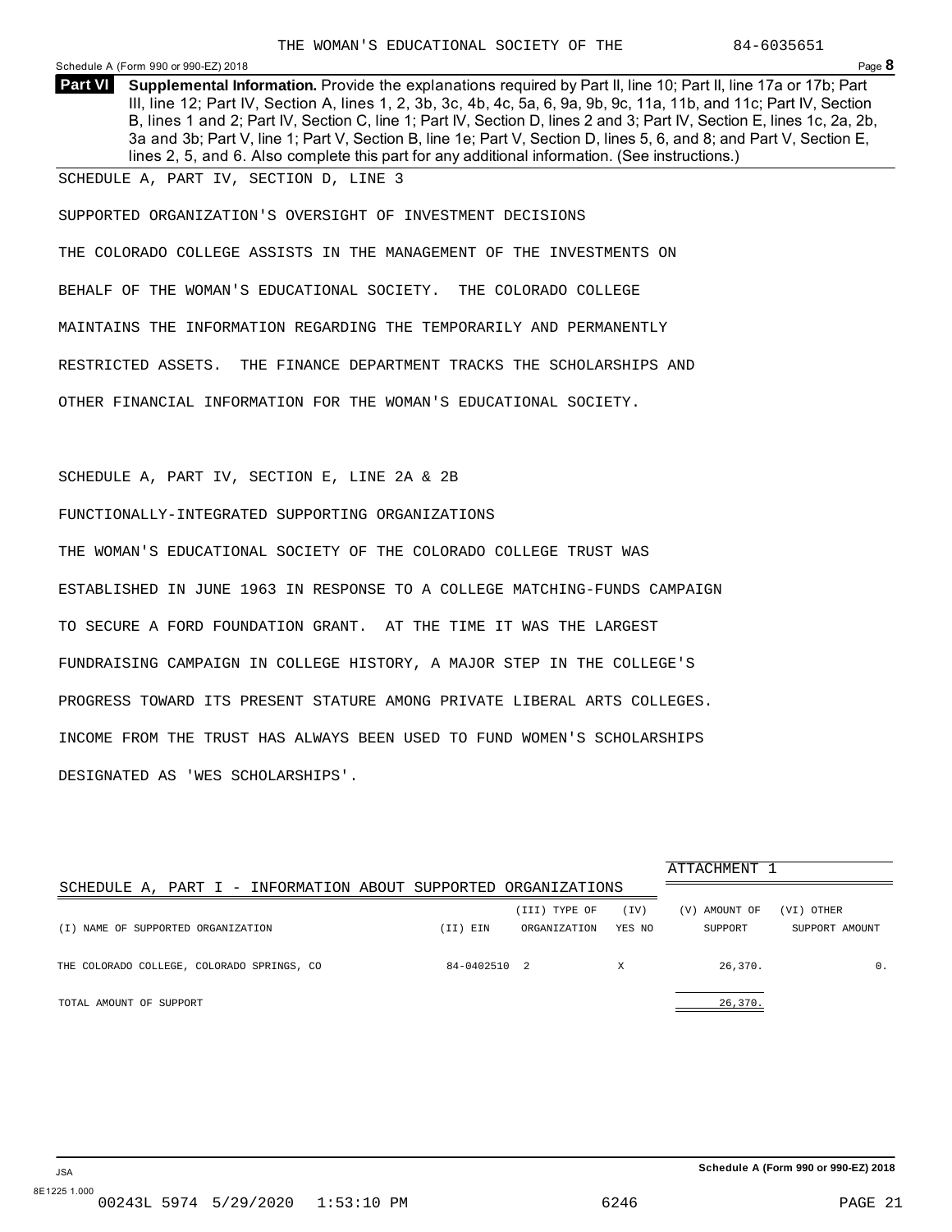THE WOMAN'S EDUCATIONAL SOCIETY OF THE 84-6035651

Schedule A (Form 990 or 990-EZ) 2018 Page **8**

**Part VI Supplemental Information.** Provide the explanations required by Part II, line 10; Part II, line 17a or 17b; Part III, line 12; Part IV, Section A, lines 1, 2, 3b, 3c, 4b, 4c, 5a, 6, 9a, 9b, 9c, 11a, 11b, and 11c; Part IV, Section B, lines 1 and 2; Part IV, Section C, line 1; Part IV, Section D, lines 2 and 3; Part IV, Section E, lines 1c, 2a, 2b, 3a and 3b; Part V, line 1; Part V, Section B, line 1e; Part V, Section D, lines 5, 6, and 8; and Part V, Section E, lines 2, 5, and 6. Also complete this part for any additional information. (See instructions.)

SCHEDULE A, PART IV, SECTION D, LINE 3

SUPPORTED ORGANIZATION'S OVERSIGHT OF INVESTMENT DECISIONS

THE COLORADO COLLEGE ASSISTS IN THE MANAGEMENT OF THE INVESTMENTS ON BEHALF OF THE WOMAN'S EDUCATIONAL SOCIETY. THE COLORADO COLLEGE MAINTAINS THE INFORMATION REGARDING THE TEMPORARILY AND PERMANENTLY RESTRICTED ASSETS. THE FINANCE DEPARTMENT TRACKS THE SCHOLARSHIPS AND OTHER FINANCIAL INFORMATION FOR THE WOMAN'S EDUCATIONAL SOCIETY.

SCHEDULE A, PART IV, SECTION E, LINE 2A & 2B

FUNCTIONALLY-INTEGRATED SUPPORTING ORGANIZATIONS

THE WOMAN'S EDUCATIONAL SOCIETY OF THE COLORADO COLLEGE TRUST WAS ESTABLISHED IN JUNE 1963 IN RESPONSE TO A COLLEGE MATCHING-FUNDS CAMPAIGN TO SECURE A FORD FOUNDATION GRANT. AT THE TIME IT WAS THE LARGEST FUNDRAISING CAMPAIGN IN COLLEGE HISTORY, A MAJOR STEP IN THE COLLEGE'S PROGRESS TOWARD ITS PRESENT STATURE AMONG PRIVATE LIBERAL ARTS COLLEGES. INCOME FROM THE TRUST HAS ALWAYS BEEN USED TO FUND WOMEN'S SCHOLARSHIPS DESIGNATED AS 'WES SCHOLARSHIPS'.

ATTACHMENT 1

SCHEDULE A, PART I - INFORMATION ABOUT SUPPORTED ORGANIZATIONS

| (I) NAME OF SUPPORTED ORGANIZATION | (II) EIN | (III) TYPE OF ORGANIZATION | (IV) YES | (IV) NO | (V) AMOUNT OF SUPPORT | (VI) OTHER SUPPORT AMOUNT |
|---|---|---|---|---|---|---|
| THE COLORADO COLLEGE, COLORADO SPRINGS, CO | 84-0402510 | 2 | X | | 26,370. | 0. |
| TOTAL AMOUNT OF SUPPORT | | | | | 26,370. | |

Schedule A (Form 990 or 990-EZ) 2018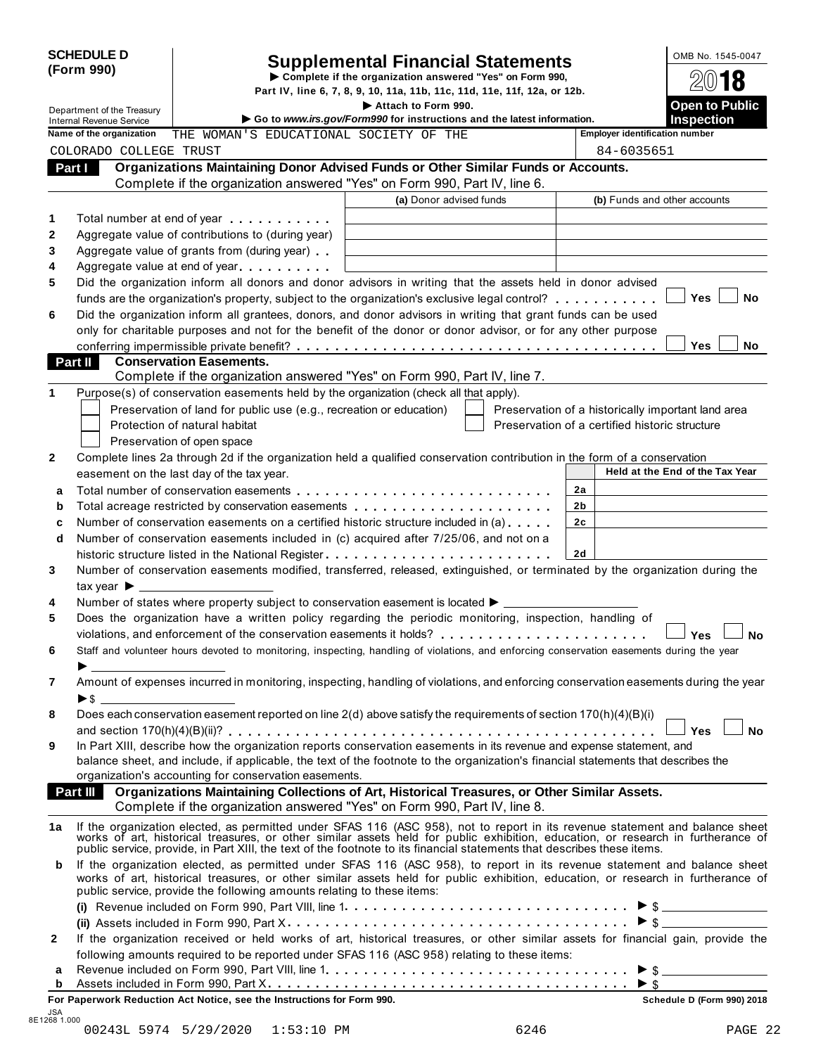**SCHEDULE D (Form 990)**

Department of the Treasury
Internal Revenue Service

# Supplemental Financial Statements

▶ Complete if the organization answered "Yes" on Form 990, Part IV, line 6, 7, 8, 9, 10, 11a, 11b, 11c, 11d, 11e, 11f, 12a, or 12b.
▶ Attach to Form 990.
▶ Go to *www.irs.gov/Form990* for instructions and the latest information.

OMB No. 1545-0047

**2018**

**Open to Public Inspection**

Name of the organization: THE WOMAN'S EDUCATIONAL SOCIETY OF THE COLORADO COLLEGE TRUST

Employer identification number: 84-6035651

## Part I Organizations Maintaining Donor Advised Funds or Other Similar Funds or Accounts.

Complete if the organization answered "Yes" on Form 990, Part IV, line 6.

| | | (a) Donor advised funds | (b) Funds and other accounts |
|---|---|---|---|
| 1 | Total number at end of year | | |
| 2 | Aggregate value of contributions to (during year) | | |
| 3 | Aggregate value of grants from (during year) | | |
| 4 | Aggregate value at end of year | | |

5 Did the organization inform all donors and donor advisors in writing that the assets held in donor advised funds are the organization's property, subject to the organization's exclusive legal control? ☐ Yes ☐ No

6 Did the organization inform all grantees, donors, and donor advisors in writing that grant funds can be used only for charitable purposes and not for the benefit of the donor or donor advisor, or for any other purpose conferring impermissible private benefit? ☐ Yes ☐ No

## Part II Conservation Easements.

Complete if the organization answered "Yes" on Form 990, Part IV, line 7.

1 Purpose(s) of conservation easements held by the organization (check all that apply).

- ☐ Preservation of land for public use (e.g., recreation or education)
- ☐ Protection of natural habitat
- ☐ Preservation of open space
- ☐ Preservation of a historically important land area
- ☐ Preservation of a certified historic structure

2 Complete lines 2a through 2d if the organization held a qualified conservation contribution in the form of a conservation easement on the last day of the tax year.

| | | | Held at the End of the Tax Year |
|---|---|---|---|
| a | Total number of conservation easements | 2a | |
| b | Total acreage restricted by conservation easements | 2b | |
| c | Number of conservation easements on a certified historic structure included in (a) | 2c | |
| d | Number of conservation easements included in (c) acquired after 7/25/06, and not on a historic structure listed in the National Register | 2d | |

3 Number of conservation easements modified, transferred, released, extinguished, or terminated by the organization during the tax year ▶

4 Number of states where property subject to conservation easement is located ▶

5 Does the organization have a written policy regarding the periodic monitoring, inspection, handling of violations, and enforcement of the conservation easements it holds? ☐ Yes ☐ No

6 Staff and volunteer hours devoted to monitoring, inspecting, handling of violations, and enforcing conservation easements during the year ▶

7 Amount of expenses incurred in monitoring, inspecting, handling of violations, and enforcing conservation easements during the year ▶ $

8 Does each conservation easement reported on line 2(d) above satisfy the requirements of section 170(h)(4)(B)(i) and section 170(h)(4)(B)(ii)? ☐ Yes ☐ No

9 In Part XIII, describe how the organization reports conservation easements in its revenue and expense statement, and balance sheet, and include, if applicable, the text of the footnote to the organization's financial statements that describes the organization's accounting for conservation easements.

## Part III Organizations Maintaining Collections of Art, Historical Treasures, or Other Similar Assets.

Complete if the organization answered "Yes" on Form 990, Part IV, line 8.

1a If the organization elected, as permitted under SFAS 116 (ASC 958), not to report in its revenue statement and balance sheet works of art, historical treasures, or other similar assets held for public exhibition, education, or research in furtherance of public service, provide, in Part XIII, the text of the footnote to its financial statements that describes these items.

b If the organization elected, as permitted under SFAS 116 (ASC 958), to report in its revenue statement and balance sheet works of art, historical treasures, or other similar assets held for public exhibition, education, or research in furtherance of public service, provide the following amounts relating to these items:

(i) Revenue included on Form 990, Part VIII, line 1 ▶ $

(ii) Assets included in Form 990, Part X ▶ $

2 If the organization received or held works of art, historical treasures, or other similar assets for financial gain, provide the following amounts required to be reported under SFAS 116 (ASC 958) relating to these items:

a Revenue included on Form 990, Part VIII, line 1 ▶ $

b Assets included in Form 990, Part X ▶ $

**For Paperwork Reduction Act Notice, see the Instructions for Form 990.** **Schedule D (Form 990) 2018**

JSA 8E1268 1.000

00243L 5974 5/29/2020 1:53:10 PM 6246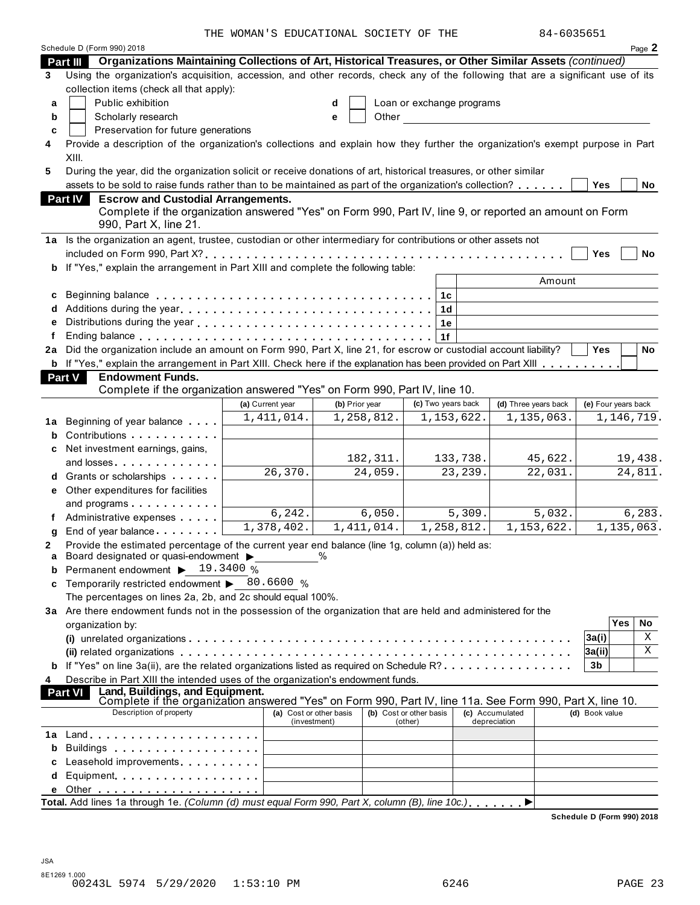THE WOMAN'S EDUCATIONAL SOCIETY OF THE 84-6035651

Schedule D (Form 990) 2018 Page **2**

**Part III Organizations Maintaining Collections of Art, Historical Treasures, or Other Similar Assets** *(continued)*

**3** Using the organization's acquisition, accession, and other records, check any of the following that are a significant use of its collection items (check all that apply):

- **a** ☐ Public exhibition
- **b** ☐ Scholarly research
- **c** ☐ Preservation for future generations
- **d** ☐ Loan or exchange programs
- **e** ☐ Other

**4** Provide a description of the organization's collections and explain how they further the organization's exempt purpose in Part XIII.

**5** During the year, did the organization solicit or receive donations of art, historical treasures, or other similar assets to be sold to raise funds rather than to be maintained as part of the organization's collection? ☐ Yes ☐ No

**Part IV Escrow and Custodial Arrangements.**
Complete if the organization answered "Yes" on Form 990, Part IV, line 9, or reported an amount on Form 990, Part X, line 21.

**1a** Is the organization an agent, trustee, custodian or other intermediary for contributions or other assets not included on Form 990, Part X? ☐ Yes ☐ No

**b** If "Yes," explain the arrangement in Part XIII and complete the following table:

| | | Amount |
|---|---|---|
| **c** Beginning balance | 1c | |
| **d** Additions during the year | 1d | |
| **e** Distributions during the year | 1e | |
| **f** Ending balance | 1f | |

**2a** Did the organization include an amount on Form 990, Part X, line 21, for escrow or custodial account liability? ☐ Yes ☐ No

**b** If "Yes," explain the arrangement in Part XIII. Check here if the explanation has been provided on Part XIII ☐

**Part V Endowment Funds.**
Complete if the organization answered "Yes" on Form 990, Part IV, line 10.

| | (a) Current year | (b) Prior year | (c) Two years back | (d) Three years back | (e) Four years back |
|---|---|---|---|---|---|
| **1a** Beginning of year balance | 1,411,014. | 1,258,812. | 1,153,622. | 1,135,063. | 1,146,719. |
| **b** Contributions | | | | | |
| **c** Net investment earnings, gains, and losses | | 182,311. | 133,738. | 45,622. | 19,438. |
| **d** Grants or scholarships | 26,370. | 24,059. | 23,239. | 22,031. | 24,811. |
| **e** Other expenditures for facilities and programs | | | | | |
| **f** Administrative expenses | 6,242. | 6,050. | 5,309. | 5,032. | 6,283. |
| **g** End of year balance | 1,378,402. | 1,411,014. | 1,258,812. | 1,153,622. | 1,135,063. |

**2** Provide the estimated percentage of the current year end balance (line 1g, column (a)) held as:

- **a** Board designated or quasi-endowment ▶ ______ %
- **b** Permanent endowment ▶ 19.3400 %
- **c** Temporarily restricted endowment ▶ 80.6600 %

The percentages on lines 2a, 2b, and 2c should equal 100%.

**3a** Are there endowment funds not in the possession of the organization that are held and administered for the organization by:

| | | Yes | No |
|---|---|---|---|
| **(i)** unrelated organizations | 3a(i) | | X |
| **(ii)** related organizations | 3a(ii) | | X |
| **b** If "Yes" on line 3a(ii), are the related organizations listed as required on Schedule R? | 3b | | |

**4** Describe in Part XIII the intended uses of the organization's endowment funds.

**Part VI Land, Buildings, and Equipment.**
Complete if the organization answered "Yes" on Form 990, Part IV, line 11a. See Form 990, Part X, line 10.

| Description of property | (a) Cost or other basis (investment) | (b) Cost or other basis (other) | (c) Accumulated depreciation | (d) Book value |
|---|---|---|---|---|
| **1a** Land | | | | |
| **b** Buildings | | | | |
| **c** Leasehold improvements | | | | |
| **d** Equipment | | | | |
| **e** Other | | | | |
| **Total.** Add lines 1a through 1e. *(Column (d) must equal Form 990, Part X, column (B), line 10c.)* ▶ | | | | |

**Schedule D (Form 990) 2018**

JSA
8E1269 1.000
00243L 5974 5/29/2020 1:53:10 PM 6246 PAGE 23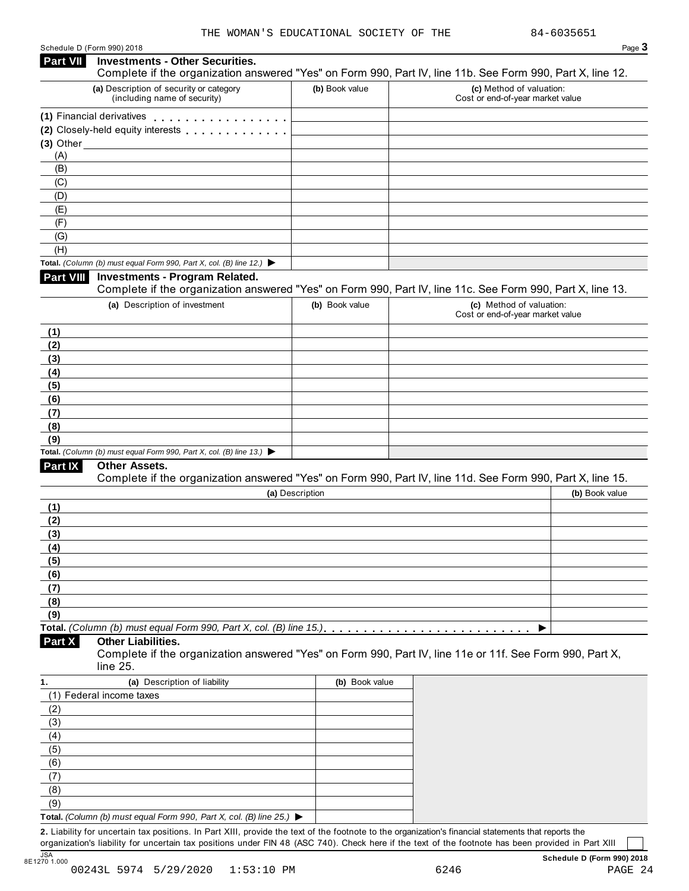Schedule D (Form 990) 2018

## Part VII Investments - Other Securities.

Complete if the organization answered "Yes" on Form 990, Part IV, line 11b. See Form 990, Part X, line 12.

| (a) Description of security or category (including name of security) | (b) Book value | (c) Method of valuation: Cost or end-of-year market value |
|---|---|---|
| (1) Financial derivatives | | |
| (2) Closely-held equity interests | | |
| (3) Other | | |
| (A) | | |
| (B) | | |
| (C) | | |
| (D) | | |
| (E) | | |
| (F) | | |
| (G) | | |
| (H) | | |
| **Total.** *(Column (b) must equal Form 990, Part X, col. (B) line 12.)* ▶ | | |

## Part VIII Investments - Program Related.

Complete if the organization answered "Yes" on Form 990, Part IV, line 11c. See Form 990, Part X, line 13.

| (a) Description of investment | (b) Book value | (c) Method of valuation: Cost or end-of-year market value |
|---|---|---|
| (1) | | |
| (2) | | |
| (3) | | |
| (4) | | |
| (5) | | |
| (6) | | |
| (7) | | |
| (8) | | |
| (9) | | |
| **Total.** *(Column (b) must equal Form 990, Part X, col. (B) line 13.)* ▶ | | |

## Part IX Other Assets.

Complete if the organization answered "Yes" on Form 990, Part IV, line 11d. See Form 990, Part X, line 15.

| (a) Description | (b) Book value |
|---|---|
| (1) | |
| (2) | |
| (3) | |
| (4) | |
| (5) | |
| (6) | |
| (7) | |
| (8) | |
| (9) | |
| **Total.** *(Column (b) must equal Form 990, Part X, col. (B) line 15.)* ▶ | |

## Part X Other Liabilities.

Complete if the organization answered "Yes" on Form 990, Part IV, line 11e or 11f. See Form 990, Part X, line 25.

| 1. (a) Description of liability | (b) Book value |
|---|---|
| (1) Federal income taxes | |
| (2) | |
| (3) | |
| (4) | |
| (5) | |
| (6) | |
| (7) | |
| (8) | |
| (9) | |
| **Total.** *(Column (b) must equal Form 990, Part X, col. (B) line 25.)* ▶ | |

**2.** Liability for uncertain tax positions. In Part XIII, provide the text of the footnote to the organization's financial statements that reports the organization's liability for uncertain tax positions under FIN 48 (ASC 740). Check here if the text of the footnote has been provided in Part XIII ☐

**Schedule D (Form 990) 2018**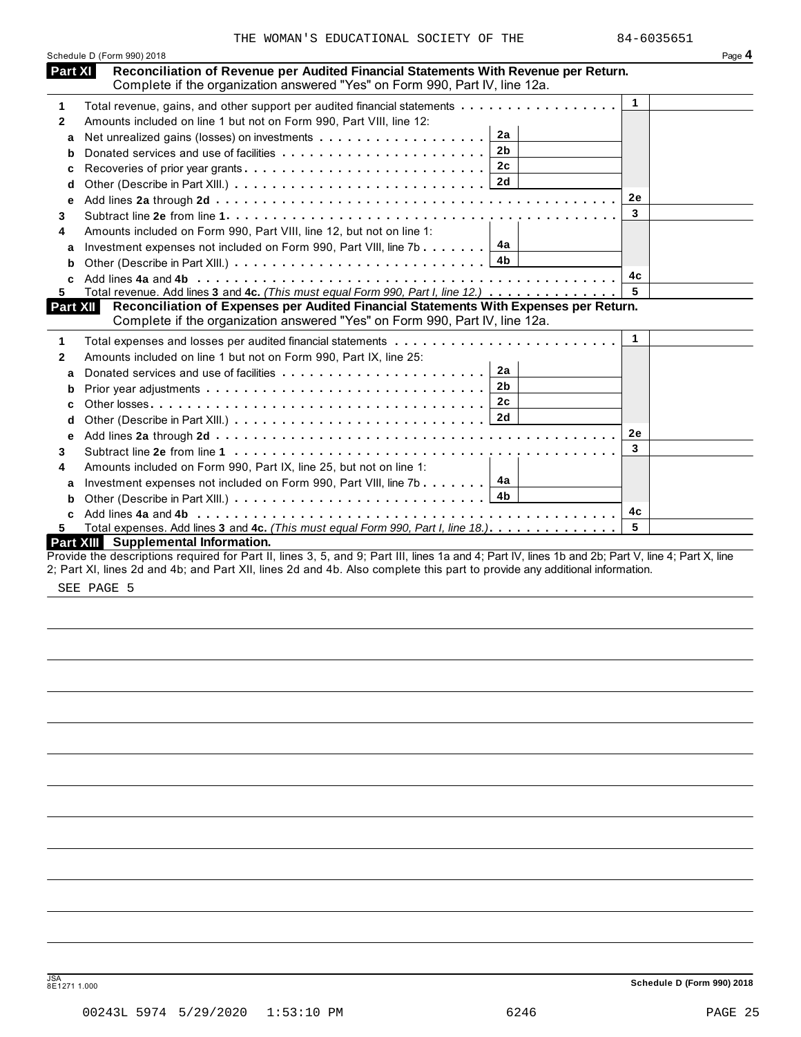THE WOMAN'S EDUCATIONAL SOCIETY OF THE 84-6035651

Schedule D (Form 990) 2018 Page **4**

**Part XI** **Reconciliation of Revenue per Audited Financial Statements With Revenue per Return.** Complete if the organization answered "Yes" on Form 990, Part IV, line 12a.

| | | | | | |
|---|---|---|---|---|---|
| **1** | Total revenue, gains, and other support per audited financial statements | | | 1 | |
| **2** | Amounts included on line 1 but not on Form 990, Part VIII, line 12: | | | | |
| **a** | Net unrealized gains (losses) on investments | 2a | | | |
| **b** | Donated services and use of facilities | 2b | | | |
| **c** | Recoveries of prior year grants | 2c | | | |
| **d** | Other (Describe in Part XIII.) | 2d | | | |
| **e** | Add lines **2a** through **2d** | | | 2e | |
| **3** | Subtract line **2e** from line **1** | | | 3 | |
| **4** | Amounts included on Form 990, Part VIII, line 12, but not on line 1: | | | | |
| **a** | Investment expenses not included on Form 990, Part VIII, line 7b | 4a | | | |
| **b** | Other (Describe in Part XIII.) | 4b | | | |
| **c** | Add lines **4a** and **4b** | | | 4c | |
| **5** | Total revenue. Add lines **3** and **4c.** *(This must equal Form 990, Part I, line 12.)* | | | 5 | |

**Part XII** **Reconciliation of Expenses per Audited Financial Statements With Expenses per Return.** Complete if the organization answered "Yes" on Form 990, Part IV, line 12a.

| | | | | | |
|---|---|---|---|---|---|
| **1** | Total expenses and losses per audited financial statements | | | 1 | |
| **2** | Amounts included on line 1 but not on Form 990, Part IX, line 25: | | | | |
| **a** | Donated services and use of facilities | 2a | | | |
| **b** | Prior year adjustments | 2b | | | |
| **c** | Other losses | 2c | | | |
| **d** | Other (Describe in Part XIII.) | 2d | | | |
| **e** | Add lines **2a** through **2d** | | | 2e | |
| **3** | Subtract line **2e** from line **1** | | | 3 | |
| **4** | Amounts included on Form 990, Part IX, line 25, but not on line 1: | | | | |
| **a** | Investment expenses not included on Form 990, Part VIII, line 7b | 4a | | | |
| **b** | Other (Describe in Part XIII.) | 4b | | | |
| **c** | Add lines **4a** and **4b** | | | 4c | |
| **5** | Total expenses. Add lines **3** and **4c.** *(This must equal Form 990, Part I, line 18.)* | | | 5 | |

**Part XIII** **Supplemental Information.**

Provide the descriptions required for Part II, lines 3, 5, and 9; Part III, lines 1a and 4; Part IV, lines 1b and 2b; Part V, line 4; Part X, line 2; Part XI, lines 2d and 4b; and Part XII, lines 2d and 4b. Also complete this part to provide any additional information.

SEE PAGE 5

JSA 8E1271 1.000 **Schedule D (Form 990) 2018**

00243L 5974 5/29/2020 1:53:10 PM 6246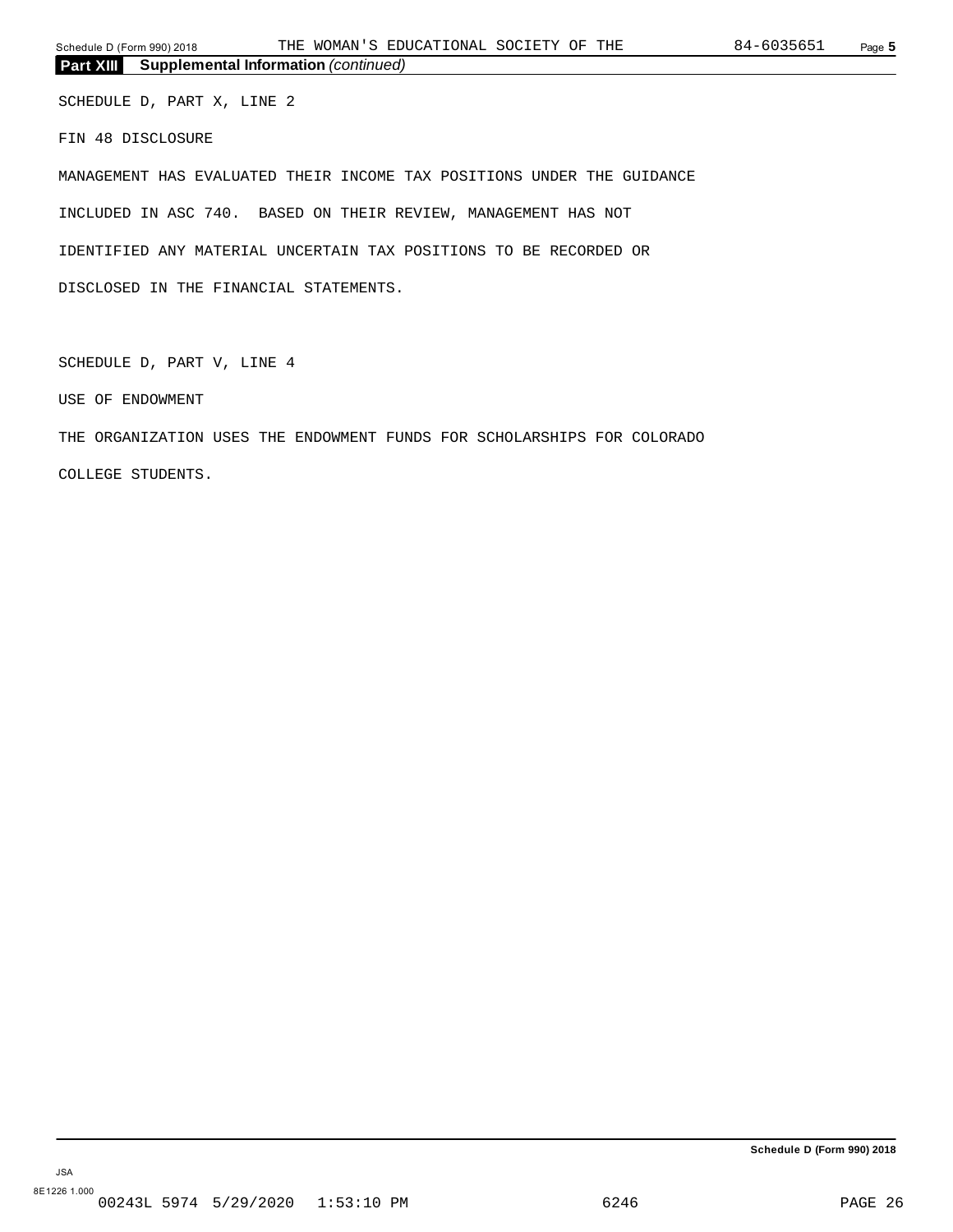## Part XIII Supplemental Information *(continued)*

SCHEDULE D, PART X, LINE 2

FIN 48 DISCLOSURE

MANAGEMENT HAS EVALUATED THEIR INCOME TAX POSITIONS UNDER THE GUIDANCE INCLUDED IN ASC 740. BASED ON THEIR REVIEW, MANAGEMENT HAS NOT IDENTIFIED ANY MATERIAL UNCERTAIN TAX POSITIONS TO BE RECORDED OR DISCLOSED IN THE FINANCIAL STATEMENTS.

SCHEDULE D, PART V, LINE 4

USE OF ENDOWMENT

THE ORGANIZATION USES THE ENDOWMENT FUNDS FOR SCHOLARSHIPS FOR COLORADO COLLEGE STUDENTS.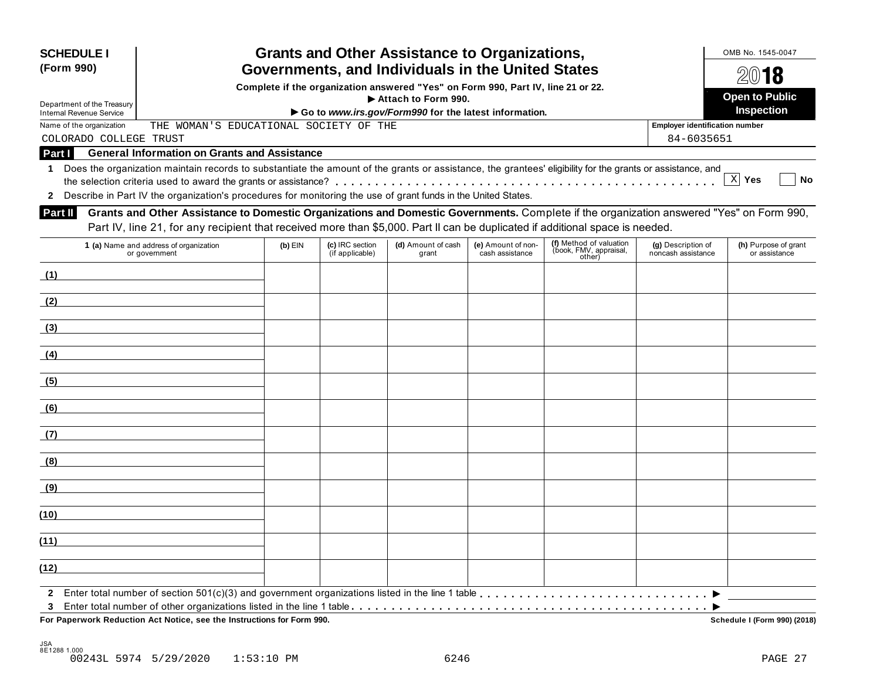**SCHEDULE I (Form 990)**

Department of the Treasury
Internal Revenue Service

# Grants and Other Assistance to Organizations, Governments, and Individuals in the United States

**Complete if the organization answered "Yes" on Form 990, Part IV, line 21 or 22.**
**▶ Attach to Form 990.**
**▶ Go to *www.irs.gov/Form990* for the latest information.**

OMB No. 1545-0047

**2018**

**Open to Public Inspection**

Name of the organization: THE WOMAN'S EDUCATIONAL SOCIETY OF THE COLORADO COLLEGE TRUST

Employer identification number: 84-6035651

## Part I General Information on Grants and Assistance

**1** Does the organization maintain records to substantiate the amount of the grants or assistance, the grantees' eligibility for the grants or assistance, and the selection criteria used to award the grants or assistance? . . . . . . . . . . . . . . . . . . . . . . . . . . . . . . . . . . . . . . . . . . . . . . . [X] **Yes** [ ] **No**

**2** Describe in Part IV the organization's procedures for monitoring the use of grant funds in the United States.

## Part II Grants and Other Assistance to Domestic Organizations and Domestic Governments.

Complete if the organization answered "Yes" on Form 990, Part IV, line 21, for any recipient that received more than $5,000. Part II can be duplicated if additional space is needed.

| **1 (a)** Name and address of organization or government | **(b)** EIN | **(c)** IRC section (if applicable) | **(d)** Amount of cash grant | **(e)** Amount of non-cash assistance | **(f)** Method of valuation (book, FMV, appraisal, other) | **(g)** Description of noncash assistance | **(h)** Purpose of grant or assistance |
|---|---|---|---|---|---|---|---|
| (1) | | | | | | | |
| (2) | | | | | | | |
| (3) | | | | | | | |
| (4) | | | | | | | |
| (5) | | | | | | | |
| (6) | | | | | | | |
| (7) | | | | | | | |
| (8) | | | | | | | |
| (9) | | | | | | | |
| (10) | | | | | | | |
| (11) | | | | | | | |
| (12) | | | | | | | |

**2** Enter total number of section 501(c)(3) and government organizations listed in the line 1 table . . . . . . . . . . . . . . . . . . . . . . . . . . . . . ▶

**3** Enter total number of other organizations listed in the line 1 table . . . . . . . . . . . . . . . . . . . . . . . . . . . . . . . . . . . . . . . . . . . . . . ▶

**For Paperwork Reduction Act Notice, see the Instructions for Form 990.**

**Schedule I (Form 990) (2018)**

JSA
8E1288 1.000
00243L 5974 5/29/2020 1:53:10 PM 6246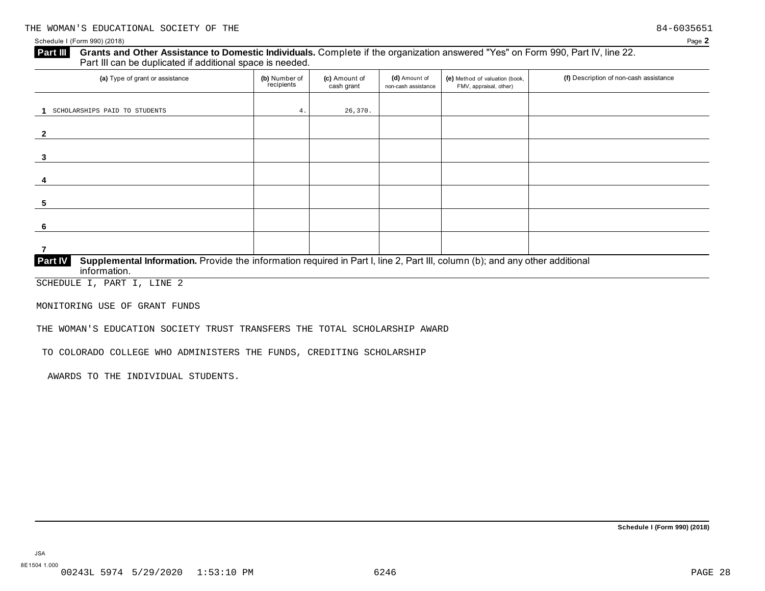THE WOMAN'S EDUCATIONAL SOCIETY OF THE 84-6035651

Schedule I (Form 990) (2018) Page **2**

**Part III** **Grants and Other Assistance to Domestic Individuals.** Complete if the organization answered "Yes" on Form 990, Part IV, line 22. Part III can be duplicated if additional space is needed.

| (a) Type of grant or assistance | (b) Number of recipients | (c) Amount of cash grant | (d) Amount of non-cash assistance | (e) Method of valuation (book, FMV, appraisal, other) | (f) Description of non-cash assistance |
|---|---|---|---|---|---|
| 1 SCHOLARSHIPS PAID TO STUDENTS | 4. | 26,370. | | | |
| 2 | | | | | |
| 3 | | | | | |
| 4 | | | | | |
| 5 | | | | | |
| 6 | | | | | |
| 7 | | | | | |

**Part IV** **Supplemental Information.** Provide the information required in Part I, line 2, Part III, column (b); and any other additional information.

SCHEDULE I, PART I, LINE 2

MONITORING USE OF GRANT FUNDS

THE WOMAN'S EDUCATION SOCIETY TRUST TRANSFERS THE TOTAL SCHOLARSHIP AWARD TO COLORADO COLLEGE WHO ADMINISTERS THE FUNDS, CREDITING SCHOLARSHIP AWARDS TO THE INDIVIDUAL STUDENTS.

**Schedule I (Form 990) (2018)**

JSA

8E1504 1.000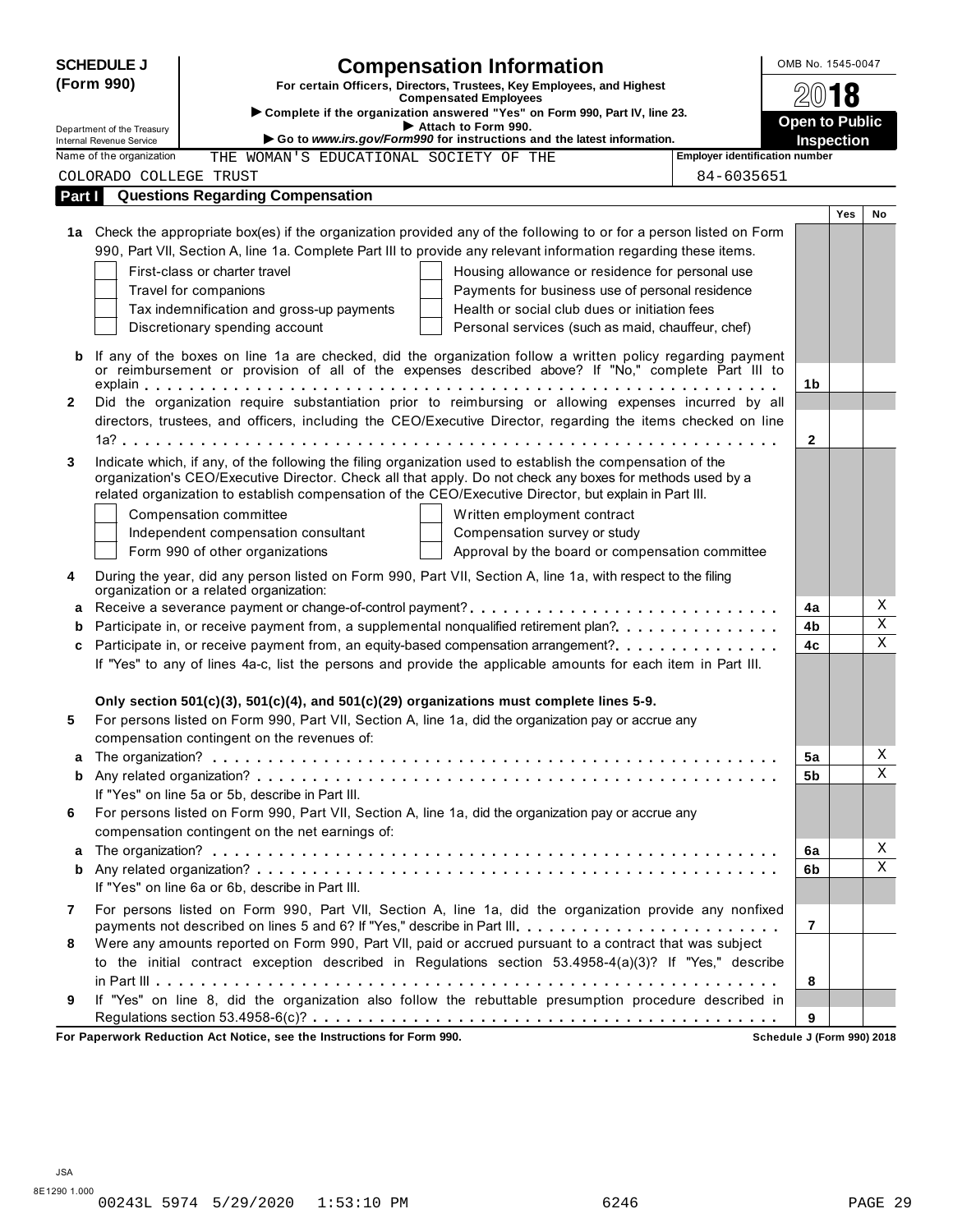**SCHEDULE J (Form 990)**

Department of the Treasury
Internal Revenue Service

# Compensation Information

**For certain Officers, Directors, Trustees, Key Employees, and Highest Compensated Employees**

▶ **Complete if the organization answered "Yes" on Form 990, Part IV, line 23.**

▶ **Attach to Form 990.**

▶ **Go to *www.irs.gov/Form990* for instructions and the latest information.**

OMB No. 1545-0047

2018

**Open to Public Inspection**

Name of the organization: THE WOMAN'S EDUCATIONAL SOCIETY OF THE COLORADO COLLEGE TRUST

Employer identification number: 84-6035651

## Part I — Questions Regarding Compensation

| | | | Yes | No |
|---|---|---|---|---|
| **1a** | Check the appropriate box(es) if the organization provided any of the following to or for a person listed on Form 990, Part VII, Section A, line 1a. Complete Part III to provide any relevant information regarding these items.<br>☐ First-class or charter travel ☐ Housing allowance or residence for personal use<br>☐ Travel for companions ☐ Payments for business use of personal residence<br>☐ Tax indemnification and gross-up payments ☐ Health or social club dues or initiation fees<br>☐ Discretionary spending account ☐ Personal services (such as maid, chauffeur, chef) | | | |
| **b** | If any of the boxes on line 1a are checked, did the organization follow a written policy regarding payment or reimbursement or provision of all of the expenses described above? If "No," complete Part III to explain | 1b | | |
| **2** | Did the organization require substantiation prior to reimbursing or allowing expenses incurred by all directors, trustees, and officers, including the CEO/Executive Director, regarding the items checked on line 1a? | 2 | | |
| **3** | Indicate which, if any, of the following the filing organization used to establish the compensation of the organization's CEO/Executive Director. Check all that apply. Do not check any boxes for methods used by a related organization to establish compensation of the CEO/Executive Director, but explain in Part III.<br>☐ Compensation committee ☐ Written employment contract<br>☐ Independent compensation consultant ☐ Compensation survey or study<br>☐ Form 990 of other organizations ☐ Approval by the board or compensation committee | | | |
| **4** | During the year, did any person listed on Form 990, Part VII, Section A, line 1a, with respect to the filing organization or a related organization: | | | |
| **a** | Receive a severance payment or change-of-control payment? | 4a | | X |
| **b** | Participate in, or receive payment from, a supplemental nonqualified retirement plan? | 4b | | X |
| **c** | Participate in, or receive payment from, an equity-based compensation arrangement? | 4c | | X |
| | If "Yes" to any of lines 4a-c, list the persons and provide the applicable amounts for each item in Part III. | | | |
| | **Only section 501(c)(3), 501(c)(4), and 501(c)(29) organizations must complete lines 5-9.** | | | |
| **5** | For persons listed on Form 990, Part VII, Section A, line 1a, did the organization pay or accrue any compensation contingent on the revenues of: | | | |
| **a** | The organization? | 5a | | X |
| **b** | Any related organization? | 5b | | X |
| | If "Yes" on line 5a or 5b, describe in Part III. | | | |
| **6** | For persons listed on Form 990, Part VII, Section A, line 1a, did the organization pay or accrue any compensation contingent on the net earnings of: | | | |
| **a** | The organization? | 6a | | X |
| **b** | Any related organization? | 6b | | X |
| | If "Yes" on line 6a or 6b, describe in Part III. | | | |
| **7** | For persons listed on Form 990, Part VII, Section A, line 1a, did the organization provide any nonfixed payments not described on lines 5 and 6? If "Yes," describe in Part III. | 7 | | |
| **8** | Were any amounts reported on Form 990, Part VII, paid or accrued pursuant to a contract that was subject to the initial contract exception described in Regulations section 53.4958-4(a)(3)? If "Yes," describe in Part III | 8 | | |
| **9** | If "Yes" on line 8, did the organization also follow the rebuttable presumption procedure described in Regulations section 53.4958-6(c)? | 9 | | |

**For Paperwork Reduction Act Notice, see the Instructions for Form 990.** Schedule J (Form 990) 2018

JSA
8E1290 1.000
00243L 5974 5/29/2020 1:53:10 PM 6246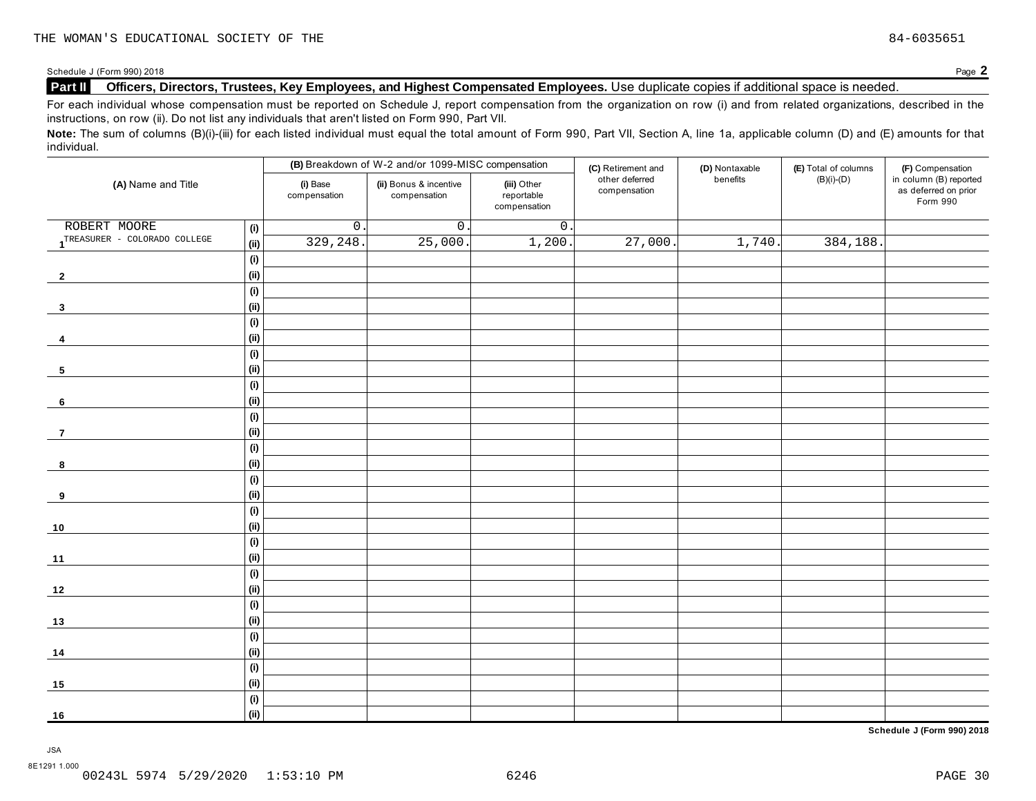THE WOMAN'S EDUCATIONAL SOCIETY OF THE 84-6035651

Schedule J (Form 990) 2018 Page **2**

**Part II** **Officers, Directors, Trustees, Key Employees, and Highest Compensated Employees.** Use duplicate copies if additional space is needed.

For each individual whose compensation must be reported on Schedule J, report compensation from the organization on row (i) and from related organizations, described in the instructions, on row (ii). Do not list any individuals that aren't listed on Form 990, Part VII.

**Note:** The sum of columns (B)(i)-(iii) for each listed individual must equal the total amount of Form 990, Part VII, Section A, line 1a, applicable column (D) and (E) amounts for that individual.

| (A) Name and Title | | (B) Breakdown of W-2 and/or 1099-MISC compensation | | | (C) Retirement and other deferred compensation | (D) Nontaxable benefits | (E) Total of columns (B)(i)-(D) | (F) Compensation in column (B) reported as deferred on prior Form 990 |
|---|---|---|---|---|---|---|---|---|
| | | (i) Base compensation | (ii) Bonus & incentive compensation | (iii) Other reportable compensation | | | | |
| 1 ROBERT MOORE | (i) | 0. | 0. | 0. | | | | |
| TREASURER - COLORADO COLLEGE | (ii) | 329,248. | 25,000. | 1,200. | 27,000. | 1,740. | 384,188. | |
| 2 | (i) | | | | | | | |
| | (ii) | | | | | | | |
| 3 | (i) | | | | | | | |
| | (ii) | | | | | | | |
| 4 | (i) | | | | | | | |
| | (ii) | | | | | | | |
| 5 | (i) | | | | | | | |
| | (ii) | | | | | | | |
| 6 | (i) | | | | | | | |
| | (ii) | | | | | | | |
| 7 | (i) | | | | | | | |
| | (ii) | | | | | | | |
| 8 | (i) | | | | | | | |
| | (ii) | | | | | | | |
| 9 | (i) | | | | | | | |
| | (ii) | | | | | | | |
| 10 | (i) | | | | | | | |
| | (ii) | | | | | | | |
| 11 | (i) | | | | | | | |
| | (ii) | | | | | | | |
| 12 | (i) | | | | | | | |
| | (ii) | | | | | | | |
| 13 | (i) | | | | | | | |
| | (ii) | | | | | | | |
| 14 | (i) | | | | | | | |
| | (ii) | | | | | | | |
| 15 | (i) | | | | | | | |
| | (ii) | | | | | | | |
| 16 | (i) | | | | | | | |
| | (ii) | | | | | | | |

**Schedule J (Form 990) 2018**

JSA
8E1291 1.000
00243L 5974 5/29/2020 1:53:10 PM 6246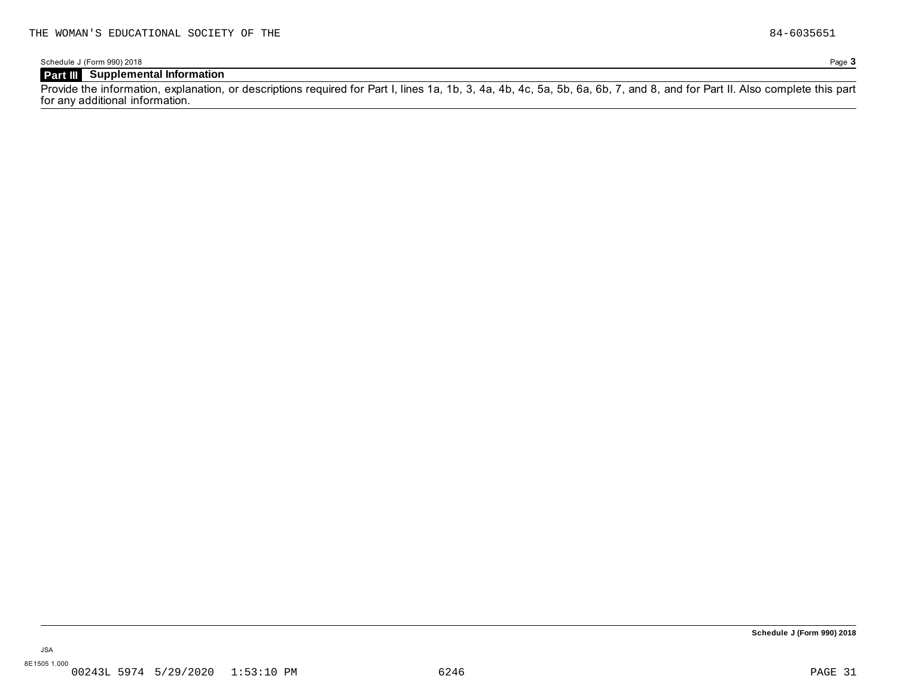THE WOMAN'S EDUCATIONAL SOCIETY OF THE 84-6035651

Schedule J (Form 990) 2018

## Part III Supplemental Information

Provide the information, explanation, or descriptions required for Part I, lines 1a, 1b, 3, 4a, 4b, 4c, 5a, 5b, 6a, 6b, 7, and 8, and for Part II. Also complete this part for any additional information.

**Schedule J (Form 990) 2018**

JSA

8E1505 1.000

00243L 5974 5/29/2020 1:53:10 PM 6246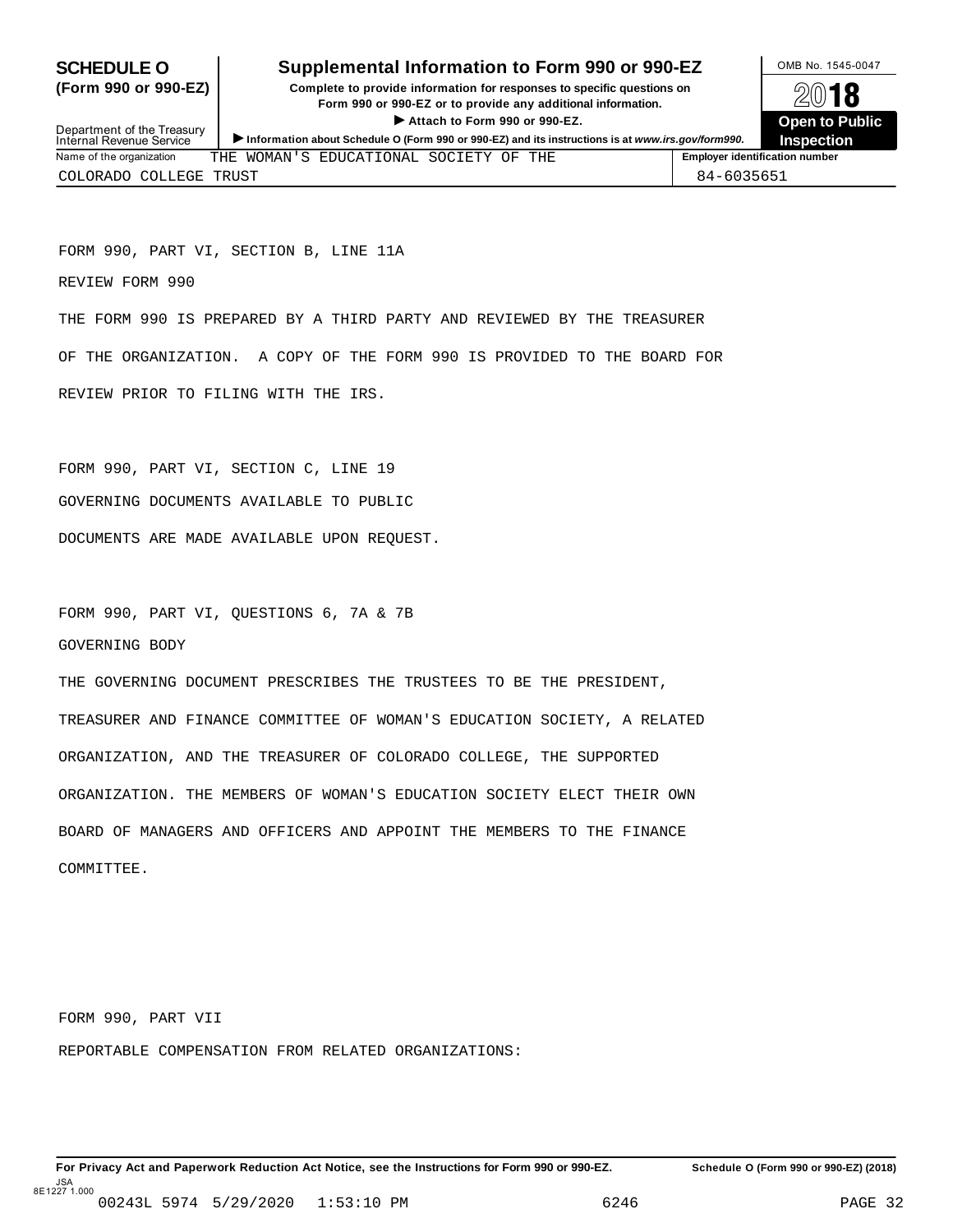**SCHEDULE O (Form 990 or 990-EZ)**

Department of the Treasury
Internal Revenue Service

# Supplemental Information to Form 990 or 990-EZ

**Complete to provide information for responses to specific questions on Form 990 or 990-EZ or to provide any additional information.**

► **Attach to Form 990 or 990-EZ.**

► **Information about Schedule O (Form 990 or 990-EZ) and its instructions is at *www.irs.gov/form990*.**

OMB No. 1545-0047

**2018**

**Open to Public Inspection**

| Name of the organization | Employer identification number |
|---|---|
| THE WOMAN'S EDUCATIONAL SOCIETY OF THE COLORADO COLLEGE TRUST | 84-6035651 |

FORM 990, PART VI, SECTION B, LINE 11A

REVIEW FORM 990

THE FORM 990 IS PREPARED BY A THIRD PARTY AND REVIEWED BY THE TREASURER OF THE ORGANIZATION. A COPY OF THE FORM 990 IS PROVIDED TO THE BOARD FOR REVIEW PRIOR TO FILING WITH THE IRS.

FORM 990, PART VI, SECTION C, LINE 19

GOVERNING DOCUMENTS AVAILABLE TO PUBLIC

DOCUMENTS ARE MADE AVAILABLE UPON REQUEST.

FORM 990, PART VI, QUESTIONS 6, 7A & 7B

GOVERNING BODY

THE GOVERNING DOCUMENT PRESCRIBES THE TRUSTEES TO BE THE PRESIDENT, TREASURER AND FINANCE COMMITTEE OF WOMAN'S EDUCATION SOCIETY, A RELATED ORGANIZATION, AND THE TREASURER OF COLORADO COLLEGE, THE SUPPORTED ORGANIZATION. THE MEMBERS OF WOMAN'S EDUCATION SOCIETY ELECT THEIR OWN BOARD OF MANAGERS AND OFFICERS AND APPOINT THE MEMBERS TO THE FINANCE COMMITTEE.

FORM 990, PART VII

REPORTABLE COMPENSATION FROM RELATED ORGANIZATIONS:

**For Privacy Act and Paperwork Reduction Act Notice, see the Instructions for Form 990 or 990-EZ.** **Schedule O (Form 990 or 990-EZ) (2018)**

JSA
8E1227 1.000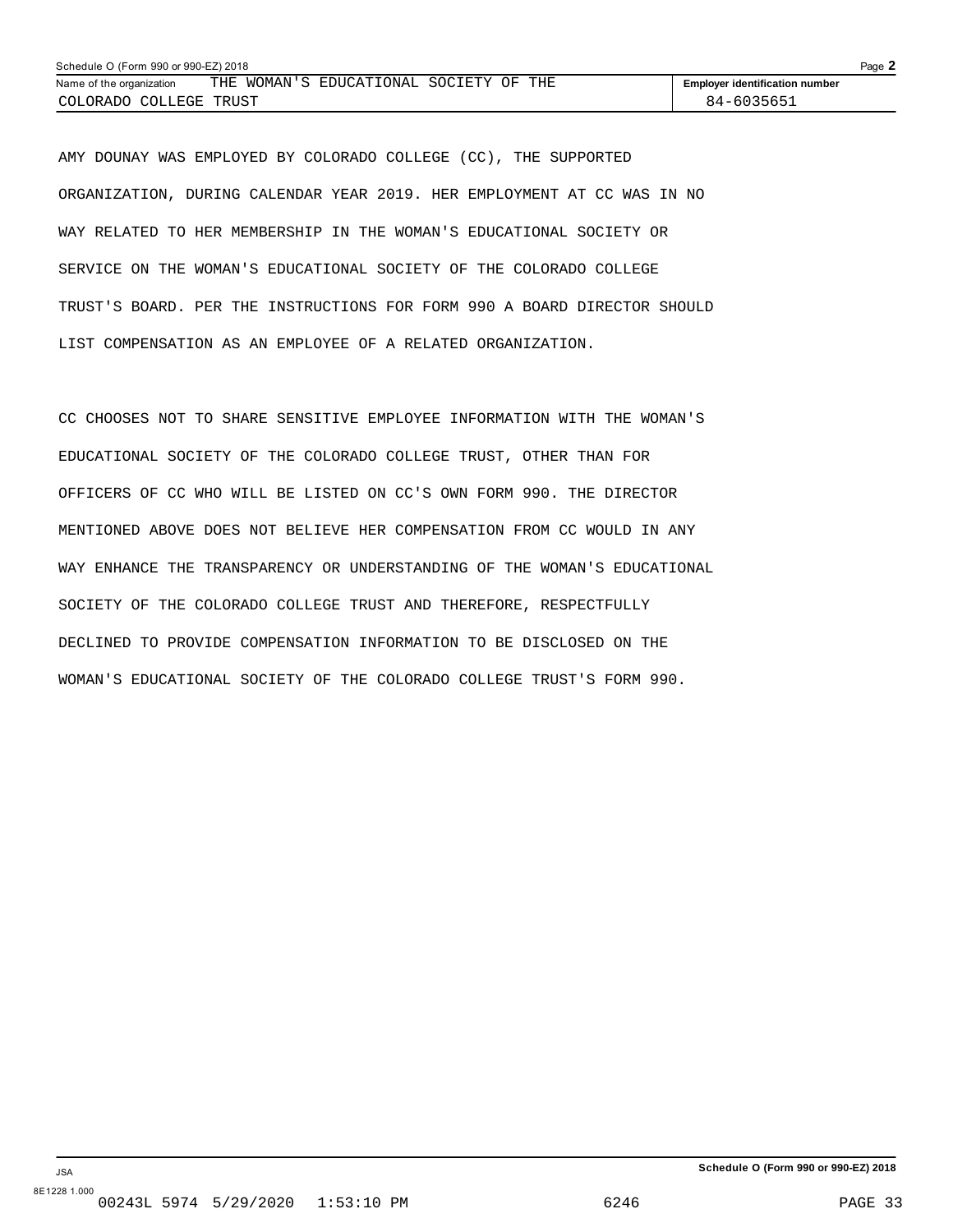| Schedule O (Form 990 or 990-EZ) 2018 | Page **2** |
|---|---|
| Name of the organization THE WOMAN'S EDUCATIONAL SOCIETY OF THE COLORADO COLLEGE TRUST | **Employer identification number** 84-6035651 |

AMY DOUNAY WAS EMPLOYED BY COLORADO COLLEGE (CC), THE SUPPORTED ORGANIZATION, DURING CALENDAR YEAR 2019. HER EMPLOYMENT AT CC WAS IN NO WAY RELATED TO HER MEMBERSHIP IN THE WOMAN'S EDUCATIONAL SOCIETY OR SERVICE ON THE WOMAN'S EDUCATIONAL SOCIETY OF THE COLORADO COLLEGE TRUST'S BOARD. PER THE INSTRUCTIONS FOR FORM 990 A BOARD DIRECTOR SHOULD LIST COMPENSATION AS AN EMPLOYEE OF A RELATED ORGANIZATION.

CC CHOOSES NOT TO SHARE SENSITIVE EMPLOYEE INFORMATION WITH THE WOMAN'S EDUCATIONAL SOCIETY OF THE COLORADO COLLEGE TRUST, OTHER THAN FOR OFFICERS OF CC WHO WILL BE LISTED ON CC'S OWN FORM 990. THE DIRECTOR MENTIONED ABOVE DOES NOT BELIEVE HER COMPENSATION FROM CC WOULD IN ANY WAY ENHANCE THE TRANSPARENCY OR UNDERSTANDING OF THE WOMAN'S EDUCATIONAL SOCIETY OF THE COLORADO COLLEGE TRUST AND THEREFORE, RESPECTFULLY DECLINED TO PROVIDE COMPENSATION INFORMATION TO BE DISCLOSED ON THE WOMAN'S EDUCATIONAL SOCIETY OF THE COLORADO COLLEGE TRUST'S FORM 990.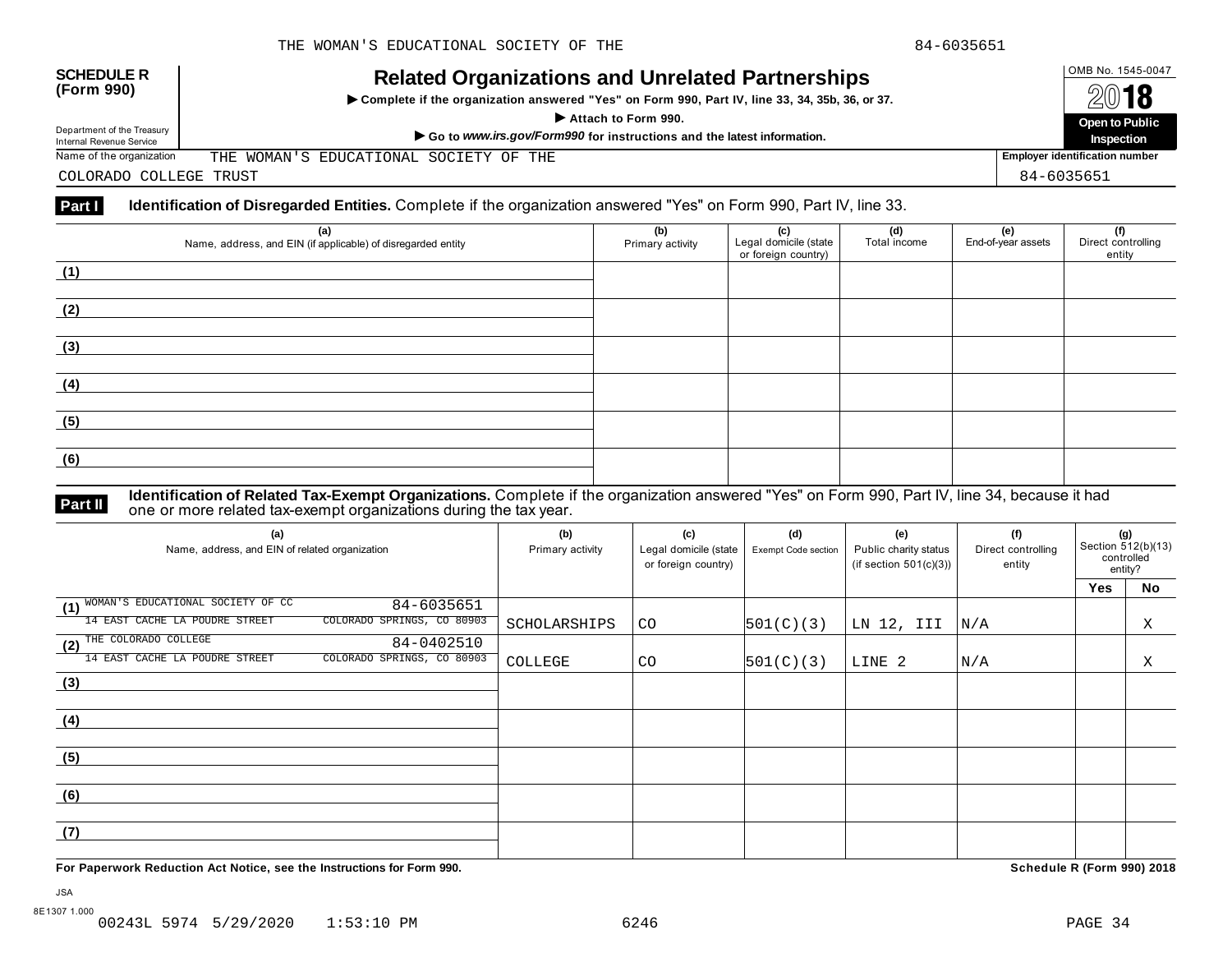**SCHEDULE R (Form 990)**

Department of the Treasury
Internal Revenue Service

# Related Organizations and Unrelated Partnerships

▶ Complete if the organization answered "Yes" on Form 990, Part IV, line 33, 34, 35b, 36, or 37.

▶ Attach to Form 990.

▶ Go to *www.irs.gov/Form990* for instructions and the latest information.

OMB No. 1545-0047

2018

Open to Public Inspection

Name of the organization: THE WOMAN'S EDUCATIONAL SOCIETY OF THE COLORADO COLLEGE TRUST

Employer identification number: 84-6035651

**Part I** **Identification of Disregarded Entities.** Complete if the organization answered "Yes" on Form 990, Part IV, line 33.

| | (a) Name, address, and EIN (if applicable) of disregarded entity | (b) Primary activity | (c) Legal domicile (state or foreign country) | (d) Total income | (e) End-of-year assets | (f) Direct controlling entity |
|---|---|---|---|---|---|---|
| (1) | | | | | | |
| (2) | | | | | | |
| (3) | | | | | | |
| (4) | | | | | | |
| (5) | | | | | | |
| (6) | | | | | | |

**Part II** **Identification of Related Tax-Exempt Organizations.** Complete if the organization answered "Yes" on Form 990, Part IV, line 34, because it had one or more related tax-exempt organizations during the tax year.

| | (a) Name, address, and EIN of related organization | (b) Primary activity | (c) Legal domicile (state or foreign country) | (d) Exempt Code section | (e) Public charity status (if section 501(c)(3)) | (f) Direct controlling entity | (g) Section 512(b)(13) controlled entity? Yes | No |
|---|---|---|---|---|---|---|---|---|
| (1) | WOMAN'S EDUCATIONAL SOCIETY OF CC 84-6035651 14 EAST CACHE LA POUDRE STREET COLORADO SPRINGS, CO 80903 | SCHOLARSHIPS | CO | 501(C)(3) | LN 12, III | N/A | | X |
| (2) | THE COLORADO COLLEGE 84-0402510 14 EAST CACHE LA POUDRE STREET COLORADO SPRINGS, CO 80903 | COLLEGE | CO | 501(C)(3) | LINE 2 | N/A | | X |
| (3) | | | | | | | | |
| (4) | | | | | | | | |
| (5) | | | | | | | | |
| (6) | | | | | | | | |
| (7) | | | | | | | | |

**For Paperwork Reduction Act Notice, see the Instructions for Form 990.**

**Schedule R (Form 990) 2018**

JSA
8E1307 1.000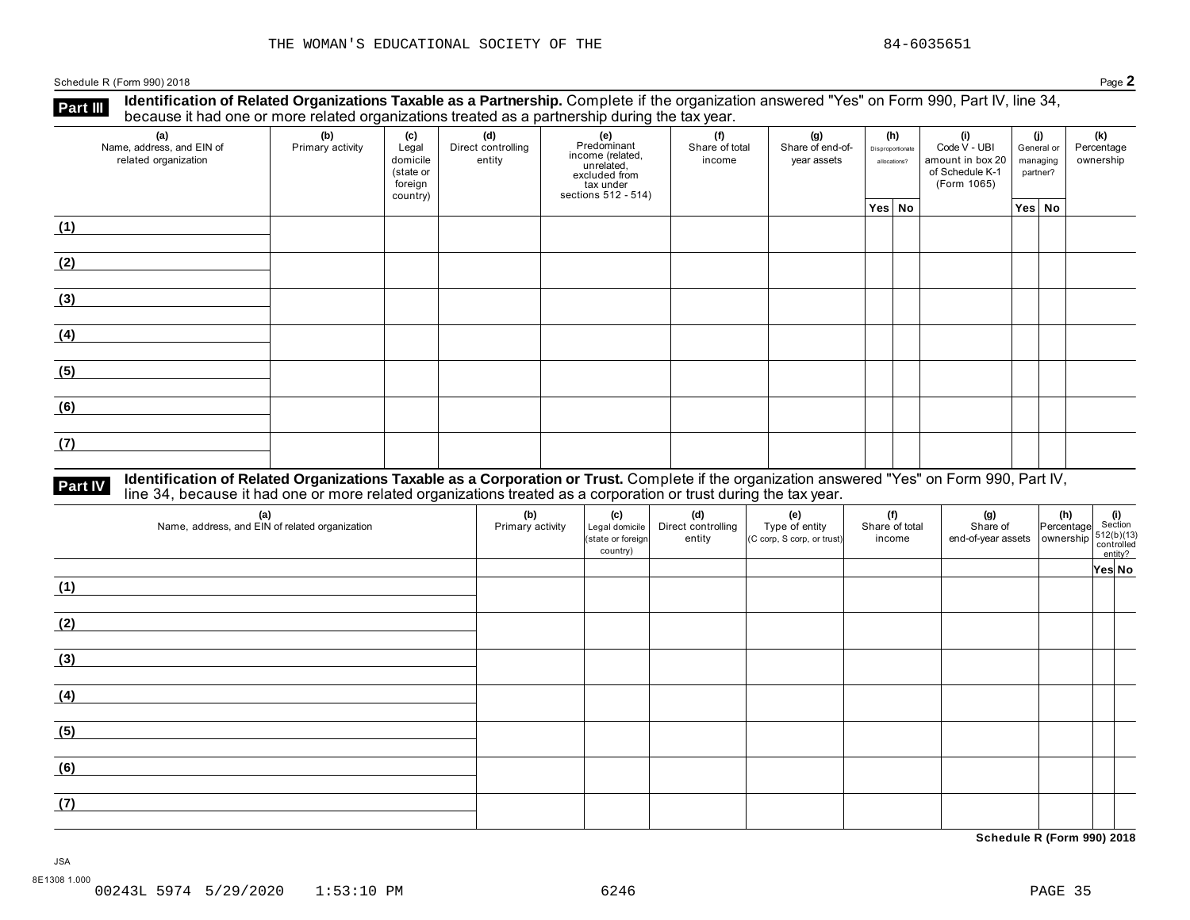THE WOMAN'S EDUCATIONAL SOCIETY OF THE 84-6035651

Schedule R (Form 990) 2018

**Part III** **Identification of Related Organizations Taxable as a Partnership.** Complete if the organization answered "Yes" on Form 990, Part IV, line 34, because it had one or more related organizations treated as a partnership during the tax year.

| (a) Name, address, and EIN of related organization | (b) Primary activity | (c) Legal domicile (state or foreign country) | (d) Direct controlling entity | (e) Predominant income (related, unrelated, excluded from tax under sections 512 - 514) | (f) Share of total income | (g) Share of end-of-year assets | (h) Disproportionate allocations? | | (i) Code V - UBI amount in box 20 of Schedule K-1 (Form 1065) | (j) General or managing partner? | | (k) Percentage ownership |
|---|---|---|---|---|---|---|---|---|---|---|---|---|
| | | | | | | | Yes | No | | Yes | No | |
| (1) | | | | | | | | | | | | |
| (2) | | | | | | | | | | | | |
| (3) | | | | | | | | | | | | |
| (4) | | | | | | | | | | | | |
| (5) | | | | | | | | | | | | |
| (6) | | | | | | | | | | | | |
| (7) | | | | | | | | | | | | |

**Part IV** **Identification of Related Organizations Taxable as a Corporation or Trust.** Complete if the organization answered "Yes" on Form 990, Part IV, line 34, because it had one or more related organizations treated as a corporation or trust during the tax year.

| (a) Name, address, and EIN of related organization | (b) Primary activity | (c) Legal domicile (state or foreign country) | (d) Direct controlling entity | (e) Type of entity (C corp, S corp, or trust) | (f) Share of total income | (g) Share of end-of-year assets | (h) Percentage ownership | (i) Section 512(b)(13) controlled entity? | |
|---|---|---|---|---|---|---|---|---|---|
| | | | | | | | | Yes | No |
| (1) | | | | | | | | | |
| (2) | | | | | | | | | |
| (3) | | | | | | | | | |
| (4) | | | | | | | | | |
| (5) | | | | | | | | | |
| (6) | | | | | | | | | |
| (7) | | | | | | | | | |

**Schedule R (Form 990) 2018**

JSA
8E1308 1.000
00243L 5974 5/29/2020 1:53:10 PM 6246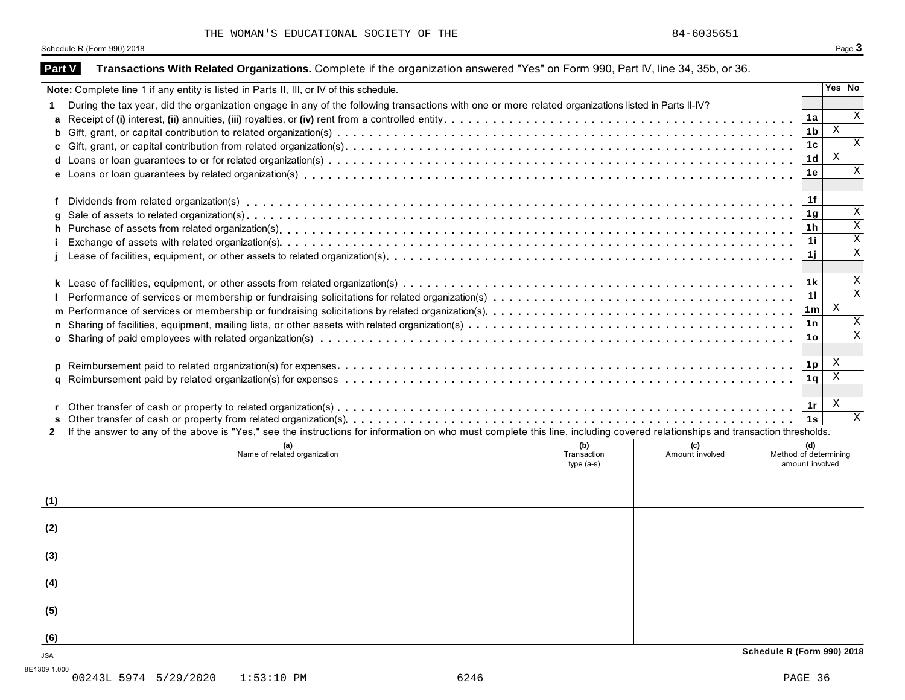THE WOMAN'S EDUCATIONAL SOCIETY OF THE 84-6035651

Schedule R (Form 990) 2018

## Part V Transactions With Related Organizations. Complete if the organization answered "Yes" on Form 990, Part IV, line 34, 35b, or 36.

**Note:** Complete line 1 if any entity is listed in Parts II, III, or IV of this schedule.

| | | | Yes | No |
|---|---|---|---|---|
| **1** | During the tax year, did the organization engage in any of the following transactions with one or more related organizations listed in Parts II-IV? | | | |
| **a** | Receipt of **(i)** interest, **(ii)** annuities, **(iii)** royalties, or **(iv)** rent from a controlled entity | 1a | | X |
| **b** | Gift, grant, or capital contribution to related organization(s) | 1b | X | |
| **c** | Gift, grant, or capital contribution from related organization(s) | 1c | | X |
| **d** | Loans or loan guarantees to or for related organization(s) | 1d | X | |
| **e** | Loans or loan guarantees by related organization(s) | 1e | | X |
| **f** | Dividends from related organization(s) | 1f | | |
| **g** | Sale of assets to related organization(s) | 1g | | X |
| **h** | Purchase of assets from related organization(s) | 1h | | X |
| **i** | Exchange of assets with related organization(s) | 1i | | X |
| **j** | Lease of facilities, equipment, or other assets to related organization(s) | 1j | | X |
| **k** | Lease of facilities, equipment, or other assets from related organization(s) | 1k | | X |
| **l** | Performance of services or membership or fundraising solicitations for related organization(s) | 1l | | X |
| **m** | Performance of services or membership or fundraising solicitations by related organization(s) | 1m | X | |
| **n** | Sharing of facilities, equipment, mailing lists, or other assets with related organization(s) | 1n | | X |
| **o** | Sharing of paid employees with related organization(s) | 1o | | X |
| **p** | Reimbursement paid to related organization(s) for expenses | 1p | X | |
| **q** | Reimbursement paid by related organization(s) for expenses | 1q | X | |
| **r** | Other transfer of cash or property to related organization(s) | 1r | X | |
| **s** | Other transfer of cash or property from related organization(s) | 1s | | X |

**2** If the answer to any of the above is "Yes," see the instructions for information on who must complete this line, including covered relationships and transaction thresholds.

| | (a) Name of related organization | (b) Transaction type (a-s) | (c) Amount involved | (d) Method of determining amount involved |
|---|---|---|---|---|
| (1) | | | | |
| (2) | | | | |
| (3) | | | | |
| (4) | | | | |
| (5) | | | | |
| (6) | | | | |

Schedule R (Form 990) 2018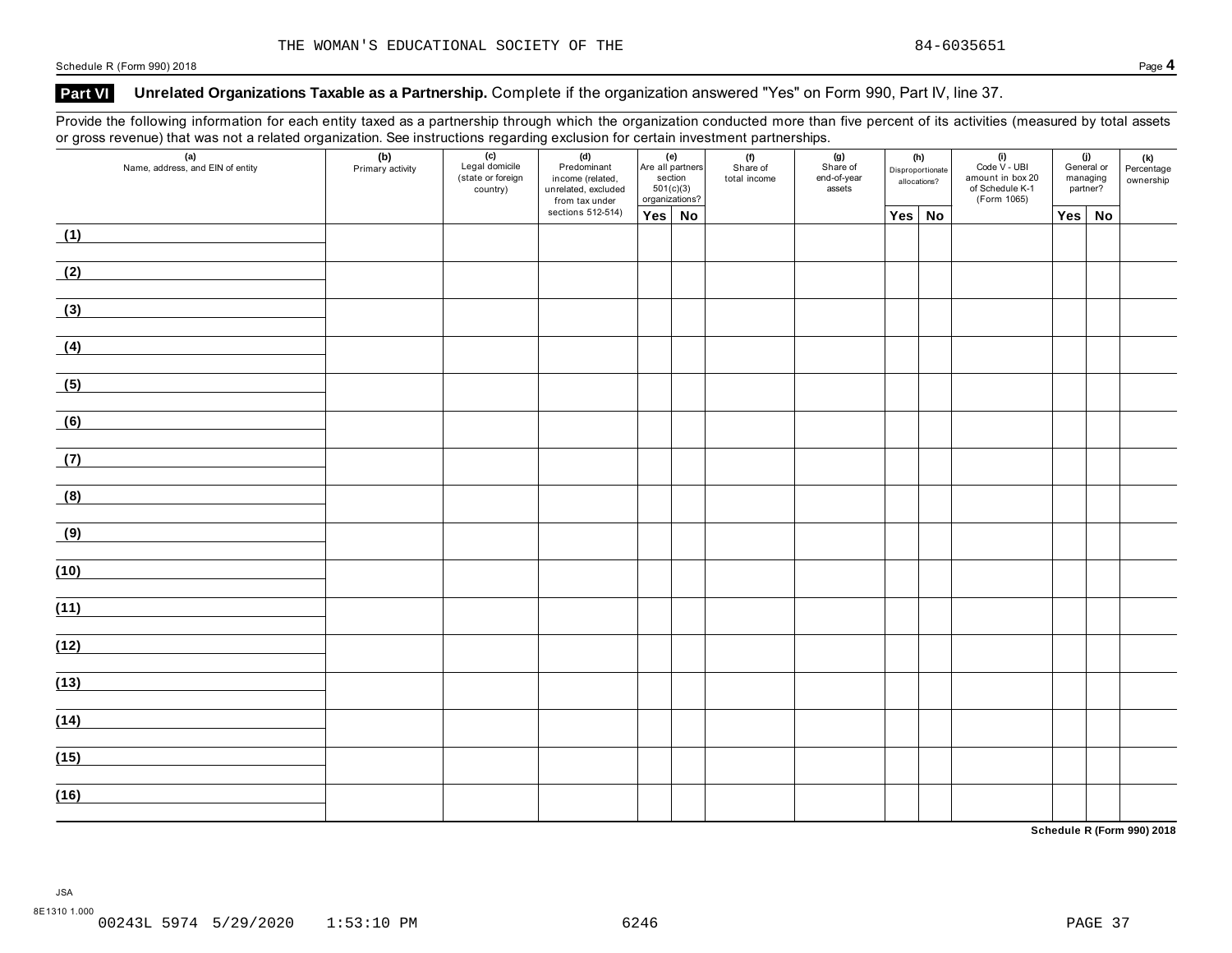THE WOMAN'S EDUCATIONAL SOCIETY OF THE 84-6035651

## Part VI Unrelated Organizations Taxable as a Partnership. Complete if the organization answered "Yes" on Form 990, Part IV, line 37.

Provide the following information for each entity taxed as a partnership through which the organization conducted more than five percent of its activities (measured by total assets or gross revenue) that was not a related organization. See instructions regarding exclusion for certain investment partnerships.

| (a) Name, address, and EIN of entity | (b) Primary activity | (c) Legal domicile (state or foreign country) | (d) Predominant income (related, unrelated, excluded from tax under sections 512-514) | (e) Are all partners section 501(c)(3) organizations? | | (f) Share of total income | (g) Share of end-of-year assets | (h) Disproportionate allocations? | | (i) Code V - UBI amount in box 20 of Schedule K-1 (Form 1065) | (j) General or managing partner? | | (k) Percentage ownership |
|---|---|---|---|---|---|---|---|---|---|---|---|---|---|
| | | | | Yes | No | | | Yes | No | | Yes | No | |
| (1) | | | | | | | | | | | | | |
| (2) | | | | | | | | | | | | | |
| (3) | | | | | | | | | | | | | |
| (4) | | | | | | | | | | | | | |
| (5) | | | | | | | | | | | | | |
| (6) | | | | | | | | | | | | | |
| (7) | | | | | | | | | | | | | |
| (8) | | | | | | | | | | | | | |
| (9) | | | | | | | | | | | | | |
| (10) | | | | | | | | | | | | | |
| (11) | | | | | | | | | | | | | |
| (12) | | | | | | | | | | | | | |
| (13) | | | | | | | | | | | | | |
| (14) | | | | | | | | | | | | | |
| (15) | | | | | | | | | | | | | |
| (16) | | | | | | | | | | | | | |

Schedule R (Form 990) 2018

JSA
8E1310 1.000
00243L 5974 5/29/2020 1:53:10 PM 6246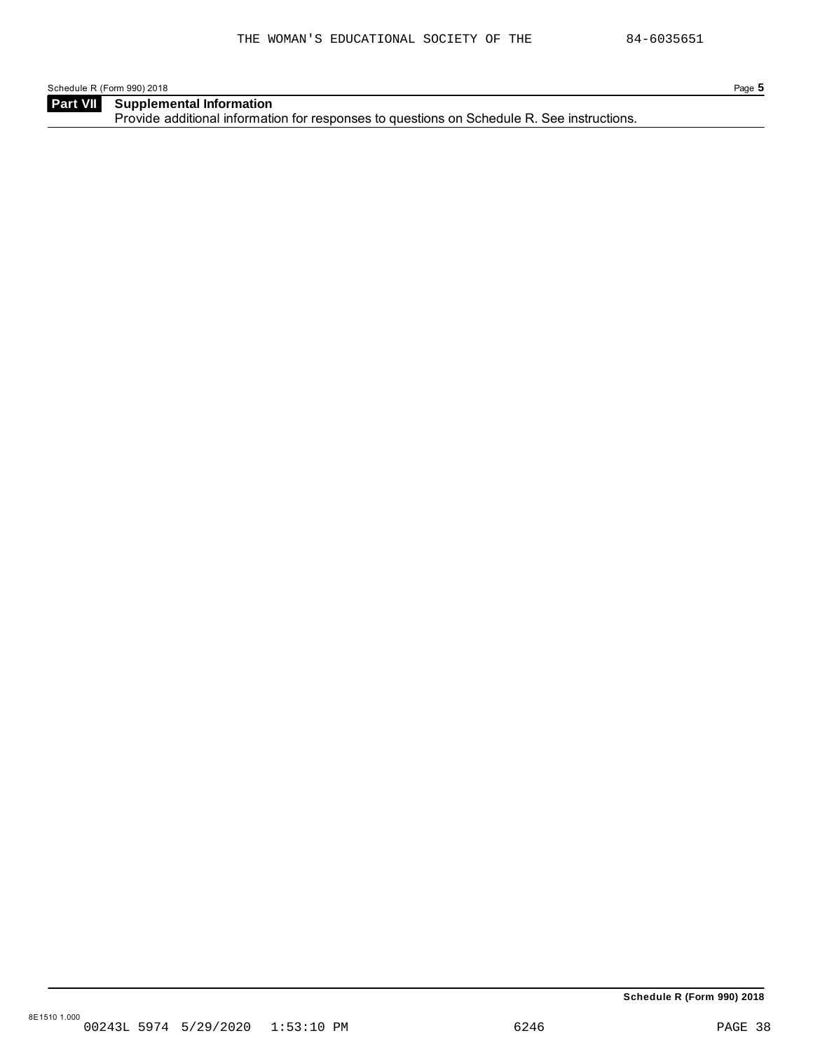## Part VII Supplemental Information

Provide additional information for responses to questions on Schedule R. See instructions.